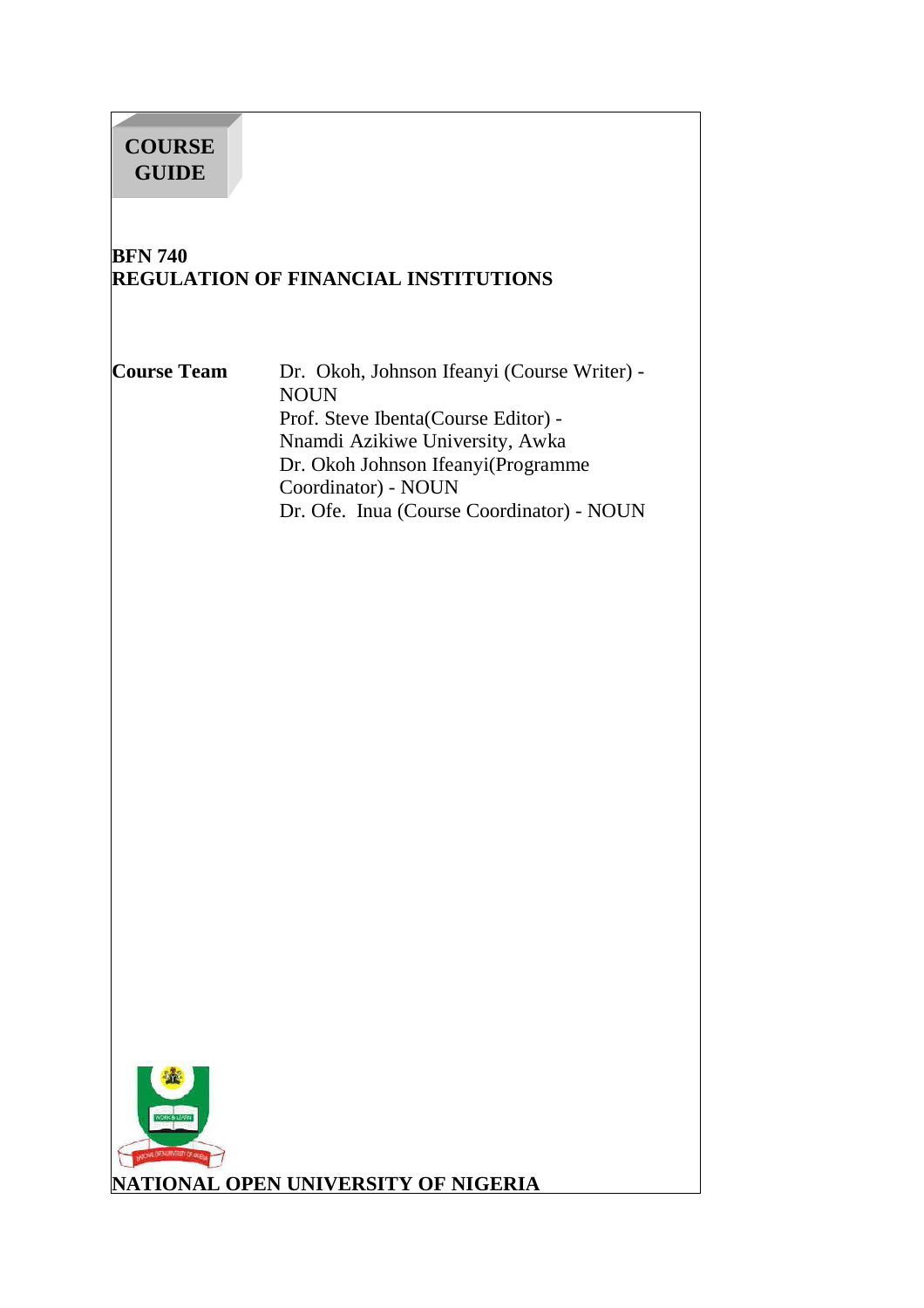**COURSE GUIDE**

# BFN 740
# REGULATION OF FINANCIAL INSTITUTIONS

**Course Team**

Dr. Okoh, Johnson Ifeanyi (Course Writer) - NOUN
Prof. Steve Ibenta(Course Editor) - Nnamdi Azikiwe University, Awka
Dr. Okoh Johnson Ifeanyi(Programme Coordinator) - NOUN
Dr. Ofe. Inua (Course Coordinator) - NOUN

**NATIONAL OPEN UNIVERSITY OF NIGERIA**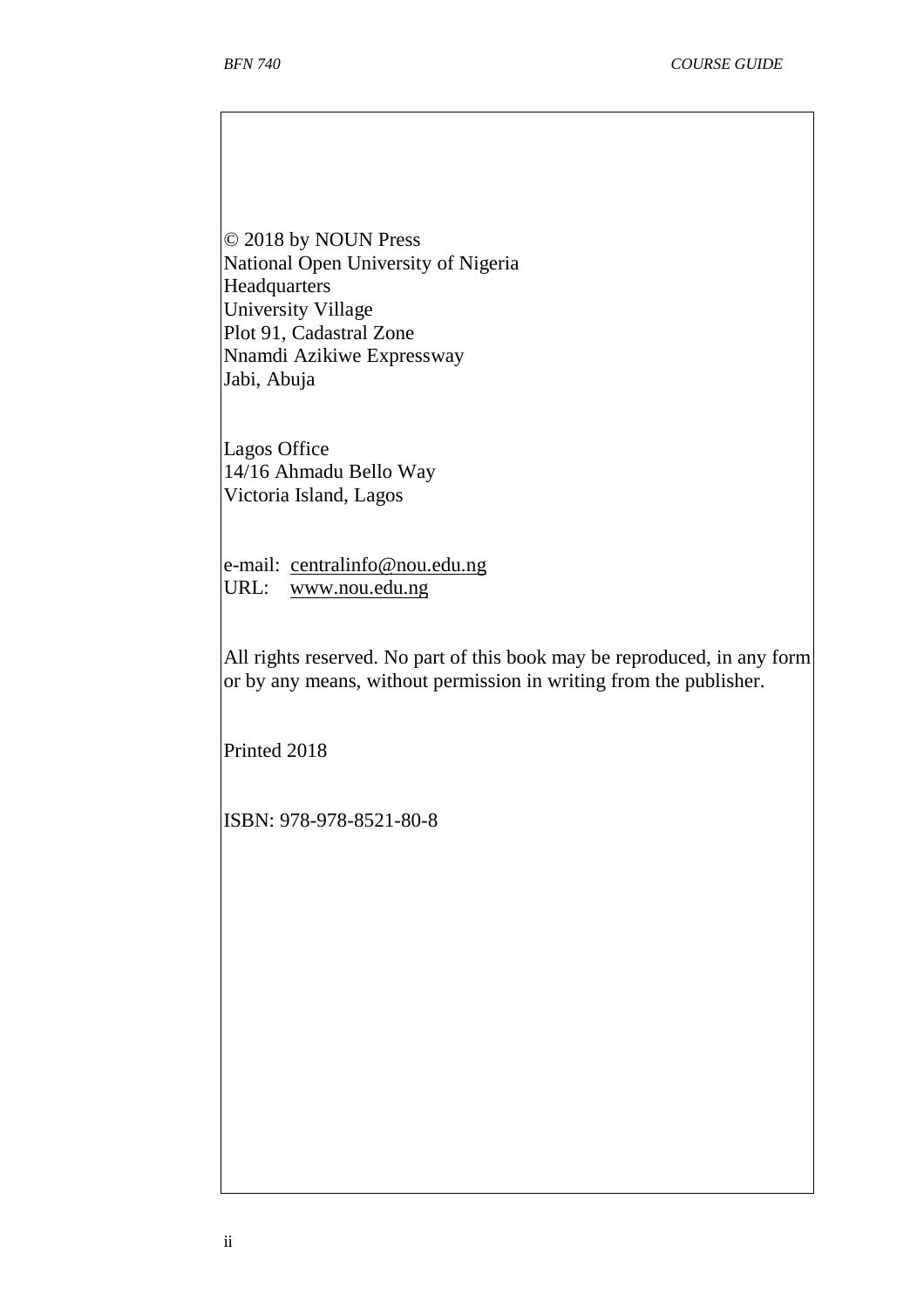© 2018 by NOUN Press
National Open University of Nigeria
Headquarters
University Village
Plot 91, Cadastral Zone
Nnamdi Azikiwe Expressway
Jabi, Abuja

Lagos Office
14/16 Ahmadu Bello Way
Victoria Island, Lagos

e-mail: centralinfo@nou.edu.ng
URL: www.nou.edu.ng

All rights reserved. No part of this book may be reproduced, in any form or by any means, without permission in writing from the publisher.

Printed 2018

ISBN: 978-978-8521-80-8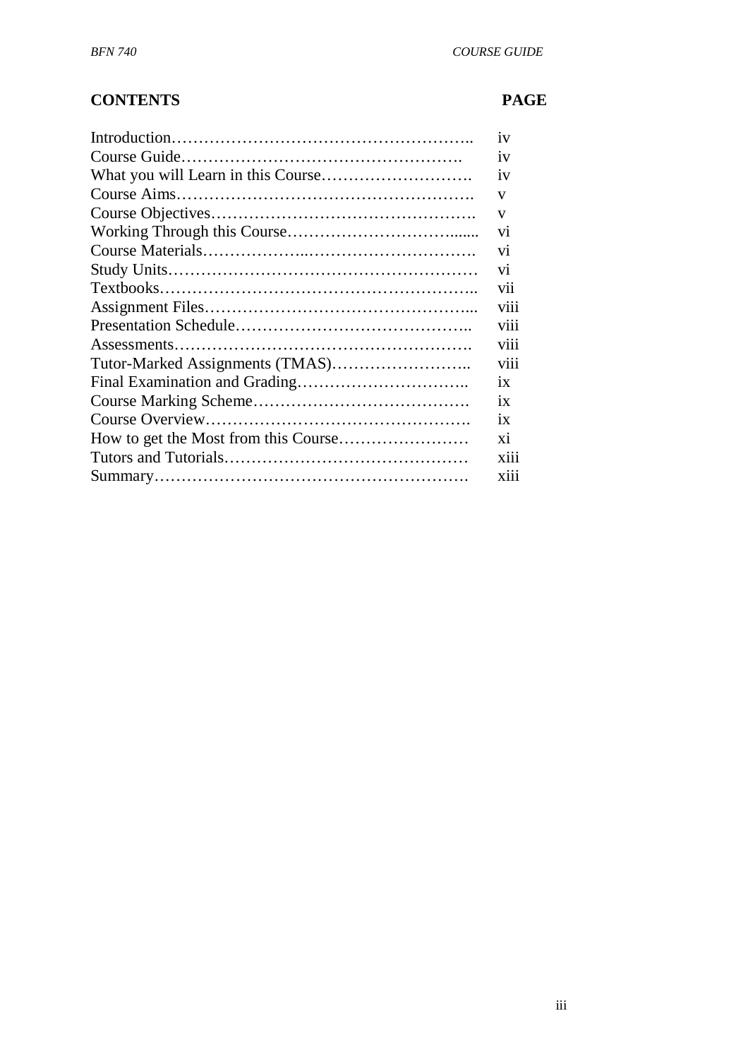## CONTENTS

| CONTENTS | PAGE |
|---|---|
| Introduction | iv |
| Course Guide | iv |
| What you will Learn in this Course | iv |
| Course Aims | v |
| Course Objectives | v |
| Working Through this Course | vi |
| Course Materials | vi |
| Study Units | vi |
| Textbooks | vii |
| Assignment Files | viii |
| Presentation Schedule | viii |
| Assessments | viii |
| Tutor-Marked Assignments (TMAS) | viii |
| Final Examination and Grading | ix |
| Course Marking Scheme | ix |
| Course Overview | ix |
| How to get the Most from this Course | xi |
| Tutors and Tutorials | xiii |
| Summary | xiii |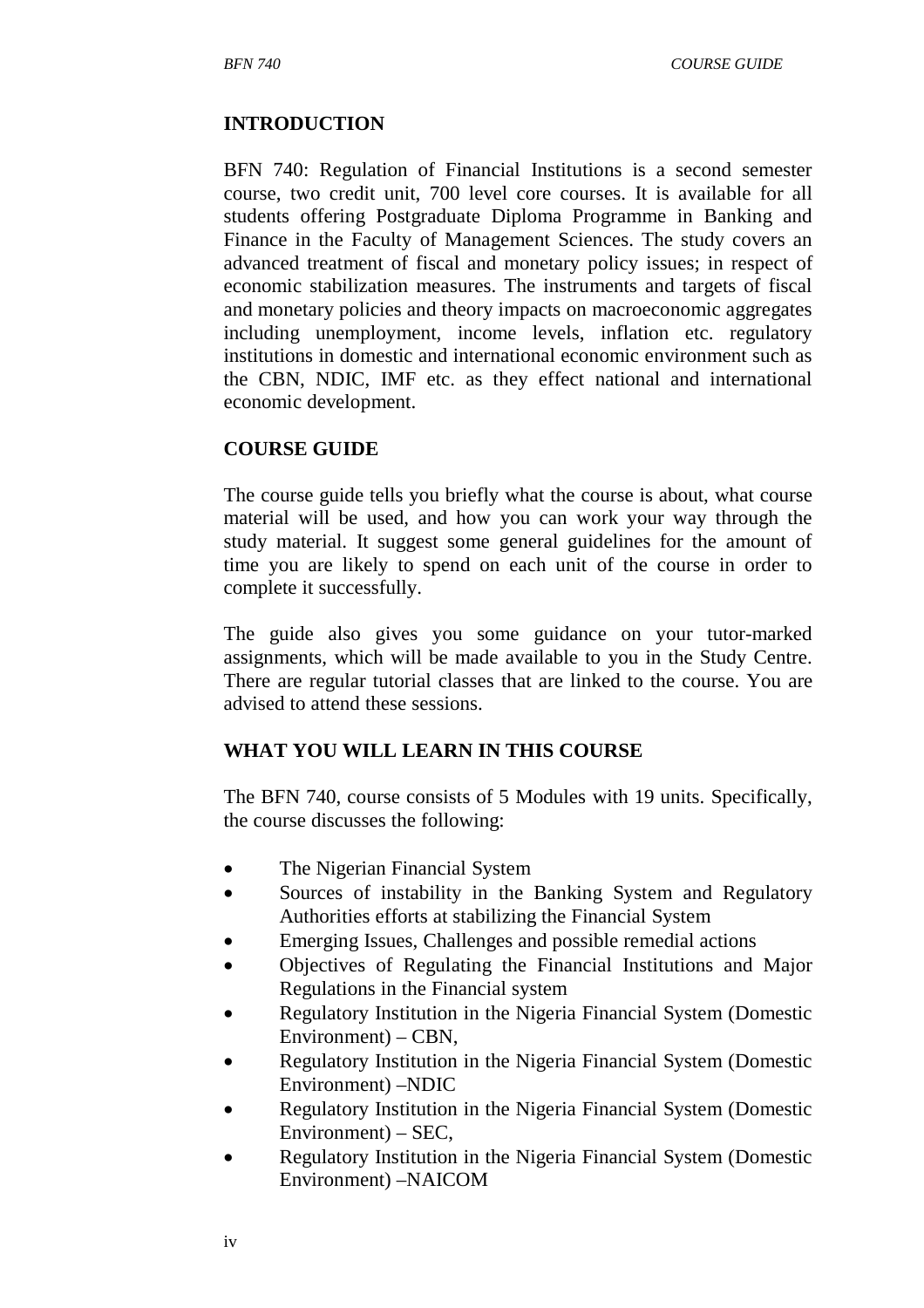## INTRODUCTION

BFN 740: Regulation of Financial Institutions is a second semester course, two credit unit, 700 level core courses. It is available for all students offering Postgraduate Diploma Programme in Banking and Finance in the Faculty of Management Sciences. The study covers an advanced treatment of fiscal and monetary policy issues; in respect of economic stabilization measures. The instruments and targets of fiscal and monetary policies and theory impacts on macroeconomic aggregates including unemployment, income levels, inflation etc. regulatory institutions in domestic and international economic environment such as the CBN, NDIC, IMF etc. as they effect national and international economic development.

## COURSE GUIDE

The course guide tells you briefly what the course is about, what course material will be used, and how you can work your way through the study material. It suggest some general guidelines for the amount of time you are likely to spend on each unit of the course in order to complete it successfully.

The guide also gives you some guidance on your tutor-marked assignments, which will be made available to you in the Study Centre. There are regular tutorial classes that are linked to the course. You are advised to attend these sessions.

## WHAT YOU WILL LEARN IN THIS COURSE

The BFN 740, course consists of 5 Modules with 19 units. Specifically, the course discusses the following:

- The Nigerian Financial System
- Sources of instability in the Banking System and Regulatory Authorities efforts at stabilizing the Financial System
- Emerging Issues, Challenges and possible remedial actions
- Objectives of Regulating the Financial Institutions and Major Regulations in the Financial system
- Regulatory Institution in the Nigeria Financial System (Domestic Environment) – CBN,
- Regulatory Institution in the Nigeria Financial System (Domestic Environment) –NDIC
- Regulatory Institution in the Nigeria Financial System (Domestic Environment) – SEC,
- Regulatory Institution in the Nigeria Financial System (Domestic Environment) –NAICOM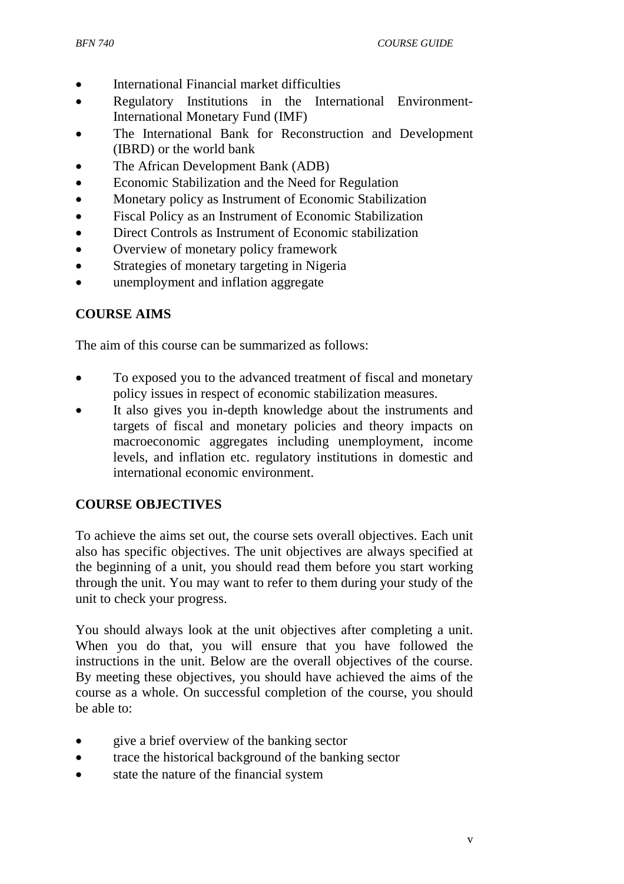- International Financial market difficulties
- Regulatory Institutions in the International Environment-International Monetary Fund (IMF)
- The International Bank for Reconstruction and Development (IBRD) or the world bank
- The African Development Bank (ADB)
- Economic Stabilization and the Need for Regulation
- Monetary policy as Instrument of Economic Stabilization
- Fiscal Policy as an Instrument of Economic Stabilization
- Direct Controls as Instrument of Economic stabilization
- Overview of monetary policy framework
- Strategies of monetary targeting in Nigeria
- unemployment and inflation aggregate

## COURSE AIMS

The aim of this course can be summarized as follows:

- To exposed you to the advanced treatment of fiscal and monetary policy issues in respect of economic stabilization measures.
- It also gives you in-depth knowledge about the instruments and targets of fiscal and monetary policies and theory impacts on macroeconomic aggregates including unemployment, income levels, and inflation etc. regulatory institutions in domestic and international economic environment.

## COURSE OBJECTIVES

To achieve the aims set out, the course sets overall objectives. Each unit also has specific objectives. The unit objectives are always specified at the beginning of a unit, you should read them before you start working through the unit. You may want to refer to them during your study of the unit to check your progress.

You should always look at the unit objectives after completing a unit. When you do that, you will ensure that you have followed the instructions in the unit. Below are the overall objectives of the course. By meeting these objectives, you should have achieved the aims of the course as a whole. On successful completion of the course, you should be able to:

- give a brief overview of the banking sector
- trace the historical background of the banking sector
- state the nature of the financial system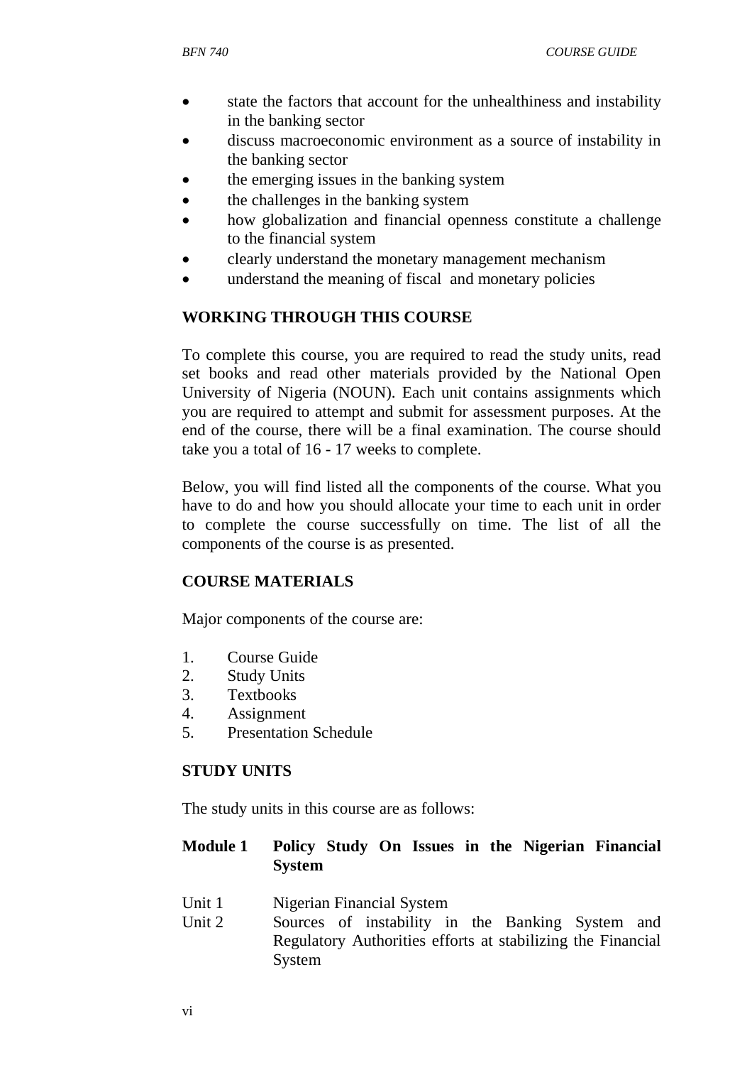- state the factors that account for the unhealthiness and instability in the banking sector
- discuss macroeconomic environment as a source of instability in the banking sector
- the emerging issues in the banking system
- the challenges in the banking system
- how globalization and financial openness constitute a challenge to the financial system
- clearly understand the monetary management mechanism
- understand the meaning of fiscal and monetary policies

## WORKING THROUGH THIS COURSE

To complete this course, you are required to read the study units, read set books and read other materials provided by the National Open University of Nigeria (NOUN). Each unit contains assignments which you are required to attempt and submit for assessment purposes. At the end of the course, there will be a final examination. The course should take you a total of 16 - 17 weeks to complete.

Below, you will find listed all the components of the course. What you have to do and how you should allocate your time to each unit in order to complete the course successfully on time. The list of all the components of the course is as presented.

## COURSE MATERIALS

Major components of the course are:

1. Course Guide
2. Study Units
3. Textbooks
4. Assignment
5. Presentation Schedule

## STUDY UNITS

The study units in this course are as follows:

**Module 1 Policy Study On Issues in the Nigerian Financial System**

Unit 1 Nigerian Financial System
Unit 2 Sources of instability in the Banking System and Regulatory Authorities efforts at stabilizing the Financial System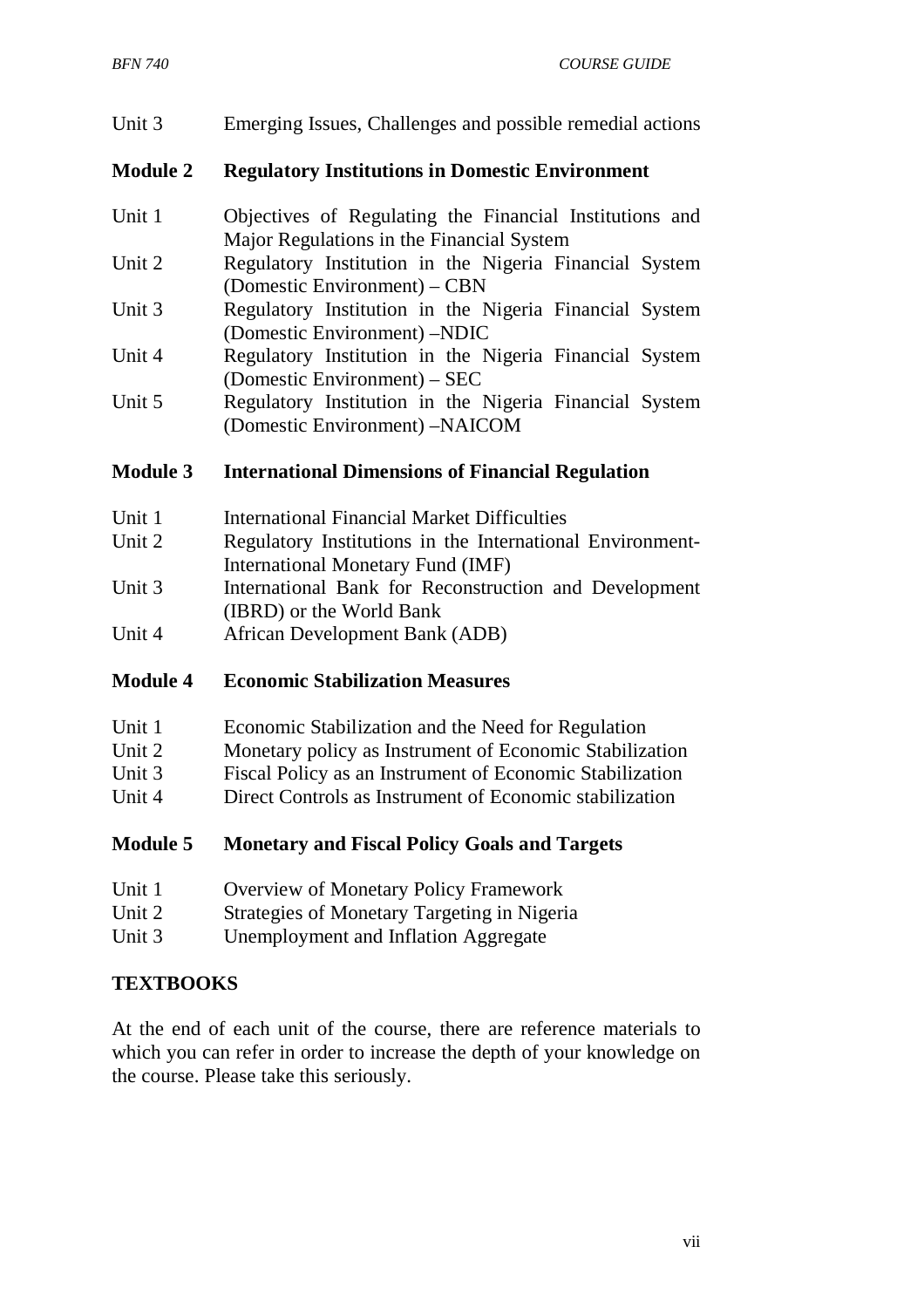Unit 3 Emerging Issues, Challenges and possible remedial actions

**Module 2 Regulatory Institutions in Domestic Environment**

Unit 1 Objectives of Regulating the Financial Institutions and Major Regulations in the Financial System
Unit 2 Regulatory Institution in the Nigeria Financial System (Domestic Environment) – CBN
Unit 3 Regulatory Institution in the Nigeria Financial System (Domestic Environment) –NDIC
Unit 4 Regulatory Institution in the Nigeria Financial System (Domestic Environment) – SEC
Unit 5 Regulatory Institution in the Nigeria Financial System (Domestic Environment) –NAICOM

**Module 3 International Dimensions of Financial Regulation**

Unit 1 International Financial Market Difficulties
Unit 2 Regulatory Institutions in the International Environment-International Monetary Fund (IMF)
Unit 3 International Bank for Reconstruction and Development (IBRD) or the World Bank
Unit 4 African Development Bank (ADB)

**Module 4 Economic Stabilization Measures**

Unit 1 Economic Stabilization and the Need for Regulation
Unit 2 Monetary policy as Instrument of Economic Stabilization
Unit 3 Fiscal Policy as an Instrument of Economic Stabilization
Unit 4 Direct Controls as Instrument of Economic stabilization

**Module 5 Monetary and Fiscal Policy Goals and Targets**

Unit 1 Overview of Monetary Policy Framework
Unit 2 Strategies of Monetary Targeting in Nigeria
Unit 3 Unemployment and Inflation Aggregate

## TEXTBOOKS

At the end of each unit of the course, there are reference materials to which you can refer in order to increase the depth of your knowledge on the course. Please take this seriously.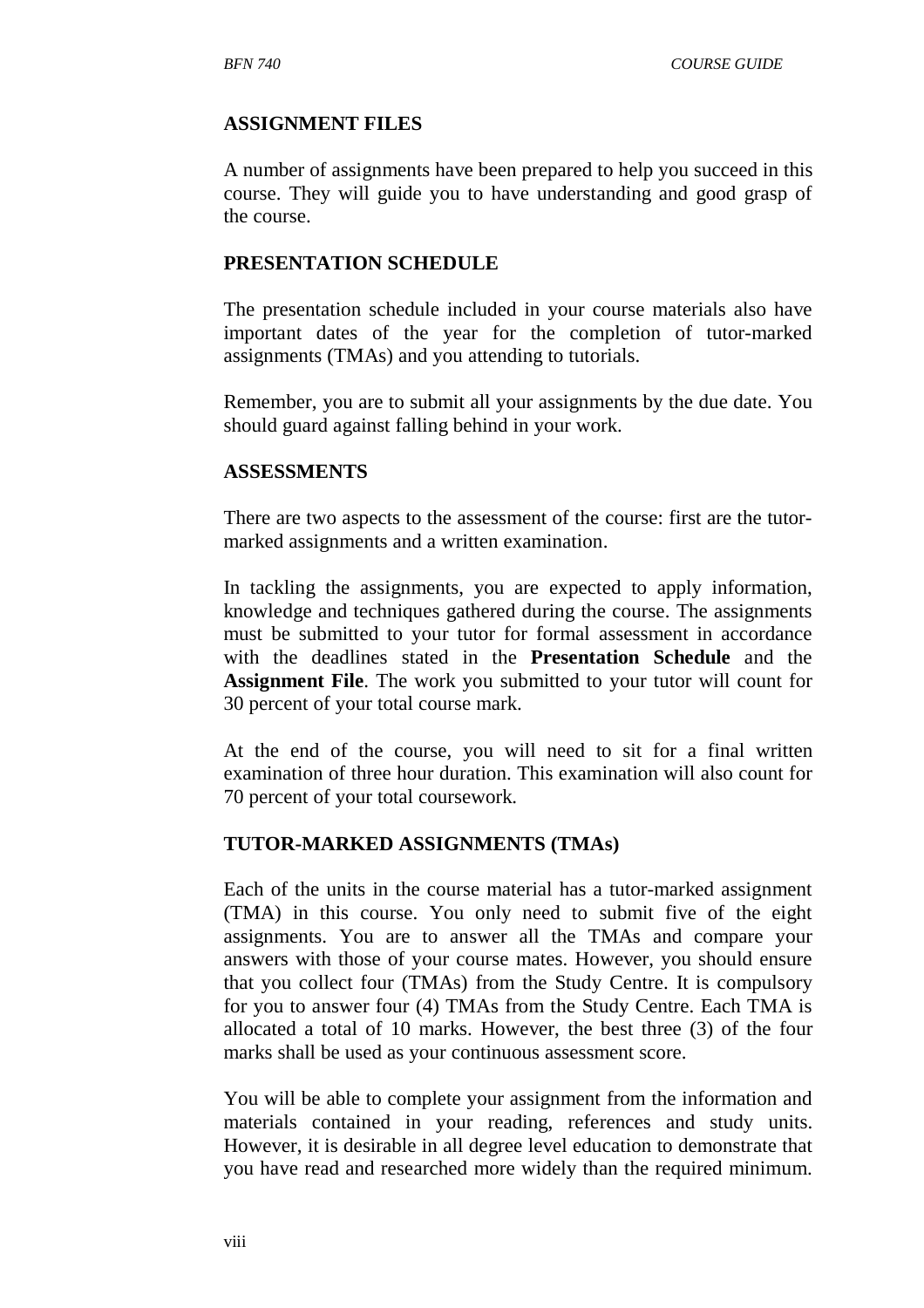## ASSIGNMENT FILES

A number of assignments have been prepared to help you succeed in this course. They will guide you to have understanding and good grasp of the course.

## PRESENTATION SCHEDULE

The presentation schedule included in your course materials also have important dates of the year for the completion of tutor-marked assignments (TMAs) and you attending to tutorials.

Remember, you are to submit all your assignments by the due date. You should guard against falling behind in your work.

## ASSESSMENTS

There are two aspects to the assessment of the course: first are the tutor-marked assignments and a written examination.

In tackling the assignments, you are expected to apply information, knowledge and techniques gathered during the course. The assignments must be submitted to your tutor for formal assessment in accordance with the deadlines stated in the **Presentation Schedule** and the **Assignment File**. The work you submitted to your tutor will count for 30 percent of your total course mark.

At the end of the course, you will need to sit for a final written examination of three hour duration. This examination will also count for 70 percent of your total coursework.

## TUTOR-MARKED ASSIGNMENTS (TMAs)

Each of the units in the course material has a tutor-marked assignment (TMA) in this course. You only need to submit five of the eight assignments. You are to answer all the TMAs and compare your answers with those of your course mates. However, you should ensure that you collect four (TMAs) from the Study Centre. It is compulsory for you to answer four (4) TMAs from the Study Centre. Each TMA is allocated a total of 10 marks. However, the best three (3) of the four marks shall be used as your continuous assessment score.

You will be able to complete your assignment from the information and materials contained in your reading, references and study units. However, it is desirable in all degree level education to demonstrate that you have read and researched more widely than the required minimum.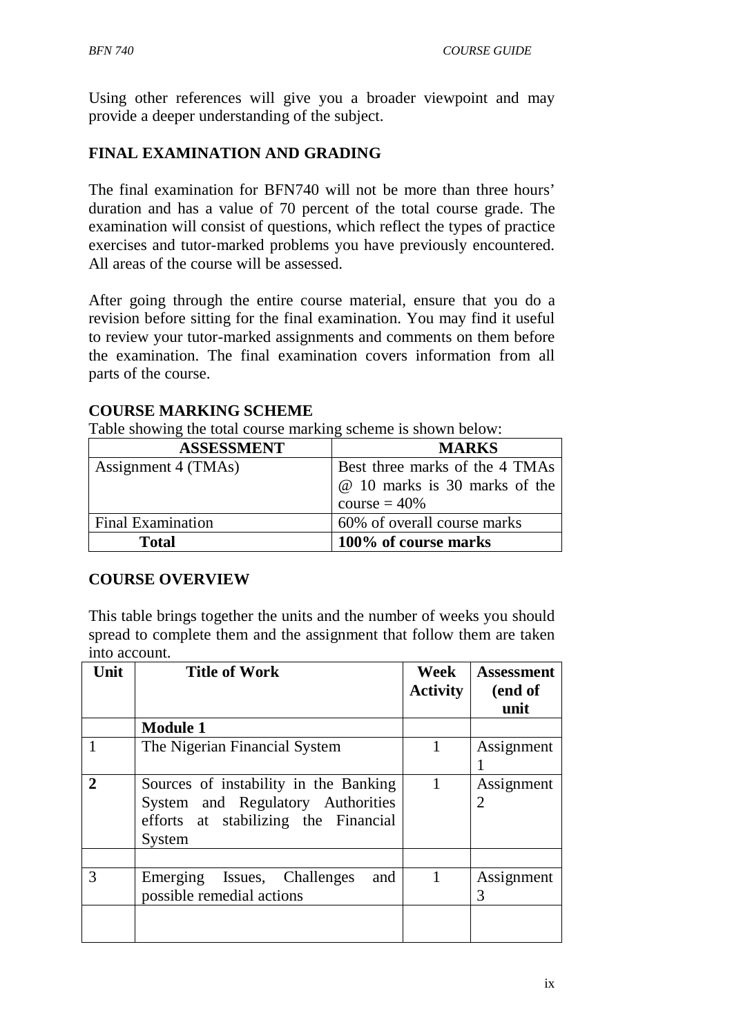Using other references will give you a broader viewpoint and may provide a deeper understanding of the subject.

## FINAL EXAMINATION AND GRADING

The final examination for BFN740 will not be more than three hours' duration and has a value of 70 percent of the total course grade. The examination will consist of questions, which reflect the types of practice exercises and tutor-marked problems you have previously encountered. All areas of the course will be assessed.

After going through the entire course material, ensure that you do a revision before sitting for the final examination. You may find it useful to review your tutor-marked assignments and comments on them before the examination. The final examination covers information from all parts of the course.

## COURSE MARKING SCHEME

Table showing the total course marking scheme is shown below:

| ASSESSMENT | MARKS |
|---|---|
| Assignment 4 (TMAs) | Best three marks of the 4 TMAs @ 10 marks is 30 marks of the course = 40% |
| Final Examination | 60% of overall course marks |
| **Total** | **100% of course marks** |

## COURSE OVERVIEW

This table brings together the units and the number of weeks you should spread to complete them and the assignment that follow them are taken into account.

| Unit | Title of Work | Week Activity | Assessment (end of unit |
|---|---|---|---|
| | **Module 1** | | |
| 1 | The Nigerian Financial System | 1 | Assignment 1 |
| **2** | Sources of instability in the Banking System and Regulatory Authorities efforts at stabilizing the Financial System | 1 | Assignment 2 |
| | | | |
| 3 | Emerging Issues, Challenges and possible remedial actions | 1 | Assignment 3 |
| | | | |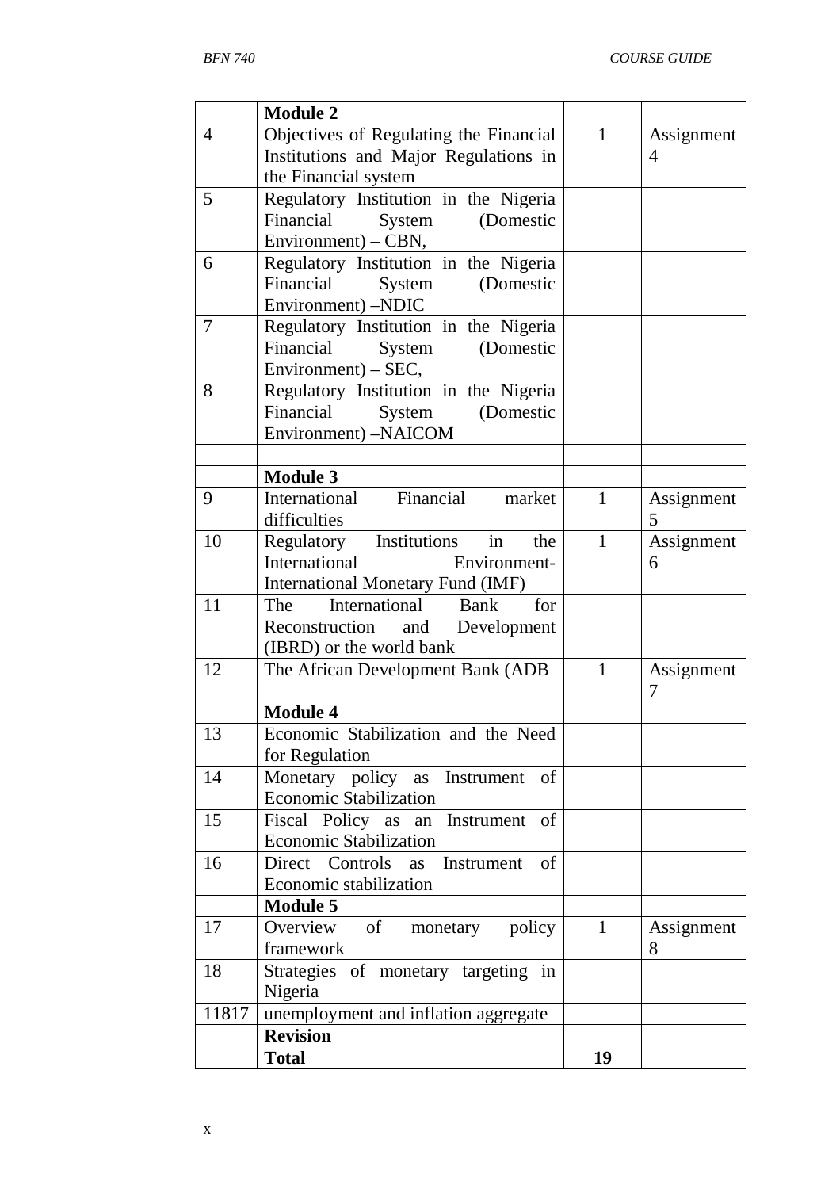| | **Module 2** | | |
|---|---|---|---|
| 4 | Objectives of Regulating the Financial Institutions and Major Regulations in the Financial system | 1 | Assignment 4 |
| 5 | Regulatory Institution in the Nigeria Financial System (Domestic Environment) – CBN, | | |
| 6 | Regulatory Institution in the Nigeria Financial System (Domestic Environment) –NDIC | | |
| 7 | Regulatory Institution in the Nigeria Financial System (Domestic Environment) – SEC, | | |
| 8 | Regulatory Institution in the Nigeria Financial System (Domestic Environment) –NAICOM | | |
| | | | |
| | **Module 3** | | |
| 9 | International Financial market difficulties | 1 | Assignment 5 |
| 10 | Regulatory Institutions in the International Environment- International Monetary Fund (IMF) | 1 | Assignment 6 |
| 11 | The International Bank for Reconstruction and Development (IBRD) or the world bank | | |
| 12 | The African Development Bank (ADB | 1 | Assignment 7 |
| | **Module 4** | | |
| 13 | Economic Stabilization and the Need for Regulation | | |
| 14 | Monetary policy as Instrument of Economic Stabilization | | |
| 15 | Fiscal Policy as an Instrument of Economic Stabilization | | |
| 16 | Direct Controls as Instrument of Economic stabilization | | |
| | **Module 5** | | |
| 17 | Overview of monetary policy framework | 1 | Assignment 8 |
| 18 | Strategies of monetary targeting in Nigeria | | |
| 11817 | unemployment and inflation aggregate | | |
| | **Revision** | | |
| | **Total** | **19** | |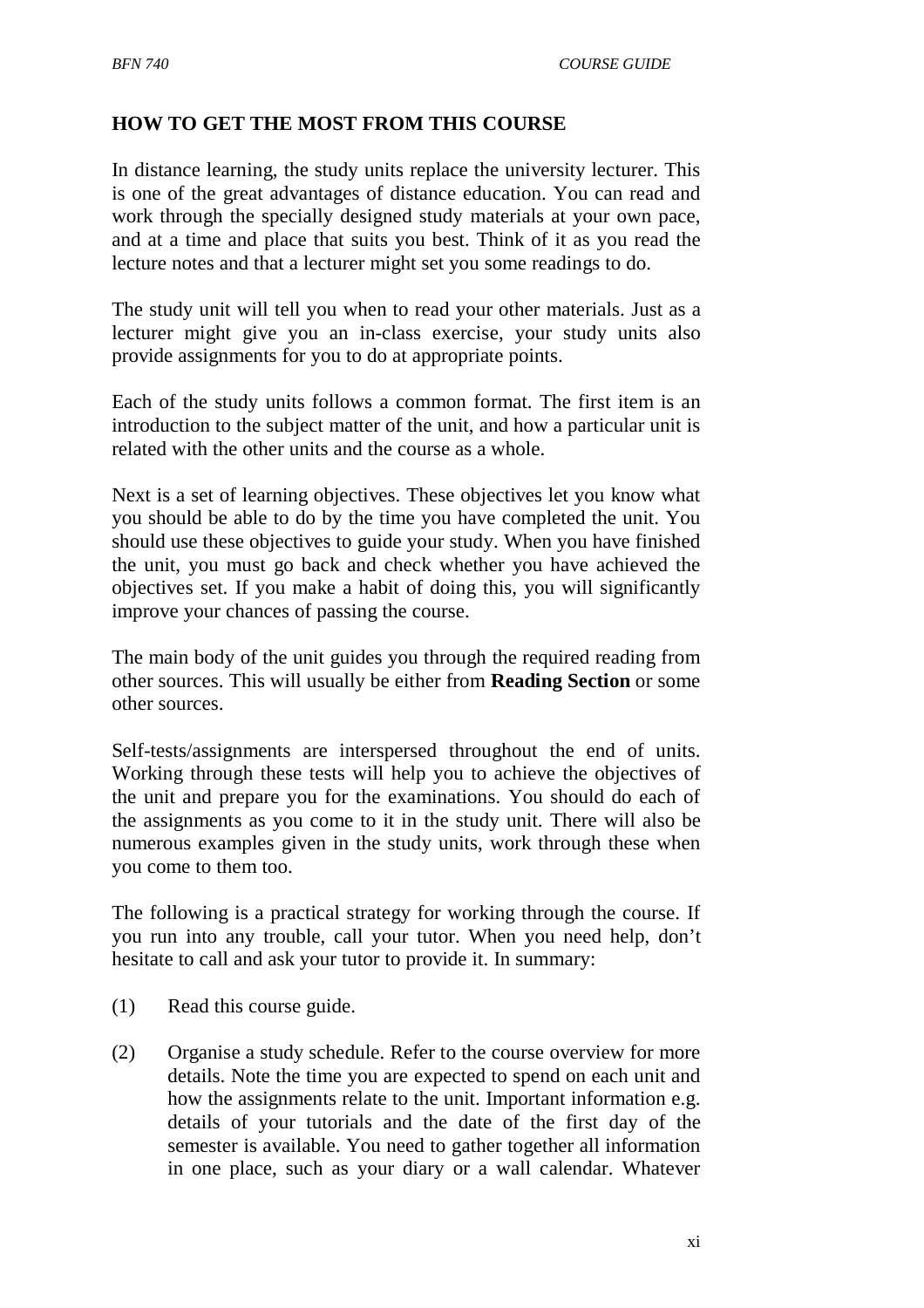## HOW TO GET THE MOST FROM THIS COURSE

In distance learning, the study units replace the university lecturer. This is one of the great advantages of distance education. You can read and work through the specially designed study materials at your own pace, and at a time and place that suits you best. Think of it as you read the lecture notes and that a lecturer might set you some readings to do.

The study unit will tell you when to read your other materials. Just as a lecturer might give you an in-class exercise, your study units also provide assignments for you to do at appropriate points.

Each of the study units follows a common format. The first item is an introduction to the subject matter of the unit, and how a particular unit is related with the other units and the course as a whole.

Next is a set of learning objectives. These objectives let you know what you should be able to do by the time you have completed the unit. You should use these objectives to guide your study. When you have finished the unit, you must go back and check whether you have achieved the objectives set. If you make a habit of doing this, you will significantly improve your chances of passing the course.

The main body of the unit guides you through the required reading from other sources. This will usually be either from **Reading Section** or some other sources.

Self-tests/assignments are interspersed throughout the end of units. Working through these tests will help you to achieve the objectives of the unit and prepare you for the examinations. You should do each of the assignments as you come to it in the study unit. There will also be numerous examples given in the study units, work through these when you come to them too.

The following is a practical strategy for working through the course. If you run into any trouble, call your tutor. When you need help, don't hesitate to call and ask your tutor to provide it. In summary:

(1) Read this course guide.

(2) Organise a study schedule. Refer to the course overview for more details. Note the time you are expected to spend on each unit and how the assignments relate to the unit. Important information e.g. details of your tutorials and the date of the first day of the semester is available. You need to gather together all information in one place, such as your diary or a wall calendar. Whatever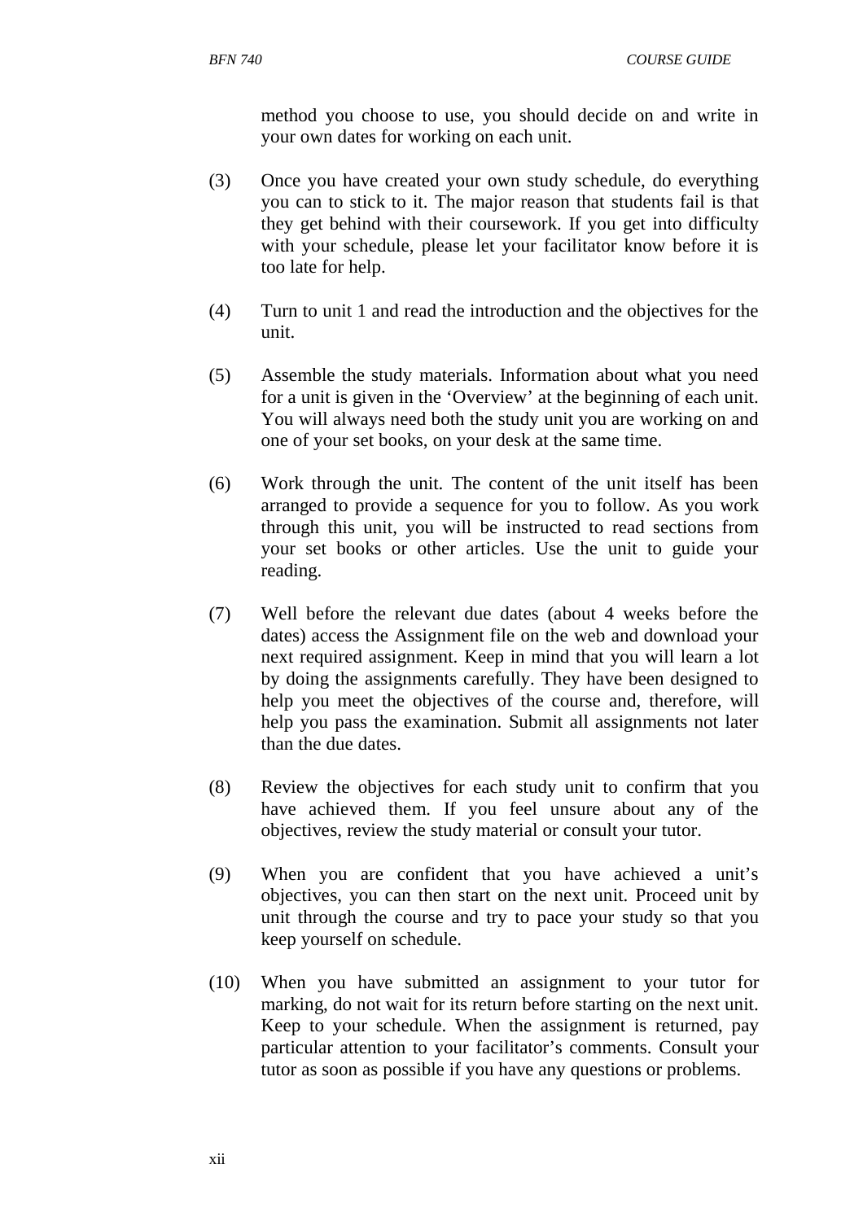method you choose to use, you should decide on and write in your own dates for working on each unit.

(3) Once you have created your own study schedule, do everything you can to stick to it. The major reason that students fail is that they get behind with their coursework. If you get into difficulty with your schedule, please let your facilitator know before it is too late for help.

(4) Turn to unit 1 and read the introduction and the objectives for the unit.

(5) Assemble the study materials. Information about what you need for a unit is given in the 'Overview' at the beginning of each unit. You will always need both the study unit you are working on and one of your set books, on your desk at the same time.

(6) Work through the unit. The content of the unit itself has been arranged to provide a sequence for you to follow. As you work through this unit, you will be instructed to read sections from your set books or other articles. Use the unit to guide your reading.

(7) Well before the relevant due dates (about 4 weeks before the dates) access the Assignment file on the web and download your next required assignment. Keep in mind that you will learn a lot by doing the assignments carefully. They have been designed to help you meet the objectives of the course and, therefore, will help you pass the examination. Submit all assignments not later than the due dates.

(8) Review the objectives for each study unit to confirm that you have achieved them. If you feel unsure about any of the objectives, review the study material or consult your tutor.

(9) When you are confident that you have achieved a unit's objectives, you can then start on the next unit. Proceed unit by unit through the course and try to pace your study so that you keep yourself on schedule.

(10) When you have submitted an assignment to your tutor for marking, do not wait for its return before starting on the next unit. Keep to your schedule. When the assignment is returned, pay particular attention to your facilitator's comments. Consult your tutor as soon as possible if you have any questions or problems.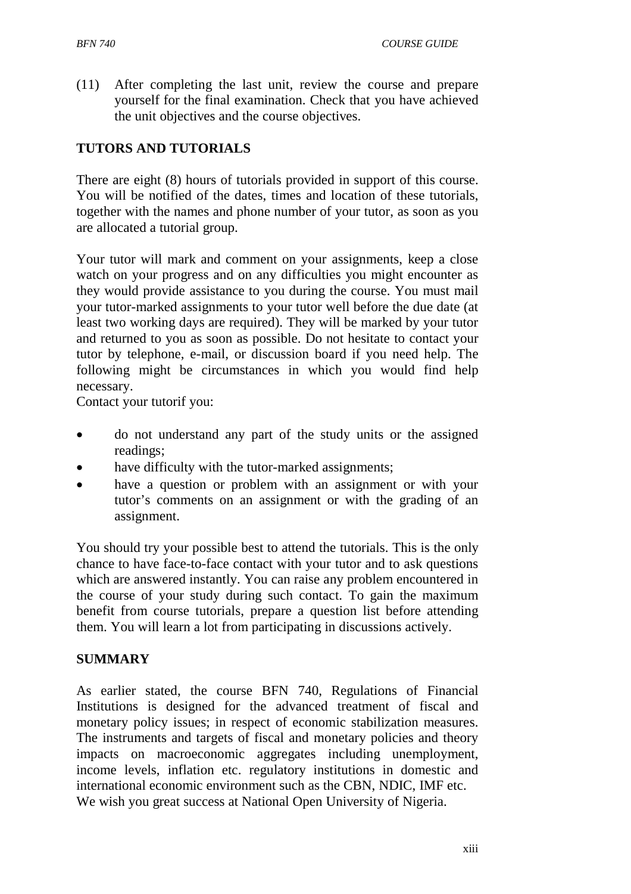(11) After completing the last unit, review the course and prepare yourself for the final examination. Check that you have achieved the unit objectives and the course objectives.

## TUTORS AND TUTORIALS

There are eight (8) hours of tutorials provided in support of this course. You will be notified of the dates, times and location of these tutorials, together with the names and phone number of your tutor, as soon as you are allocated a tutorial group.

Your tutor will mark and comment on your assignments, keep a close watch on your progress and on any difficulties you might encounter as they would provide assistance to you during the course. You must mail your tutor-marked assignments to your tutor well before the due date (at least two working days are required). They will be marked by your tutor and returned to you as soon as possible. Do not hesitate to contact your tutor by telephone, e-mail, or discussion board if you need help. The following might be circumstances in which you would find help necessary.
Contact your tutorif you:

- do not understand any part of the study units or the assigned readings;
- have difficulty with the tutor-marked assignments;
- have a question or problem with an assignment or with your tutor's comments on an assignment or with the grading of an assignment.

You should try your possible best to attend the tutorials. This is the only chance to have face-to-face contact with your tutor and to ask questions which are answered instantly. You can raise any problem encountered in the course of your study during such contact. To gain the maximum benefit from course tutorials, prepare a question list before attending them. You will learn a lot from participating in discussions actively.

## SUMMARY

As earlier stated, the course BFN 740, Regulations of Financial Institutions is designed for the advanced treatment of fiscal and monetary policy issues; in respect of economic stabilization measures. The instruments and targets of fiscal and monetary policies and theory impacts on macroeconomic aggregates including unemployment, income levels, inflation etc. regulatory institutions in domestic and international economic environment such as the CBN, NDIC, IMF etc.
We wish you great success at National Open University of Nigeria.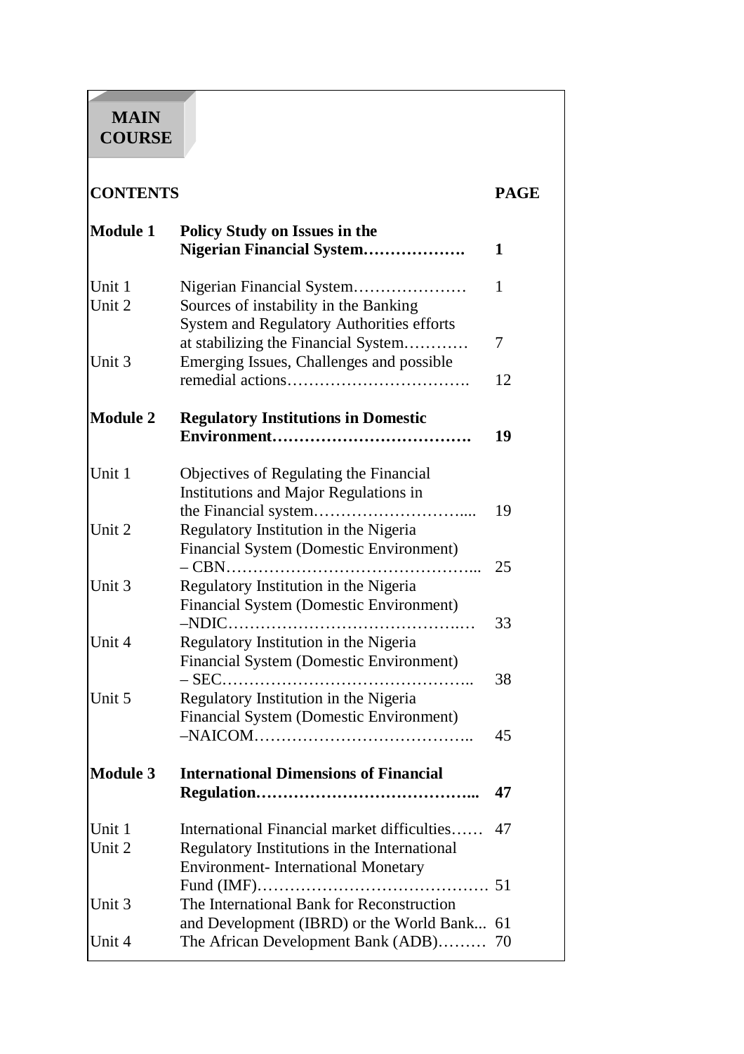# MAIN COURSE

| CONTENTS | | PAGE |
|---|---|---|
| **Module 1** | **Policy Study on Issues in the Nigerian Financial System……………….** | **1** |
| Unit 1 | Nigerian Financial System………………… | 1 |
| Unit 2 | Sources of instability in the Banking System and Regulatory Authorities efforts at stabilizing the Financial System………… | 7 |
| Unit 3 | Emerging Issues, Challenges and possible remedial actions……………………………. | 12 |
| **Module 2** | **Regulatory Institutions in Domestic Environment……………………………….** | **19** |
| Unit 1 | Objectives of Regulating the Financial Institutions and Major Regulations in the Financial system……………………….... | 19 |
| Unit 2 | Regulatory Institution in the Nigeria Financial System (Domestic Environment) – CBN……………………………………... | 25 |
| Unit 3 | Regulatory Institution in the Nigeria Financial System (Domestic Environment) –NDIC……………………………………..… | 33 |
| Unit 4 | Regulatory Institution in the Nigeria Financial System (Domestic Environment) – SEC…………………………………….. | 38 |
| Unit 5 | Regulatory Institution in the Nigeria Financial System (Domestic Environment) –NAICOM………………………………….. | 45 |
| **Module 3** | **International Dimensions of Financial Regulation…………………………………...** | **47** |
| Unit 1 | International Financial market difficulties…… | 47 |
| Unit 2 | Regulatory Institutions in the International Environment- International Monetary Fund (IMF)…………………………………… | 51 |
| Unit 3 | The International Bank for Reconstruction and Development (IBRD) or the World Bank... | 61 |
| Unit 4 | The African Development Bank (ADB)……… | 70 |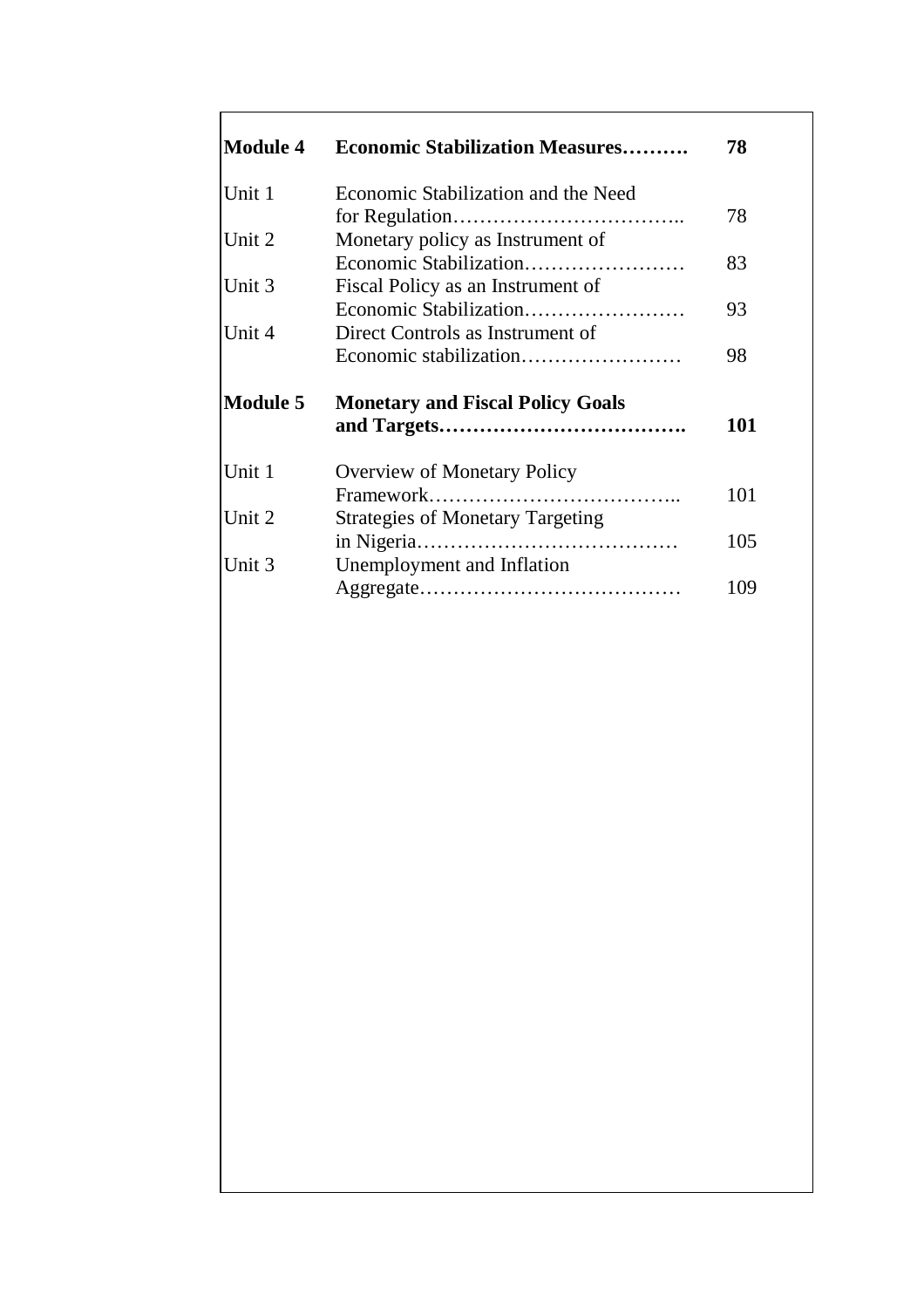| | | |
|---|---|---|
| **Module 4** | **Economic Stabilization Measures……….** | **78** |
| Unit 1 | Economic Stabilization and the Need for Regulation…………………………….. | 78 |
| Unit 2 | Monetary policy as Instrument of Economic Stabilization…………………… | 83 |
| Unit 3 | Fiscal Policy as an Instrument of Economic Stabilization…………………… | 93 |
| Unit 4 | Direct Controls as Instrument of Economic stabilization…………………… | 98 |
| **Module 5** | **Monetary and Fiscal Policy Goals and Targets……………………………….** | **101** |
| Unit 1 | Overview of Monetary Policy Framework……………………………….. | 101 |
| Unit 2 | Strategies of Monetary Targeting in Nigeria………………………………… | 105 |
| Unit 3 | Unemployment and Inflation Aggregate………………………………… | 109 |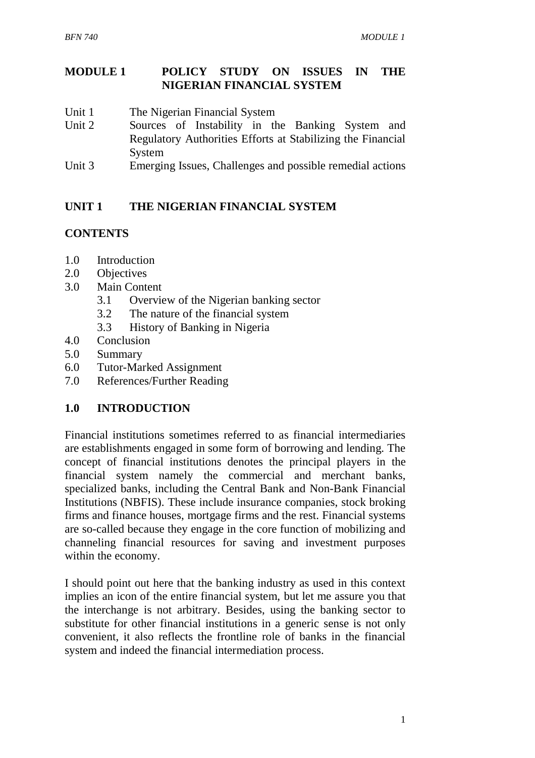# MODULE 1 POLICY STUDY ON ISSUES IN THE NIGERIAN FINANCIAL SYSTEM

Unit 1 The Nigerian Financial System
Unit 2 Sources of Instability in the Banking System and Regulatory Authorities Efforts at Stabilizing the Financial System
Unit 3 Emerging Issues, Challenges and possible remedial actions

## UNIT 1 THE NIGERIAN FINANCIAL SYSTEM

### CONTENTS

1.0 Introduction
2.0 Objectives
3.0 Main Content
 3.1 Overview of the Nigerian banking sector
 3.2 The nature of the financial system
 3.3 History of Banking in Nigeria
4.0 Conclusion
5.0 Summary
6.0 Tutor-Marked Assignment
7.0 References/Further Reading

### 1.0 INTRODUCTION

Financial institutions sometimes referred to as financial intermediaries are establishments engaged in some form of borrowing and lending. The concept of financial institutions denotes the principal players in the financial system namely the commercial and merchant banks, specialized banks, including the Central Bank and Non-Bank Financial Institutions (NBFIS). These include insurance companies, stock broking firms and finance houses, mortgage firms and the rest. Financial systems are so-called because they engage in the core function of mobilizing and channeling financial resources for saving and investment purposes within the economy.

I should point out here that the banking industry as used in this context implies an icon of the entire financial system, but let me assure you that the interchange is not arbitrary. Besides, using the banking sector to substitute for other financial institutions in a generic sense is not only convenient, it also reflects the frontline role of banks in the financial system and indeed the financial intermediation process.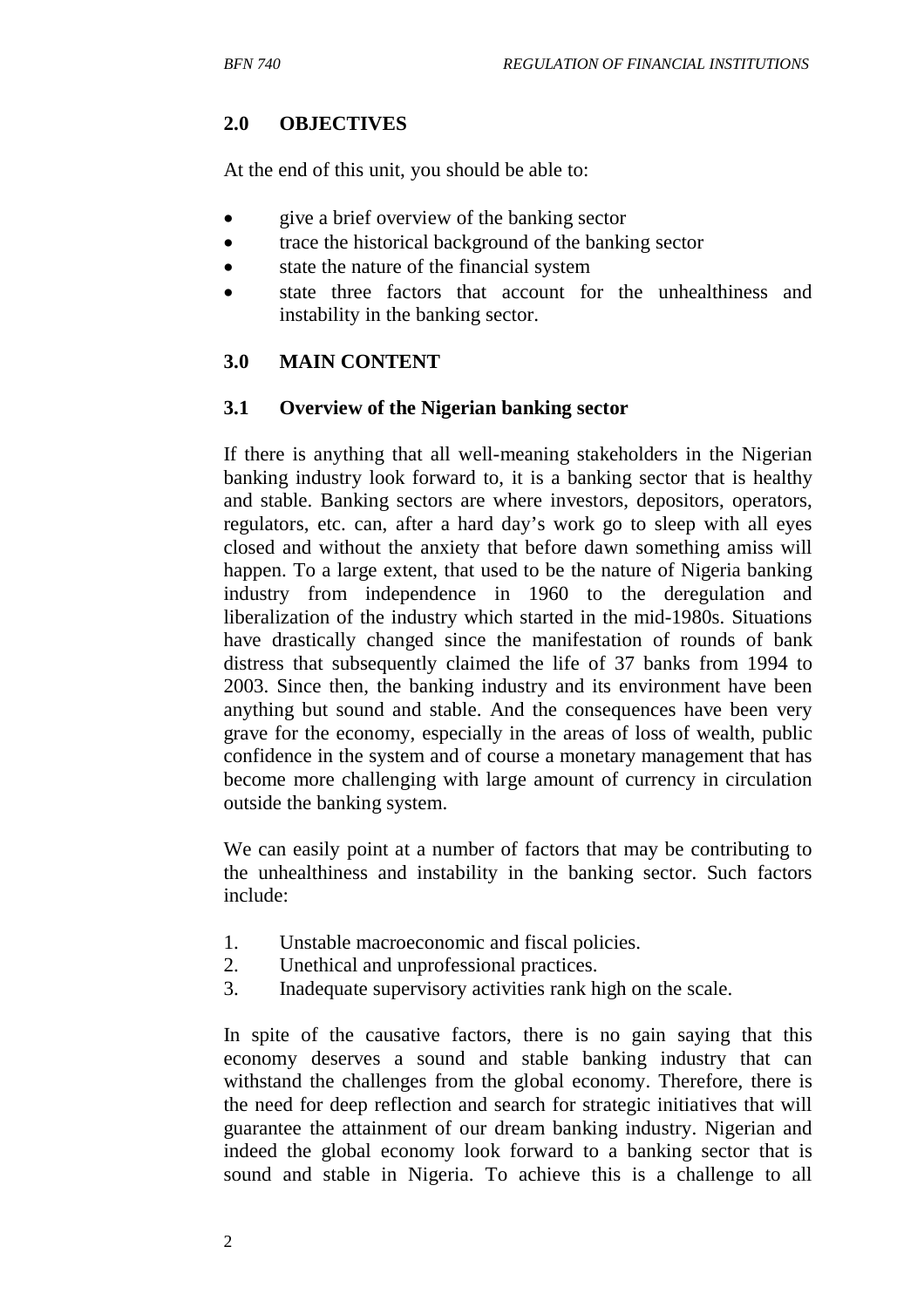## 2.0 OBJECTIVES

At the end of this unit, you should be able to:

- give a brief overview of the banking sector
- trace the historical background of the banking sector
- state the nature of the financial system
- state three factors that account for the unhealthiness and instability in the banking sector.

## 3.0 MAIN CONTENT

### 3.1 Overview of the Nigerian banking sector

If there is anything that all well-meaning stakeholders in the Nigerian banking industry look forward to, it is a banking sector that is healthy and stable. Banking sectors are where investors, depositors, operators, regulators, etc. can, after a hard day's work go to sleep with all eyes closed and without the anxiety that before dawn something amiss will happen. To a large extent, that used to be the nature of Nigeria banking industry from independence in 1960 to the deregulation and liberalization of the industry which started in the mid-1980s. Situations have drastically changed since the manifestation of rounds of bank distress that subsequently claimed the life of 37 banks from 1994 to 2003. Since then, the banking industry and its environment have been anything but sound and stable. And the consequences have been very grave for the economy, especially in the areas of loss of wealth, public confidence in the system and of course a monetary management that has become more challenging with large amount of currency in circulation outside the banking system.

We can easily point at a number of factors that may be contributing to the unhealthiness and instability in the banking sector. Such factors include:

1. Unstable macroeconomic and fiscal policies.
2. Unethical and unprofessional practices.
3. Inadequate supervisory activities rank high on the scale.

In spite of the causative factors, there is no gain saying that this economy deserves a sound and stable banking industry that can withstand the challenges from the global economy. Therefore, there is the need for deep reflection and search for strategic initiatives that will guarantee the attainment of our dream banking industry. Nigerian and indeed the global economy look forward to a banking sector that is sound and stable in Nigeria. To achieve this is a challenge to all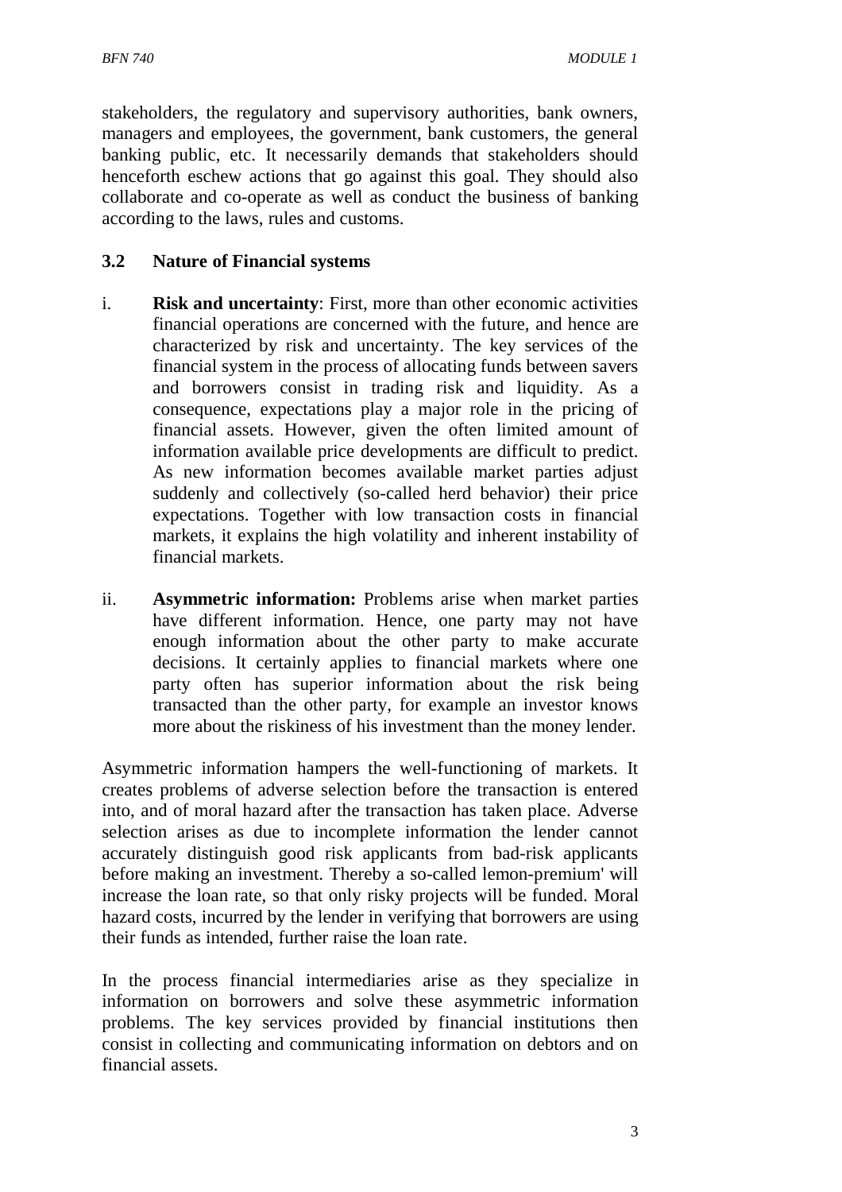stakeholders, the regulatory and supervisory authorities, bank owners, managers and employees, the government, bank customers, the general banking public, etc. It necessarily demands that stakeholders should henceforth eschew actions that go against this goal. They should also collaborate and co-operate as well as conduct the business of banking according to the laws, rules and customs.

### 3.2 Nature of Financial systems

i. **Risk and uncertainty**: First, more than other economic activities financial operations are concerned with the future, and hence are characterized by risk and uncertainty. The key services of the financial system in the process of allocating funds between savers and borrowers consist in trading risk and liquidity. As a consequence, expectations play a major role in the pricing of financial assets. However, given the often limited amount of information available price developments are difficult to predict. As new information becomes available market parties adjust suddenly and collectively (so-called herd behavior) their price expectations. Together with low transaction costs in financial markets, it explains the high volatility and inherent instability of financial markets.

ii. **Asymmetric information:** Problems arise when market parties have different information. Hence, one party may not have enough information about the other party to make accurate decisions. It certainly applies to financial markets where one party often has superior information about the risk being transacted than the other party, for example an investor knows more about the riskiness of his investment than the money lender.

Asymmetric information hampers the well-functioning of markets. It creates problems of adverse selection before the transaction is entered into, and of moral hazard after the transaction has taken place. Adverse selection arises as due to incomplete information the lender cannot accurately distinguish good risk applicants from bad-risk applicants before making an investment. Thereby a so-called lemon-premium' will increase the loan rate, so that only risky projects will be funded. Moral hazard costs, incurred by the lender in verifying that borrowers are using their funds as intended, further raise the loan rate.

In the process financial intermediaries arise as they specialize in information on borrowers and solve these asymmetric information problems. The key services provided by financial institutions then consist in collecting and communicating information on debtors and on financial assets.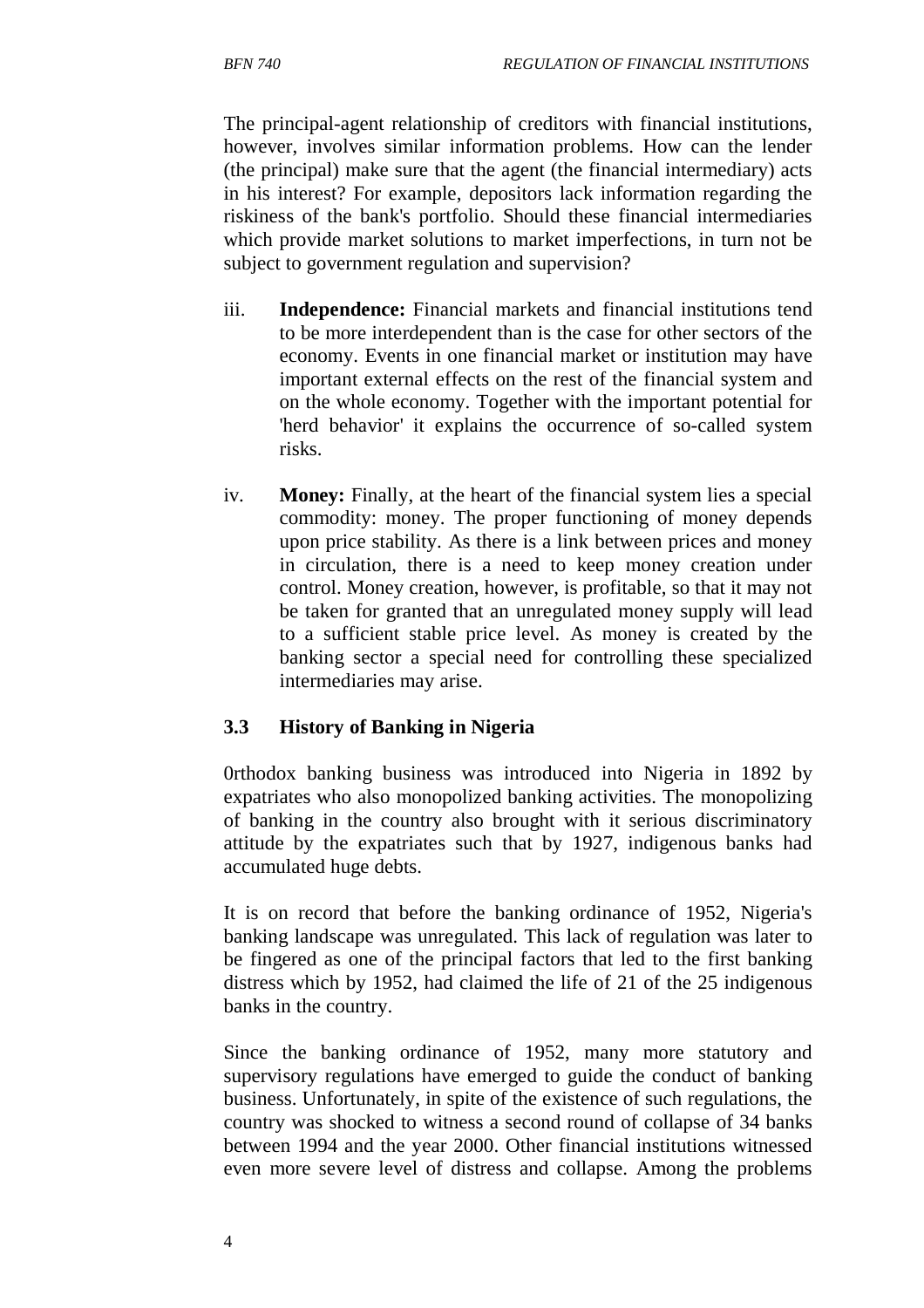The principal-agent relationship of creditors with financial institutions, however, involves similar information problems. How can the lender (the principal) make sure that the agent (the financial intermediary) acts in his interest? For example, depositors lack information regarding the riskiness of the bank's portfolio. Should these financial intermediaries which provide market solutions to market imperfections, in turn not be subject to government regulation and supervision?

iii. **Independence:** Financial markets and financial institutions tend to be more interdependent than is the case for other sectors of the economy. Events in one financial market or institution may have important external effects on the rest of the financial system and on the whole economy. Together with the important potential for 'herd behavior' it explains the occurrence of so-called system risks.

iv. **Money:** Finally, at the heart of the financial system lies a special commodity: money. The proper functioning of money depends upon price stability. As there is a link between prices and money in circulation, there is a need to keep money creation under control. Money creation, however, is profitable, so that it may not be taken for granted that an unregulated money supply will lead to a sufficient stable price level. As money is created by the banking sector a special need for controlling these specialized intermediaries may arise.

### 3.3 History of Banking in Nigeria

0rthodox banking business was introduced into Nigeria in 1892 by expatriates who also monopolized banking activities. The monopolizing of banking in the country also brought with it serious discriminatory attitude by the expatriates such that by 1927, indigenous banks had accumulated huge debts.

It is on record that before the banking ordinance of 1952, Nigeria's banking landscape was unregulated. This lack of regulation was later to be fingered as one of the principal factors that led to the first banking distress which by 1952, had claimed the life of 21 of the 25 indigenous banks in the country.

Since the banking ordinance of 1952, many more statutory and supervisory regulations have emerged to guide the conduct of banking business. Unfortunately, in spite of the existence of such regulations, the country was shocked to witness a second round of collapse of 34 banks between 1994 and the year 2000. Other financial institutions witnessed even more severe level of distress and collapse. Among the problems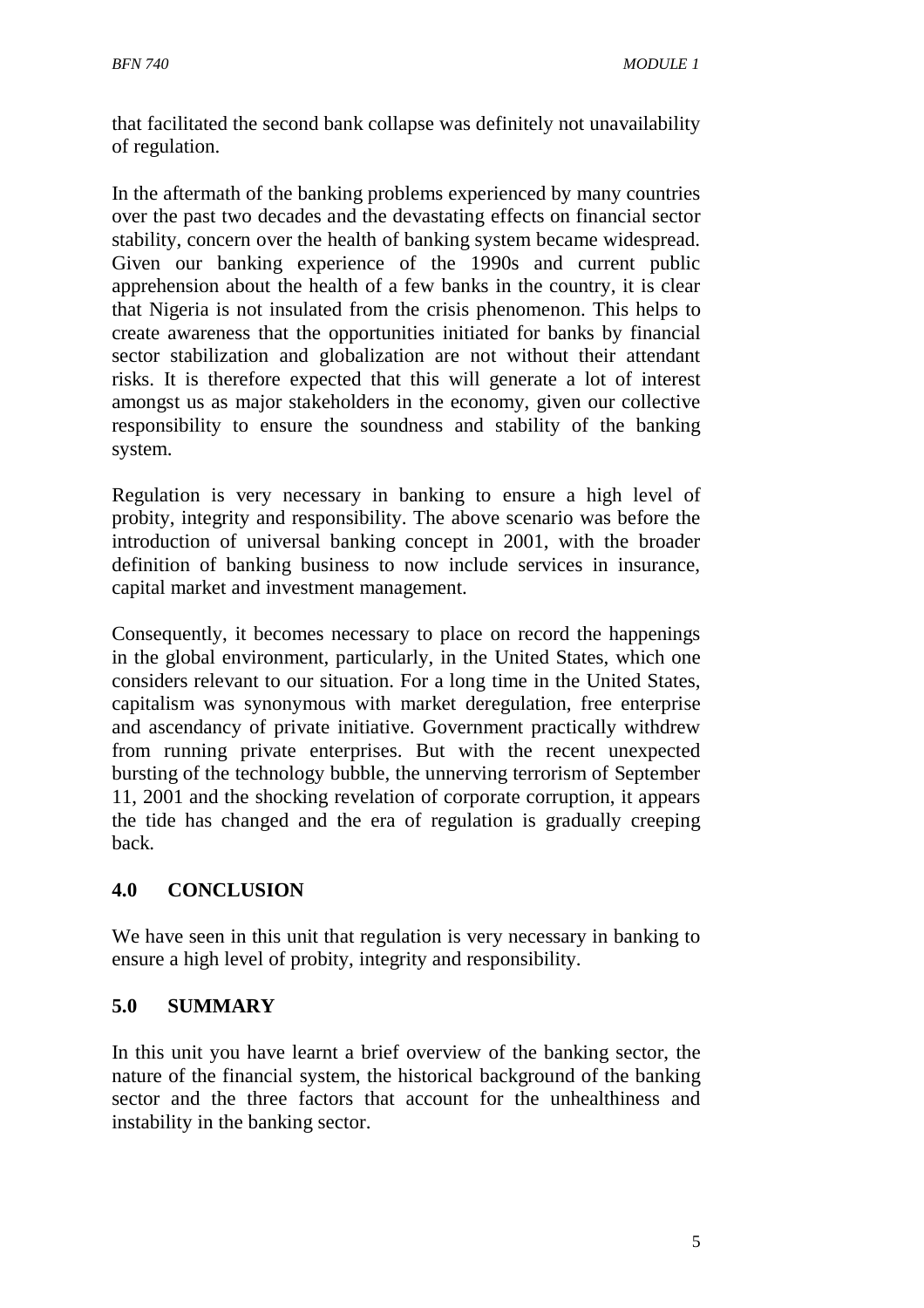that facilitated the second bank collapse was definitely not unavailability of regulation.

In the aftermath of the banking problems experienced by many countries over the past two decades and the devastating effects on financial sector stability, concern over the health of banking system became widespread. Given our banking experience of the 1990s and current public apprehension about the health of a few banks in the country, it is clear that Nigeria is not insulated from the crisis phenomenon. This helps to create awareness that the opportunities initiated for banks by financial sector stabilization and globalization are not without their attendant risks. It is therefore expected that this will generate a lot of interest amongst us as major stakeholders in the economy, given our collective responsibility to ensure the soundness and stability of the banking system.

Regulation is very necessary in banking to ensure a high level of probity, integrity and responsibility. The above scenario was before the introduction of universal banking concept in 2001, with the broader definition of banking business to now include services in insurance, capital market and investment management.

Consequently, it becomes necessary to place on record the happenings in the global environment, particularly, in the United States, which one considers relevant to our situation. For a long time in the United States, capitalism was synonymous with market deregulation, free enterprise and ascendancy of private initiative. Government practically withdrew from running private enterprises. But with the recent unexpected bursting of the technology bubble, the unnerving terrorism of September 11, 2001 and the shocking revelation of corporate corruption, it appears the tide has changed and the era of regulation is gradually creeping back.

## 4.0 CONCLUSION

We have seen in this unit that regulation is very necessary in banking to ensure a high level of probity, integrity and responsibility.

## 5.0 SUMMARY

In this unit you have learnt a brief overview of the banking sector, the nature of the financial system, the historical background of the banking sector and the three factors that account for the unhealthiness and instability in the banking sector.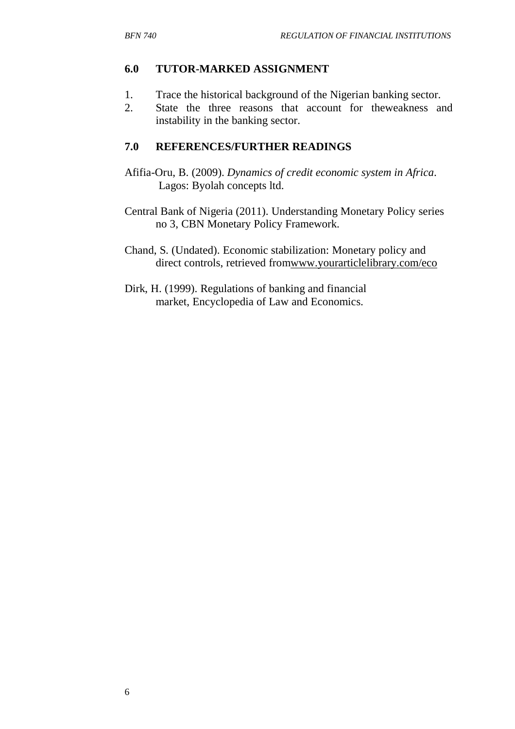## 6.0 TUTOR-MARKED ASSIGNMENT

1. Trace the historical background of the Nigerian banking sector.
2. State the three reasons that account for theweakness and instability in the banking sector.

## 7.0 REFERENCES/FURTHER READINGS

Afifia-Oru, B. (2009). *Dynamics of credit economic system in Africa*. Lagos: Byolah concepts ltd.

Central Bank of Nigeria (2011). Understanding Monetary Policy series no 3, CBN Monetary Policy Framework.

Chand, S. (Undated). Economic stabilization: Monetary policy and direct controls, retrieved fromwww.yourarticlelibrary.com/eco

Dirk, H. (1999). Regulations of banking and financial market, Encyclopedia of Law and Economics.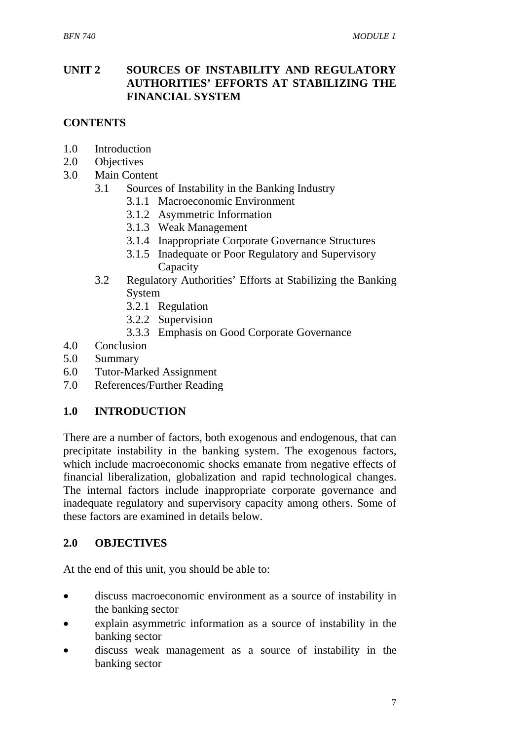## UNIT 2 SOURCES OF INSTABILITY AND REGULATORY AUTHORITIES' EFFORTS AT STABILIZING THE FINANCIAL SYSTEM

### CONTENTS

- 1.0 Introduction
- 2.0 Objectives
- 3.0 Main Content
  - 3.1 Sources of Instability in the Banking Industry
    - 3.1.1 Macroeconomic Environment
    - 3.1.2 Asymmetric Information
    - 3.1.3 Weak Management
    - 3.1.4 Inappropriate Corporate Governance Structures
    - 3.1.5 Inadequate or Poor Regulatory and Supervisory Capacity
  - 3.2 Regulatory Authorities' Efforts at Stabilizing the Banking System
    - 3.2.1 Regulation
    - 3.2.2 Supervision
    - 3.3.3 Emphasis on Good Corporate Governance
- 4.0 Conclusion
- 5.0 Summary
- 6.0 Tutor-Marked Assignment
- 7.0 References/Further Reading

### 1.0 INTRODUCTION

There are a number of factors, both exogenous and endogenous, that can precipitate instability in the banking system. The exogenous factors, which include macroeconomic shocks emanate from negative effects of financial liberalization, globalization and rapid technological changes. The internal factors include inappropriate corporate governance and inadequate regulatory and supervisory capacity among others. Some of these factors are examined in details below.

### 2.0 OBJECTIVES

At the end of this unit, you should be able to:

- discuss macroeconomic environment as a source of instability in the banking sector
- explain asymmetric information as a source of instability in the banking sector
- discuss weak management as a source of instability in the banking sector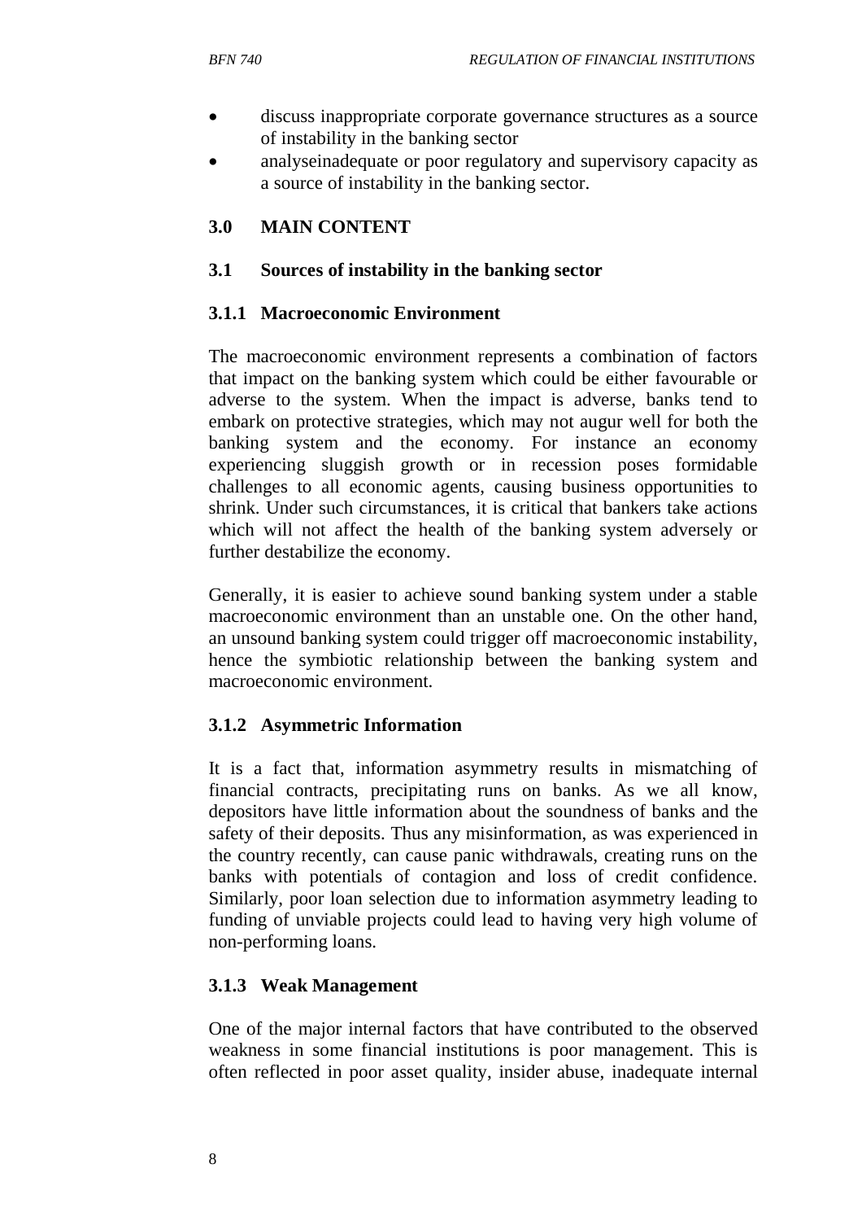- discuss inappropriate corporate governance structures as a source of instability in the banking sector
- analyseinadequate or poor regulatory and supervisory capacity as a source of instability in the banking sector.

## 3.0 MAIN CONTENT

### 3.1 Sources of instability in the banking sector

#### 3.1.1 Macroeconomic Environment

The macroeconomic environment represents a combination of factors that impact on the banking system which could be either favourable or adverse to the system. When the impact is adverse, banks tend to embark on protective strategies, which may not augur well for both the banking system and the economy. For instance an economy experiencing sluggish growth or in recession poses formidable challenges to all economic agents, causing business opportunities to shrink. Under such circumstances, it is critical that bankers take actions which will not affect the health of the banking system adversely or further destabilize the economy.

Generally, it is easier to achieve sound banking system under a stable macroeconomic environment than an unstable one. On the other hand, an unsound banking system could trigger off macroeconomic instability, hence the symbiotic relationship between the banking system and macroeconomic environment.

#### 3.1.2 Asymmetric Information

It is a fact that, information asymmetry results in mismatching of financial contracts, precipitating runs on banks. As we all know, depositors have little information about the soundness of banks and the safety of their deposits. Thus any misinformation, as was experienced in the country recently, can cause panic withdrawals, creating runs on the banks with potentials of contagion and loss of credit confidence. Similarly, poor loan selection due to information asymmetry leading to funding of unviable projects could lead to having very high volume of non-performing loans.

#### 3.1.3 Weak Management

One of the major internal factors that have contributed to the observed weakness in some financial institutions is poor management. This is often reflected in poor asset quality, insider abuse, inadequate internal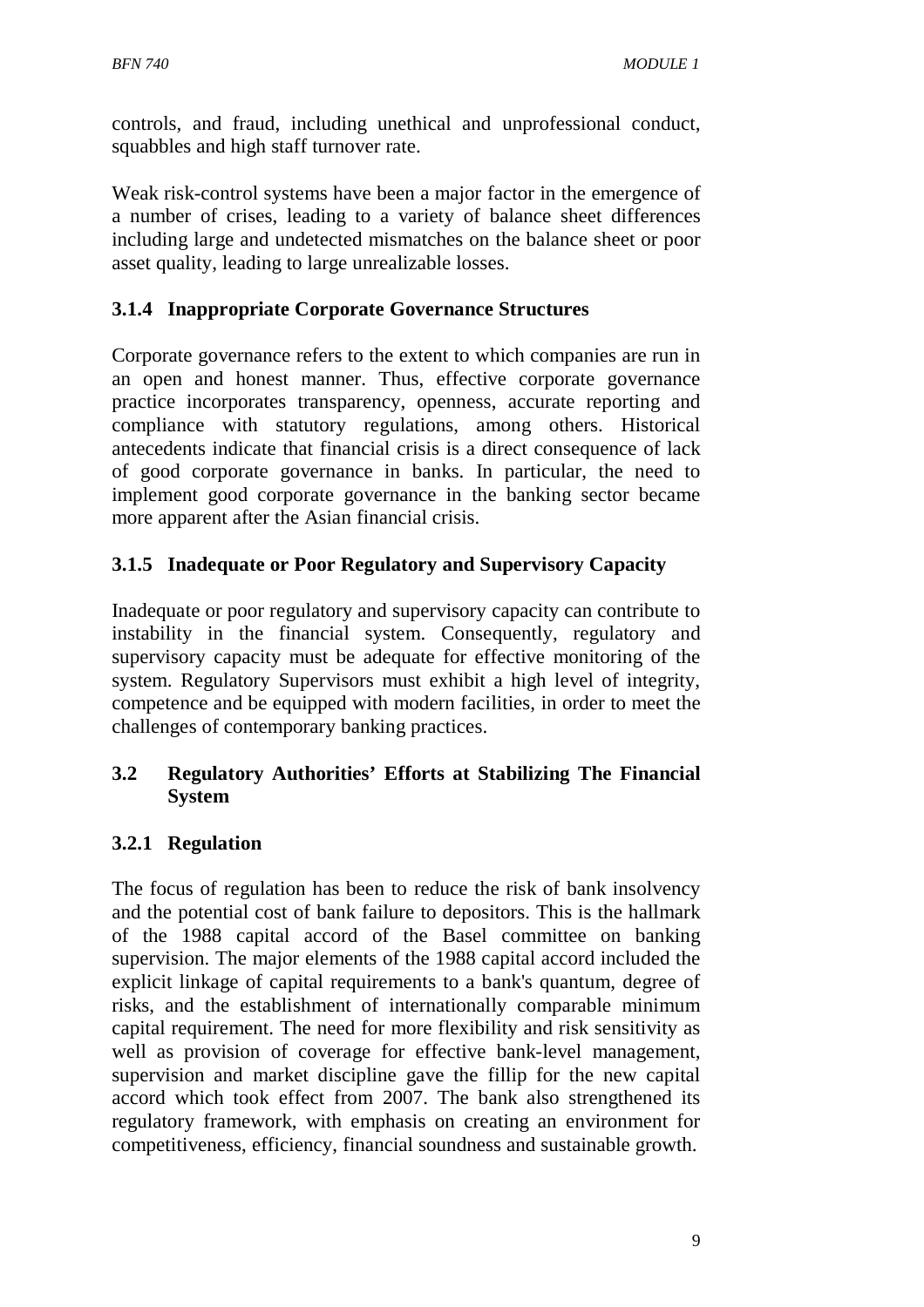controls, and fraud, including unethical and unprofessional conduct, squabbles and high staff turnover rate.

Weak risk-control systems have been a major factor in the emergence of a number of crises, leading to a variety of balance sheet differences including large and undetected mismatches on the balance sheet or poor asset quality, leading to large unrealizable losses.

### 3.1.4 Inappropriate Corporate Governance Structures

Corporate governance refers to the extent to which companies are run in an open and honest manner. Thus, effective corporate governance practice incorporates transparency, openness, accurate reporting and compliance with statutory regulations, among others. Historical antecedents indicate that financial crisis is a direct consequence of lack of good corporate governance in banks. In particular, the need to implement good corporate governance in the banking sector became more apparent after the Asian financial crisis.

### 3.1.5 Inadequate or Poor Regulatory and Supervisory Capacity

Inadequate or poor regulatory and supervisory capacity can contribute to instability in the financial system. Consequently, regulatory and supervisory capacity must be adequate for effective monitoring of the system. Regulatory Supervisors must exhibit a high level of integrity, competence and be equipped with modern facilities, in order to meet the challenges of contemporary banking practices.

## 3.2 Regulatory Authorities' Efforts at Stabilizing The Financial System

### 3.2.1 Regulation

The focus of regulation has been to reduce the risk of bank insolvency and the potential cost of bank failure to depositors. This is the hallmark of the 1988 capital accord of the Basel committee on banking supervision. The major elements of the 1988 capital accord included the explicit linkage of capital requirements to a bank's quantum, degree of risks, and the establishment of internationally comparable minimum capital requirement. The need for more flexibility and risk sensitivity as well as provision of coverage for effective bank-level management, supervision and market discipline gave the fillip for the new capital accord which took effect from 2007. The bank also strengthened its regulatory framework, with emphasis on creating an environment for competitiveness, efficiency, financial soundness and sustainable growth.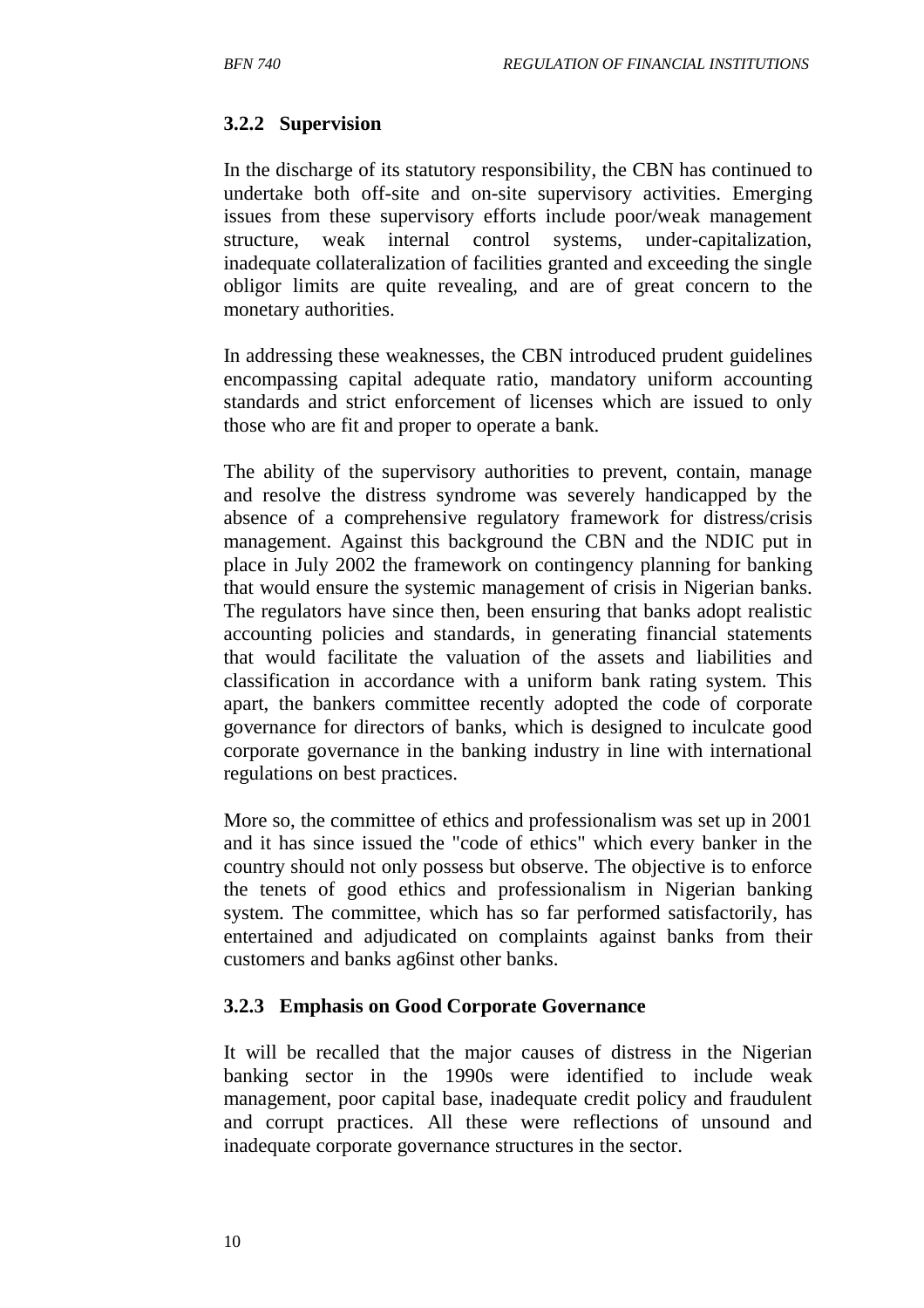### 3.2.2 Supervision

In the discharge of its statutory responsibility, the CBN has continued to undertake both off-site and on-site supervisory activities. Emerging issues from these supervisory efforts include poor/weak management structure, weak internal control systems, under-capitalization, inadequate collateralization of facilities granted and exceeding the single obligor limits are quite revealing, and are of great concern to the monetary authorities.

In addressing these weaknesses, the CBN introduced prudent guidelines encompassing capital adequate ratio, mandatory uniform accounting standards and strict enforcement of licenses which are issued to only those who are fit and proper to operate a bank.

The ability of the supervisory authorities to prevent, contain, manage and resolve the distress syndrome was severely handicapped by the absence of a comprehensive regulatory framework for distress/crisis management. Against this background the CBN and the NDIC put in place in July 2002 the framework on contingency planning for banking that would ensure the systemic management of crisis in Nigerian banks. The regulators have since then, been ensuring that banks adopt realistic accounting policies and standards, in generating financial statements that would facilitate the valuation of the assets and liabilities and classification in accordance with a uniform bank rating system. This apart, the bankers committee recently adopted the code of corporate governance for directors of banks, which is designed to inculcate good corporate governance in the banking industry in line with international regulations on best practices.

More so, the committee of ethics and professionalism was set up in 2001 and it has since issued the "code of ethics" which every banker in the country should not only possess but observe. The objective is to enforce the tenets of good ethics and professionalism in Nigerian banking system. The committee, which has so far performed satisfactorily, has entertained and adjudicated on complaints against banks from their customers and banks ag6inst other banks.

### 3.2.3 Emphasis on Good Corporate Governance

It will be recalled that the major causes of distress in the Nigerian banking sector in the 1990s were identified to include weak management, poor capital base, inadequate credit policy and fraudulent and corrupt practices. All these were reflections of unsound and inadequate corporate governance structures in the sector.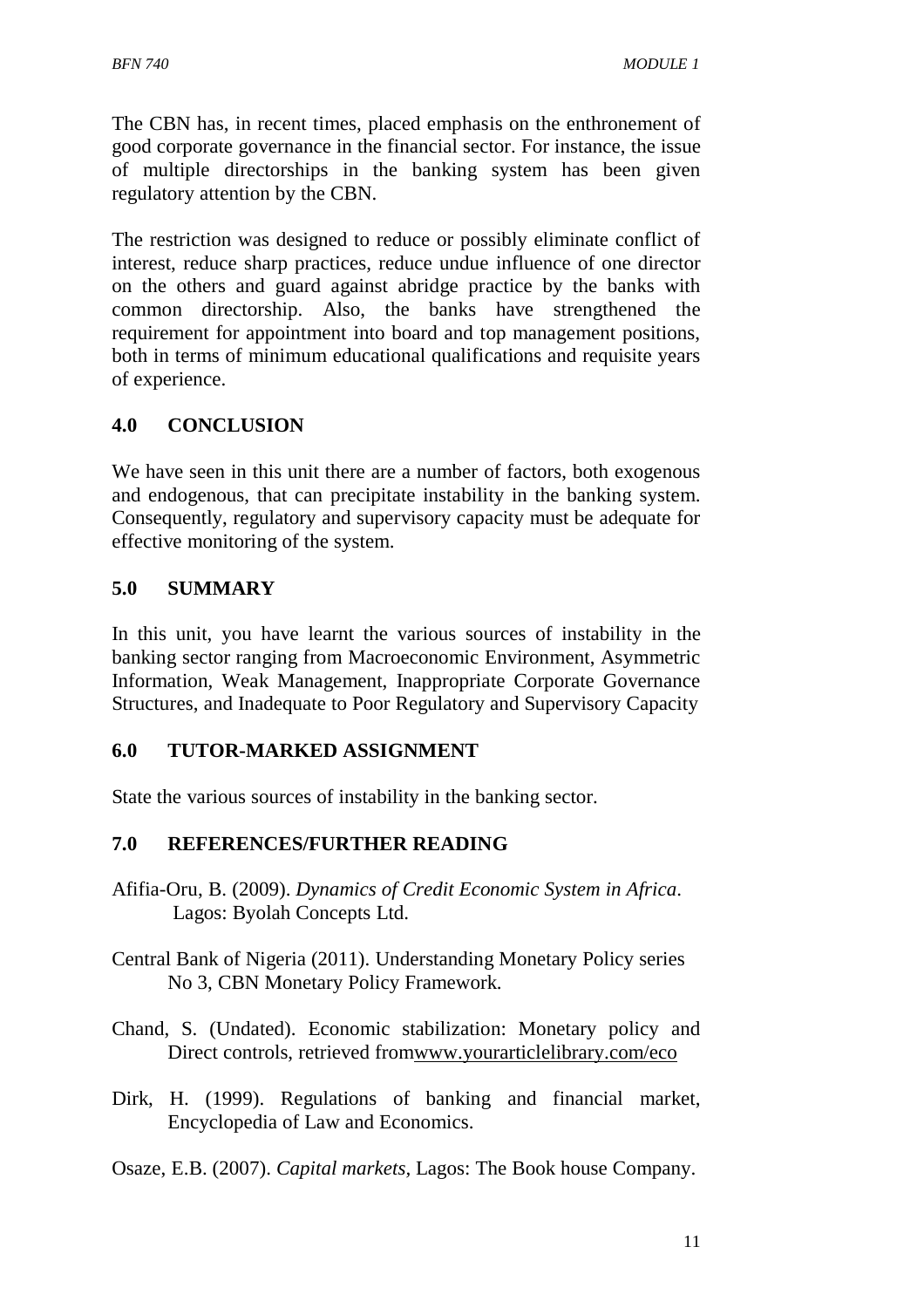The CBN has, in recent times, placed emphasis on the enthronement of good corporate governance in the financial sector. For instance, the issue of multiple directorships in the banking system has been given regulatory attention by the CBN.

The restriction was designed to reduce or possibly eliminate conflict of interest, reduce sharp practices, reduce undue influence of one director on the others and guard against abridge practice by the banks with common directorship. Also, the banks have strengthened the requirement for appointment into board and top management positions, both in terms of minimum educational qualifications and requisite years of experience.

## 4.0 CONCLUSION

We have seen in this unit there are a number of factors, both exogenous and endogenous, that can precipitate instability in the banking system. Consequently, regulatory and supervisory capacity must be adequate for effective monitoring of the system.

## 5.0 SUMMARY

In this unit, you have learnt the various sources of instability in the banking sector ranging from Macroeconomic Environment, Asymmetric Information, Weak Management, Inappropriate Corporate Governance Structures, and Inadequate to Poor Regulatory and Supervisory Capacity

## 6.0 TUTOR-MARKED ASSIGNMENT

State the various sources of instability in the banking sector.

## 7.0 REFERENCES/FURTHER READING

Afifia-Oru, B. (2009). *Dynamics of Credit Economic System in Africa*. Lagos: Byolah Concepts Ltd.

Central Bank of Nigeria (2011). Understanding Monetary Policy series No 3, CBN Monetary Policy Framework.

Chand, S. (Undated). Economic stabilization: Monetary policy and Direct controls, retrieved fromwww.yourarticlelibrary.com/eco

Dirk, H. (1999). Regulations of banking and financial market, Encyclopedia of Law and Economics.

Osaze, E.B. (2007). *Capital markets*, Lagos: The Book house Company.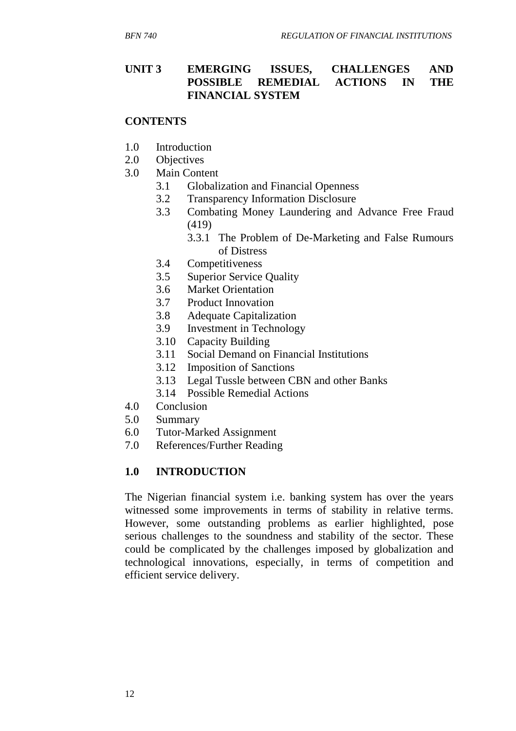## UNIT 3 EMERGING ISSUES, CHALLENGES AND POSSIBLE REMEDIAL ACTIONS IN THE FINANCIAL SYSTEM

**CONTENTS**

1.0 Introduction
2.0 Objectives
3.0 Main Content
 3.1 Globalization and Financial Openness
 3.2 Transparency Information Disclosure
 3.3 Combating Money Laundering and Advance Free Fraud (419)
  3.3.1 The Problem of De-Marketing and False Rumours of Distress
 3.4 Competitiveness
 3.5 Superior Service Quality
 3.6 Market Orientation
 3.7 Product Innovation
 3.8 Adequate Capitalization
 3.9 Investment in Technology
 3.10 Capacity Building
 3.11 Social Demand on Financial Institutions
 3.12 Imposition of Sanctions
 3.13 Legal Tussle between CBN and other Banks
 3.14 Possible Remedial Actions
4.0 Conclusion
5.0 Summary
6.0 Tutor-Marked Assignment
7.0 References/Further Reading

### 1.0 INTRODUCTION

The Nigerian financial system i.e. banking system has over the years witnessed some improvements in terms of stability in relative terms. However, some outstanding problems as earlier highlighted, pose serious challenges to the soundness and stability of the sector. These could be complicated by the challenges imposed by globalization and technological innovations, especially, in terms of competition and efficient service delivery.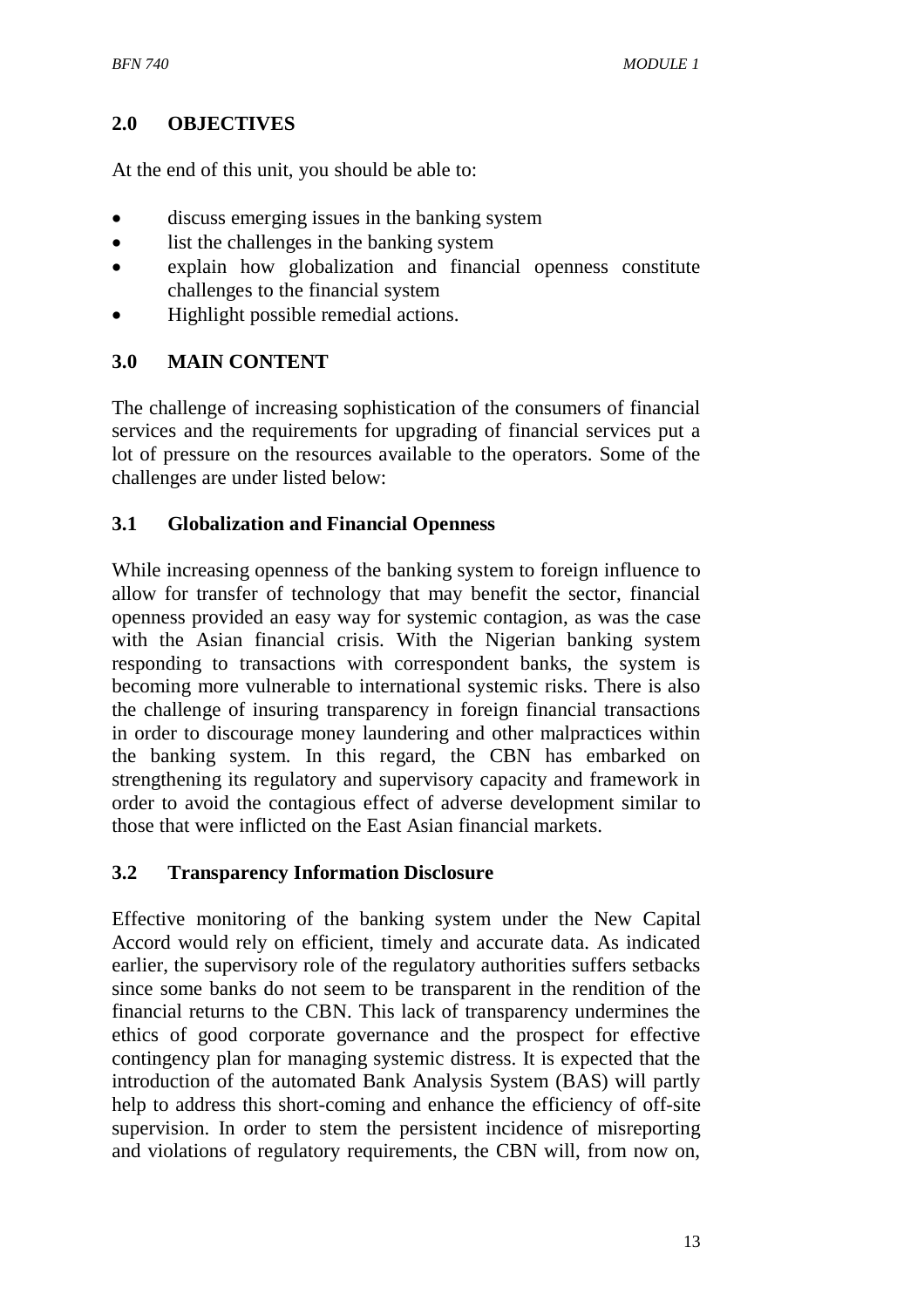## 2.0 OBJECTIVES

At the end of this unit, you should be able to:

- discuss emerging issues in the banking system
- list the challenges in the banking system
- explain how globalization and financial openness constitute challenges to the financial system
- Highlight possible remedial actions.

## 3.0 MAIN CONTENT

The challenge of increasing sophistication of the consumers of financial services and the requirements for upgrading of financial services put a lot of pressure on the resources available to the operators. Some of the challenges are under listed below:

### 3.1 Globalization and Financial Openness

While increasing openness of the banking system to foreign influence to allow for transfer of technology that may benefit the sector, financial openness provided an easy way for systemic contagion, as was the case with the Asian financial crisis. With the Nigerian banking system responding to transactions with correspondent banks, the system is becoming more vulnerable to international systemic risks. There is also the challenge of insuring transparency in foreign financial transactions in order to discourage money laundering and other malpractices within the banking system. In this regard, the CBN has embarked on strengthening its regulatory and supervisory capacity and framework in order to avoid the contagious effect of adverse development similar to those that were inflicted on the East Asian financial markets.

### 3.2 Transparency Information Disclosure

Effective monitoring of the banking system under the New Capital Accord would rely on efficient, timely and accurate data. As indicated earlier, the supervisory role of the regulatory authorities suffers setbacks since some banks do not seem to be transparent in the rendition of the financial returns to the CBN. This lack of transparency undermines the ethics of good corporate governance and the prospect for effective contingency plan for managing systemic distress. It is expected that the introduction of the automated Bank Analysis System (BAS) will partly help to address this short-coming and enhance the efficiency of off-site supervision. In order to stem the persistent incidence of misreporting and violations of regulatory requirements, the CBN will, from now on,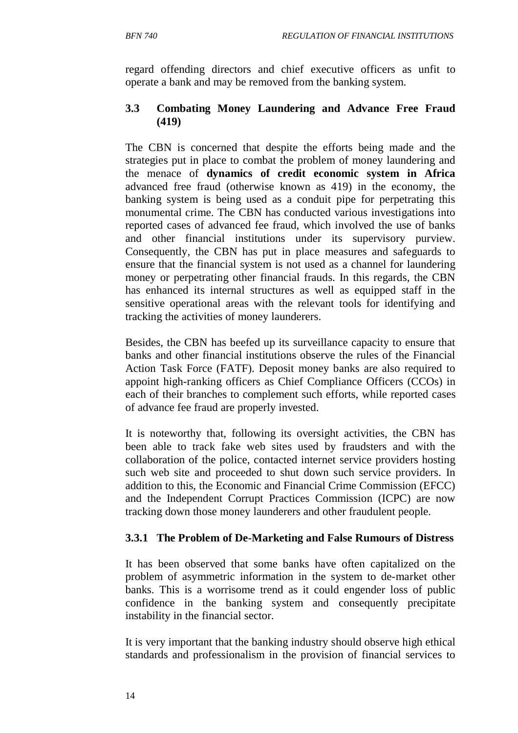regard offending directors and chief executive officers as unfit to operate a bank and may be removed from the banking system.

### 3.3 Combating Money Laundering and Advance Free Fraud (419)

The CBN is concerned that despite the efforts being made and the strategies put in place to combat the problem of money laundering and the menace of **dynamics of credit economic system in Africa** advanced free fraud (otherwise known as 419) in the economy, the banking system is being used as a conduit pipe for perpetrating this monumental crime. The CBN has conducted various investigations into reported cases of advanced fee fraud, which involved the use of banks and other financial institutions under its supervisory purview. Consequently, the CBN has put in place measures and safeguards to ensure that the financial system is not used as a channel for laundering money or perpetrating other financial frauds. In this regards, the CBN has enhanced its internal structures as well as equipped staff in the sensitive operational areas with the relevant tools for identifying and tracking the activities of money launderers.

Besides, the CBN has beefed up its surveillance capacity to ensure that banks and other financial institutions observe the rules of the Financial Action Task Force (FATF). Deposit money banks are also required to appoint high-ranking officers as Chief Compliance Officers (CCOs) in each of their branches to complement such efforts, while reported cases of advance fee fraud are properly invested.

It is noteworthy that, following its oversight activities, the CBN has been able to track fake web sites used by fraudsters and with the collaboration of the police, contacted internet service providers hosting such web site and proceeded to shut down such service providers. In addition to this, the Economic and Financial Crime Commission (EFCC) and the Independent Corrupt Practices Commission (ICPC) are now tracking down those money launderers and other fraudulent people.

#### 3.3.1 The Problem of De-Marketing and False Rumours of Distress

It has been observed that some banks have often capitalized on the problem of asymmetric information in the system to de-market other banks. This is a worrisome trend as it could engender loss of public confidence in the banking system and consequently precipitate instability in the financial sector.

It is very important that the banking industry should observe high ethical standards and professionalism in the provision of financial services to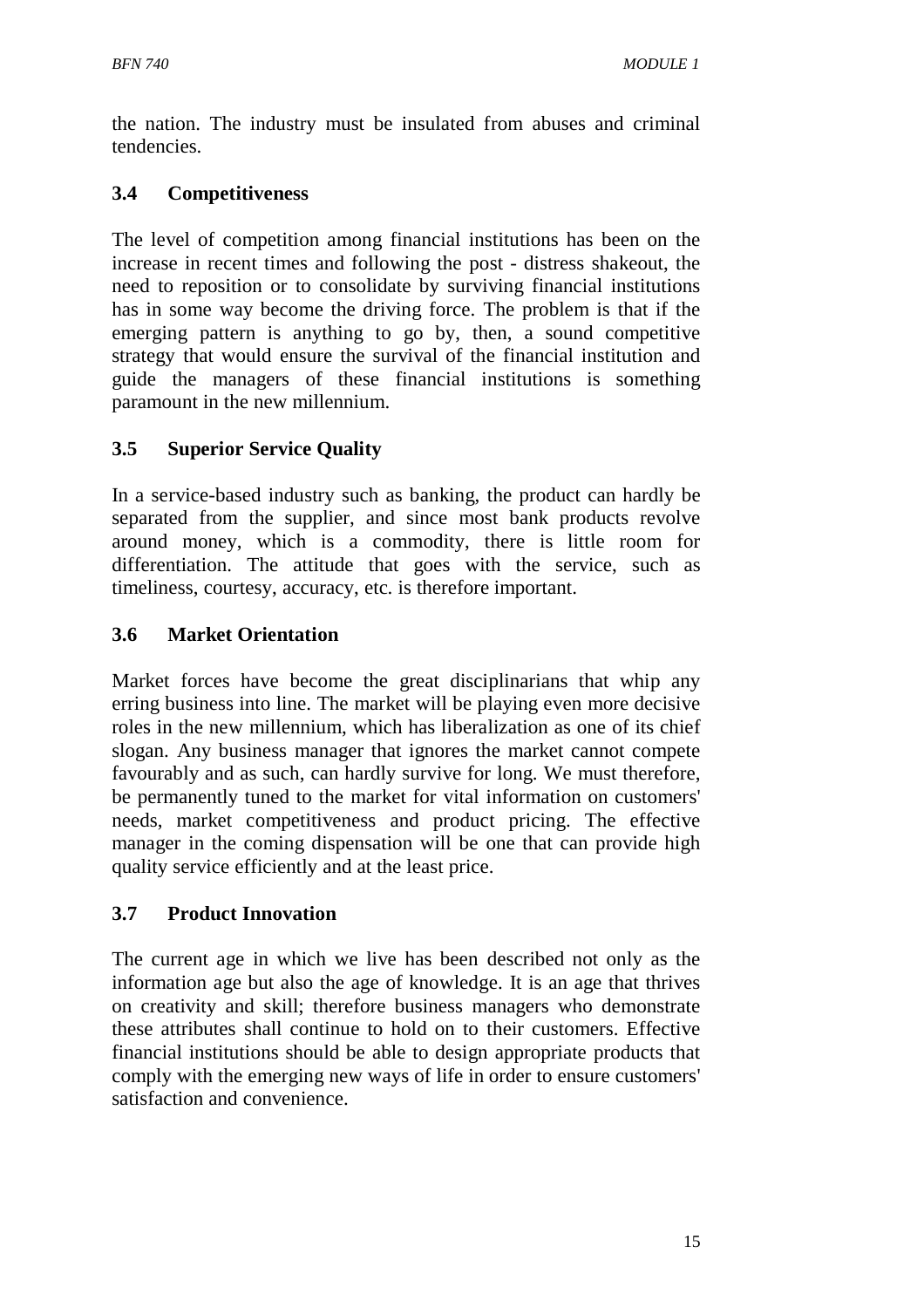the nation. The industry must be insulated from abuses and criminal tendencies.

### 3.4 Competitiveness

The level of competition among financial institutions has been on the increase in recent times and following the post - distress shakeout, the need to reposition or to consolidate by surviving financial institutions has in some way become the driving force. The problem is that if the emerging pattern is anything to go by, then, a sound competitive strategy that would ensure the survival of the financial institution and guide the managers of these financial institutions is something paramount in the new millennium.

### 3.5 Superior Service Quality

In a service-based industry such as banking, the product can hardly be separated from the supplier, and since most bank products revolve around money, which is a commodity, there is little room for differentiation. The attitude that goes with the service, such as timeliness, courtesy, accuracy, etc. is therefore important.

### 3.6 Market Orientation

Market forces have become the great disciplinarians that whip any erring business into line. The market will be playing even more decisive roles in the new millennium, which has liberalization as one of its chief slogan. Any business manager that ignores the market cannot compete favourably and as such, can hardly survive for long. We must therefore, be permanently tuned to the market for vital information on customers' needs, market competitiveness and product pricing. The effective manager in the coming dispensation will be one that can provide high quality service efficiently and at the least price.

### 3.7 Product Innovation

The current age in which we live has been described not only as the information age but also the age of knowledge. It is an age that thrives on creativity and skill; therefore business managers who demonstrate these attributes shall continue to hold on to their customers. Effective financial institutions should be able to design appropriate products that comply with the emerging new ways of life in order to ensure customers' satisfaction and convenience.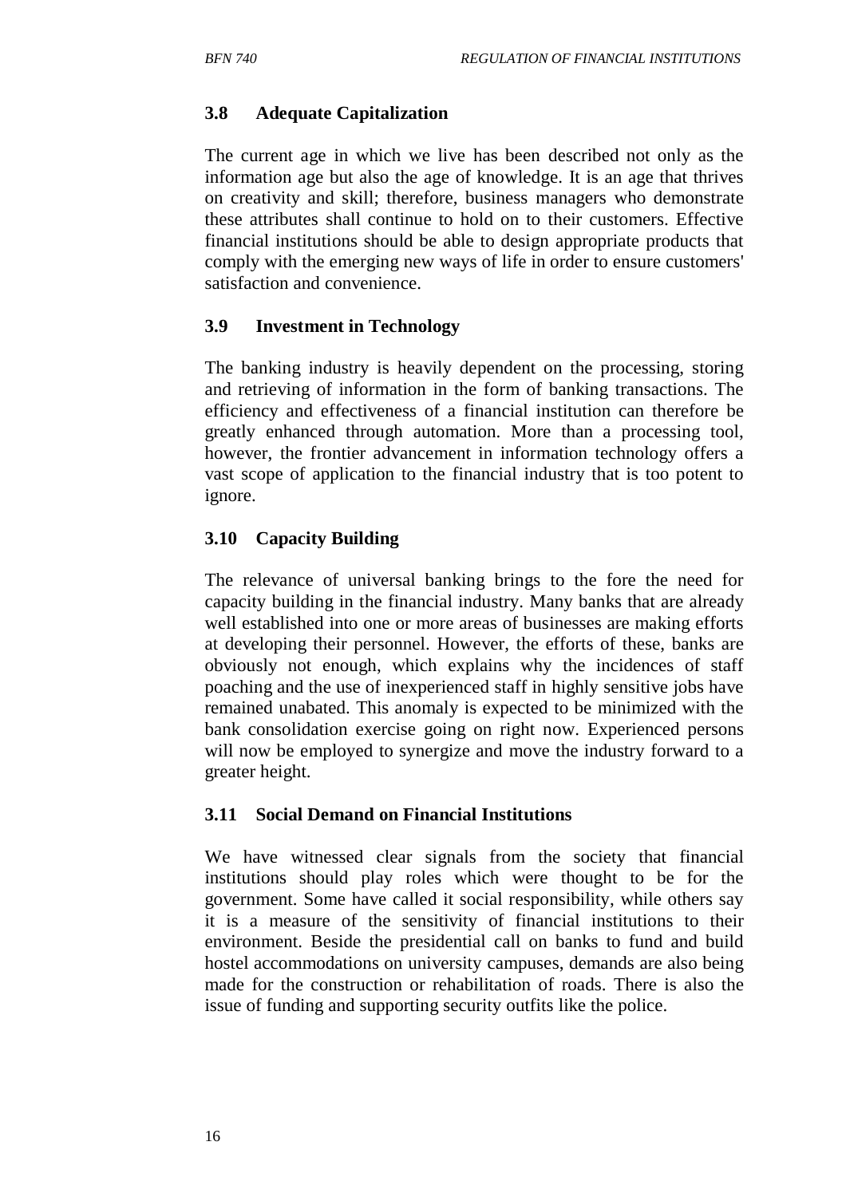### 3.8 Adequate Capitalization

The current age in which we live has been described not only as the information age but also the age of knowledge. It is an age that thrives on creativity and skill; therefore, business managers who demonstrate these attributes shall continue to hold on to their customers. Effective financial institutions should be able to design appropriate products that comply with the emerging new ways of life in order to ensure customers' satisfaction and convenience.

### 3.9 Investment in Technology

The banking industry is heavily dependent on the processing, storing and retrieving of information in the form of banking transactions. The efficiency and effectiveness of a financial institution can therefore be greatly enhanced through automation. More than a processing tool, however, the frontier advancement in information technology offers a vast scope of application to the financial industry that is too potent to ignore.

### 3.10 Capacity Building

The relevance of universal banking brings to the fore the need for capacity building in the financial industry. Many banks that are already well established into one or more areas of businesses are making efforts at developing their personnel. However, the efforts of these, banks are obviously not enough, which explains why the incidences of staff poaching and the use of inexperienced staff in highly sensitive jobs have remained unabated. This anomaly is expected to be minimized with the bank consolidation exercise going on right now. Experienced persons will now be employed to synergize and move the industry forward to a greater height.

### 3.11 Social Demand on Financial Institutions

We have witnessed clear signals from the society that financial institutions should play roles which were thought to be for the government. Some have called it social responsibility, while others say it is a measure of the sensitivity of financial institutions to their environment. Beside the presidential call on banks to fund and build hostel accommodations on university campuses, demands are also being made for the construction or rehabilitation of roads. There is also the issue of funding and supporting security outfits like the police.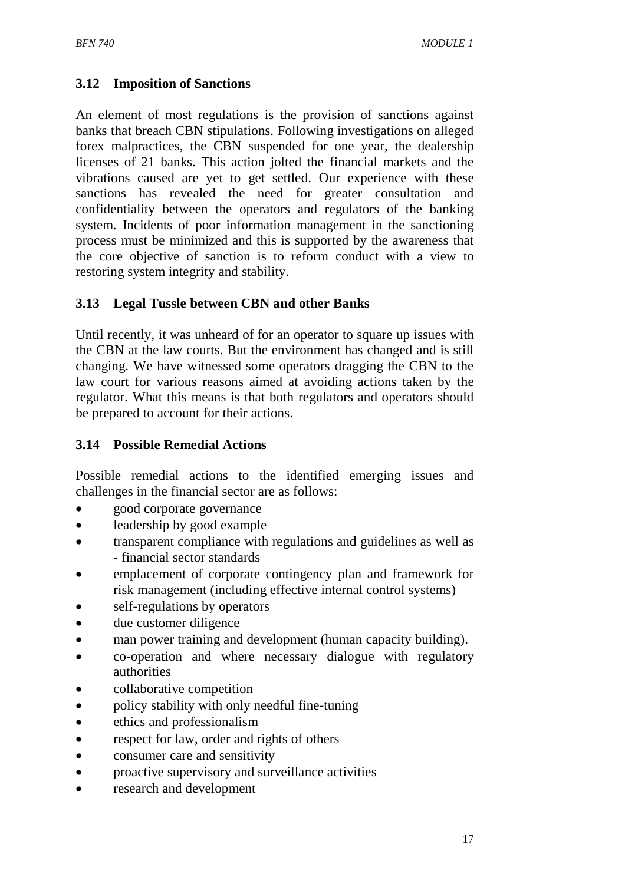### 3.12 Imposition of Sanctions

An element of most regulations is the provision of sanctions against banks that breach CBN stipulations. Following investigations on alleged forex malpractices, the CBN suspended for one year, the dealership licenses of 21 banks. This action jolted the financial markets and the vibrations caused are yet to get settled. Our experience with these sanctions has revealed the need for greater consultation and confidentiality between the operators and regulators of the banking system. Incidents of poor information management in the sanctioning process must be minimized and this is supported by the awareness that the core objective of sanction is to reform conduct with a view to restoring system integrity and stability.

### 3.13 Legal Tussle between CBN and other Banks

Until recently, it was unheard of for an operator to square up issues with the CBN at the law courts. But the environment has changed and is still changing. We have witnessed some operators dragging the CBN to the law court for various reasons aimed at avoiding actions taken by the regulator. What this means is that both regulators and operators should be prepared to account for their actions.

### 3.14 Possible Remedial Actions

Possible remedial actions to the identified emerging issues and challenges in the financial sector are as follows:

- good corporate governance
- leadership by good example
- transparent compliance with regulations and guidelines as well as - financial sector standards
- emplacement of corporate contingency plan and framework for risk management (including effective internal control systems)
- self-regulations by operators
- due customer diligence
- man power training and development (human capacity building).
- co-operation and where necessary dialogue with regulatory authorities
- collaborative competition
- policy stability with only needful fine-tuning
- ethics and professionalism
- respect for law, order and rights of others
- consumer care and sensitivity
- proactive supervisory and surveillance activities
- research and development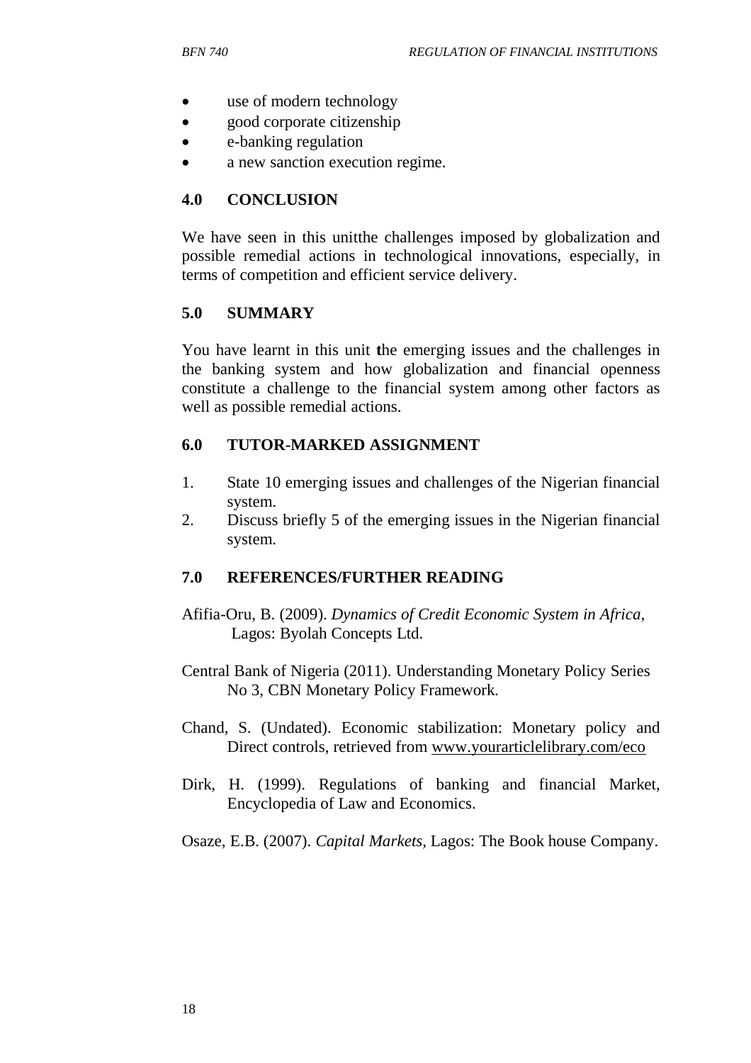- use of modern technology
- good corporate citizenship
- e-banking regulation
- a new sanction execution regime.

## 4.0 CONCLUSION

We have seen in this unitthe challenges imposed by globalization and possible remedial actions in technological innovations, especially, in terms of competition and efficient service delivery.

## 5.0 SUMMARY

You have learnt in this unit the emerging issues and the challenges in the banking system and how globalization and financial openness constitute a challenge to the financial system among other factors as well as possible remedial actions.

## 6.0 TUTOR-MARKED ASSIGNMENT

1. State 10 emerging issues and challenges of the Nigerian financial system.
2. Discuss briefly 5 of the emerging issues in the Nigerian financial system.

## 7.0 REFERENCES/FURTHER READING

Afifia-Oru, B. (2009). *Dynamics of Credit Economic System in Africa*, Lagos: Byolah Concepts Ltd.

Central Bank of Nigeria (2011). Understanding Monetary Policy Series No 3, CBN Monetary Policy Framework.

Chand, S. (Undated). Economic stabilization: Monetary policy and Direct controls, retrieved from www.yourarticlelibrary.com/eco

Dirk, H. (1999). Regulations of banking and financial Market, Encyclopedia of Law and Economics.

Osaze, E.B. (2007). *Capital Markets*, Lagos: The Book house Company.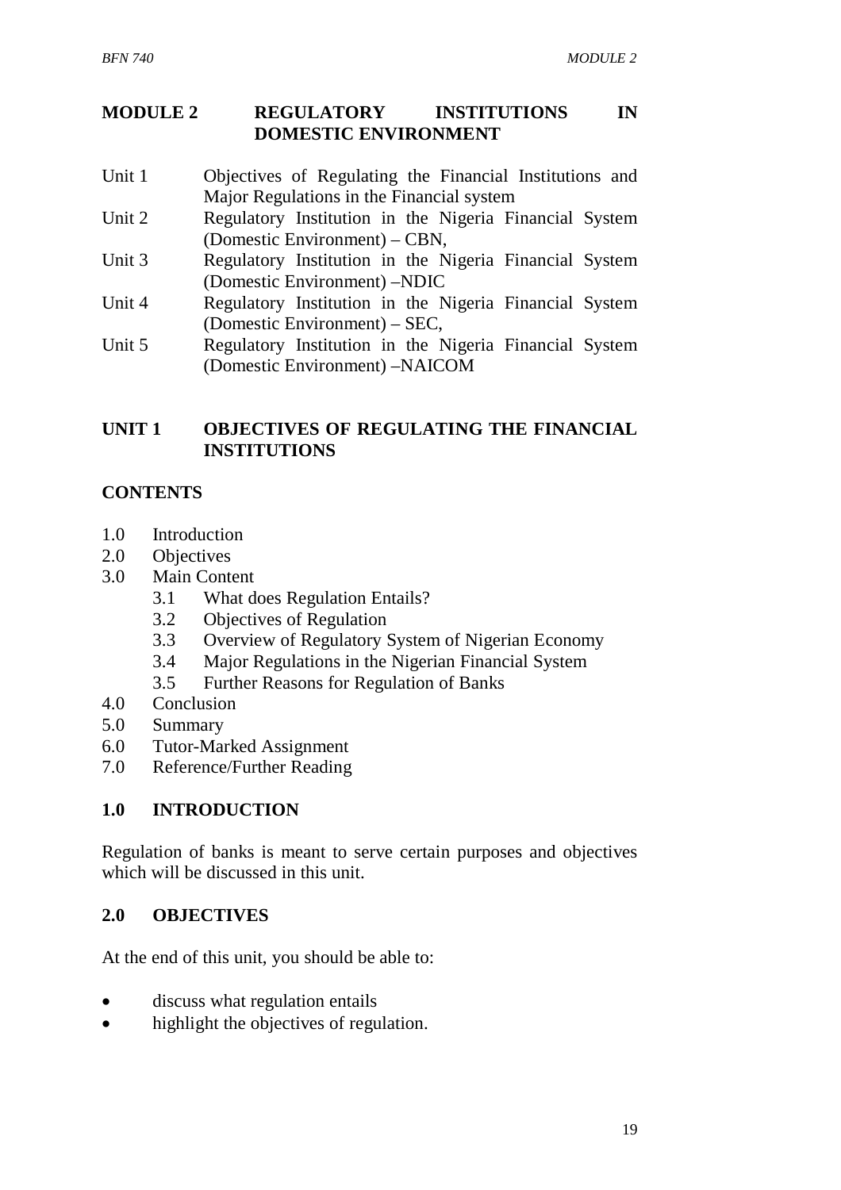## MODULE 2 REGULATORY INSTITUTIONS IN DOMESTIC ENVIRONMENT

| | |
|---|---|
| Unit 1 | Objectives of Regulating the Financial Institutions and Major Regulations in the Financial system |
| Unit 2 | Regulatory Institution in the Nigeria Financial System (Domestic Environment) – CBN, |
| Unit 3 | Regulatory Institution in the Nigeria Financial System (Domestic Environment) –NDIC |
| Unit 4 | Regulatory Institution in the Nigeria Financial System (Domestic Environment) – SEC, |
| Unit 5 | Regulatory Institution in the Nigeria Financial System (Domestic Environment) –NAICOM |

## UNIT 1 OBJECTIVES OF REGULATING THE FINANCIAL INSTITUTIONS

### CONTENTS

1.0 Introduction
2.0 Objectives
3.0 Main Content
  3.1 What does Regulation Entails?
  3.2 Objectives of Regulation
  3.3 Overview of Regulatory System of Nigerian Economy
  3.4 Major Regulations in the Nigerian Financial System
  3.5 Further Reasons for Regulation of Banks
4.0 Conclusion
5.0 Summary
6.0 Tutor-Marked Assignment
7.0 Reference/Further Reading

### 1.0 INTRODUCTION

Regulation of banks is meant to serve certain purposes and objectives which will be discussed in this unit.

### 2.0 OBJECTIVES

At the end of this unit, you should be able to:

- discuss what regulation entails
- highlight the objectives of regulation.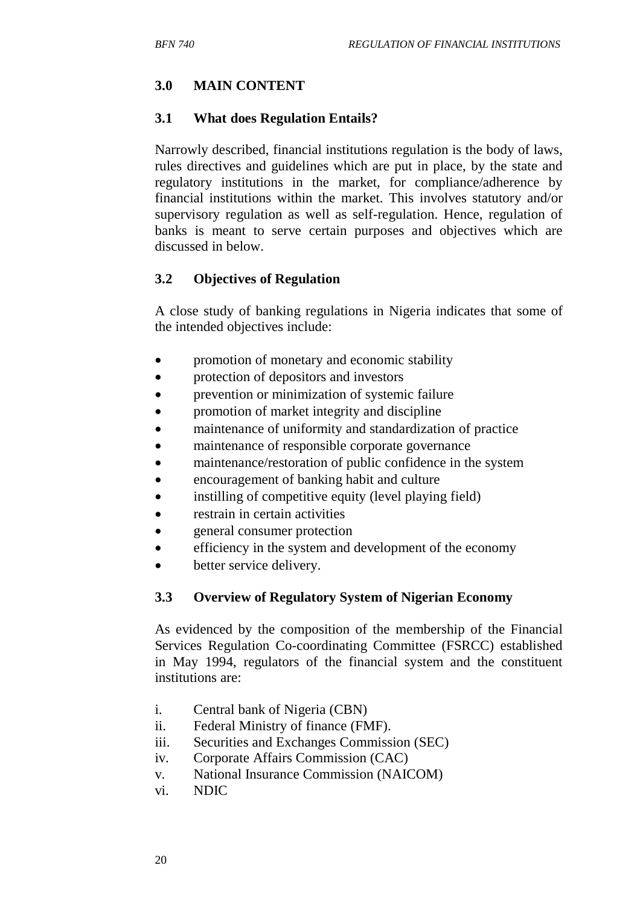## 3.0 MAIN CONTENT

### 3.1 What does Regulation Entails?

Narrowly described, financial institutions regulation is the body of laws, rules directives and guidelines which are put in place, by the state and regulatory institutions in the market, for compliance/adherence by financial institutions within the market. This involves statutory and/or supervisory regulation as well as self-regulation. Hence, regulation of banks is meant to serve certain purposes and objectives which are discussed in below.

### 3.2 Objectives of Regulation

A close study of banking regulations in Nigeria indicates that some of the intended objectives include:

- promotion of monetary and economic stability
- protection of depositors and investors
- prevention or minimization of systemic failure
- promotion of market integrity and discipline
- maintenance of uniformity and standardization of practice
- maintenance of responsible corporate governance
- maintenance/restoration of public confidence in the system
- encouragement of banking habit and culture
- instilling of competitive equity (level playing field)
- restrain in certain activities
- general consumer protection
- efficiency in the system and development of the economy
- better service delivery.

### 3.3 Overview of Regulatory System of Nigerian Economy

As evidenced by the composition of the membership of the Financial Services Regulation Co-coordinating Committee (FSRCC) established in May 1994, regulators of the financial system and the constituent institutions are:

i. Central bank of Nigeria (CBN)
ii. Federal Ministry of finance (FMF).
iii. Securities and Exchanges Commission (SEC)
iv. Corporate Affairs Commission (CAC)
v. National Insurance Commission (NAICOM)
vi. NDIC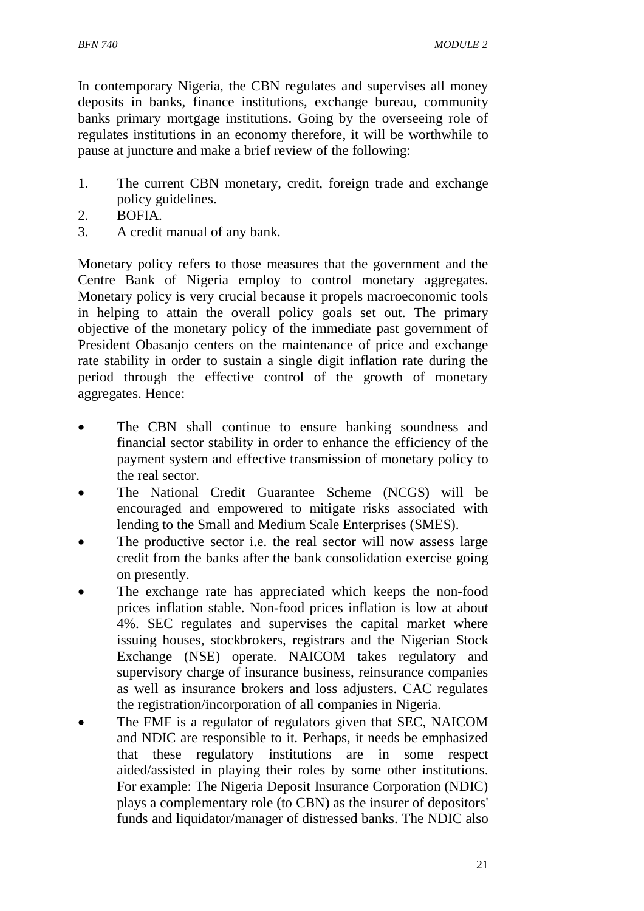In contemporary Nigeria, the CBN regulates and supervises all money deposits in banks, finance institutions, exchange bureau, community banks primary mortgage institutions. Going by the overseeing role of regulates institutions in an economy therefore, it will be worthwhile to pause at juncture and make a brief review of the following:

1. The current CBN monetary, credit, foreign trade and exchange policy guidelines.
2. BOFIA.
3. A credit manual of any bank.

Monetary policy refers to those measures that the government and the Centre Bank of Nigeria employ to control monetary aggregates. Monetary policy is very crucial because it propels macroeconomic tools in helping to attain the overall policy goals set out. The primary objective of the monetary policy of the immediate past government of President Obasanjo centers on the maintenance of price and exchange rate stability in order to sustain a single digit inflation rate during the period through the effective control of the growth of monetary aggregates. Hence:

- The CBN shall continue to ensure banking soundness and financial sector stability in order to enhance the efficiency of the payment system and effective transmission of monetary policy to the real sector.
- The National Credit Guarantee Scheme (NCGS) will be encouraged and empowered to mitigate risks associated with lending to the Small and Medium Scale Enterprises (SMES).
- The productive sector i.e. the real sector will now assess large credit from the banks after the bank consolidation exercise going on presently.
- The exchange rate has appreciated which keeps the non-food prices inflation stable. Non-food prices inflation is low at about 4%. SEC regulates and supervises the capital market where issuing houses, stockbrokers, registrars and the Nigerian Stock Exchange (NSE) operate. NAICOM takes regulatory and supervisory charge of insurance business, reinsurance companies as well as insurance brokers and loss adjusters. CAC regulates the registration/incorporation of all companies in Nigeria.
- The FMF is a regulator of regulators given that SEC, NAICOM and NDIC are responsible to it. Perhaps, it needs be emphasized that these regulatory institutions are in some respect aided/assisted in playing their roles by some other institutions. For example: The Nigeria Deposit Insurance Corporation (NDIC) plays a complementary role (to CBN) as the insurer of depositors' funds and liquidator/manager of distressed banks. The NDIC also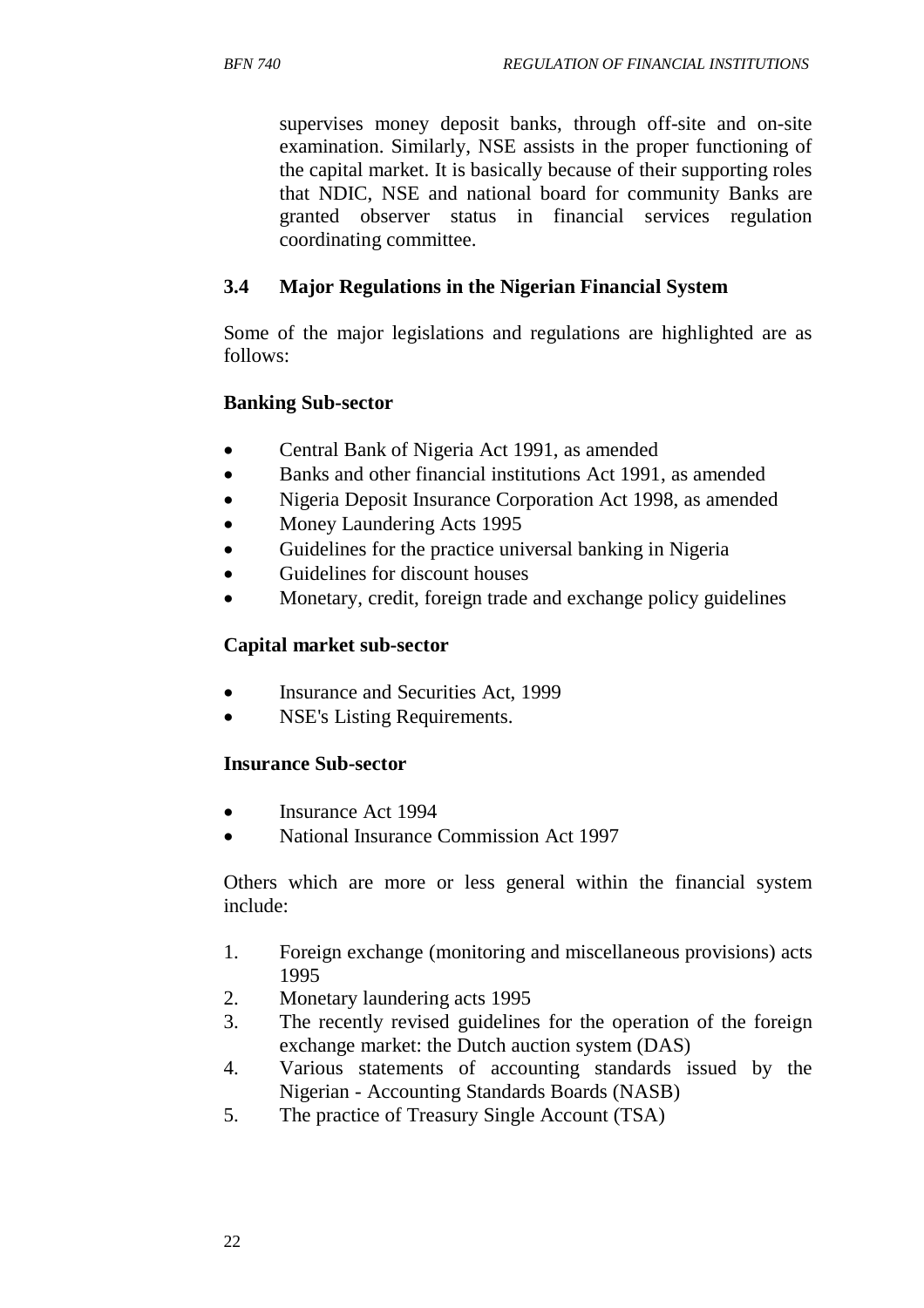supervises money deposit banks, through off-site and on-site examination. Similarly, NSE assists in the proper functioning of the capital market. It is basically because of their supporting roles that NDIC, NSE and national board for community Banks are granted observer status in financial services regulation coordinating committee.

### 3.4 Major Regulations in the Nigerian Financial System

Some of the major legislations and regulations are highlighted are as follows:

**Banking Sub-sector**

- Central Bank of Nigeria Act 1991, as amended
- Banks and other financial institutions Act 1991, as amended
- Nigeria Deposit Insurance Corporation Act 1998, as amended
- Money Laundering Acts 1995
- Guidelines for the practice universal banking in Nigeria
- Guidelines for discount houses
- Monetary, credit, foreign trade and exchange policy guidelines

**Capital market sub-sector**

- Insurance and Securities Act, 1999
- NSE's Listing Requirements.

**Insurance Sub-sector**

- Insurance Act 1994
- National Insurance Commission Act 1997

Others which are more or less general within the financial system include:

1. Foreign exchange (monitoring and miscellaneous provisions) acts 1995
2. Monetary laundering acts 1995
3. The recently revised guidelines for the operation of the foreign exchange market: the Dutch auction system (DAS)
4. Various statements of accounting standards issued by the Nigerian - Accounting Standards Boards (NASB)
5. The practice of Treasury Single Account (TSA)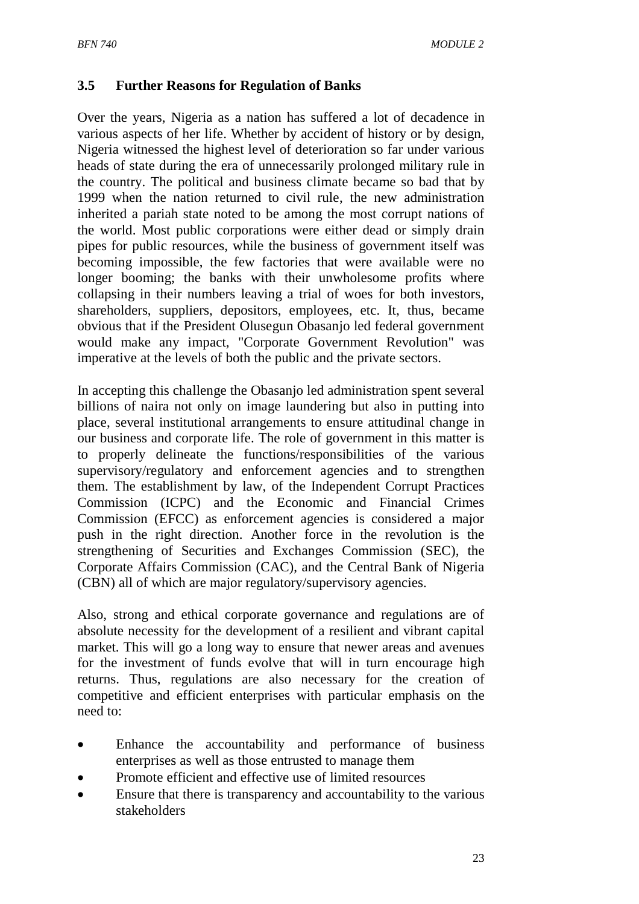### 3.5 Further Reasons for Regulation of Banks

Over the years, Nigeria as a nation has suffered a lot of decadence in various aspects of her life. Whether by accident of history or by design, Nigeria witnessed the highest level of deterioration so far under various heads of state during the era of unnecessarily prolonged military rule in the country. The political and business climate became so bad that by 1999 when the nation returned to civil rule, the new administration inherited a pariah state noted to be among the most corrupt nations of the world. Most public corporations were either dead or simply drain pipes for public resources, while the business of government itself was becoming impossible, the few factories that were available were no longer booming; the banks with their unwholesome profits where collapsing in their numbers leaving a trial of woes for both investors, shareholders, suppliers, depositors, employees, etc. It, thus, became obvious that if the President Olusegun Obasanjo led federal government would make any impact, "Corporate Government Revolution" was imperative at the levels of both the public and the private sectors.

In accepting this challenge the Obasanjo led administration spent several billions of naira not only on image laundering but also in putting into place, several institutional arrangements to ensure attitudinal change in our business and corporate life. The role of government in this matter is to properly delineate the functions/responsibilities of the various supervisory/regulatory and enforcement agencies and to strengthen them. The establishment by law, of the Independent Corrupt Practices Commission (ICPC) and the Economic and Financial Crimes Commission (EFCC) as enforcement agencies is considered a major push in the right direction. Another force in the revolution is the strengthening of Securities and Exchanges Commission (SEC), the Corporate Affairs Commission (CAC), and the Central Bank of Nigeria (CBN) all of which are major regulatory/supervisory agencies.

Also, strong and ethical corporate governance and regulations are of absolute necessity for the development of a resilient and vibrant capital market. This will go a long way to ensure that newer areas and avenues for the investment of funds evolve that will in turn encourage high returns. Thus, regulations are also necessary for the creation of competitive and efficient enterprises with particular emphasis on the need to:

- Enhance the accountability and performance of business enterprises as well as those entrusted to manage them
- Promote efficient and effective use of limited resources
- Ensure that there is transparency and accountability to the various stakeholders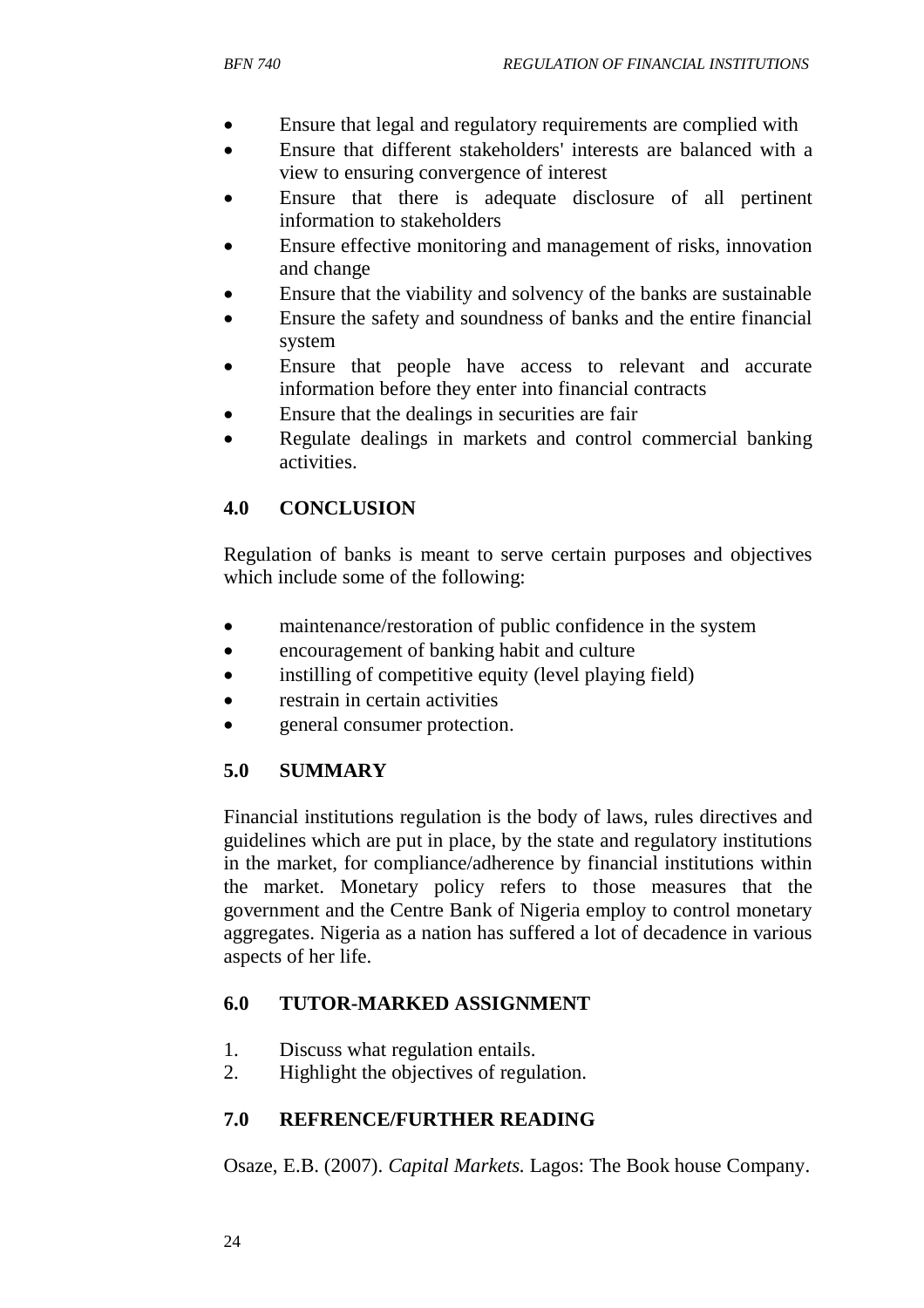- Ensure that legal and regulatory requirements are complied with
- Ensure that different stakeholders' interests are balanced with a view to ensuring convergence of interest
- Ensure that there is adequate disclosure of all pertinent information to stakeholders
- Ensure effective monitoring and management of risks, innovation and change
- Ensure that the viability and solvency of the banks are sustainable
- Ensure the safety and soundness of banks and the entire financial system
- Ensure that people have access to relevant and accurate information before they enter into financial contracts
- Ensure that the dealings in securities are fair
- Regulate dealings in markets and control commercial banking activities.

## 4.0 CONCLUSION

Regulation of banks is meant to serve certain purposes and objectives which include some of the following:

- maintenance/restoration of public confidence in the system
- encouragement of banking habit and culture
- instilling of competitive equity (level playing field)
- restrain in certain activities
- general consumer protection.

## 5.0 SUMMARY

Financial institutions regulation is the body of laws, rules directives and guidelines which are put in place, by the state and regulatory institutions in the market, for compliance/adherence by financial institutions within the market. Monetary policy refers to those measures that the government and the Centre Bank of Nigeria employ to control monetary aggregates. Nigeria as a nation has suffered a lot of decadence in various aspects of her life.

## 6.0 TUTOR-MARKED ASSIGNMENT

1. Discuss what regulation entails.
2. Highlight the objectives of regulation.

## 7.0 REFRENCE/FURTHER READING

Osaze, E.B. (2007). *Capital Markets.* Lagos: The Book house Company.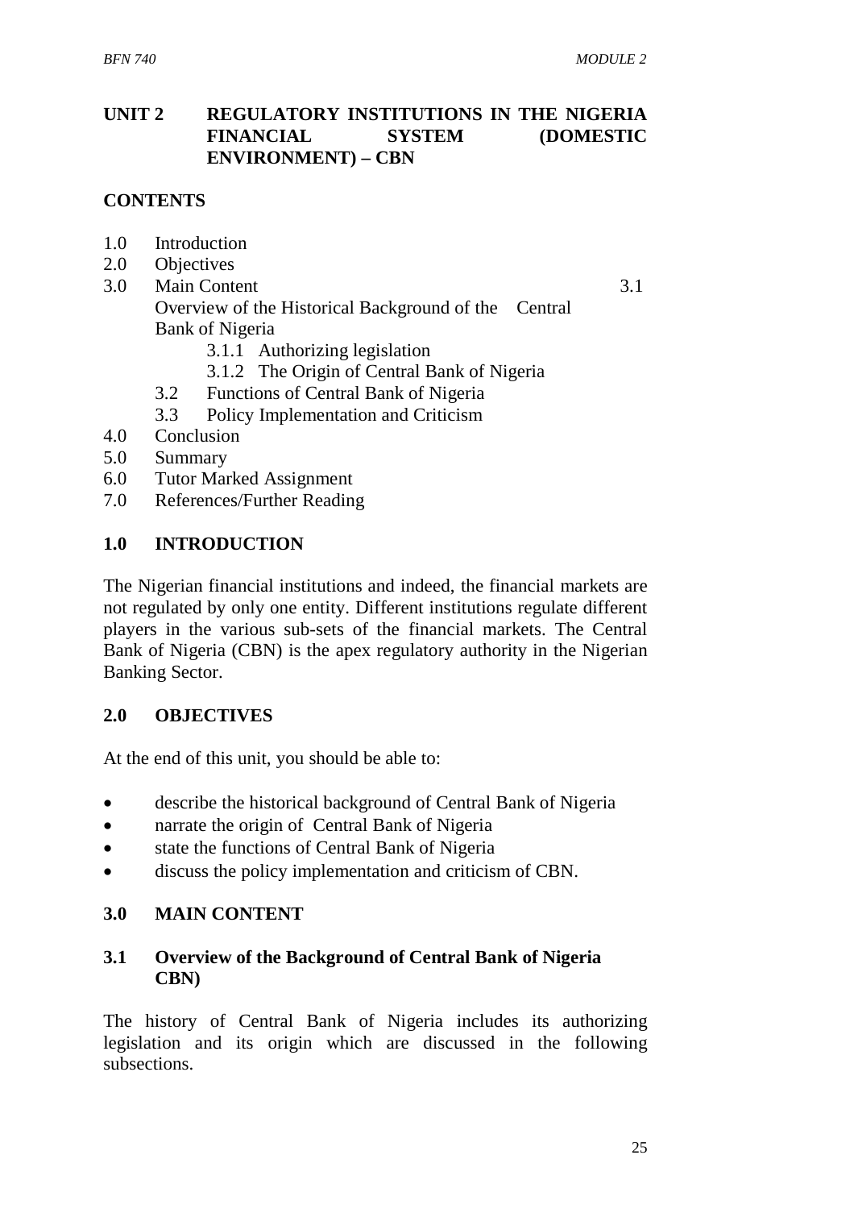## UNIT 2 REGULATORY INSTITUTIONS IN THE NIGERIA FINANCIAL SYSTEM (DOMESTIC ENVIRONMENT) – CBN

### CONTENTS

- 1.0 Introduction
- 2.0 Objectives
- 3.0 Main Content
  - 3.1 Overview of the Historical Background of the Central Bank of Nigeria
    - 3.1.1 Authorizing legislation
    - 3.1.2 The Origin of Central Bank of Nigeria
  - 3.2 Functions of Central Bank of Nigeria
  - 3.3 Policy Implementation and Criticism
- 4.0 Conclusion
- 5.0 Summary
- 6.0 Tutor Marked Assignment
- 7.0 References/Further Reading

### 1.0 INTRODUCTION

The Nigerian financial institutions and indeed, the financial markets are not regulated by only one entity. Different institutions regulate different players in the various sub-sets of the financial markets. The Central Bank of Nigeria (CBN) is the apex regulatory authority in the Nigerian Banking Sector.

### 2.0 OBJECTIVES

At the end of this unit, you should be able to:

- describe the historical background of Central Bank of Nigeria
- narrate the origin of Central Bank of Nigeria
- state the functions of Central Bank of Nigeria
- discuss the policy implementation and criticism of CBN.

### 3.0 MAIN CONTENT

#### 3.1 Overview of the Background of Central Bank of Nigeria CBN)

The history of Central Bank of Nigeria includes its authorizing legislation and its origin which are discussed in the following subsections.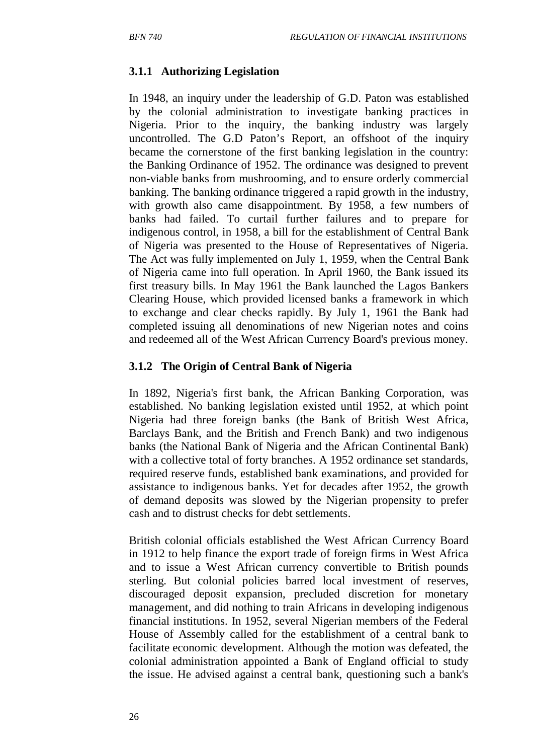### 3.1.1 Authorizing Legislation

In 1948, an inquiry under the leadership of G.D. Paton was established by the colonial administration to investigate banking practices in Nigeria. Prior to the inquiry, the banking industry was largely uncontrolled. The G.D Paton's Report, an offshoot of the inquiry became the cornerstone of the first banking legislation in the country: the Banking Ordinance of 1952. The ordinance was designed to prevent non-viable banks from mushrooming, and to ensure orderly commercial banking. The banking ordinance triggered a rapid growth in the industry, with growth also came disappointment. By 1958, a few numbers of banks had failed. To curtail further failures and to prepare for indigenous control, in 1958, a bill for the establishment of Central Bank of Nigeria was presented to the House of Representatives of Nigeria. The Act was fully implemented on July 1, 1959, when the Central Bank of Nigeria came into full operation. In April 1960, the Bank issued its first treasury bills. In May 1961 the Bank launched the Lagos Bankers Clearing House, which provided licensed banks a framework in which to exchange and clear checks rapidly. By July 1, 1961 the Bank had completed issuing all denominations of new Nigerian notes and coins and redeemed all of the West African Currency Board's previous money.

### 3.1.2 The Origin of Central Bank of Nigeria

In 1892, Nigeria's first bank, the African Banking Corporation, was established. No banking legislation existed until 1952, at which point Nigeria had three foreign banks (the Bank of British West Africa, Barclays Bank, and the British and French Bank) and two indigenous banks (the National Bank of Nigeria and the African Continental Bank) with a collective total of forty branches. A 1952 ordinance set standards, required reserve funds, established bank examinations, and provided for assistance to indigenous banks. Yet for decades after 1952, the growth of demand deposits was slowed by the Nigerian propensity to prefer cash and to distrust checks for debt settlements.

British colonial officials established the West African Currency Board in 1912 to help finance the export trade of foreign firms in West Africa and to issue a West African currency convertible to British pounds sterling. But colonial policies barred local investment of reserves, discouraged deposit expansion, precluded discretion for monetary management, and did nothing to train Africans in developing indigenous financial institutions. In 1952, several Nigerian members of the Federal House of Assembly called for the establishment of a central bank to facilitate economic development. Although the motion was defeated, the colonial administration appointed a Bank of England official to study the issue. He advised against a central bank, questioning such a bank's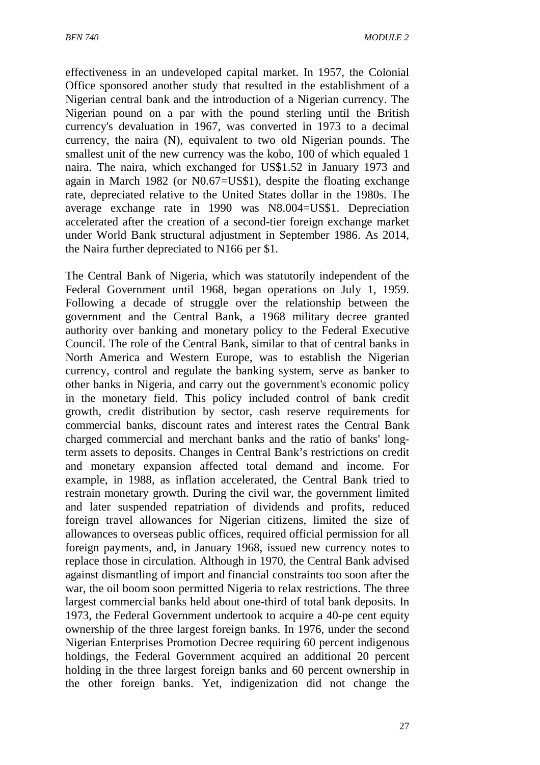effectiveness in an undeveloped capital market. In 1957, the Colonial Office sponsored another study that resulted in the establishment of a Nigerian central bank and the introduction of a Nigerian currency. The Nigerian pound on a par with the pound sterling until the British currency's devaluation in 1967, was converted in 1973 to a decimal currency, the naira (N), equivalent to two old Nigerian pounds. The smallest unit of the new currency was the kobo, 100 of which equaled 1 naira. The naira, which exchanged for US$1.52 in January 1973 and again in March 1982 (or N0.67=US$1), despite the floating exchange rate, depreciated relative to the United States dollar in the 1980s. The average exchange rate in 1990 was N8.004=US$1. Depreciation accelerated after the creation of a second-tier foreign exchange market under World Bank structural adjustment in September 1986. As 2014, the Naira further depreciated to N166 per $1.

The Central Bank of Nigeria, which was statutorily independent of the Federal Government until 1968, began operations on July 1, 1959. Following a decade of struggle over the relationship between the government and the Central Bank, a 1968 military decree granted authority over banking and monetary policy to the Federal Executive Council. The role of the Central Bank, similar to that of central banks in North America and Western Europe, was to establish the Nigerian currency, control and regulate the banking system, serve as banker to other banks in Nigeria, and carry out the government's economic policy in the monetary field. This policy included control of bank credit growth, credit distribution by sector, cash reserve requirements for commercial banks, discount rates and interest rates the Central Bank charged commercial and merchant banks and the ratio of banks' long-term assets to deposits. Changes in Central Bank's restrictions on credit and monetary expansion affected total demand and income. For example, in 1988, as inflation accelerated, the Central Bank tried to restrain monetary growth. During the civil war, the government limited and later suspended repatriation of dividends and profits, reduced foreign travel allowances for Nigerian citizens, limited the size of allowances to overseas public offices, required official permission for all foreign payments, and, in January 1968, issued new currency notes to replace those in circulation. Although in 1970, the Central Bank advised against dismantling of import and financial constraints too soon after the war, the oil boom soon permitted Nigeria to relax restrictions. The three largest commercial banks held about one-third of total bank deposits. In 1973, the Federal Government undertook to acquire a 40-pe cent equity ownership of the three largest foreign banks. In 1976, under the second Nigerian Enterprises Promotion Decree requiring 60 percent indigenous holdings, the Federal Government acquired an additional 20 percent holding in the three largest foreign banks and 60 percent ownership in the other foreign banks. Yet, indigenization did not change the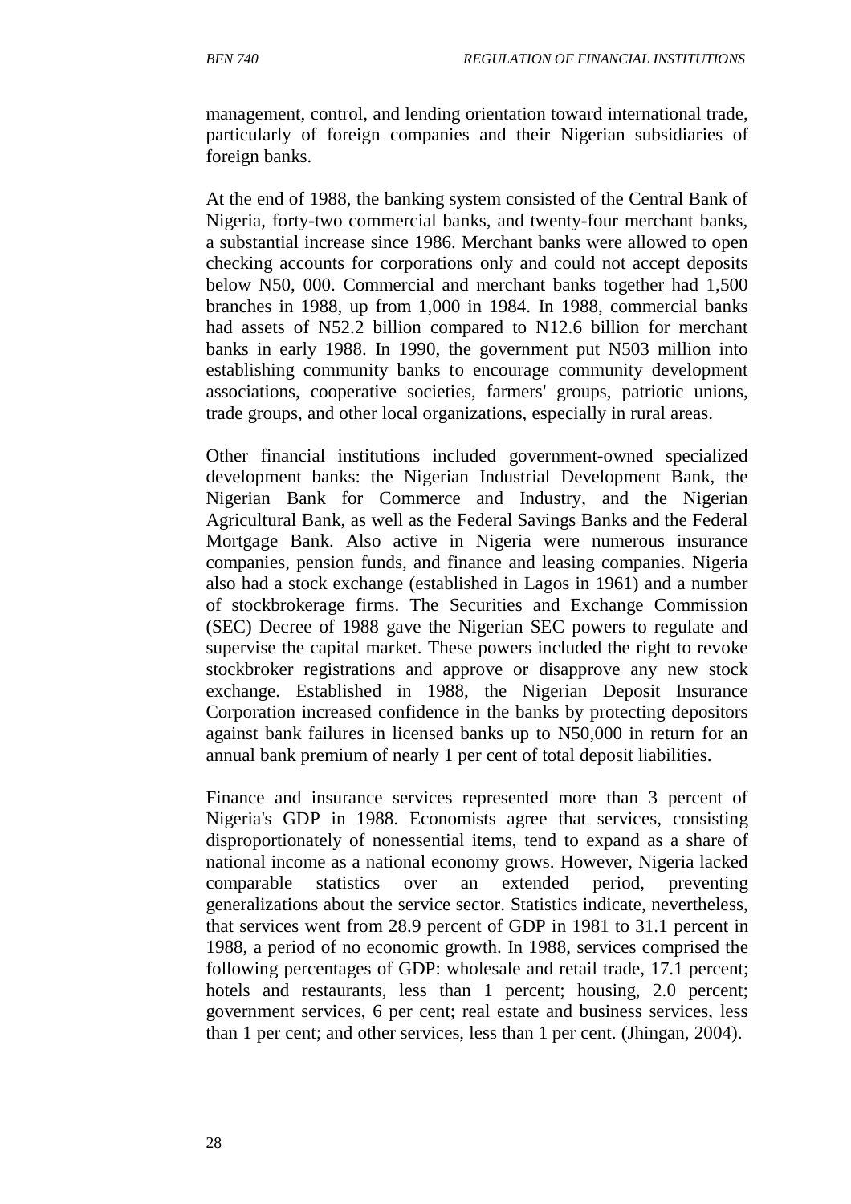management, control, and lending orientation toward international trade, particularly of foreign companies and their Nigerian subsidiaries of foreign banks.

At the end of 1988, the banking system consisted of the Central Bank of Nigeria, forty-two commercial banks, and twenty-four merchant banks, a substantial increase since 1986. Merchant banks were allowed to open checking accounts for corporations only and could not accept deposits below N50, 000. Commercial and merchant banks together had 1,500 branches in 1988, up from 1,000 in 1984. In 1988, commercial banks had assets of N52.2 billion compared to N12.6 billion for merchant banks in early 1988. In 1990, the government put N503 million into establishing community banks to encourage community development associations, cooperative societies, farmers' groups, patriotic unions, trade groups, and other local organizations, especially in rural areas.

Other financial institutions included government-owned specialized development banks: the Nigerian Industrial Development Bank, the Nigerian Bank for Commerce and Industry, and the Nigerian Agricultural Bank, as well as the Federal Savings Banks and the Federal Mortgage Bank. Also active in Nigeria were numerous insurance companies, pension funds, and finance and leasing companies. Nigeria also had a stock exchange (established in Lagos in 1961) and a number of stockbrokerage firms. The Securities and Exchange Commission (SEC) Decree of 1988 gave the Nigerian SEC powers to regulate and supervise the capital market. These powers included the right to revoke stockbroker registrations and approve or disapprove any new stock exchange. Established in 1988, the Nigerian Deposit Insurance Corporation increased confidence in the banks by protecting depositors against bank failures in licensed banks up to N50,000 in return for an annual bank premium of nearly 1 per cent of total deposit liabilities.

Finance and insurance services represented more than 3 percent of Nigeria's GDP in 1988. Economists agree that services, consisting disproportionately of nonessential items, tend to expand as a share of national income as a national economy grows. However, Nigeria lacked comparable statistics over an extended period, preventing generalizations about the service sector. Statistics indicate, nevertheless, that services went from 28.9 percent of GDP in 1981 to 31.1 percent in 1988, a period of no economic growth. In 1988, services comprised the following percentages of GDP: wholesale and retail trade, 17.1 percent; hotels and restaurants, less than 1 percent; housing, 2.0 percent; government services, 6 per cent; real estate and business services, less than 1 per cent; and other services, less than 1 per cent. (Jhingan, 2004).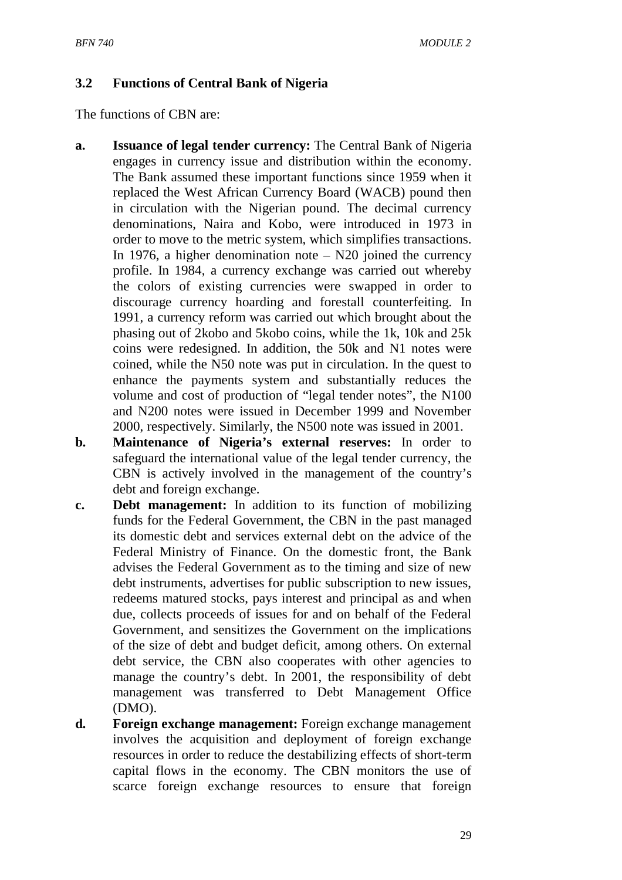### 3.2 Functions of Central Bank of Nigeria

The functions of CBN are:

a. **Issuance of legal tender currency:** The Central Bank of Nigeria engages in currency issue and distribution within the economy. The Bank assumed these important functions since 1959 when it replaced the West African Currency Board (WACB) pound then in circulation with the Nigerian pound. The decimal currency denominations, Naira and Kobo, were introduced in 1973 in order to move to the metric system, which simplifies transactions. In 1976, a higher denomination note – N20 joined the currency profile. In 1984, a currency exchange was carried out whereby the colors of existing currencies were swapped in order to discourage currency hoarding and forestall counterfeiting. In 1991, a currency reform was carried out which brought about the phasing out of 2kobo and 5kobo coins, while the 1k, 10k and 25k coins were redesigned. In addition, the 50k and N1 notes were coined, while the N50 note was put in circulation. In the quest to enhance the payments system and substantially reduces the volume and cost of production of "legal tender notes", the N100 and N200 notes were issued in December 1999 and November 2000, respectively. Similarly, the N500 note was issued in 2001.

b. **Maintenance of Nigeria's external reserves:** In order to safeguard the international value of the legal tender currency, the CBN is actively involved in the management of the country's debt and foreign exchange.

c. **Debt management:** In addition to its function of mobilizing funds for the Federal Government, the CBN in the past managed its domestic debt and services external debt on the advice of the Federal Ministry of Finance. On the domestic front, the Bank advises the Federal Government as to the timing and size of new debt instruments, advertises for public subscription to new issues, redeems matured stocks, pays interest and principal as and when due, collects proceeds of issues for and on behalf of the Federal Government, and sensitizes the Government on the implications of the size of debt and budget deficit, among others. On external debt service, the CBN also cooperates with other agencies to manage the country's debt. In 2001, the responsibility of debt management was transferred to Debt Management Office (DMO).

d. **Foreign exchange management:** Foreign exchange management involves the acquisition and deployment of foreign exchange resources in order to reduce the destabilizing effects of short-term capital flows in the economy. The CBN monitors the use of scarce foreign exchange resources to ensure that foreign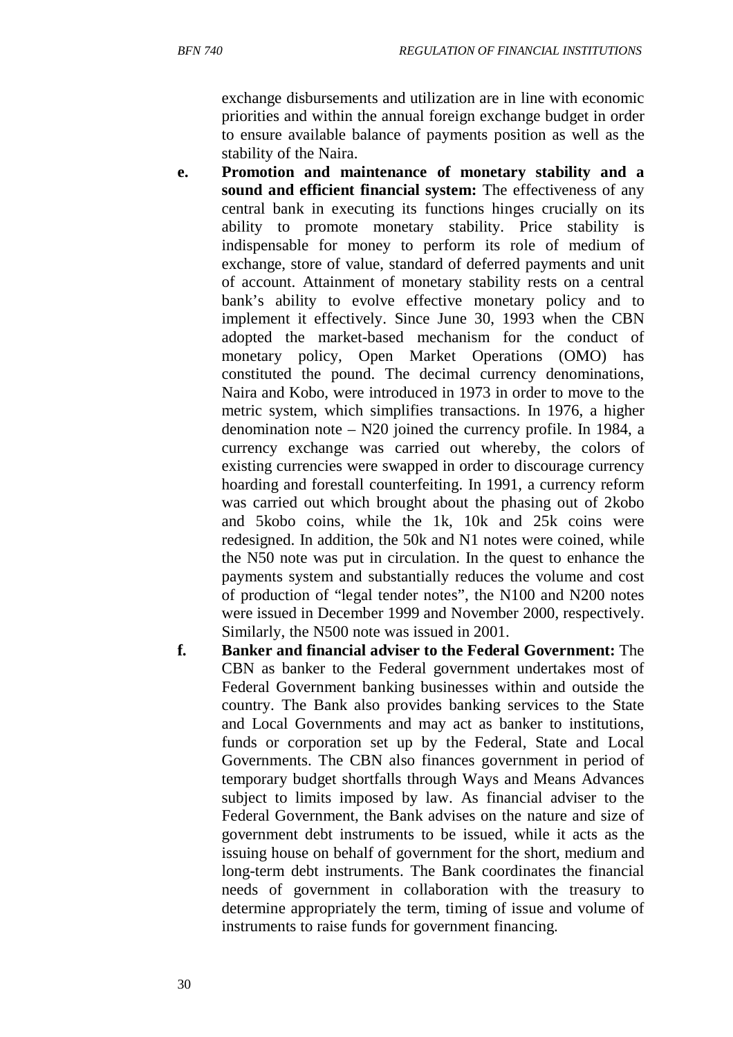exchange disbursements and utilization are in line with economic priorities and within the annual foreign exchange budget in order to ensure available balance of payments position as well as the stability of the Naira.

e. **Promotion and maintenance of monetary stability and a sound and efficient financial system:** The effectiveness of any central bank in executing its functions hinges crucially on its ability to promote monetary stability. Price stability is indispensable for money to perform its role of medium of exchange, store of value, standard of deferred payments and unit of account. Attainment of monetary stability rests on a central bank's ability to evolve effective monetary policy and to implement it effectively. Since June 30, 1993 when the CBN adopted the market-based mechanism for the conduct of monetary policy, Open Market Operations (OMO) has constituted the pound. The decimal currency denominations, Naira and Kobo, were introduced in 1973 in order to move to the metric system, which simplifies transactions. In 1976, a higher denomination note – N20 joined the currency profile. In 1984, a currency exchange was carried out whereby, the colors of existing currencies were swapped in order to discourage currency hoarding and forestall counterfeiting. In 1991, a currency reform was carried out which brought about the phasing out of 2kobo and 5kobo coins, while the 1k, 10k and 25k coins were redesigned. In addition, the 50k and N1 notes were coined, while the N50 note was put in circulation. In the quest to enhance the payments system and substantially reduces the volume and cost of production of "legal tender notes", the N100 and N200 notes were issued in December 1999 and November 2000, respectively. Similarly, the N500 note was issued in 2001.

f. **Banker and financial adviser to the Federal Government:** The CBN as banker to the Federal government undertakes most of Federal Government banking businesses within and outside the country. The Bank also provides banking services to the State and Local Governments and may act as banker to institutions, funds or corporation set up by the Federal, State and Local Governments. The CBN also finances government in period of temporary budget shortfalls through Ways and Means Advances subject to limits imposed by law. As financial adviser to the Federal Government, the Bank advises on the nature and size of government debt instruments to be issued, while it acts as the issuing house on behalf of government for the short, medium and long-term debt instruments. The Bank coordinates the financial needs of government in collaboration with the treasury to determine appropriately the term, timing of issue and volume of instruments to raise funds for government financing.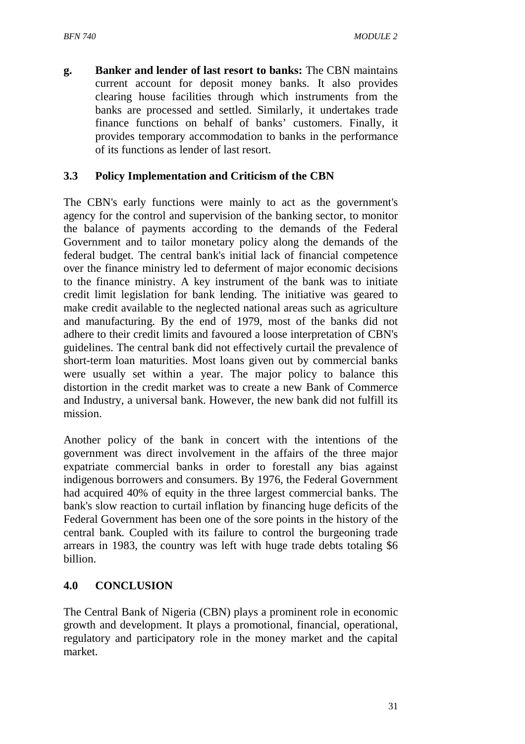**g. Banker and lender of last resort to banks:** The CBN maintains current account for deposit money banks. It also provides clearing house facilities through which instruments from the banks are processed and settled. Similarly, it undertakes trade finance functions on behalf of banks' customers. Finally, it provides temporary accommodation to banks in the performance of its functions as lender of last resort.

### 3.3 Policy Implementation and Criticism of the CBN

The CBN's early functions were mainly to act as the government's agency for the control and supervision of the banking sector, to monitor the balance of payments according to the demands of the Federal Government and to tailor monetary policy along the demands of the federal budget. The central bank's initial lack of financial competence over the finance ministry led to deferment of major economic decisions to the finance ministry. A key instrument of the bank was to initiate credit limit legislation for bank lending. The initiative was geared to make credit available to the neglected national areas such as agriculture and manufacturing. By the end of 1979, most of the banks did not adhere to their credit limits and favoured a loose interpretation of CBN's guidelines. The central bank did not effectively curtail the prevalence of short-term loan maturities. Most loans given out by commercial banks were usually set within a year. The major policy to balance this distortion in the credit market was to create a new Bank of Commerce and Industry, a universal bank. However, the new bank did not fulfill its mission.

Another policy of the bank in concert with the intentions of the government was direct involvement in the affairs of the three major expatriate commercial banks in order to forestall any bias against indigenous borrowers and consumers. By 1976, the Federal Government had acquired 40% of equity in the three largest commercial banks. The bank's slow reaction to curtail inflation by financing huge deficits of the Federal Government has been one of the sore points in the history of the central bank. Coupled with its failure to control the burgeoning trade arrears in 1983, the country was left with huge trade debts totaling $6 billion.

## 4.0 CONCLUSION

The Central Bank of Nigeria (CBN) plays a prominent role in economic growth and development. It plays a promotional, financial, operational, regulatory and participatory role in the money market and the capital market.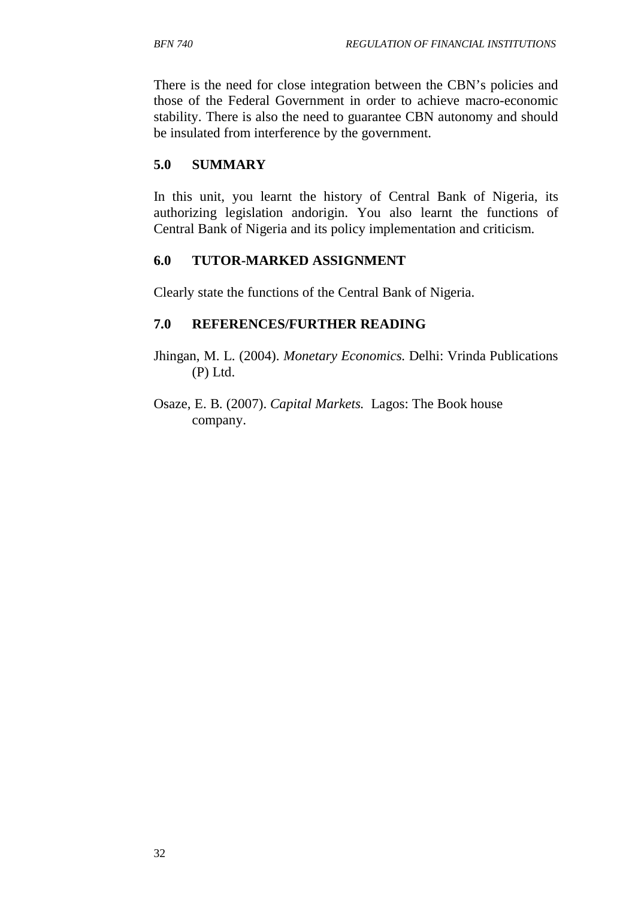There is the need for close integration between the CBN's policies and those of the Federal Government in order to achieve macro-economic stability. There is also the need to guarantee CBN autonomy and should be insulated from interference by the government.

## 5.0 SUMMARY

In this unit, you learnt the history of Central Bank of Nigeria, its authorizing legislation andorigin. You also learnt the functions of Central Bank of Nigeria and its policy implementation and criticism.

## 6.0 TUTOR-MARKED ASSIGNMENT

Clearly state the functions of the Central Bank of Nigeria.

## 7.0 REFERENCES/FURTHER READING

Jhingan, M. L. (2004). *Monetary Economics.* Delhi: Vrinda Publications (P) Ltd.

Osaze, E. B. (2007). *Capital Markets.* Lagos: The Book house company.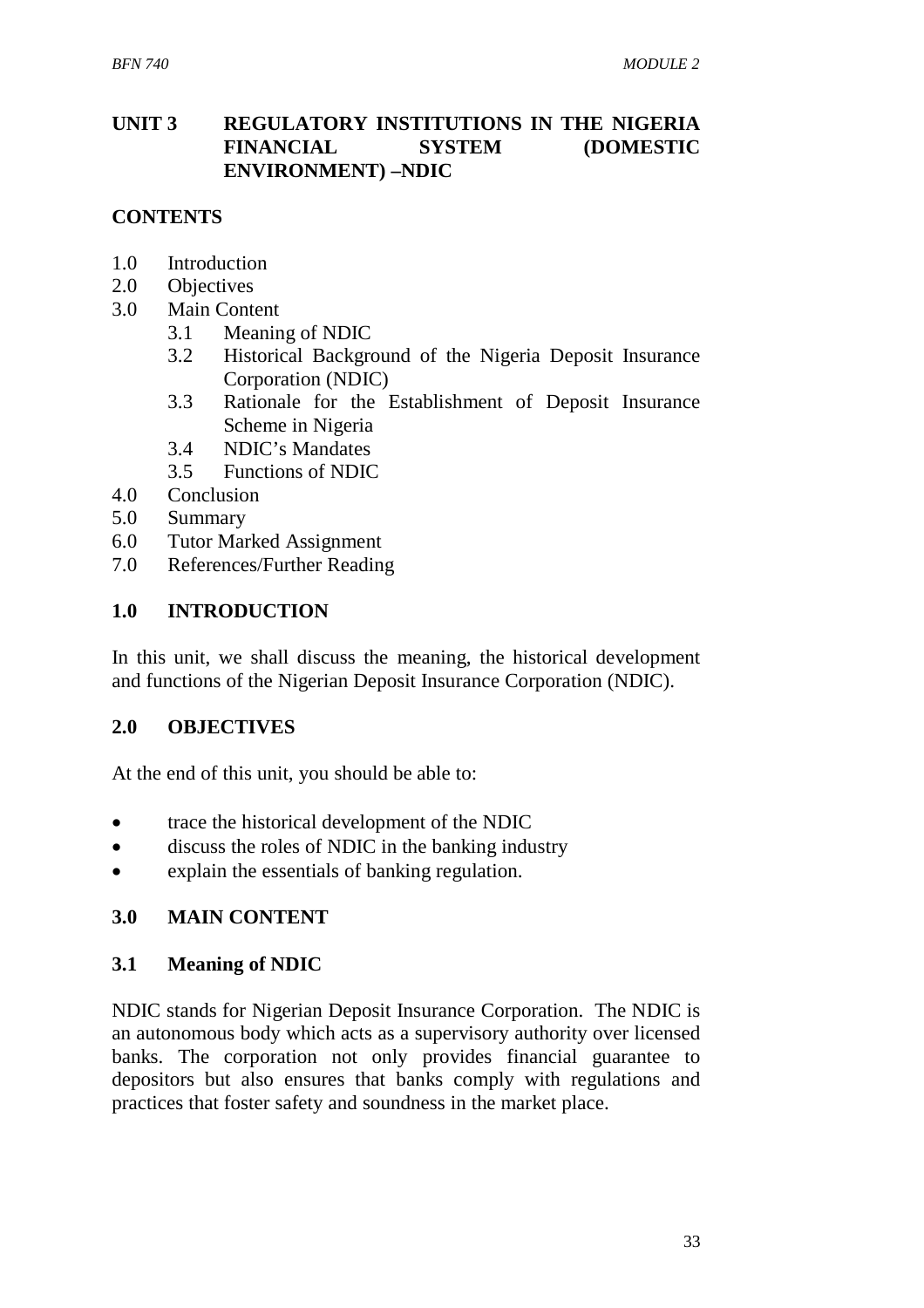## UNIT 3 REGULATORY INSTITUTIONS IN THE NIGERIA FINANCIAL SYSTEM (DOMESTIC ENVIRONMENT) –NDIC

**CONTENTS**

- 1.0 Introduction
- 2.0 Objectives
- 3.0 Main Content
  - 3.1 Meaning of NDIC
  - 3.2 Historical Background of the Nigeria Deposit Insurance Corporation (NDIC)
  - 3.3 Rationale for the Establishment of Deposit Insurance Scheme in Nigeria
  - 3.4 NDIC's Mandates
  - 3.5 Functions of NDIC
- 4.0 Conclusion
- 5.0 Summary
- 6.0 Tutor Marked Assignment
- 7.0 References/Further Reading

### 1.0 INTRODUCTION

In this unit, we shall discuss the meaning, the historical development and functions of the Nigerian Deposit Insurance Corporation (NDIC).

### 2.0 OBJECTIVES

At the end of this unit, you should be able to:

- trace the historical development of the NDIC
- discuss the roles of NDIC in the banking industry
- explain the essentials of banking regulation.

### 3.0 MAIN CONTENT

#### 3.1 Meaning of NDIC

NDIC stands for Nigerian Deposit Insurance Corporation. The NDIC is an autonomous body which acts as a supervisory authority over licensed banks. The corporation not only provides financial guarantee to depositors but also ensures that banks comply with regulations and practices that foster safety and soundness in the market place.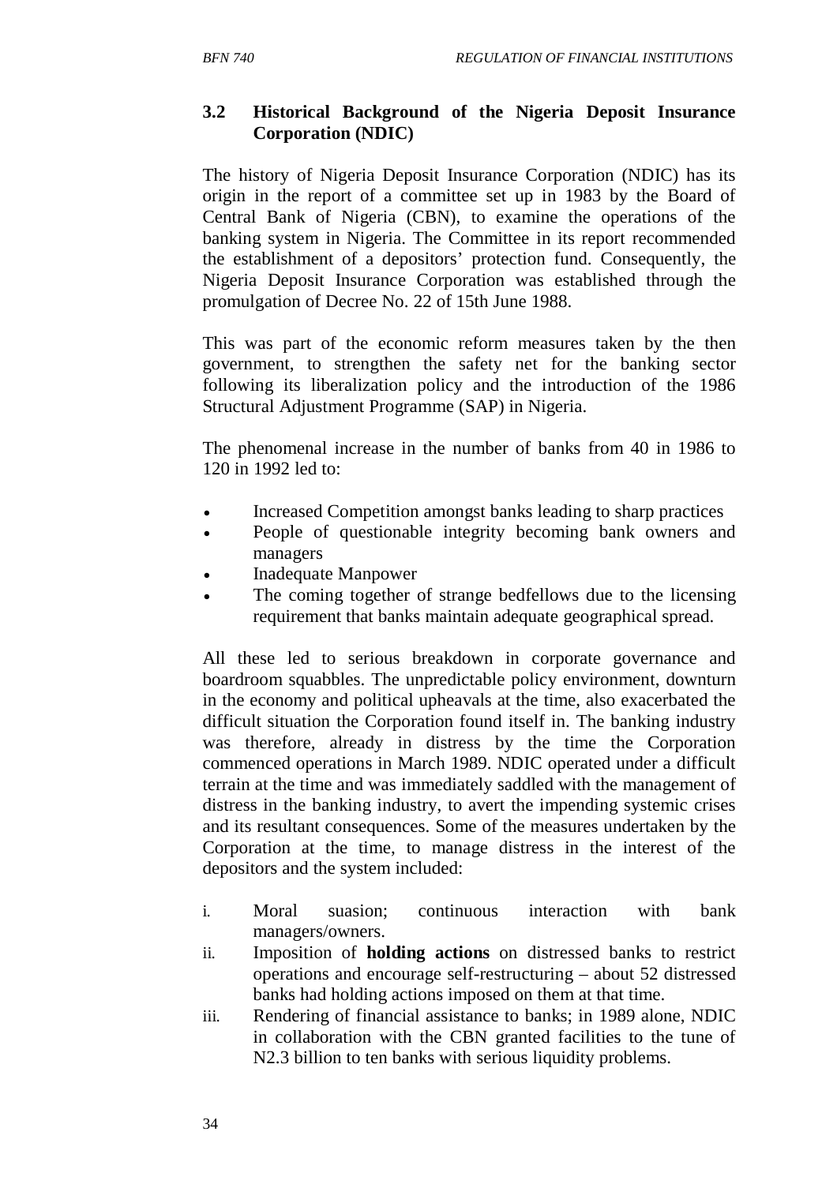### 3.2 Historical Background of the Nigeria Deposit Insurance Corporation (NDIC)

The history of Nigeria Deposit Insurance Corporation (NDIC) has its origin in the report of a committee set up in 1983 by the Board of Central Bank of Nigeria (CBN), to examine the operations of the banking system in Nigeria. The Committee in its report recommended the establishment of a depositors' protection fund. Consequently, the Nigeria Deposit Insurance Corporation was established through the promulgation of Decree No. 22 of 15th June 1988.

This was part of the economic reform measures taken by the then government, to strengthen the safety net for the banking sector following its liberalization policy and the introduction of the 1986 Structural Adjustment Programme (SAP) in Nigeria.

The phenomenal increase in the number of banks from 40 in 1986 to 120 in 1992 led to:

- Increased Competition amongst banks leading to sharp practices
- People of questionable integrity becoming bank owners and managers
- Inadequate Manpower
- The coming together of strange bedfellows due to the licensing requirement that banks maintain adequate geographical spread.

All these led to serious breakdown in corporate governance and boardroom squabbles. The unpredictable policy environment, downturn in the economy and political upheavals at the time, also exacerbated the difficult situation the Corporation found itself in. The banking industry was therefore, already in distress by the time the Corporation commenced operations in March 1989. NDIC operated under a difficult terrain at the time and was immediately saddled with the management of distress in the banking industry, to avert the impending systemic crises and its resultant consequences. Some of the measures undertaken by the Corporation at the time, to manage distress in the interest of the depositors and the system included:

i. Moral suasion; continuous interaction with bank managers/owners.
ii. Imposition of **holding actions** on distressed banks to restrict operations and encourage self-restructuring – about 52 distressed banks had holding actions imposed on them at that time.
iii. Rendering of financial assistance to banks; in 1989 alone, NDIC in collaboration with the CBN granted facilities to the tune of N2.3 billion to ten banks with serious liquidity problems.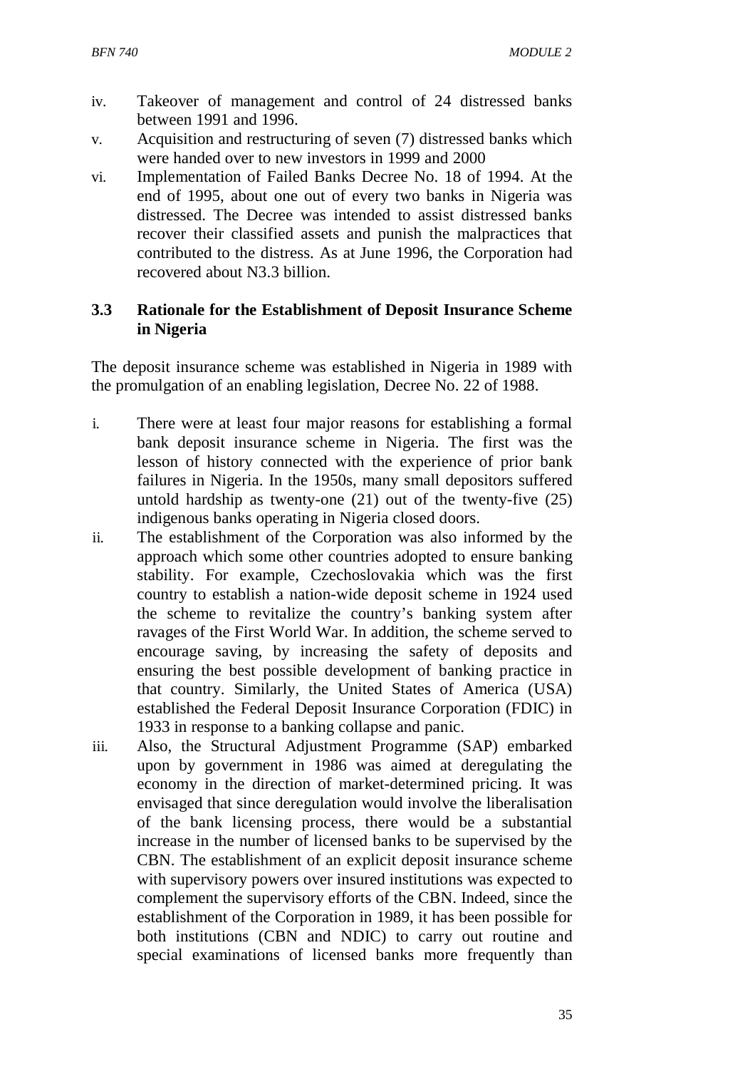iv. Takeover of management and control of 24 distressed banks between 1991 and 1996.
v. Acquisition and restructuring of seven (7) distressed banks which were handed over to new investors in 1999 and 2000
vi. Implementation of Failed Banks Decree No. 18 of 1994. At the end of 1995, about one out of every two banks in Nigeria was distressed. The Decree was intended to assist distressed banks recover their classified assets and punish the malpractices that contributed to the distress. As at June 1996, the Corporation had recovered about N3.3 billion.

### 3.3 Rationale for the Establishment of Deposit Insurance Scheme in Nigeria

The deposit insurance scheme was established in Nigeria in 1989 with the promulgation of an enabling legislation, Decree No. 22 of 1988.

i. There were at least four major reasons for establishing a formal bank deposit insurance scheme in Nigeria. The first was the lesson of history connected with the experience of prior bank failures in Nigeria. In the 1950s, many small depositors suffered untold hardship as twenty-one (21) out of the twenty-five (25) indigenous banks operating in Nigeria closed doors.
ii. The establishment of the Corporation was also informed by the approach which some other countries adopted to ensure banking stability. For example, Czechoslovakia which was the first country to establish a nation-wide deposit scheme in 1924 used the scheme to revitalize the country's banking system after ravages of the First World War. In addition, the scheme served to encourage saving, by increasing the safety of deposits and ensuring the best possible development of banking practice in that country. Similarly, the United States of America (USA) established the Federal Deposit Insurance Corporation (FDIC) in 1933 in response to a banking collapse and panic.
iii. Also, the Structural Adjustment Programme (SAP) embarked upon by government in 1986 was aimed at deregulating the economy in the direction of market-determined pricing. It was envisaged that since deregulation would involve the liberalisation of the bank licensing process, there would be a substantial increase in the number of licensed banks to be supervised by the CBN. The establishment of an explicit deposit insurance scheme with supervisory powers over insured institutions was expected to complement the supervisory efforts of the CBN. Indeed, since the establishment of the Corporation in 1989, it has been possible for both institutions (CBN and NDIC) to carry out routine and special examinations of licensed banks more frequently than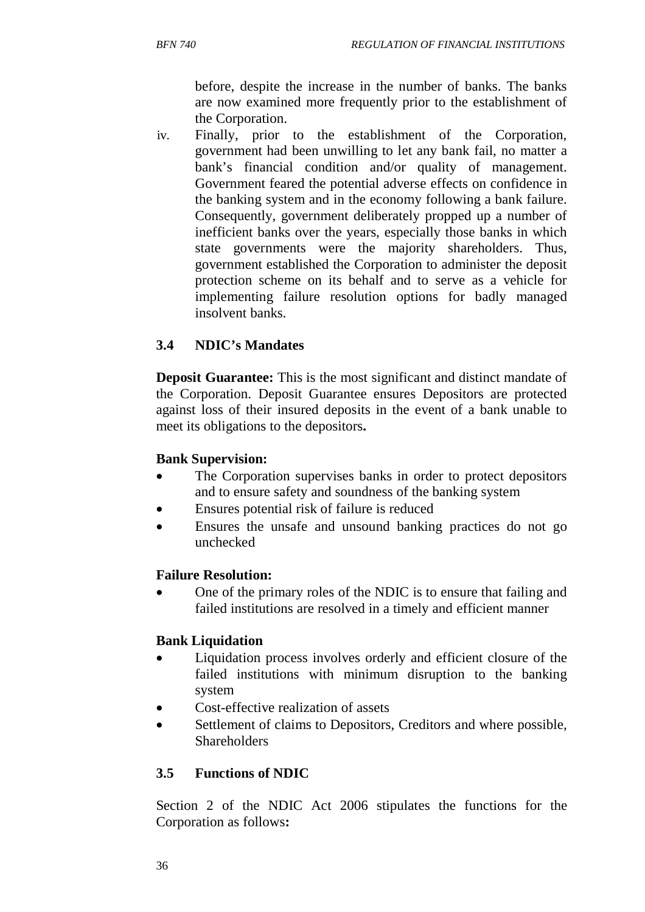before, despite the increase in the number of banks. The banks are now examined more frequently prior to the establishment of the Corporation.

iv. Finally, prior to the establishment of the Corporation, government had been unwilling to let any bank fail, no matter a bank's financial condition and/or quality of management. Government feared the potential adverse effects on confidence in the banking system and in the economy following a bank failure. Consequently, government deliberately propped up a number of inefficient banks over the years, especially those banks in which state governments were the majority shareholders. Thus, government established the Corporation to administer the deposit protection scheme on its behalf and to serve as a vehicle for implementing failure resolution options for badly managed insolvent banks.

### 3.4 NDIC's Mandates

**Deposit Guarantee:** This is the most significant and distinct mandate of the Corporation. Deposit Guarantee ensures Depositors are protected against loss of their insured deposits in the event of a bank unable to meet its obligations to the depositors**.**

**Bank Supervision:**

- The Corporation supervises banks in order to protect depositors and to ensure safety and soundness of the banking system
- Ensures potential risk of failure is reduced
- Ensures the unsafe and unsound banking practices do not go unchecked

**Failure Resolution:**

- One of the primary roles of the NDIC is to ensure that failing and failed institutions are resolved in a timely and efficient manner

**Bank Liquidation**

- Liquidation process involves orderly and efficient closure of the failed institutions with minimum disruption to the banking system
- Cost-effective realization of assets
- Settlement of claims to Depositors, Creditors and where possible, Shareholders

### 3.5 Functions of NDIC

Section 2 of the NDIC Act 2006 stipulates the functions for the Corporation as follows**:**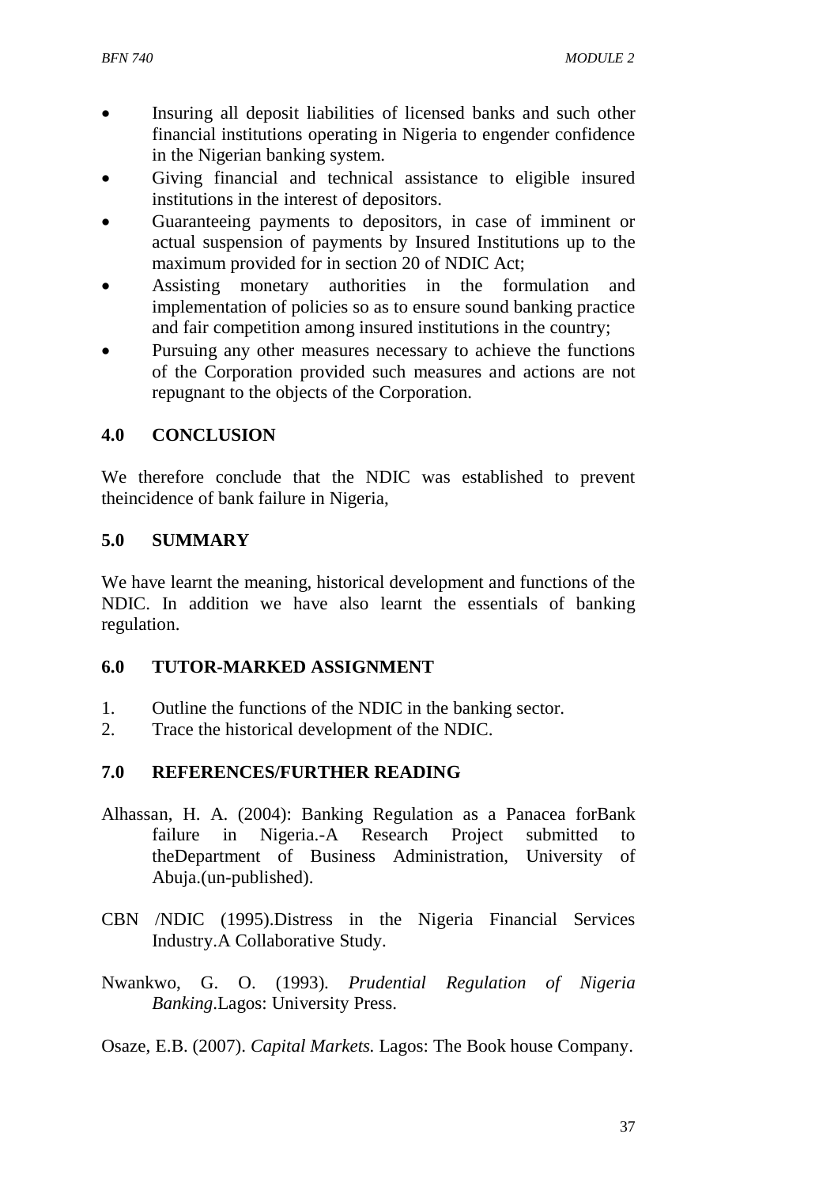- Insuring all deposit liabilities of licensed banks and such other financial institutions operating in Nigeria to engender confidence in the Nigerian banking system.
- Giving financial and technical assistance to eligible insured institutions in the interest of depositors.
- Guaranteeing payments to depositors, in case of imminent or actual suspension of payments by Insured Institutions up to the maximum provided for in section 20 of NDIC Act;
- Assisting monetary authorities in the formulation and implementation of policies so as to ensure sound banking practice and fair competition among insured institutions in the country;
- Pursuing any other measures necessary to achieve the functions of the Corporation provided such measures and actions are not repugnant to the objects of the Corporation.

## 4.0 CONCLUSION

We therefore conclude that the NDIC was established to prevent theincidence of bank failure in Nigeria,

## 5.0 SUMMARY

We have learnt the meaning, historical development and functions of the NDIC. In addition we have also learnt the essentials of banking regulation.

## 6.0 TUTOR-MARKED ASSIGNMENT

1. Outline the functions of the NDIC in the banking sector.
2. Trace the historical development of the NDIC.

## 7.0 REFERENCES/FURTHER READING

Alhassan, H. A. (2004): Banking Regulation as a Panacea forBank failure in Nigeria.-A Research Project submitted to theDepartment of Business Administration, University of Abuja.(un-published).

CBN /NDIC (1995).Distress in the Nigeria Financial Services Industry.A Collaborative Study.

Nwankwo, G. O. (1993). *Prudential Regulation of Nigeria Banking*.Lagos: University Press.

Osaze, E.B. (2007). *Capital Markets.* Lagos: The Book house Company.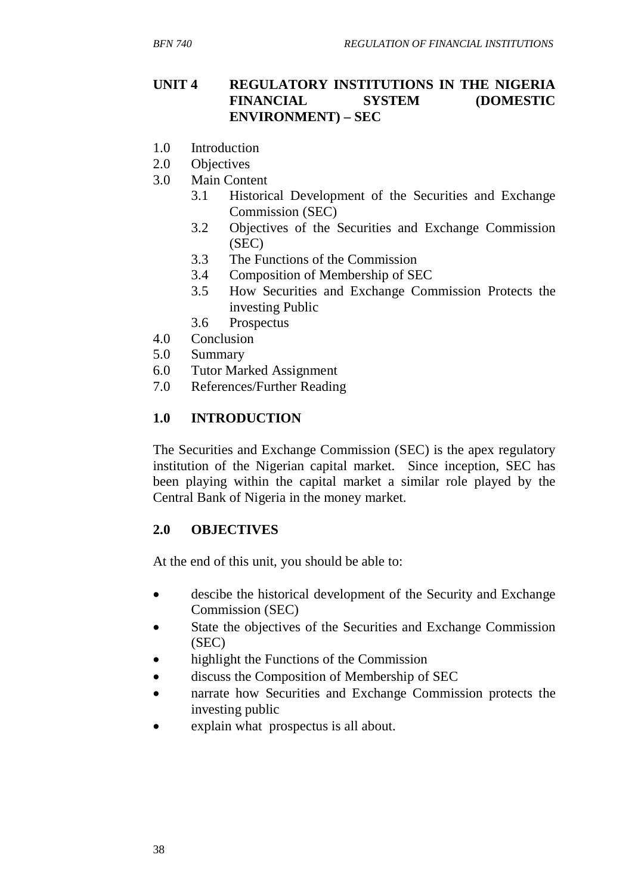## UNIT 4 REGULATORY INSTITUTIONS IN THE NIGERIA FINANCIAL SYSTEM (DOMESTIC ENVIRONMENT) – SEC

1.0 Introduction
2.0 Objectives
3.0 Main Content
   3.1 Historical Development of the Securities and Exchange Commission (SEC)
   3.2 Objectives of the Securities and Exchange Commission (SEC)
   3.3 The Functions of the Commission
   3.4 Composition of Membership of SEC
   3.5 How Securities and Exchange Commission Protects the investing Public
   3.6 Prospectus
4.0 Conclusion
5.0 Summary
6.0 Tutor Marked Assignment
7.0 References/Further Reading

### 1.0 INTRODUCTION

The Securities and Exchange Commission (SEC) is the apex regulatory institution of the Nigerian capital market. Since inception, SEC has been playing within the capital market a similar role played by the Central Bank of Nigeria in the money market.

### 2.0 OBJECTIVES

At the end of this unit, you should be able to:

- descibe the historical development of the Security and Exchange Commission (SEC)
- State the objectives of the Securities and Exchange Commission (SEC)
- highlight the Functions of the Commission
- discuss the Composition of Membership of SEC
- narrate how Securities and Exchange Commission protects the investing public
- explain what prospectus is all about.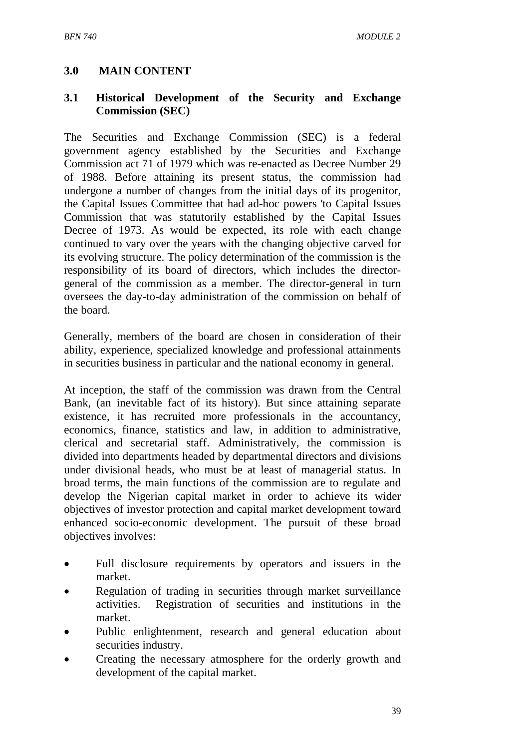## 3.0 MAIN CONTENT

### 3.1 Historical Development of the Security and Exchange Commission (SEC)

The Securities and Exchange Commission (SEC) is a federal government agency established by the Securities and Exchange Commission act 71 of 1979 which was re-enacted as Decree Number 29 of 1988. Before attaining its present status, the commission had undergone a number of changes from the initial days of its progenitor, the Capital Issues Committee that had ad-hoc powers 'to Capital Issues Commission that was statutorily established by the Capital Issues Decree of 1973. As would be expected, its role with each change continued to vary over the years with the changing objective carved for its evolving structure. The policy determination of the commission is the responsibility of its board of directors, which includes the director-general of the commission as a member. The director-general in turn oversees the day-to-day administration of the commission on behalf of the board.

Generally, members of the board are chosen in consideration of their ability, experience, specialized knowledge and professional attainments in securities business in particular and the national economy in general.

At inception, the staff of the commission was drawn from the Central Bank, (an inevitable fact of its history). But since attaining separate existence, it has recruited more professionals in the accountancy, economics, finance, statistics and law, in addition to administrative, clerical and secretarial staff. Administratively, the commission is divided into departments headed by departmental directors and divisions under divisional heads, who must be at least of managerial status. In broad terms, the main functions of the commission are to regulate and develop the Nigerian capital market in order to achieve its wider objectives of investor protection and capital market development toward enhanced socio-economic development. The pursuit of these broad objectives involves:

- Full disclosure requirements by operators and issuers in the market.
- Regulation of trading in securities through market surveillance activities. Registration of securities and institutions in the market.
- Public enlightenment, research and general education about securities industry.
- Creating the necessary atmosphere for the orderly growth and development of the capital market.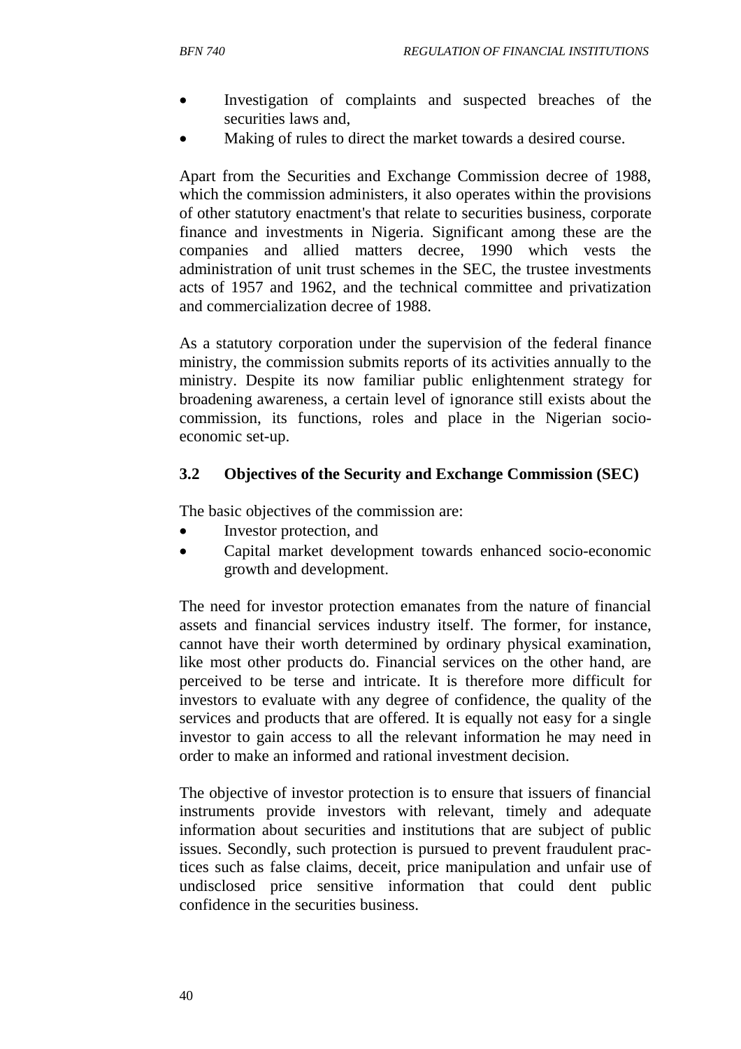- Investigation of complaints and suspected breaches of the securities laws and,
- Making of rules to direct the market towards a desired course.

Apart from the Securities and Exchange Commission decree of 1988, which the commission administers, it also operates within the provisions of other statutory enactment's that relate to securities business, corporate finance and investments in Nigeria. Significant among these are the companies and allied matters decree, 1990 which vests the administration of unit trust schemes in the SEC, the trustee investments acts of 1957 and 1962, and the technical committee and privatization and commercialization decree of 1988.

As a statutory corporation under the supervision of the federal finance ministry, the commission submits reports of its activities annually to the ministry. Despite its now familiar public enlightenment strategy for broadening awareness, a certain level of ignorance still exists about the commission, its functions, roles and place in the Nigerian socio-economic set-up.

### 3.2 Objectives of the Security and Exchange Commission (SEC)

The basic objectives of the commission are:

- Investor protection, and
- Capital market development towards enhanced socio-economic growth and development.

The need for investor protection emanates from the nature of financial assets and financial services industry itself. The former, for instance, cannot have their worth determined by ordinary physical examination, like most other products do. Financial services on the other hand, are perceived to be terse and intricate. It is therefore more difficult for investors to evaluate with any degree of confidence, the quality of the services and products that are offered. It is equally not easy for a single investor to gain access to all the relevant information he may need in order to make an informed and rational investment decision.

The objective of investor protection is to ensure that issuers of financial instruments provide investors with relevant, timely and adequate information about securities and institutions that are subject of public issues. Secondly, such protection is pursued to prevent fraudulent practices such as false claims, deceit, price manipulation and unfair use of undisclosed price sensitive information that could dent public confidence in the securities business.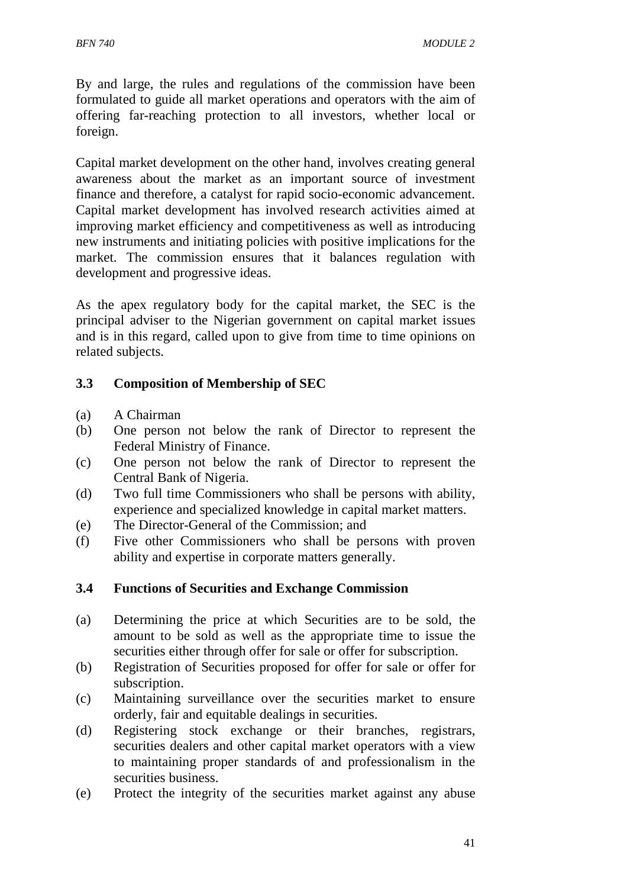By and large, the rules and regulations of the commission have been formulated to guide all market operations and operators with the aim of offering far-reaching protection to all investors, whether local or foreign.

Capital market development on the other hand, involves creating general awareness about the market as an important source of investment finance and therefore, a catalyst for rapid socio-economic advancement. Capital market development has involved research activities aimed at improving market efficiency and competitiveness as well as introducing new instruments and initiating policies with positive implications for the market. The commission ensures that it balances regulation with development and progressive ideas.

As the apex regulatory body for the capital market, the SEC is the principal adviser to the Nigerian government on capital market issues and is in this regard, called upon to give from time to time opinions on related subjects.

### 3.3 Composition of Membership of SEC

(a) A Chairman
(b) One person not below the rank of Director to represent the Federal Ministry of Finance.
(c) One person not below the rank of Director to represent the Central Bank of Nigeria.
(d) Two full time Commissioners who shall be persons with ability, experience and specialized knowledge in capital market matters.
(e) The Director-General of the Commission; and
(f) Five other Commissioners who shall be persons with proven ability and expertise in corporate matters generally.

### 3.4 Functions of Securities and Exchange Commission

(a) Determining the price at which Securities are to be sold, the amount to be sold as well as the appropriate time to issue the securities either through offer for sale or offer for subscription.
(b) Registration of Securities proposed for offer for sale or offer for subscription.
(c) Maintaining surveillance over the securities market to ensure orderly, fair and equitable dealings in securities.
(d) Registering stock exchange or their branches, registrars, securities dealers and other capital market operators with a view to maintaining proper standards of and professionalism in the securities business.
(e) Protect the integrity of the securities market against any abuse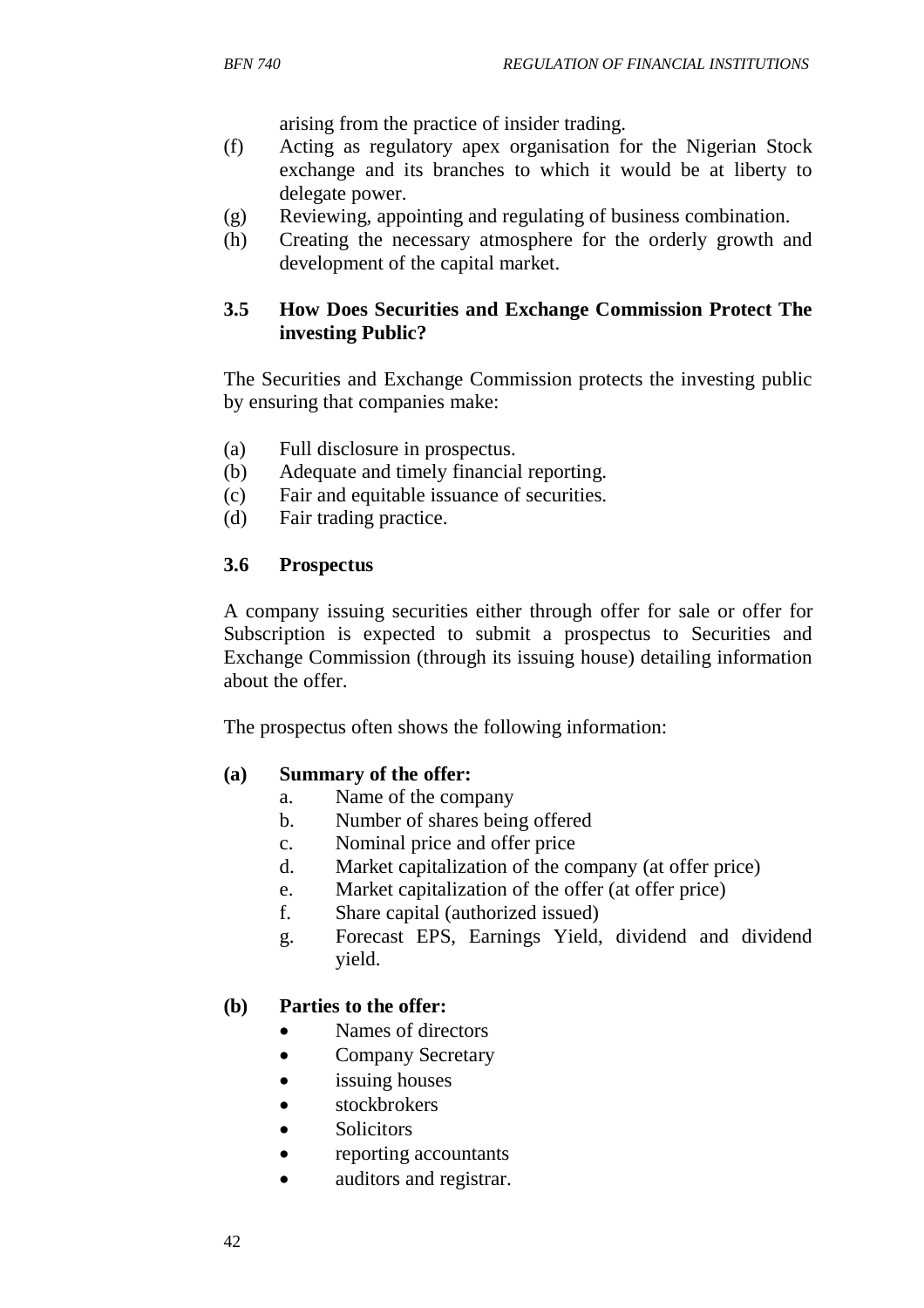arising from the practice of insider trading.

(f) Acting as regulatory apex organisation for the Nigerian Stock exchange and its branches to which it would be at liberty to delegate power.

(g) Reviewing, appointing and regulating of business combination.

(h) Creating the necessary atmosphere for the orderly growth and development of the capital market.

### 3.5 How Does Securities and Exchange Commission Protect The investing Public?

The Securities and Exchange Commission protects the investing public by ensuring that companies make:

(a) Full disclosure in prospectus.
(b) Adequate and timely financial reporting.
(c) Fair and equitable issuance of securities.
(d) Fair trading practice.

### 3.6 Prospectus

A company issuing securities either through offer for sale or offer for Subscription is expected to submit a prospectus to Securities and Exchange Commission (through its issuing house) detailing information about the offer.

The prospectus often shows the following information:

**(a) Summary of the offer:**

a. Name of the company
b. Number of shares being offered
c. Nominal price and offer price
d. Market capitalization of the company (at offer price)
e. Market capitalization of the offer (at offer price)
f. Share capital (authorized issued)
g. Forecast EPS, Earnings Yield, dividend and dividend yield.

**(b) Parties to the offer:**

- Names of directors
- Company Secretary
- issuing houses
- stockbrokers
- Solicitors
- reporting accountants
- auditors and registrar.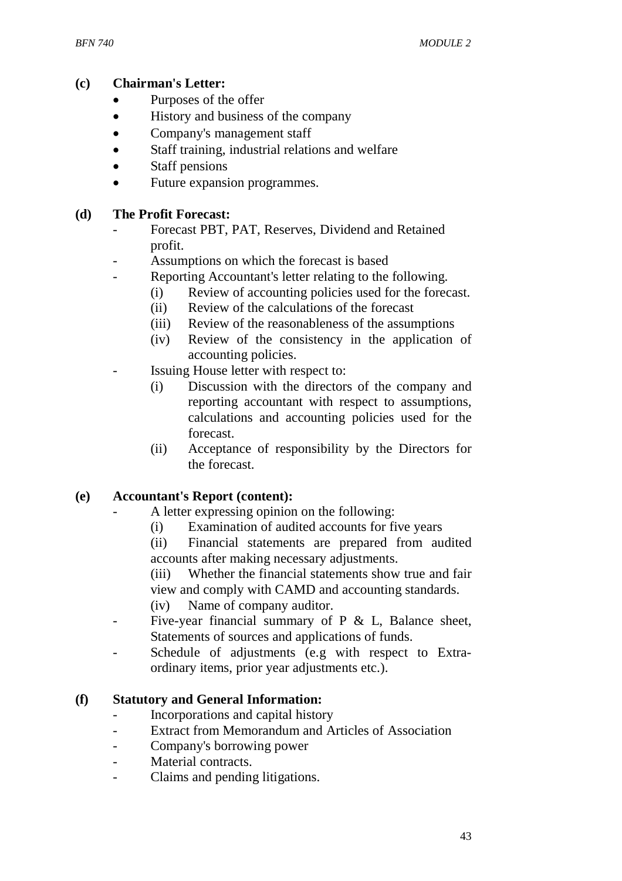**(c) Chairman's Letter:**

- Purposes of the offer
- History and business of the company
- Company's management staff
- Staff training, industrial relations and welfare
- Staff pensions
- Future expansion programmes.

**(d) The Profit Forecast:**

- Forecast PBT, PAT, Reserves, Dividend and Retained profit.
- Assumptions on which the forecast is based
- Reporting Accountant's letter relating to the following.
  - (i) Review of accounting policies used for the forecast.
  - (ii) Review of the calculations of the forecast
  - (iii) Review of the reasonableness of the assumptions
  - (iv) Review of the consistency in the application of accounting policies.
- Issuing House letter with respect to:
  - (i) Discussion with the directors of the company and reporting accountant with respect to assumptions, calculations and accounting policies used for the forecast.
  - (ii) Acceptance of responsibility by the Directors for the forecast.

**(e) Accountant's Report (content):**

- A letter expressing opinion on the following:
  - (i) Examination of audited accounts for five years
  - (ii) Financial statements are prepared from audited accounts after making necessary adjustments.
  - (iii) Whether the financial statements show true and fair view and comply with CAMD and accounting standards.
  - (iv) Name of company auditor.
- Five-year financial summary of P & L, Balance sheet, Statements of sources and applications of funds.
- Schedule of adjustments (e.g with respect to Extra-ordinary items, prior year adjustments etc.).

**(f) Statutory and General Information:**

- Incorporations and capital history
- Extract from Memorandum and Articles of Association
- Company's borrowing power
- Material contracts.
- Claims and pending litigations.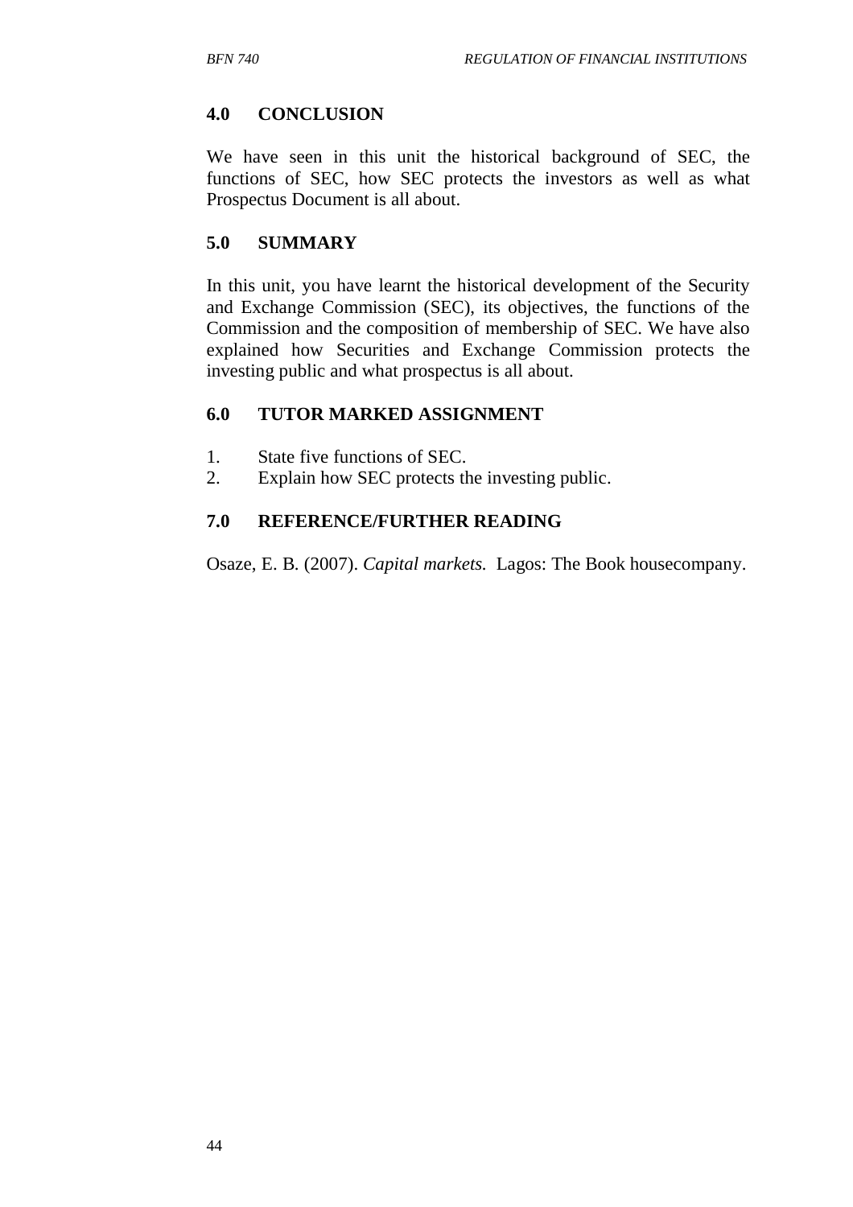## 4.0 CONCLUSION

We have seen in this unit the historical background of SEC, the functions of SEC, how SEC protects the investors as well as what Prospectus Document is all about.

## 5.0 SUMMARY

In this unit, you have learnt the historical development of the Security and Exchange Commission (SEC), its objectives, the functions of the Commission and the composition of membership of SEC. We have also explained how Securities and Exchange Commission protects the investing public and what prospectus is all about.

## 6.0 TUTOR MARKED ASSIGNMENT

1. State five functions of SEC.
2. Explain how SEC protects the investing public.

## 7.0 REFERENCE/FURTHER READING

Osaze, E. B. (2007). *Capital markets.* Lagos: The Book housecompany.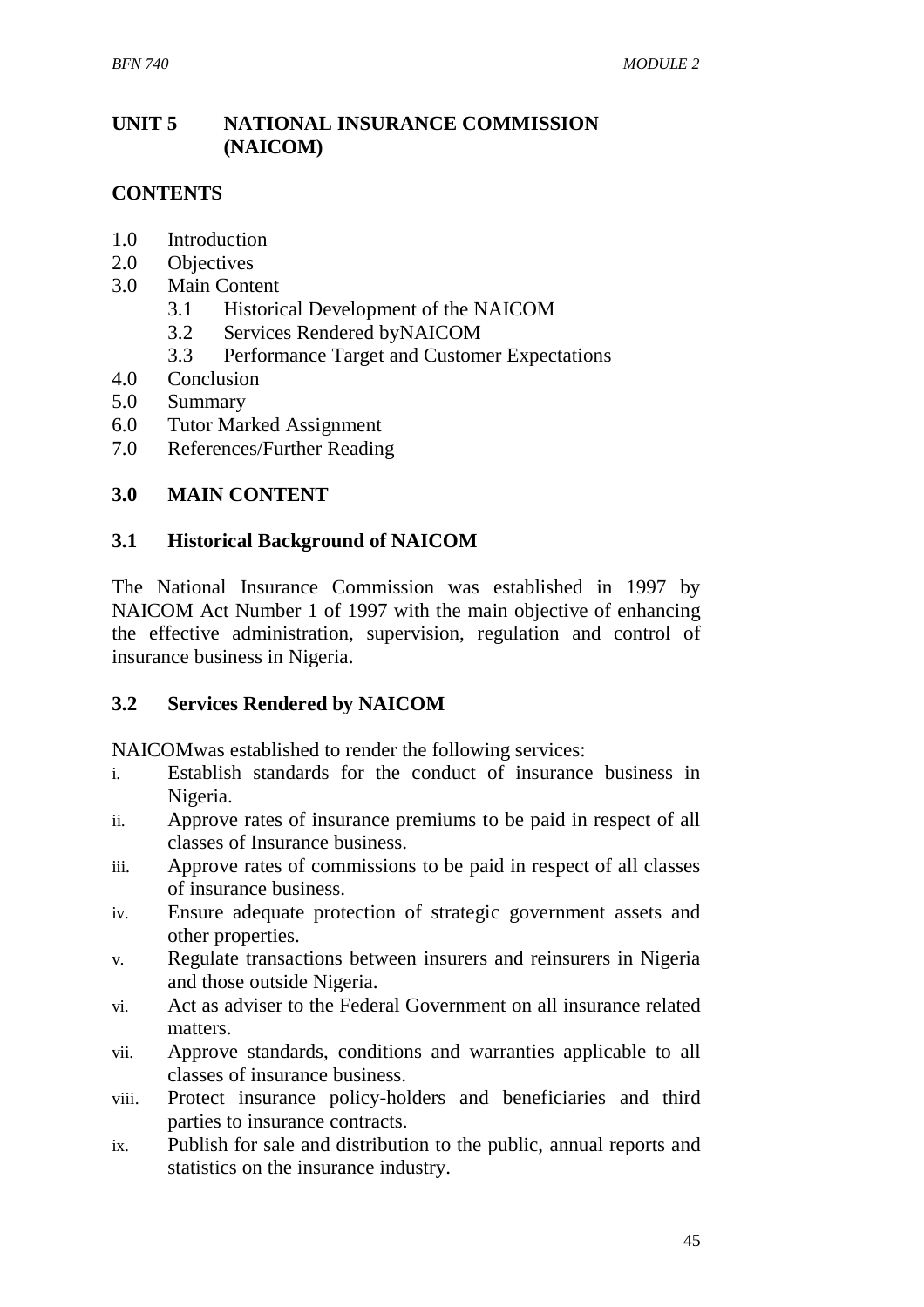## UNIT 5 NATIONAL INSURANCE COMMISSION (NAICOM)

## CONTENTS

1.0 Introduction
2.0 Objectives
3.0 Main Content
   3.1 Historical Development of the NAICOM
   3.2 Services Rendered byNAICOM
   3.3 Performance Target and Customer Expectations
4.0 Conclusion
5.0 Summary
6.0 Tutor Marked Assignment
7.0 References/Further Reading

## 3.0 MAIN CONTENT

### 3.1 Historical Background of NAICOM

The National Insurance Commission was established in 1997 by NAICOM Act Number 1 of 1997 with the main objective of enhancing the effective administration, supervision, regulation and control of insurance business in Nigeria.

### 3.2 Services Rendered by NAICOM

NAICOMwas established to render the following services:

i. Establish standards for the conduct of insurance business in Nigeria.
ii. Approve rates of insurance premiums to be paid in respect of all classes of Insurance business.
iii. Approve rates of commissions to be paid in respect of all classes of insurance business.
iv. Ensure adequate protection of strategic government assets and other properties.
v. Regulate transactions between insurers and reinsurers in Nigeria and those outside Nigeria.
vi. Act as adviser to the Federal Government on all insurance related matters.
vii. Approve standards, conditions and warranties applicable to all classes of insurance business.
viii. Protect insurance policy-holders and beneficiaries and third parties to insurance contracts.
ix. Publish for sale and distribution to the public, annual reports and statistics on the insurance industry.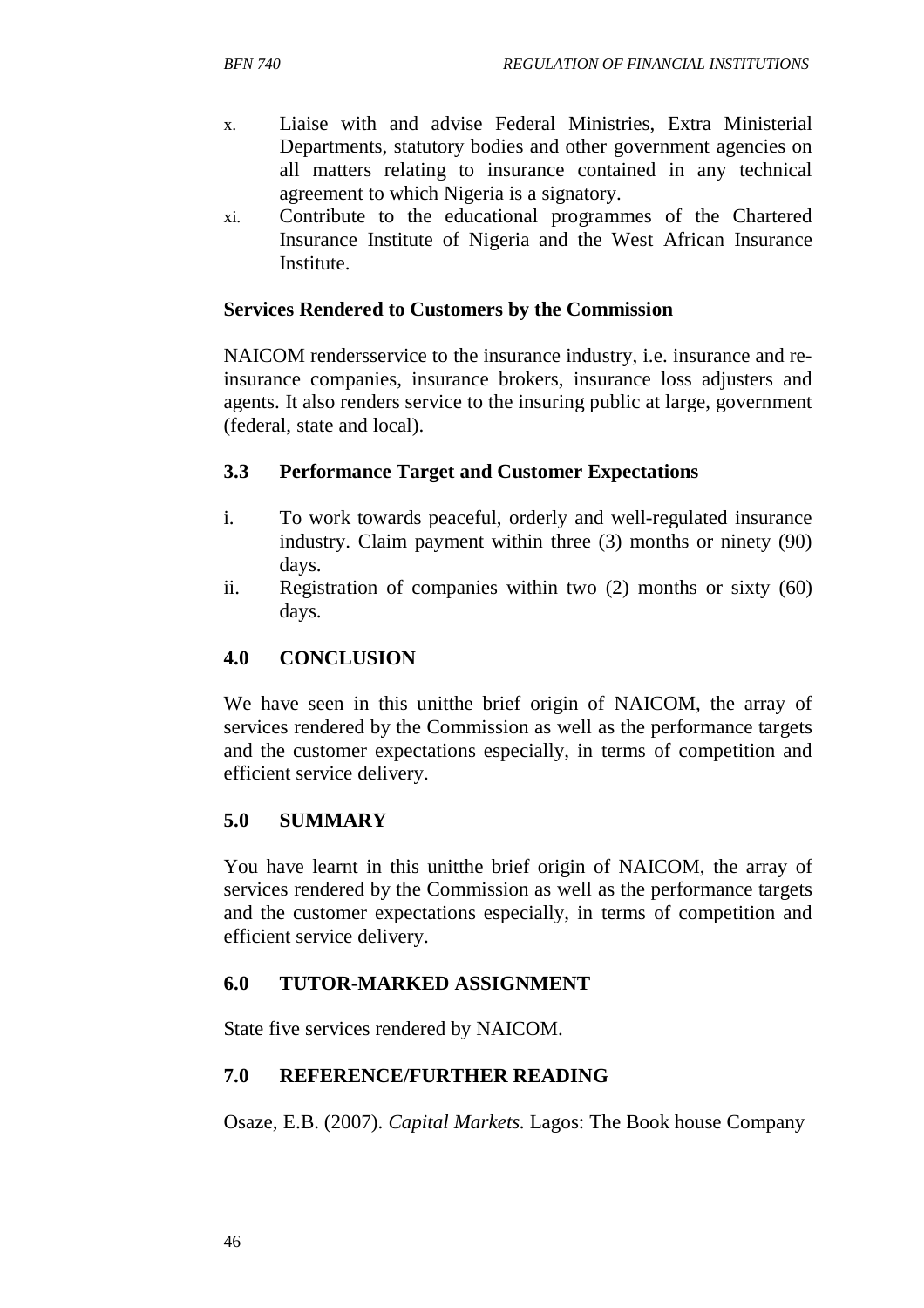x. Liaise with and advise Federal Ministries, Extra Ministerial Departments, statutory bodies and other government agencies on all matters relating to insurance contained in any technical agreement to which Nigeria is a signatory.
xi. Contribute to the educational programmes of the Chartered Insurance Institute of Nigeria and the West African Insurance Institute.

**Services Rendered to Customers by the Commission**

NAICOM rendersservice to the insurance industry, i.e. insurance and re-insurance companies, insurance brokers, insurance loss adjusters and agents. It also renders service to the insuring public at large, government (federal, state and local).

### 3.3 Performance Target and Customer Expectations

i. To work towards peaceful, orderly and well-regulated insurance industry. Claim payment within three (3) months or ninety (90) days.
ii. Registration of companies within two (2) months or sixty (60) days.

## 4.0 CONCLUSION

We have seen in this unitthe brief origin of NAICOM, the array of services rendered by the Commission as well as the performance targets and the customer expectations especially, in terms of competition and efficient service delivery.

## 5.0 SUMMARY

You have learnt in this unitthe brief origin of NAICOM, the array of services rendered by the Commission as well as the performance targets and the customer expectations especially, in terms of competition and efficient service delivery.

## 6.0 TUTOR-MARKED ASSIGNMENT

State five services rendered by NAICOM.

## 7.0 REFERENCE/FURTHER READING

Osaze, E.B. (2007). *Capital Markets.* Lagos: The Book house Company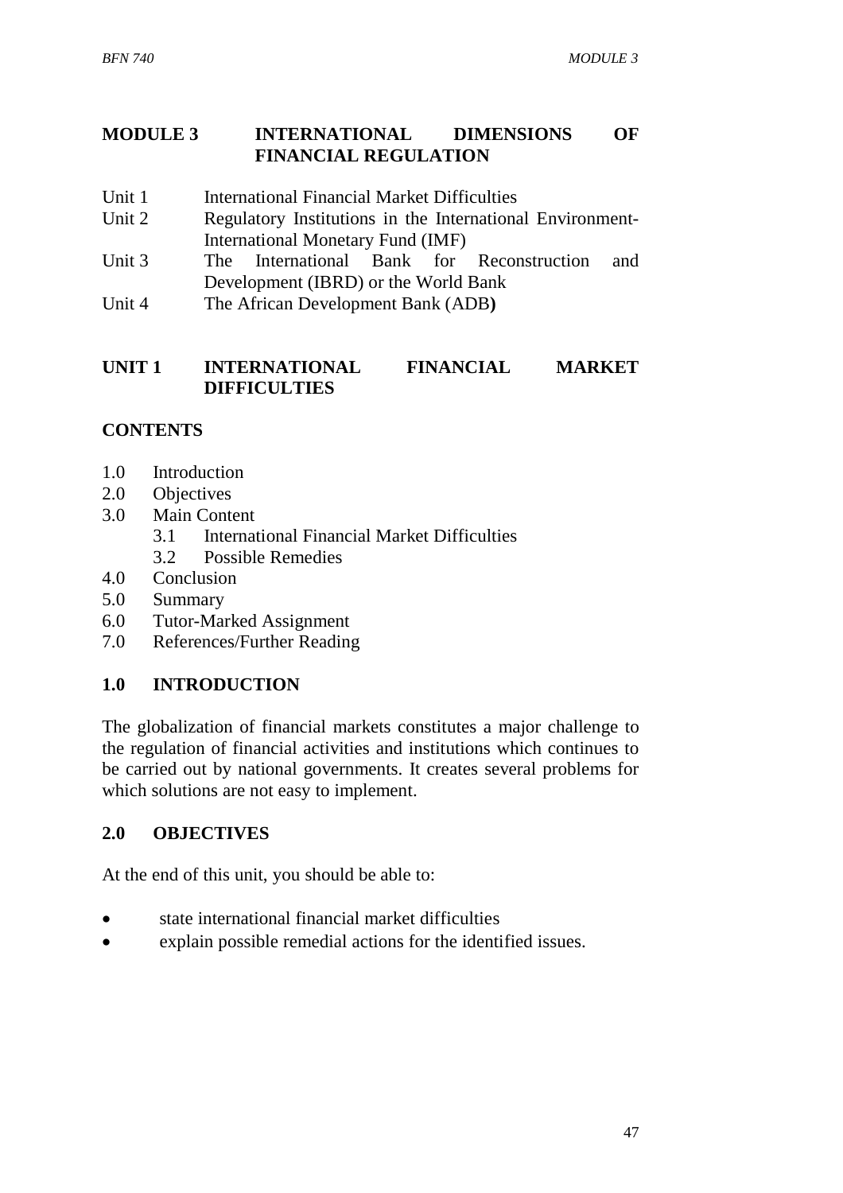# MODULE 3 INTERNATIONAL DIMENSIONS OF FINANCIAL REGULATION

Unit 1 International Financial Market Difficulties
Unit 2 Regulatory Institutions in the International Environment-International Monetary Fund (IMF)
Unit 3 The International Bank for Reconstruction and Development (IBRD) or the World Bank
Unit 4 The African Development Bank (ADB**)**

## UNIT 1 INTERNATIONAL FINANCIAL MARKET DIFFICULTIES

### CONTENTS

- 1.0 Introduction
- 2.0 Objectives
- 3.0 Main Content
    - 3.1 International Financial Market Difficulties
    - 3.2 Possible Remedies
- 4.0 Conclusion
- 5.0 Summary
- 6.0 Tutor-Marked Assignment
- 7.0 References/Further Reading

### 1.0 INTRODUCTION

The globalization of financial markets constitutes a major challenge to the regulation of financial activities and institutions which continues to be carried out by national governments. It creates several problems for which solutions are not easy to implement.

### 2.0 OBJECTIVES

At the end of this unit, you should be able to:

- state international financial market difficulties
- explain possible remedial actions for the identified issues.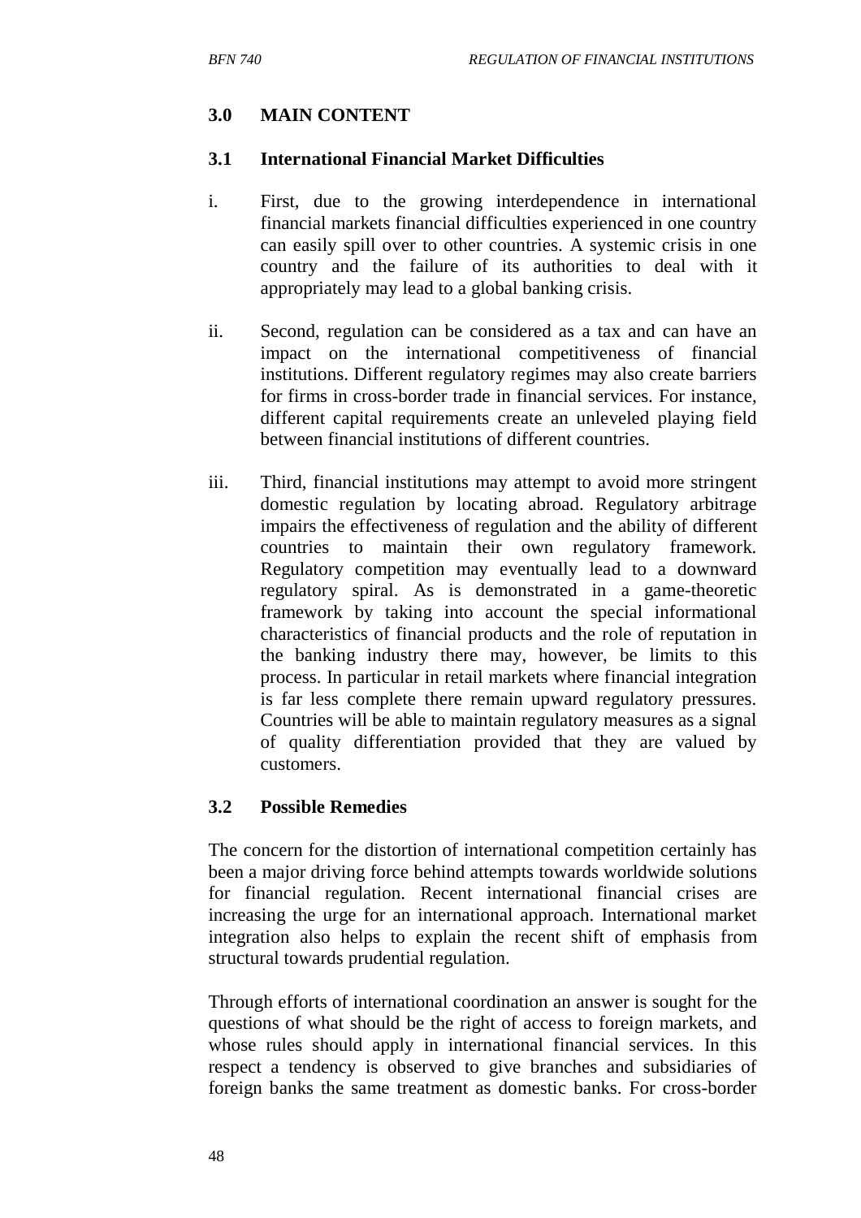## 3.0 MAIN CONTENT

### 3.1 International Financial Market Difficulties

i. First, due to the growing interdependence in international financial markets financial difficulties experienced in one country can easily spill over to other countries. A systemic crisis in one country and the failure of its authorities to deal with it appropriately may lead to a global banking crisis.

ii. Second, regulation can be considered as a tax and can have an impact on the international competitiveness of financial institutions. Different regulatory regimes may also create barriers for firms in cross-border trade in financial services. For instance, different capital requirements create an unleveled playing field between financial institutions of different countries.

iii. Third, financial institutions may attempt to avoid more stringent domestic regulation by locating abroad. Regulatory arbitrage impairs the effectiveness of regulation and the ability of different countries to maintain their own regulatory framework. Regulatory competition may eventually lead to a downward regulatory spiral. As is demonstrated in a game-theoretic framework by taking into account the special informational characteristics of financial products and the role of reputation in the banking industry there may, however, be limits to this process. In particular in retail markets where financial integration is far less complete there remain upward regulatory pressures. Countries will be able to maintain regulatory measures as a signal of quality differentiation provided that they are valued by customers.

### 3.2 Possible Remedies

The concern for the distortion of international competition certainly has been a major driving force behind attempts towards worldwide solutions for financial regulation. Recent international financial crises are increasing the urge for an international approach. International market integration also helps to explain the recent shift of emphasis from structural towards prudential regulation.

Through efforts of international coordination an answer is sought for the questions of what should be the right of access to foreign markets, and whose rules should apply in international financial services. In this respect a tendency is observed to give branches and subsidiaries of foreign banks the same treatment as domestic banks. For cross-border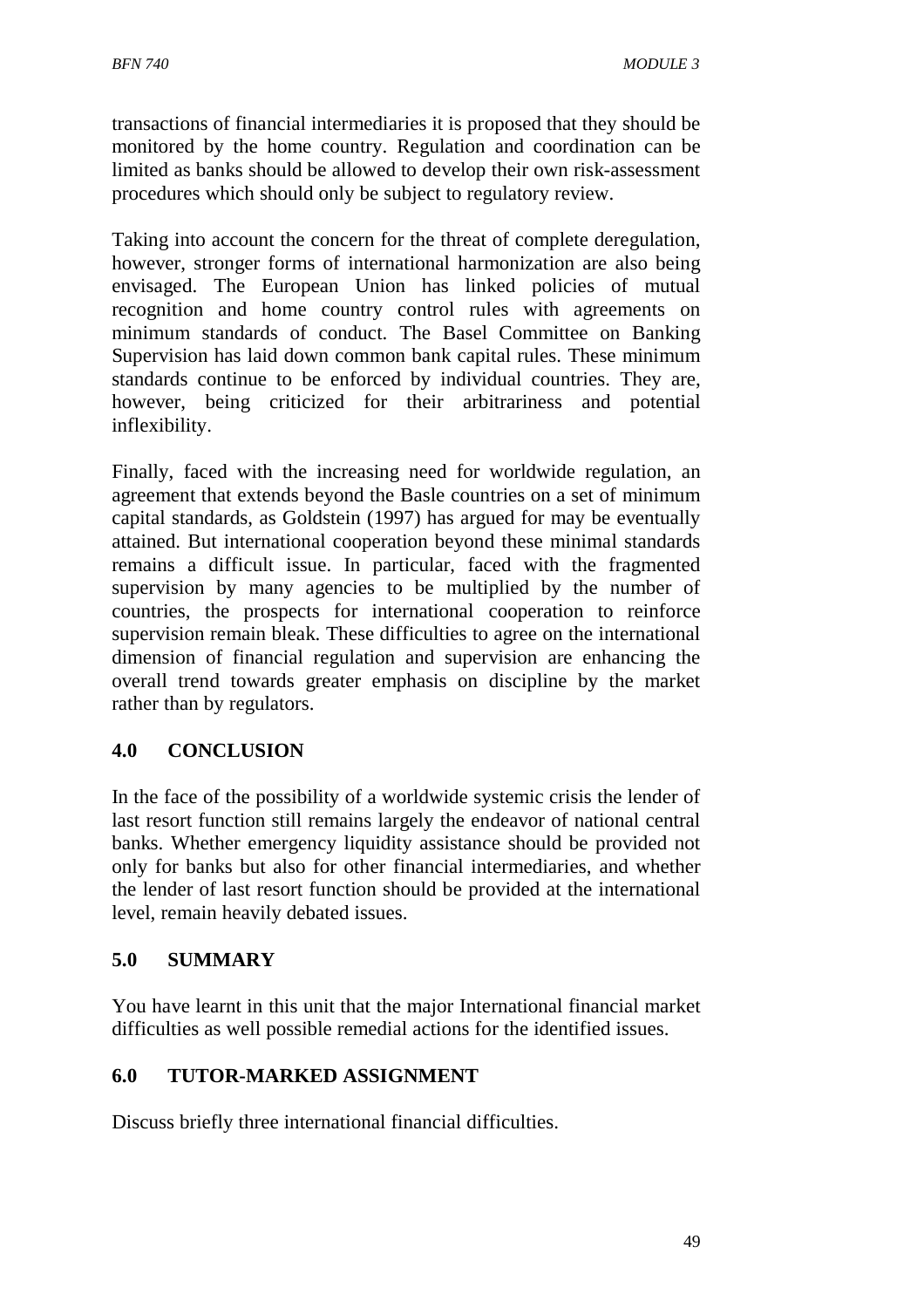transactions of financial intermediaries it is proposed that they should be monitored by the home country. Regulation and coordination can be limited as banks should be allowed to develop their own risk-assessment procedures which should only be subject to regulatory review.

Taking into account the concern for the threat of complete deregulation, however, stronger forms of international harmonization are also being envisaged. The European Union has linked policies of mutual recognition and home country control rules with agreements on minimum standards of conduct. The Basel Committee on Banking Supervision has laid down common bank capital rules. These minimum standards continue to be enforced by individual countries. They are, however, being criticized for their arbitrariness and potential inflexibility.

Finally, faced with the increasing need for worldwide regulation, an agreement that extends beyond the Basle countries on a set of minimum capital standards, as Goldstein (1997) has argued for may be eventually attained. But international cooperation beyond these minimal standards remains a difficult issue. In particular, faced with the fragmented supervision by many agencies to be multiplied by the number of countries, the prospects for international cooperation to reinforce supervision remain bleak. These difficulties to agree on the international dimension of financial regulation and supervision are enhancing the overall trend towards greater emphasis on discipline by the market rather than by regulators.

## 4.0 CONCLUSION

In the face of the possibility of a worldwide systemic crisis the lender of last resort function still remains largely the endeavor of national central banks. Whether emergency liquidity assistance should be provided not only for banks but also for other financial intermediaries, and whether the lender of last resort function should be provided at the international level, remain heavily debated issues.

## 5.0 SUMMARY

You have learnt in this unit that the major International financial market difficulties as well possible remedial actions for the identified issues.

## 6.0 TUTOR-MARKED ASSIGNMENT

Discuss briefly three international financial difficulties.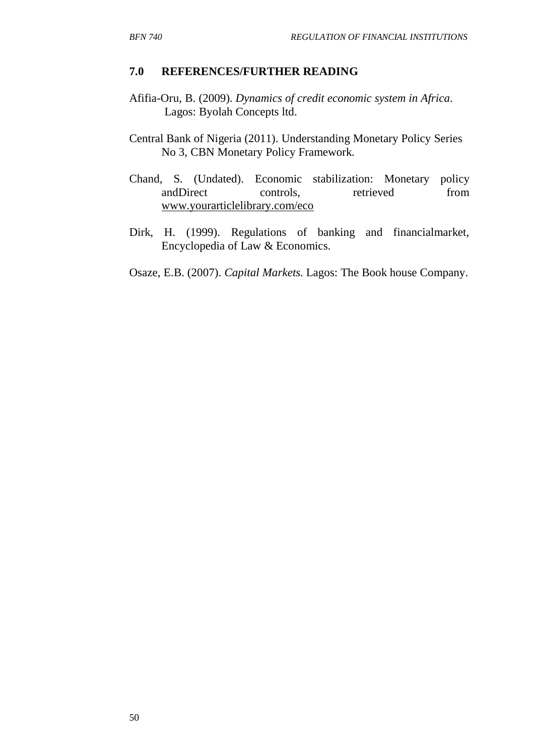## 7.0 REFERENCES/FURTHER READING

Afifia-Oru, B. (2009). *Dynamics of credit economic system in Africa*. Lagos: Byolah Concepts ltd.

Central Bank of Nigeria (2011). Understanding Monetary Policy Series No 3, CBN Monetary Policy Framework.

Chand, S. (Undated). Economic stabilization: Monetary policy andDirect controls, retrieved from www.yourarticlelibrary.com/eco

Dirk, H. (1999). Regulations of banking and financialmarket, Encyclopedia of Law & Economics.

Osaze, E.B. (2007). *Capital Markets.* Lagos: The Book house Company.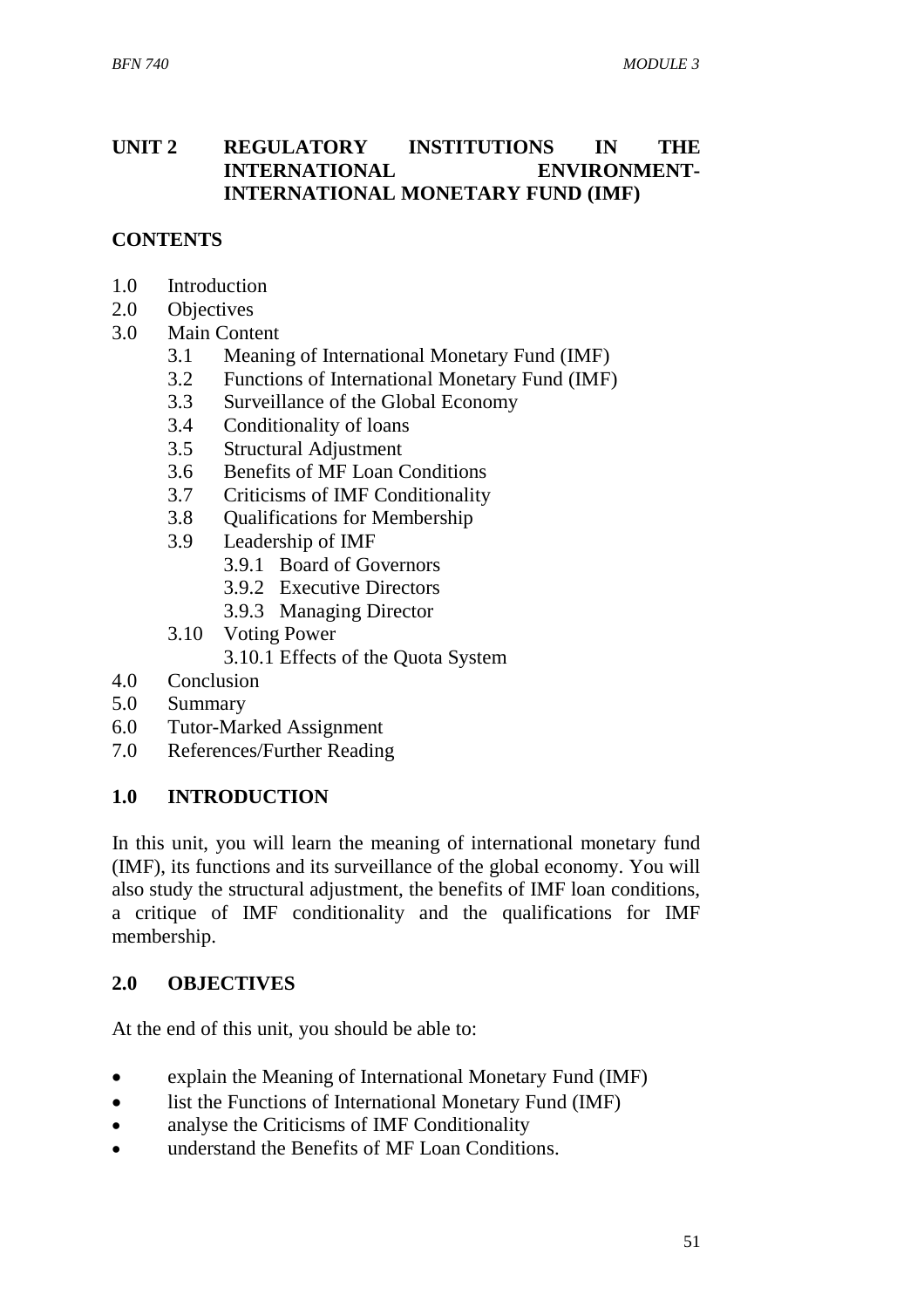## UNIT 2 REGULATORY INSTITUTIONS IN THE INTERNATIONAL ENVIRONMENT-INTERNATIONAL MONETARY FUND (IMF)

**CONTENTS**

- 1.0 Introduction
- 2.0 Objectives
- 3.0 Main Content
  - 3.1 Meaning of International Monetary Fund (IMF)
  - 3.2 Functions of International Monetary Fund (IMF)
  - 3.3 Surveillance of the Global Economy
  - 3.4 Conditionality of loans
  - 3.5 Structural Adjustment
  - 3.6 Benefits of MF Loan Conditions
  - 3.7 Criticisms of IMF Conditionality
  - 3.8 Qualifications for Membership
  - 3.9 Leadership of IMF
    - 3.9.1 Board of Governors
    - 3.9.2 Executive Directors
    - 3.9.3 Managing Director
  - 3.10 Voting Power
    - 3.10.1 Effects of the Quota System
- 4.0 Conclusion
- 5.0 Summary
- 6.0 Tutor-Marked Assignment
- 7.0 References/Further Reading

### 1.0 INTRODUCTION

In this unit, you will learn the meaning of international monetary fund (IMF), its functions and its surveillance of the global economy. You will also study the structural adjustment, the benefits of IMF loan conditions, a critique of IMF conditionality and the qualifications for IMF membership.

### 2.0 OBJECTIVES

At the end of this unit, you should be able to:

- explain the Meaning of International Monetary Fund (IMF)
- list the Functions of International Monetary Fund (IMF)
- analyse the Criticisms of IMF Conditionality
- understand the Benefits of MF Loan Conditions.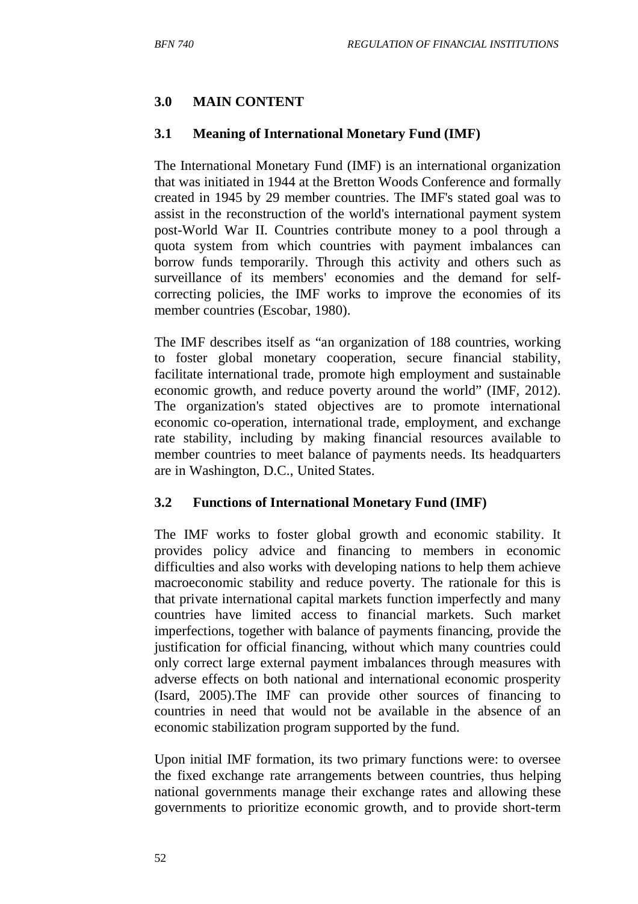## 3.0 MAIN CONTENT

### 3.1 Meaning of International Monetary Fund (IMF)

The International Monetary Fund (IMF) is an international organization that was initiated in 1944 at the Bretton Woods Conference and formally created in 1945 by 29 member countries. The IMF's stated goal was to assist in the reconstruction of the world's international payment system post-World War II. Countries contribute money to a pool through a quota system from which countries with payment imbalances can borrow funds temporarily. Through this activity and others such as surveillance of its members' economies and the demand for self-correcting policies, the IMF works to improve the economies of its member countries (Escobar, 1980).

The IMF describes itself as "an organization of 188 countries, working to foster global monetary cooperation, secure financial stability, facilitate international trade, promote high employment and sustainable economic growth, and reduce poverty around the world" (IMF, 2012). The organization's stated objectives are to promote international economic co-operation, international trade, employment, and exchange rate stability, including by making financial resources available to member countries to meet balance of payments needs. Its headquarters are in Washington, D.C., United States.

### 3.2 Functions of International Monetary Fund (IMF)

The IMF works to foster global growth and economic stability. It provides policy advice and financing to members in economic difficulties and also works with developing nations to help them achieve macroeconomic stability and reduce poverty. The rationale for this is that private international capital markets function imperfectly and many countries have limited access to financial markets. Such market imperfections, together with balance of payments financing, provide the justification for official financing, without which many countries could only correct large external payment imbalances through measures with adverse effects on both national and international economic prosperity (Isard, 2005).The IMF can provide other sources of financing to countries in need that would not be available in the absence of an economic stabilization program supported by the fund.

Upon initial IMF formation, its two primary functions were: to oversee the fixed exchange rate arrangements between countries, thus helping national governments manage their exchange rates and allowing these governments to prioritize economic growth, and to provide short-term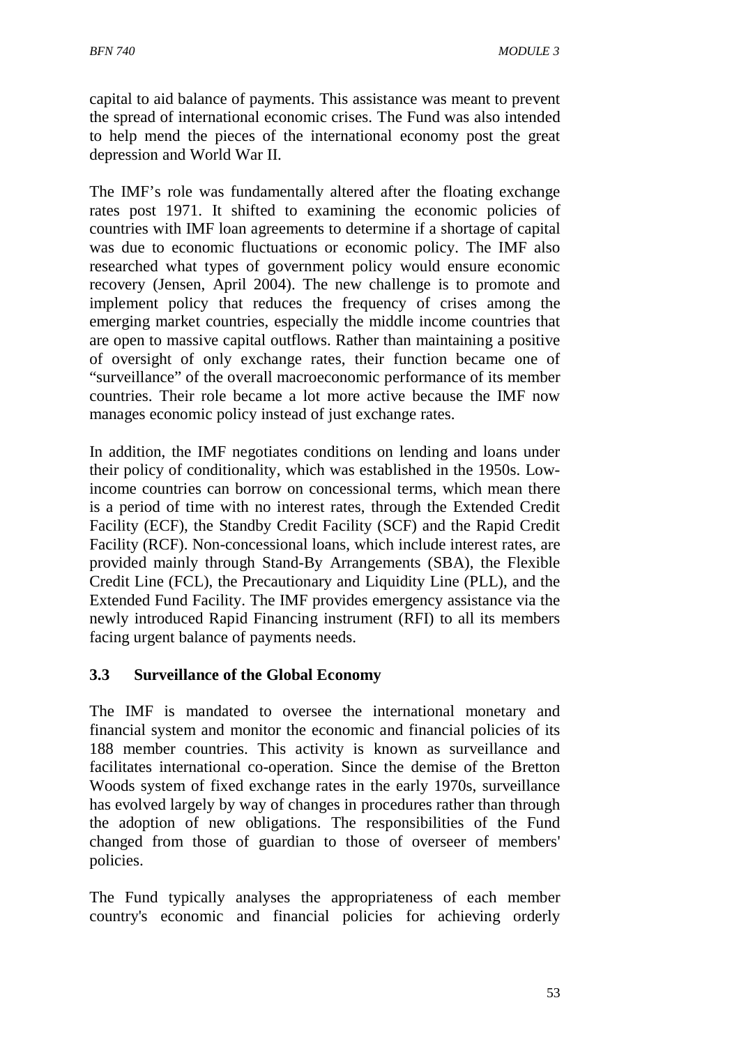capital to aid balance of payments. This assistance was meant to prevent the spread of international economic crises. The Fund was also intended to help mend the pieces of the international economy post the great depression and World War II.

The IMF's role was fundamentally altered after the floating exchange rates post 1971. It shifted to examining the economic policies of countries with IMF loan agreements to determine if a shortage of capital was due to economic fluctuations or economic policy. The IMF also researched what types of government policy would ensure economic recovery (Jensen, April 2004). The new challenge is to promote and implement policy that reduces the frequency of crises among the emerging market countries, especially the middle income countries that are open to massive capital outflows. Rather than maintaining a positive of oversight of only exchange rates, their function became one of "surveillance" of the overall macroeconomic performance of its member countries. Their role became a lot more active because the IMF now manages economic policy instead of just exchange rates.

In addition, the IMF negotiates conditions on lending and loans under their policy of conditionality, which was established in the 1950s. Low-income countries can borrow on concessional terms, which mean there is a period of time with no interest rates, through the Extended Credit Facility (ECF), the Standby Credit Facility (SCF) and the Rapid Credit Facility (RCF). Non-concessional loans, which include interest rates, are provided mainly through Stand-By Arrangements (SBA), the Flexible Credit Line (FCL), the Precautionary and Liquidity Line (PLL), and the Extended Fund Facility. The IMF provides emergency assistance via the newly introduced Rapid Financing instrument (RFI) to all its members facing urgent balance of payments needs.

### 3.3 Surveillance of the Global Economy

The IMF is mandated to oversee the international monetary and financial system and monitor the economic and financial policies of its 188 member countries. This activity is known as surveillance and facilitates international co-operation. Since the demise of the Bretton Woods system of fixed exchange rates in the early 1970s, surveillance has evolved largely by way of changes in procedures rather than through the adoption of new obligations. The responsibilities of the Fund changed from those of guardian to those of overseer of members' policies.

The Fund typically analyses the appropriateness of each member country's economic and financial policies for achieving orderly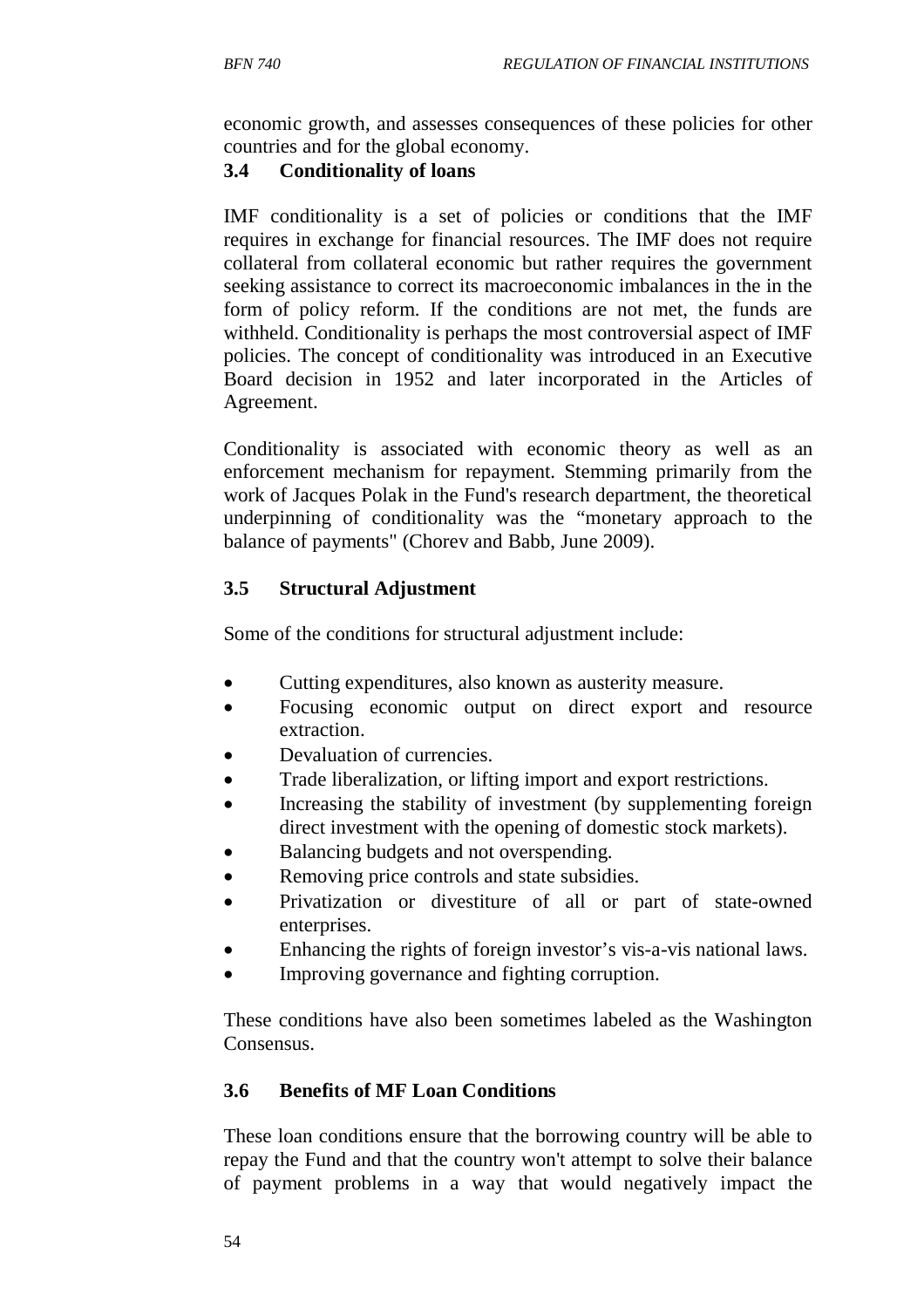economic growth, and assesses consequences of these policies for other countries and for the global economy.

### 3.4 Conditionality of loans

IMF conditionality is a set of policies or conditions that the IMF requires in exchange for financial resources. The IMF does not require collateral from collateral economic but rather requires the government seeking assistance to correct its macroeconomic imbalances in the in the form of policy reform. If the conditions are not met, the funds are withheld. Conditionality is perhaps the most controversial aspect of IMF policies. The concept of conditionality was introduced in an Executive Board decision in 1952 and later incorporated in the Articles of Agreement.

Conditionality is associated with economic theory as well as an enforcement mechanism for repayment. Stemming primarily from the work of Jacques Polak in the Fund's research department, the theoretical underpinning of conditionality was the "monetary approach to the balance of payments" (Chorev and Babb, June 2009).

### 3.5 Structural Adjustment

Some of the conditions for structural adjustment include:

- Cutting expenditures, also known as austerity measure.
- Focusing economic output on direct export and resource extraction.
- Devaluation of currencies.
- Trade liberalization, or lifting import and export restrictions.
- Increasing the stability of investment (by supplementing foreign direct investment with the opening of domestic stock markets).
- Balancing budgets and not overspending.
- Removing price controls and state subsidies.
- Privatization or divestiture of all or part of state-owned enterprises.
- Enhancing the rights of foreign investor's vis-a-vis national laws.
- Improving governance and fighting corruption.

These conditions have also been sometimes labeled as the Washington Consensus.

### 3.6 Benefits of MF Loan Conditions

These loan conditions ensure that the borrowing country will be able to repay the Fund and that the country won't attempt to solve their balance of payment problems in a way that would negatively impact the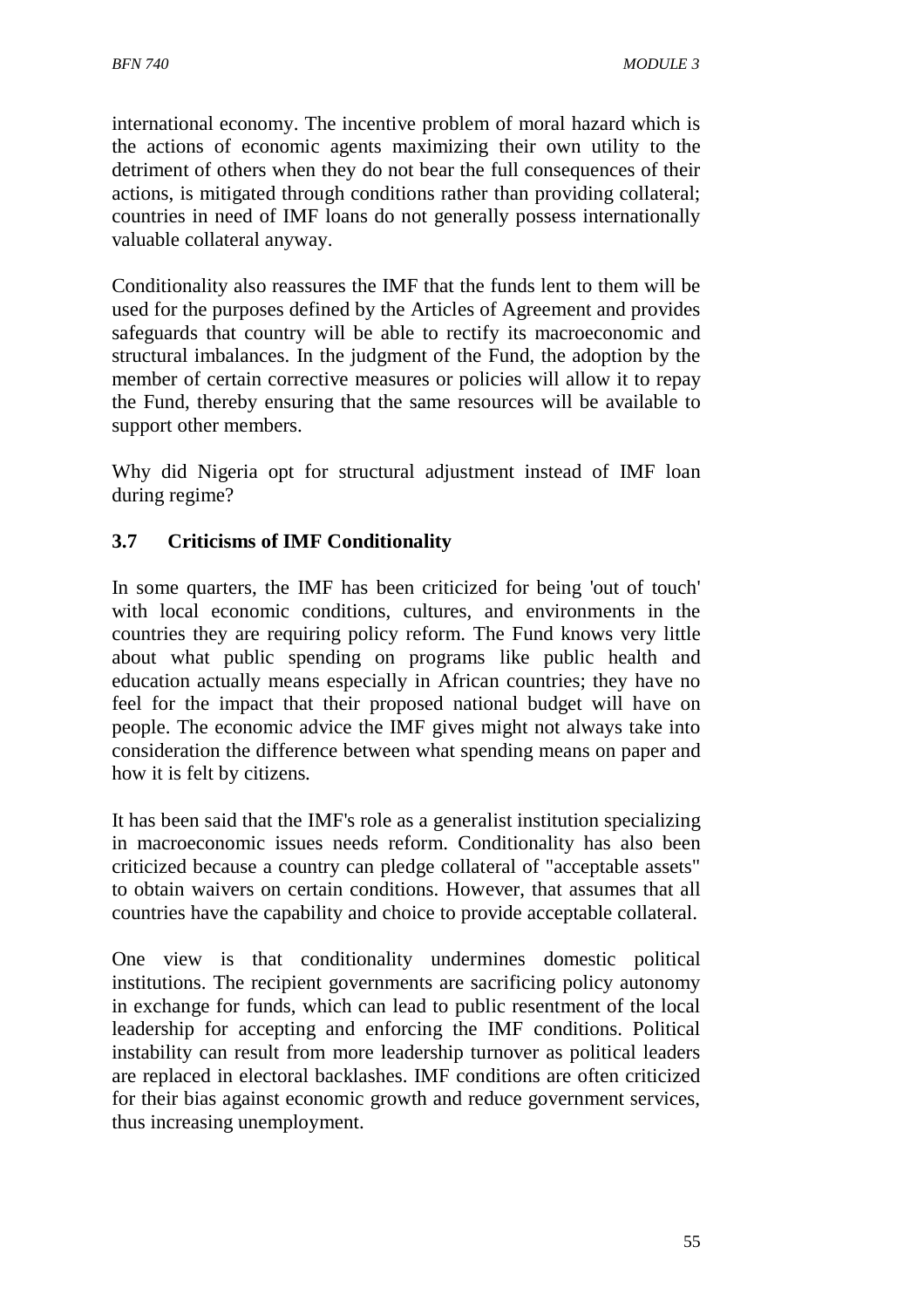international economy. The incentive problem of moral hazard which is the actions of economic agents maximizing their own utility to the detriment of others when they do not bear the full consequences of their actions, is mitigated through conditions rather than providing collateral; countries in need of IMF loans do not generally possess internationally valuable collateral anyway.

Conditionality also reassures the IMF that the funds lent to them will be used for the purposes defined by the Articles of Agreement and provides safeguards that country will be able to rectify its macroeconomic and structural imbalances. In the judgment of the Fund, the adoption by the member of certain corrective measures or policies will allow it to repay the Fund, thereby ensuring that the same resources will be available to support other members.

Why did Nigeria opt for structural adjustment instead of IMF loan during regime?

### 3.7 Criticisms of IMF Conditionality

In some quarters, the IMF has been criticized for being 'out of touch' with local economic conditions, cultures, and environments in the countries they are requiring policy reform. The Fund knows very little about what public spending on programs like public health and education actually means especially in African countries; they have no feel for the impact that their proposed national budget will have on people. The economic advice the IMF gives might not always take into consideration the difference between what spending means on paper and how it is felt by citizens.

It has been said that the IMF's role as a generalist institution specializing in macroeconomic issues needs reform. Conditionality has also been criticized because a country can pledge collateral of "acceptable assets" to obtain waivers on certain conditions. However, that assumes that all countries have the capability and choice to provide acceptable collateral.

One view is that conditionality undermines domestic political institutions. The recipient governments are sacrificing policy autonomy in exchange for funds, which can lead to public resentment of the local leadership for accepting and enforcing the IMF conditions. Political instability can result from more leadership turnover as political leaders are replaced in electoral backlashes. IMF conditions are often criticized for their bias against economic growth and reduce government services, thus increasing unemployment.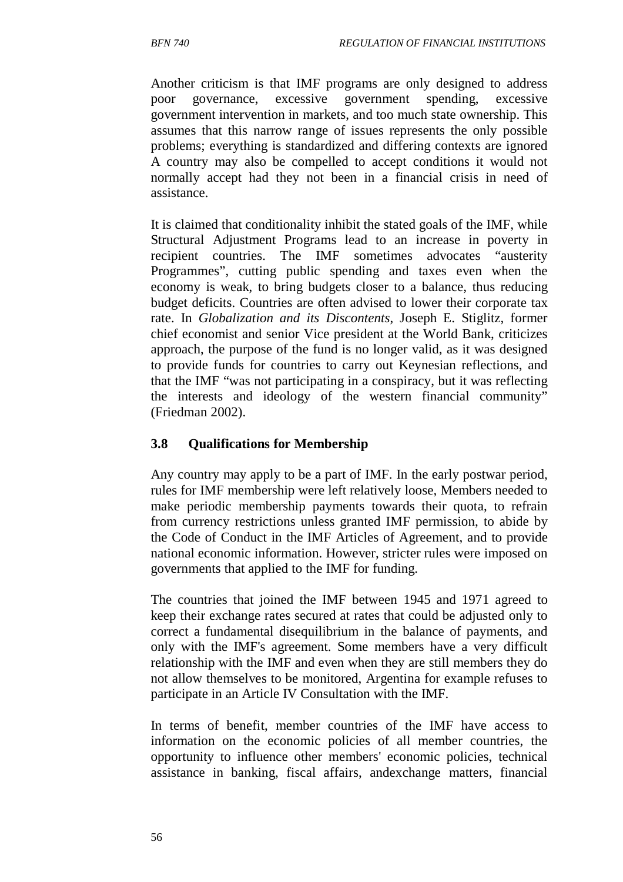Another criticism is that IMF programs are only designed to address poor governance, excessive government spending, excessive government intervention in markets, and too much state ownership. This assumes that this narrow range of issues represents the only possible problems; everything is standardized and differing contexts are ignored A country may also be compelled to accept conditions it would not normally accept had they not been in a financial crisis in need of assistance.

It is claimed that conditionality inhibit the stated goals of the IMF, while Structural Adjustment Programs lead to an increase in poverty in recipient countries. The IMF sometimes advocates "austerity Programmes", cutting public spending and taxes even when the economy is weak, to bring budgets closer to a balance, thus reducing budget deficits. Countries are often advised to lower their corporate tax rate. In *Globalization and its Discontents*, Joseph E. Stiglitz, former chief economist and senior Vice president at the World Bank, criticizes approach, the purpose of the fund is no longer valid, as it was designed to provide funds for countries to carry out Keynesian reflections, and that the IMF "was not participating in a conspiracy, but it was reflecting the interests and ideology of the western financial community" (Friedman 2002).

### 3.8 Qualifications for Membership

Any country may apply to be a part of IMF. In the early postwar period, rules for IMF membership were left relatively loose, Members needed to make periodic membership payments towards their quota, to refrain from currency restrictions unless granted IMF permission, to abide by the Code of Conduct in the IMF Articles of Agreement, and to provide national economic information. However, stricter rules were imposed on governments that applied to the IMF for funding.

The countries that joined the IMF between 1945 and 1971 agreed to keep their exchange rates secured at rates that could be adjusted only to correct a fundamental disequilibrium in the balance of payments, and only with the IMF's agreement. Some members have a very difficult relationship with the IMF and even when they are still members they do not allow themselves to be monitored, Argentina for example refuses to participate in an Article IV Consultation with the IMF.

In terms of benefit, member countries of the IMF have access to information on the economic policies of all member countries, the opportunity to influence other members' economic policies, technical assistance in banking, fiscal affairs, andexchange matters, financial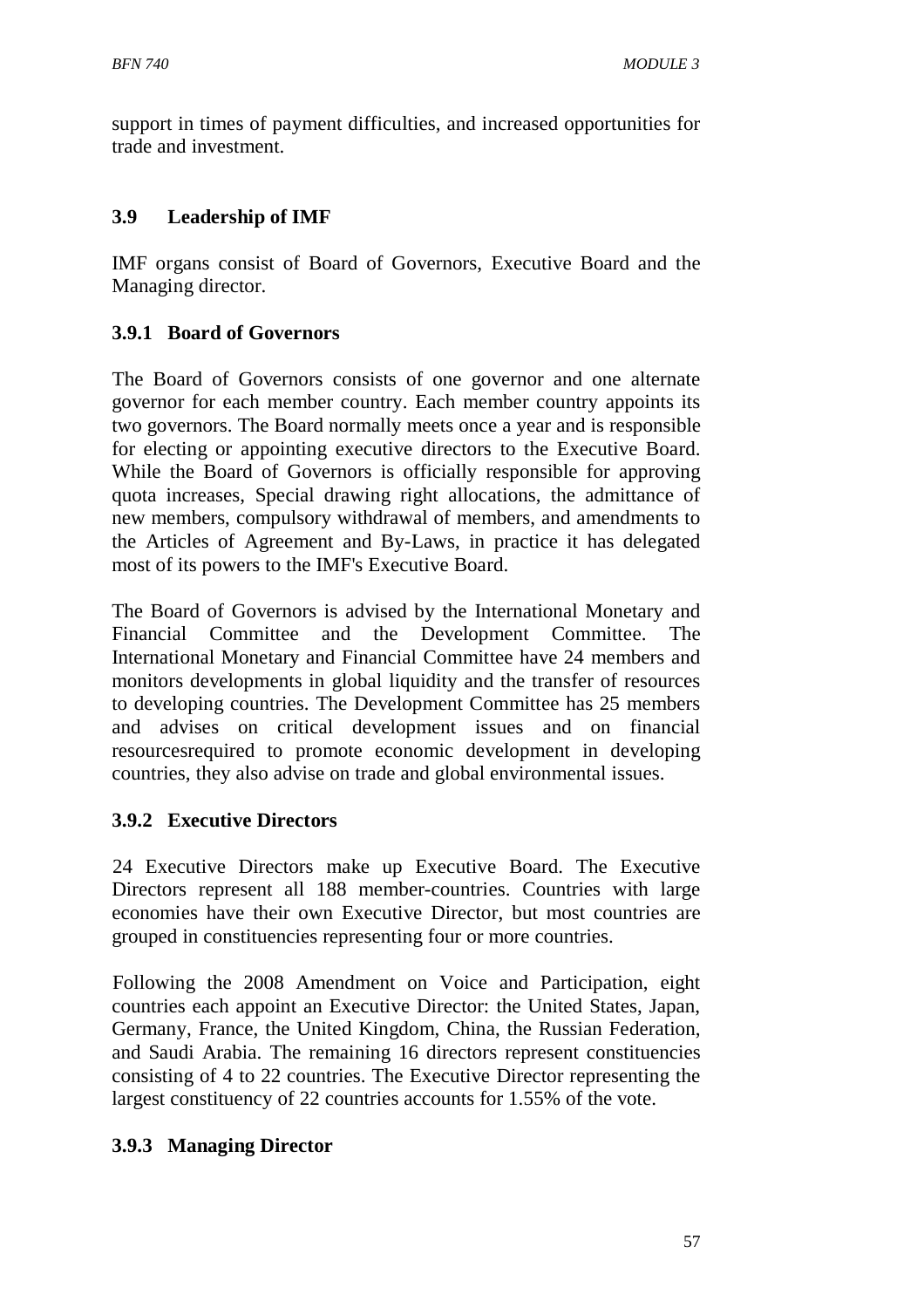support in times of payment difficulties, and increased opportunities for trade and investment.

## 3.9 Leadership of IMF

IMF organs consist of Board of Governors, Executive Board and the Managing director.

### 3.9.1 Board of Governors

The Board of Governors consists of one governor and one alternate governor for each member country. Each member country appoints its two governors. The Board normally meets once a year and is responsible for electing or appointing executive directors to the Executive Board. While the Board of Governors is officially responsible for approving quota increases, Special drawing right allocations, the admittance of new members, compulsory withdrawal of members, and amendments to the Articles of Agreement and By-Laws, in practice it has delegated most of its powers to the IMF's Executive Board.

The Board of Governors is advised by the International Monetary and Financial Committee and the Development Committee. The International Monetary and Financial Committee have 24 members and monitors developments in global liquidity and the transfer of resources to developing countries. The Development Committee has 25 members and advises on critical development issues and on financial resourcesrequired to promote economic development in developing countries, they also advise on trade and global environmental issues.

### 3.9.2 Executive Directors

24 Executive Directors make up Executive Board. The Executive Directors represent all 188 member-countries. Countries with large economies have their own Executive Director, but most countries are grouped in constituencies representing four or more countries.

Following the 2008 Amendment on Voice and Participation, eight countries each appoint an Executive Director: the United States, Japan, Germany, France, the United Kingdom, China, the Russian Federation, and Saudi Arabia. The remaining 16 directors represent constituencies consisting of 4 to 22 countries. The Executive Director representing the largest constituency of 22 countries accounts for 1.55% of the vote.

### 3.9.3 Managing Director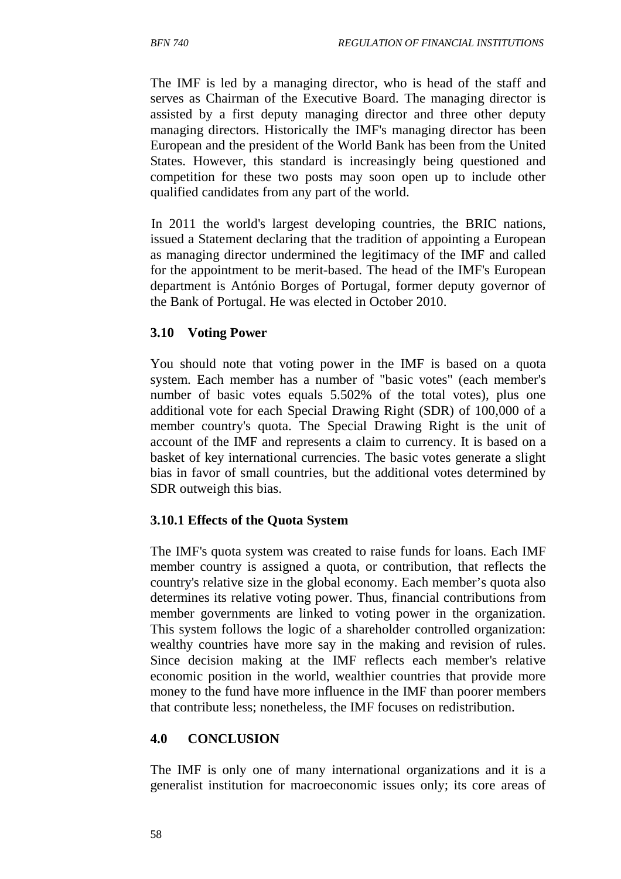The IMF is led by a managing director, who is head of the staff and serves as Chairman of the Executive Board. The managing director is assisted by a first deputy managing director and three other deputy managing directors. Historically the IMF's managing director has been European and the president of the World Bank has been from the United States. However, this standard is increasingly being questioned and competition for these two posts may soon open up to include other qualified candidates from any part of the world.

In 2011 the world's largest developing countries, the BRIC nations, issued a Statement declaring that the tradition of appointing a European as managing director undermined the legitimacy of the IMF and called for the appointment to be merit-based. The head of the IMF's European department is António Borges of Portugal, former deputy governor of the Bank of Portugal. He was elected in October 2010.

### 3.10 Voting Power

You should note that voting power in the IMF is based on a quota system. Each member has a number of "basic votes" (each member's number of basic votes equals 5.502% of the total votes), plus one additional vote for each Special Drawing Right (SDR) of 100,000 of a member country's quota. The Special Drawing Right is the unit of account of the IMF and represents a claim to currency. It is based on a basket of key international currencies. The basic votes generate a slight bias in favor of small countries, but the additional votes determined by SDR outweigh this bias.

#### 3.10.1 Effects of the Quota System

The IMF's quota system was created to raise funds for loans. Each IMF member country is assigned a quota, or contribution, that reflects the country's relative size in the global economy. Each member's quota also determines its relative voting power. Thus, financial contributions from member governments are linked to voting power in the organization. This system follows the logic of a shareholder controlled organization: wealthy countries have more say in the making and revision of rules. Since decision making at the IMF reflects each member's relative economic position in the world, wealthier countries that provide more money to the fund have more influence in the IMF than poorer members that contribute less; nonetheless, the IMF focuses on redistribution.

## 4.0 CONCLUSION

The IMF is only one of many international organizations and it is a generalist institution for macroeconomic issues only; its core areas of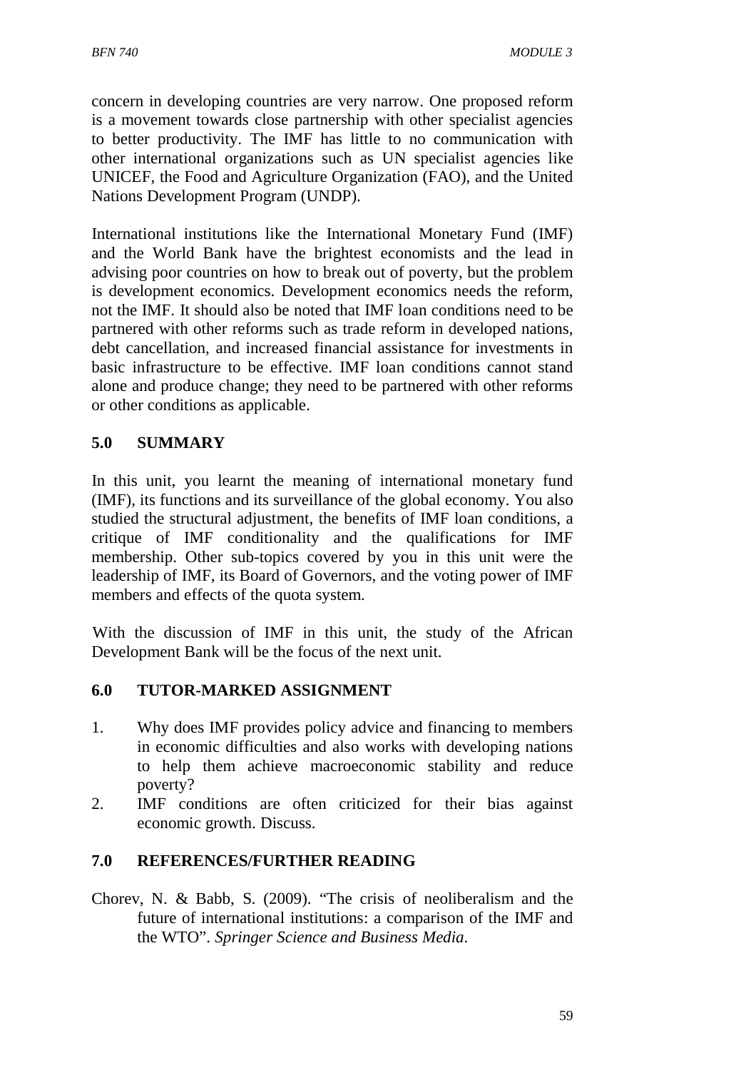concern in developing countries are very narrow. One proposed reform is a movement towards close partnership with other specialist agencies to better productivity. The IMF has little to no communication with other international organizations such as UN specialist agencies like UNICEF, the Food and Agriculture Organization (FAO), and the United Nations Development Program (UNDP).

International institutions like the International Monetary Fund (IMF) and the World Bank have the brightest economists and the lead in advising poor countries on how to break out of poverty, but the problem is development economics. Development economics needs the reform, not the IMF. It should also be noted that IMF loan conditions need to be partnered with other reforms such as trade reform in developed nations, debt cancellation, and increased financial assistance for investments in basic infrastructure to be effective. IMF loan conditions cannot stand alone and produce change; they need to be partnered with other reforms or other conditions as applicable.

## 5.0 SUMMARY

In this unit, you learnt the meaning of international monetary fund (IMF), its functions and its surveillance of the global economy. You also studied the structural adjustment, the benefits of IMF loan conditions, a critique of IMF conditionality and the qualifications for IMF membership. Other sub-topics covered by you in this unit were the leadership of IMF, its Board of Governors, and the voting power of IMF members and effects of the quota system.

With the discussion of IMF in this unit, the study of the African Development Bank will be the focus of the next unit.

## 6.0 TUTOR-MARKED ASSIGNMENT

1. Why does IMF provides policy advice and financing to members in economic difficulties and also works with developing nations to help them achieve macroeconomic stability and reduce poverty?
2. IMF conditions are often criticized for their bias against economic growth. Discuss.

## 7.0 REFERENCES/FURTHER READING

Chorev, N. & Babb, S. (2009). "The crisis of neoliberalism and the future of international institutions: a comparison of the IMF and the WTO". *Springer Science and Business Media*.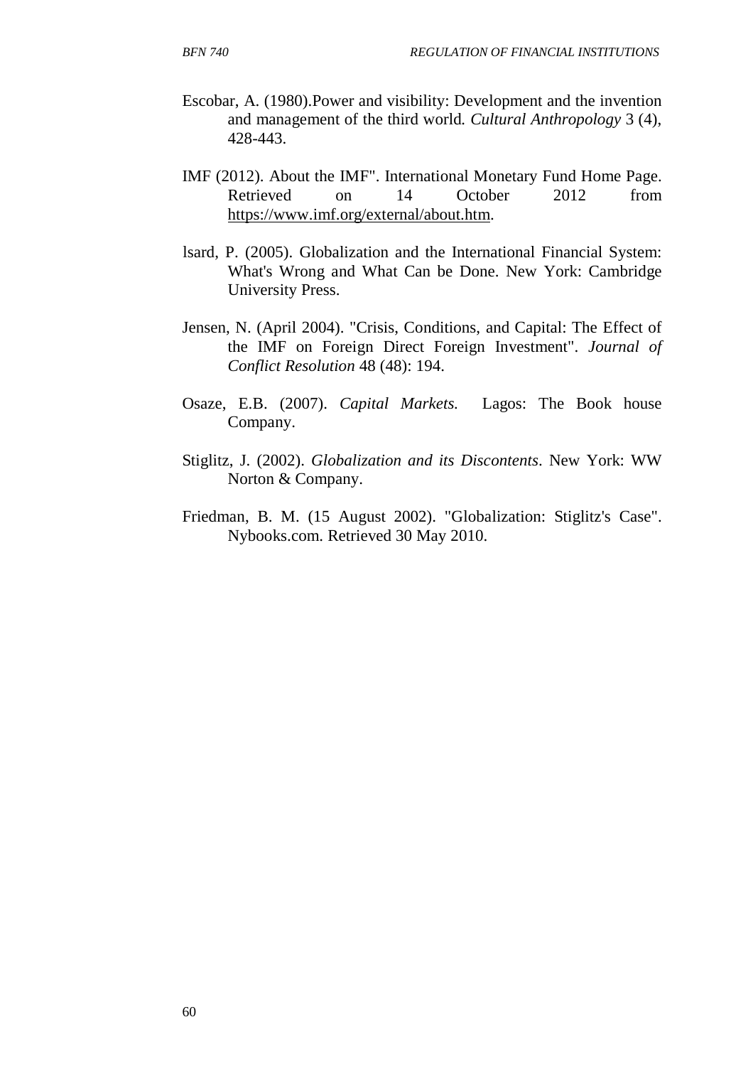Escobar, A. (1980).Power and visibility: Development and the invention and management of the third world. *Cultural Anthropology* 3 (4), 428-443.

IMF (2012). About the IMF". International Monetary Fund Home Page. Retrieved on 14 October 2012 from https://www.imf.org/external/about.htm.

lsard, P. (2005). Globalization and the International Financial System: What's Wrong and What Can be Done. New York: Cambridge University Press.

Jensen, N. (April 2004). "Crisis, Conditions, and Capital: The Effect of the IMF on Foreign Direct Foreign Investment". *Journal of Conflict Resolution* 48 (48): 194.

Osaze, E.B. (2007). *Capital Markets.* Lagos: The Book house Company.

Stiglitz, J. (2002). *Globalization and its Discontents*. New York: WW Norton & Company.

Friedman, B. M. (15 August 2002). "Globalization: Stiglitz's Case". Nybooks.com. Retrieved 30 May 2010.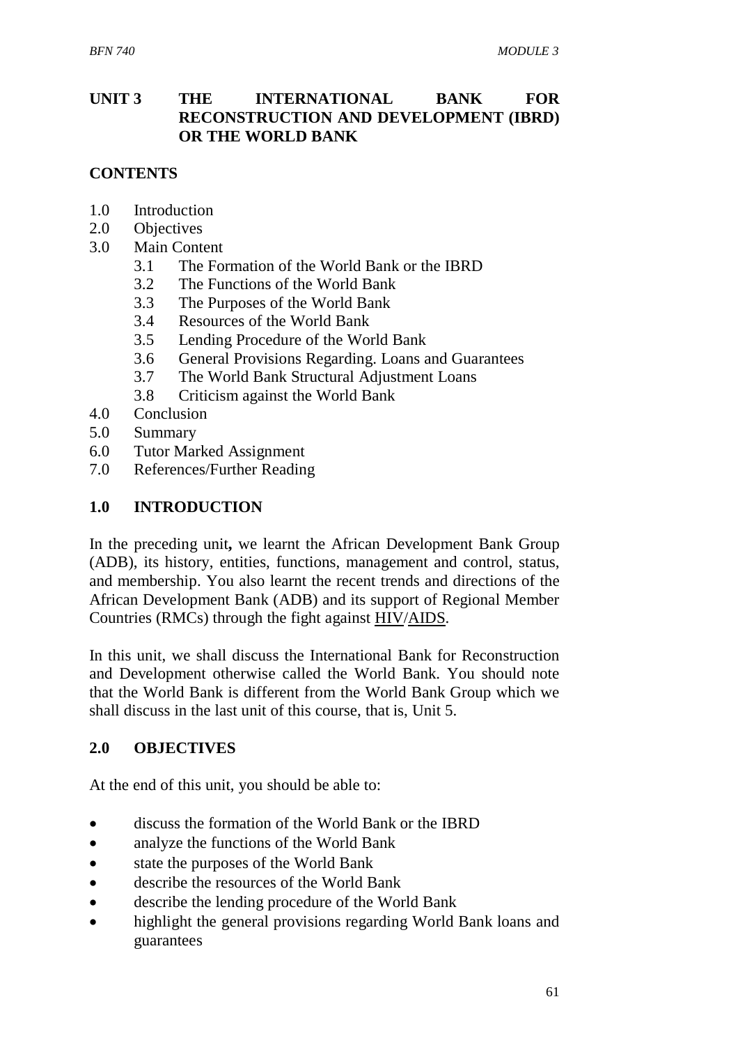# UNIT 3 THE INTERNATIONAL BANK FOR RECONSTRUCTION AND DEVELOPMENT (IBRD) OR THE WORLD BANK

## CONTENTS

1.0 Introduction
2.0 Objectives
3.0 Main Content
   - 3.1 The Formation of the World Bank or the IBRD
   - 3.2 The Functions of the World Bank
   - 3.3 The Purposes of the World Bank
   - 3.4 Resources of the World Bank
   - 3.5 Lending Procedure of the World Bank
   - 3.6 General Provisions Regarding. Loans and Guarantees
   - 3.7 The World Bank Structural Adjustment Loans
   - 3.8 Criticism against the World Bank

4.0 Conclusion
5.0 Summary
6.0 Tutor Marked Assignment
7.0 References/Further Reading

## 1.0 INTRODUCTION

In the preceding unit**,** we learnt the African Development Bank Group (ADB), its history, entities, functions, management and control, status, and membership. You also learnt the recent trends and directions of the African Development Bank (ADB) and its support of Regional Member Countries (RMCs) through the fight against HIV/AIDS.

In this unit, we shall discuss the International Bank for Reconstruction and Development otherwise called the World Bank. You should note that the World Bank is different from the World Bank Group which we shall discuss in the last unit of this course, that is, Unit 5.

## 2.0 OBJECTIVES

At the end of this unit, you should be able to:

- discuss the formation of the World Bank or the IBRD
- analyze the functions of the World Bank
- state the purposes of the World Bank
- describe the resources of the World Bank
- describe the lending procedure of the World Bank
- highlight the general provisions regarding World Bank loans and guarantees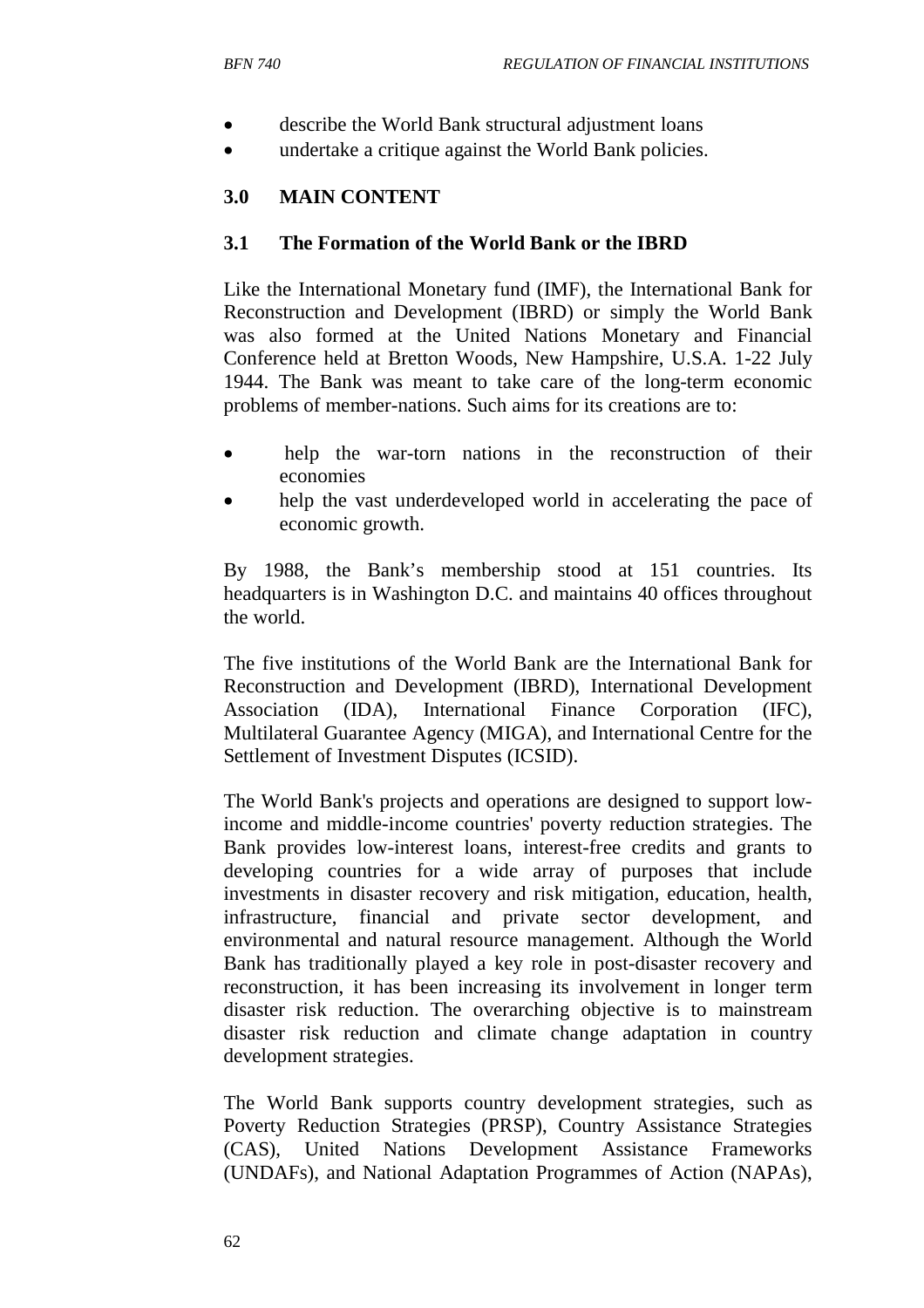- describe the World Bank structural adjustment loans
- undertake a critique against the World Bank policies.

## 3.0 MAIN CONTENT

### 3.1 The Formation of the World Bank or the IBRD

Like the International Monetary fund (IMF), the International Bank for Reconstruction and Development (IBRD) or simply the World Bank was also formed at the United Nations Monetary and Financial Conference held at Bretton Woods, New Hampshire, U.S.A. 1-22 July 1944. The Bank was meant to take care of the long-term economic problems of member-nations. Such aims for its creations are to:

- help the war-torn nations in the reconstruction of their economies
- help the vast underdeveloped world in accelerating the pace of economic growth.

By 1988, the Bank's membership stood at 151 countries. Its headquarters is in Washington D.C. and maintains 40 offices throughout the world.

The five institutions of the World Bank are the International Bank for Reconstruction and Development (IBRD), International Development Association (IDA), International Finance Corporation (IFC), Multilateral Guarantee Agency (MIGA), and International Centre for the Settlement of Investment Disputes (ICSID).

The World Bank's projects and operations are designed to support low-income and middle-income countries' poverty reduction strategies. The Bank provides low-interest loans, interest-free credits and grants to developing countries for a wide array of purposes that include investments in disaster recovery and risk mitigation, education, health, infrastructure, financial and private sector development, and environmental and natural resource management. Although the World Bank has traditionally played a key role in post-disaster recovery and reconstruction, it has been increasing its involvement in longer term disaster risk reduction. The overarching objective is to mainstream disaster risk reduction and climate change adaptation in country development strategies.

The World Bank supports country development strategies, such as Poverty Reduction Strategies (PRSP), Country Assistance Strategies (CAS), United Nations Development Assistance Frameworks (UNDAFs), and National Adaptation Programmes of Action (NAPAs),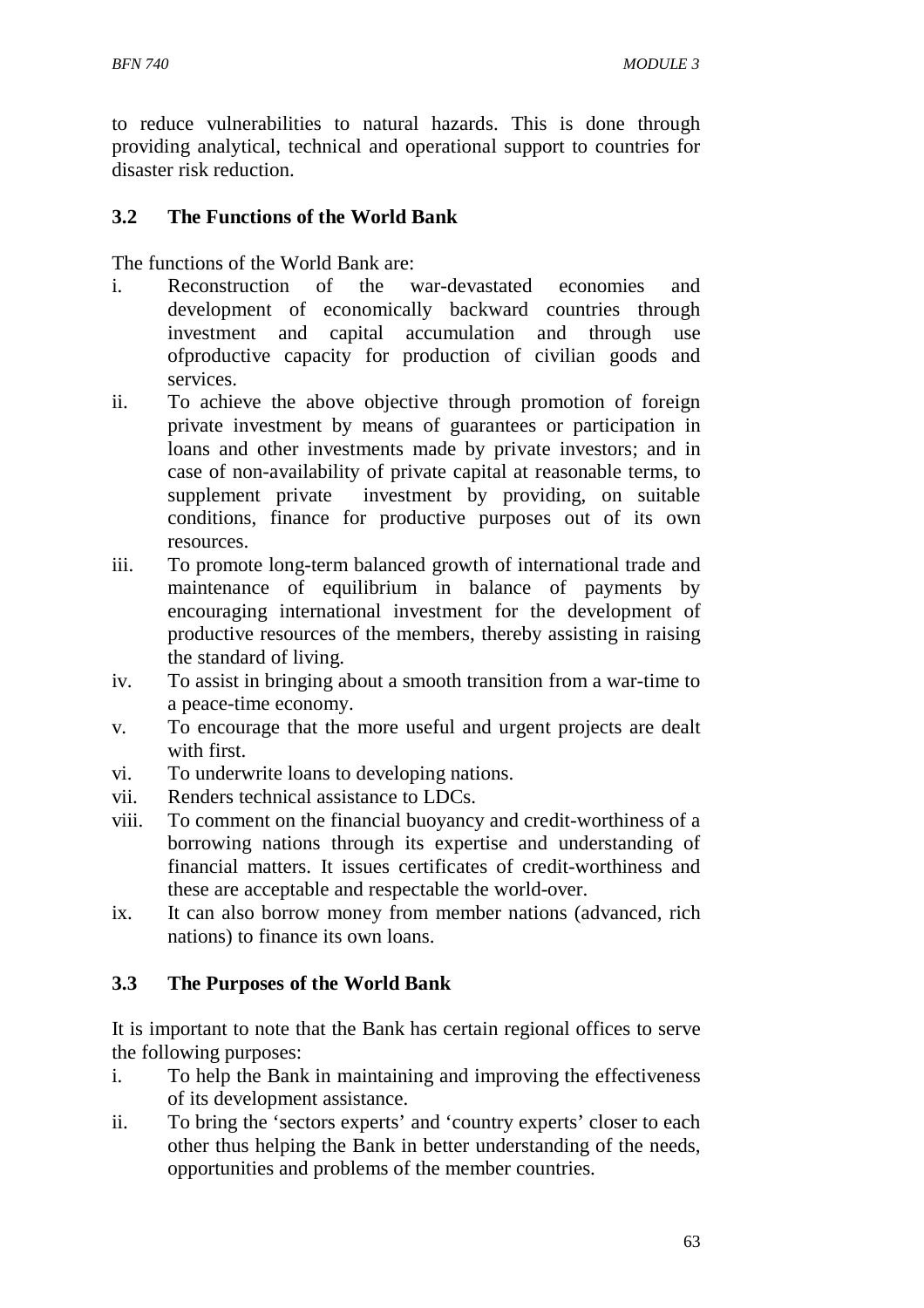to reduce vulnerabilities to natural hazards. This is done through providing analytical, technical and operational support to countries for disaster risk reduction.

### 3.2 The Functions of the World Bank

The functions of the World Bank are:

i. Reconstruction of the war-devastated economies and development of economically backward countries through investment and capital accumulation and through use ofproductive capacity for production of civilian goods and services.
ii. To achieve the above objective through promotion of foreign private investment by means of guarantees or participation in loans and other investments made by private investors; and in case of non-availability of private capital at reasonable terms, to supplement private investment by providing, on suitable conditions, finance for productive purposes out of its own resources.
iii. To promote long-term balanced growth of international trade and maintenance of equilibrium in balance of payments by encouraging international investment for the development of productive resources of the members, thereby assisting in raising the standard of living.
iv. To assist in bringing about a smooth transition from a war-time to a peace-time economy.
v. To encourage that the more useful and urgent projects are dealt with first.
vi. To underwrite loans to developing nations.
vii. Renders technical assistance to LDCs.
viii. To comment on the financial buoyancy and credit-worthiness of a borrowing nations through its expertise and understanding of financial matters. It issues certificates of credit-worthiness and these are acceptable and respectable the world-over.
ix. It can also borrow money from member nations (advanced, rich nations) to finance its own loans.

### 3.3 The Purposes of the World Bank

It is important to note that the Bank has certain regional offices to serve the following purposes:

i. To help the Bank in maintaining and improving the effectiveness of its development assistance.
ii. To bring the 'sectors experts' and 'country experts' closer to each other thus helping the Bank in better understanding of the needs, opportunities and problems of the member countries.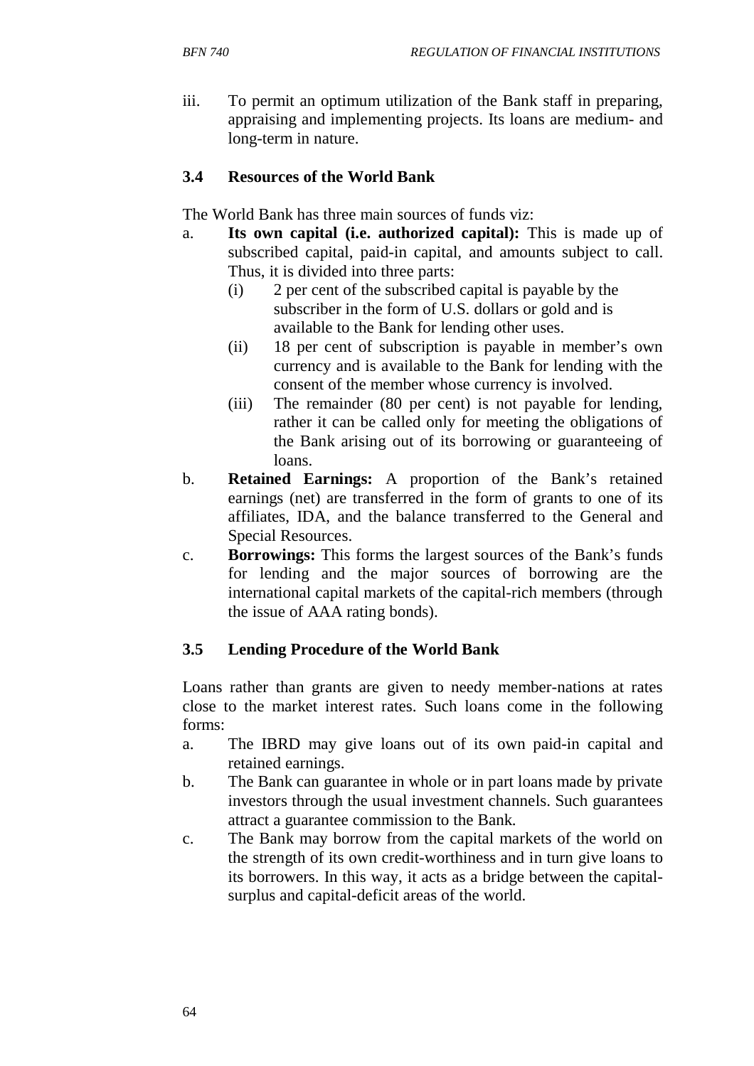iii. To permit an optimum utilization of the Bank staff in preparing, appraising and implementing projects. Its loans are medium- and long-term in nature.

### 3.4 Resources of the World Bank

The World Bank has three main sources of funds viz:

a. **Its own capital (i.e. authorized capital):** This is made up of subscribed capital, paid-in capital, and amounts subject to call. Thus, it is divided into three parts:
   (i) 2 per cent of the subscribed capital is payable by the subscriber in the form of U.S. dollars or gold and is available to the Bank for lending other uses.
   (ii) 18 per cent of subscription is payable in member's own currency and is available to the Bank for lending with the consent of the member whose currency is involved.
   (iii) The remainder (80 per cent) is not payable for lending, rather it can be called only for meeting the obligations of the Bank arising out of its borrowing or guaranteeing of loans.

b. **Retained Earnings:** A proportion of the Bank's retained earnings (net) are transferred in the form of grants to one of its affiliates, IDA, and the balance transferred to the General and Special Resources.

c. **Borrowings:** This forms the largest sources of the Bank's funds for lending and the major sources of borrowing are the international capital markets of the capital-rich members (through the issue of AAA rating bonds).

### 3.5 Lending Procedure of the World Bank

Loans rather than grants are given to needy member-nations at rates close to the market interest rates. Such loans come in the following forms:

a. The IBRD may give loans out of its own paid-in capital and retained earnings.
b. The Bank can guarantee in whole or in part loans made by private investors through the usual investment channels. Such guarantees attract a guarantee commission to the Bank.
c. The Bank may borrow from the capital markets of the world on the strength of its own credit-worthiness and in turn give loans to its borrowers. In this way, it acts as a bridge between the capital-surplus and capital-deficit areas of the world.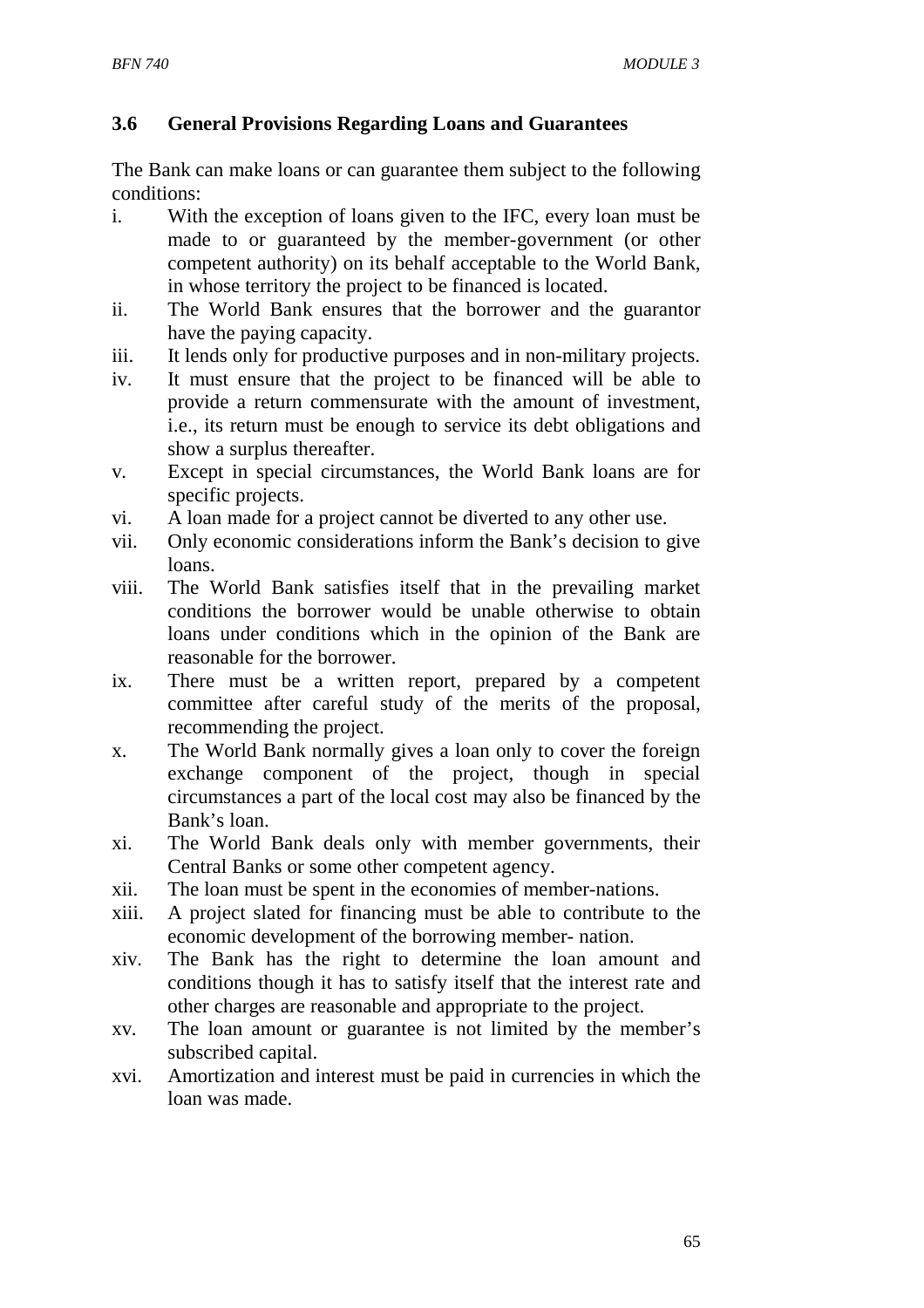### 3.6 General Provisions Regarding Loans and Guarantees

The Bank can make loans or can guarantee them subject to the following conditions:

i. With the exception of loans given to the IFC, every loan must be made to or guaranteed by the member-government (or other competent authority) on its behalf acceptable to the World Bank, in whose territory the project to be financed is located.
ii. The World Bank ensures that the borrower and the guarantor have the paying capacity.
iii. It lends only for productive purposes and in non-military projects.
iv. It must ensure that the project to be financed will be able to provide a return commensurate with the amount of investment, i.e., its return must be enough to service its debt obligations and show a surplus thereafter.
v. Except in special circumstances, the World Bank loans are for specific projects.
vi. A loan made for a project cannot be diverted to any other use.
vii. Only economic considerations inform the Bank's decision to give loans.
viii. The World Bank satisfies itself that in the prevailing market conditions the borrower would be unable otherwise to obtain loans under conditions which in the opinion of the Bank are reasonable for the borrower.
ix. There must be a written report, prepared by a competent committee after careful study of the merits of the proposal, recommending the project.
x. The World Bank normally gives a loan only to cover the foreign exchange component of the project, though in special circumstances a part of the local cost may also be financed by the Bank's loan.
xi. The World Bank deals only with member governments, their Central Banks or some other competent agency.
xii. The loan must be spent in the economies of member-nations.
xiii. A project slated for financing must be able to contribute to the economic development of the borrowing member- nation.
xiv. The Bank has the right to determine the loan amount and conditions though it has to satisfy itself that the interest rate and other charges are reasonable and appropriate to the project.
xv. The loan amount or guarantee is not limited by the member's subscribed capital.
xvi. Amortization and interest must be paid in currencies in which the loan was made.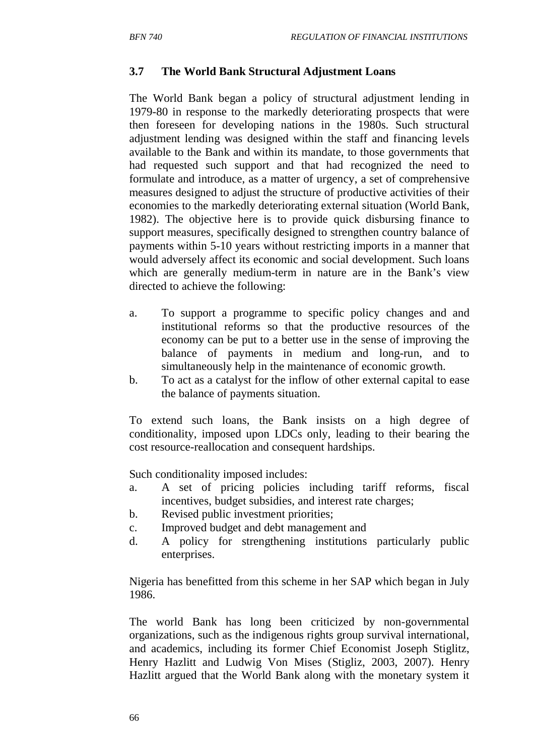### 3.7 The World Bank Structural Adjustment Loans

The World Bank began a policy of structural adjustment lending in 1979-80 in response to the markedly deteriorating prospects that were then foreseen for developing nations in the 1980s. Such structural adjustment lending was designed within the staff and financing levels available to the Bank and within its mandate, to those governments that had requested such support and that had recognized the need to formulate and introduce, as a matter of urgency, a set of comprehensive measures designed to adjust the structure of productive activities of their economies to the markedly deteriorating external situation (World Bank, 1982). The objective here is to provide quick disbursing finance to support measures, specifically designed to strengthen country balance of payments within 5-10 years without restricting imports in a manner that would adversely affect its economic and social development. Such loans which are generally medium-term in nature are in the Bank's view directed to achieve the following:

a. To support a programme to specific policy changes and and institutional reforms so that the productive resources of the economy can be put to a better use in the sense of improving the balance of payments in medium and long-run, and to simultaneously help in the maintenance of economic growth.
b. To act as a catalyst for the inflow of other external capital to ease the balance of payments situation.

To extend such loans, the Bank insists on a high degree of conditionality, imposed upon LDCs only, leading to their bearing the cost resource-reallocation and consequent hardships.

Such conditionality imposed includes:

a. A set of pricing policies including tariff reforms, fiscal incentives, budget subsidies, and interest rate charges;
b. Revised public investment priorities;
c. Improved budget and debt management and
d. A policy for strengthening institutions particularly public enterprises.

Nigeria has benefitted from this scheme in her SAP which began in July 1986.

The world Bank has long been criticized by non-governmental organizations, such as the indigenous rights group survival international, and academics, including its former Chief Economist Joseph Stiglitz, Henry Hazlitt and Ludwig Von Mises (Stigliz, 2003, 2007). Henry Hazlitt argued that the World Bank along with the monetary system it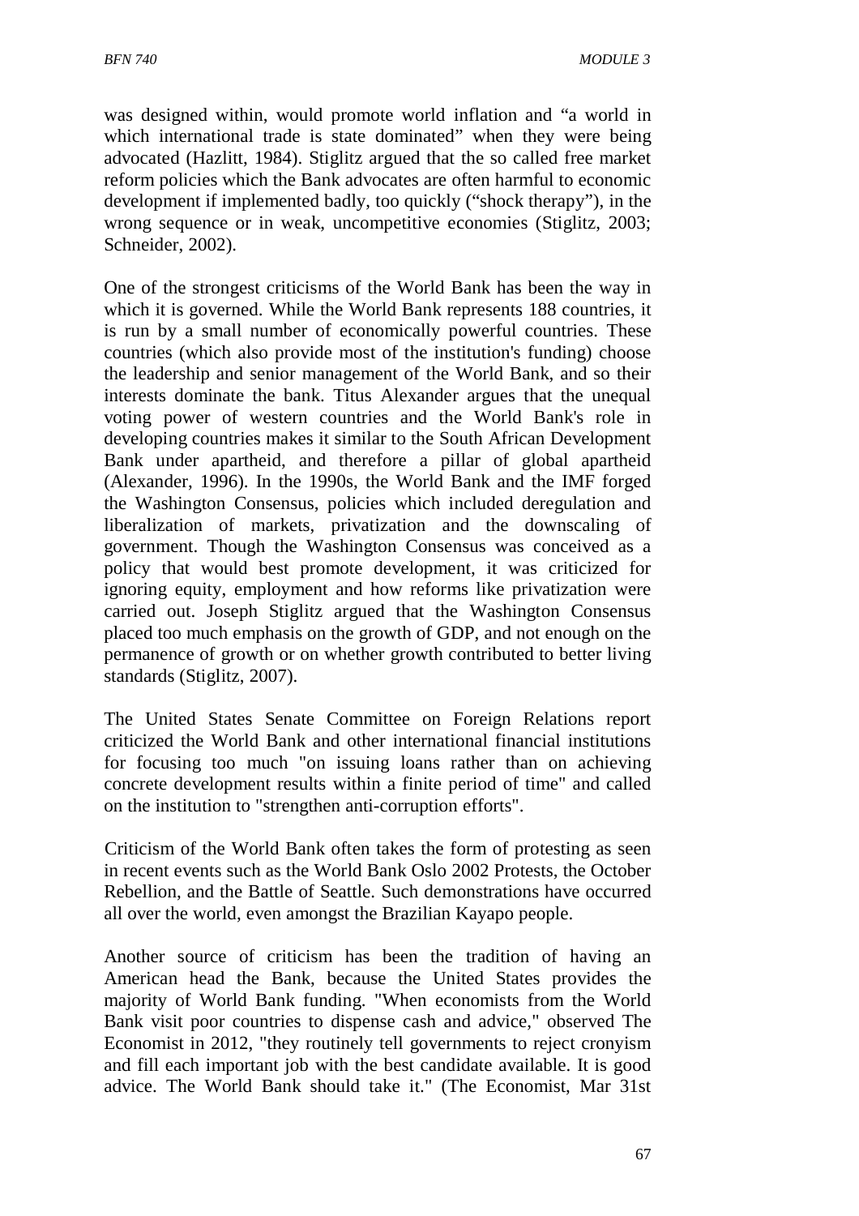was designed within, would promote world inflation and "a world in which international trade is state dominated" when they were being advocated (Hazlitt, 1984). Stiglitz argued that the so called free market reform policies which the Bank advocates are often harmful to economic development if implemented badly, too quickly ("shock therapy"), in the wrong sequence or in weak, uncompetitive economies (Stiglitz, 2003; Schneider, 2002).

One of the strongest criticisms of the World Bank has been the way in which it is governed. While the World Bank represents 188 countries, it is run by a small number of economically powerful countries. These countries (which also provide most of the institution's funding) choose the leadership and senior management of the World Bank, and so their interests dominate the bank. Titus Alexander argues that the unequal voting power of western countries and the World Bank's role in developing countries makes it similar to the South African Development Bank under apartheid, and therefore a pillar of global apartheid (Alexander, 1996). In the 1990s, the World Bank and the IMF forged the Washington Consensus, policies which included deregulation and liberalization of markets, privatization and the downscaling of government. Though the Washington Consensus was conceived as a policy that would best promote development, it was criticized for ignoring equity, employment and how reforms like privatization were carried out. Joseph Stiglitz argued that the Washington Consensus placed too much emphasis on the growth of GDP, and not enough on the permanence of growth or on whether growth contributed to better living standards (Stiglitz, 2007).

The United States Senate Committee on Foreign Relations report criticized the World Bank and other international financial institutions for focusing too much "on issuing loans rather than on achieving concrete development results within a finite period of time" and called on the institution to "strengthen anti-corruption efforts".

Criticism of the World Bank often takes the form of protesting as seen in recent events such as the World Bank Oslo 2002 Protests, the October Rebellion, and the Battle of Seattle. Such demonstrations have occurred all over the world, even amongst the Brazilian Kayapo people.

Another source of criticism has been the tradition of having an American head the Bank, because the United States provides the majority of World Bank funding. "When economists from the World Bank visit poor countries to dispense cash and advice," observed The Economist in 2012, "they routinely tell governments to reject cronyism and fill each important job with the best candidate available. It is good advice. The World Bank should take it." (The Economist, Mar 31st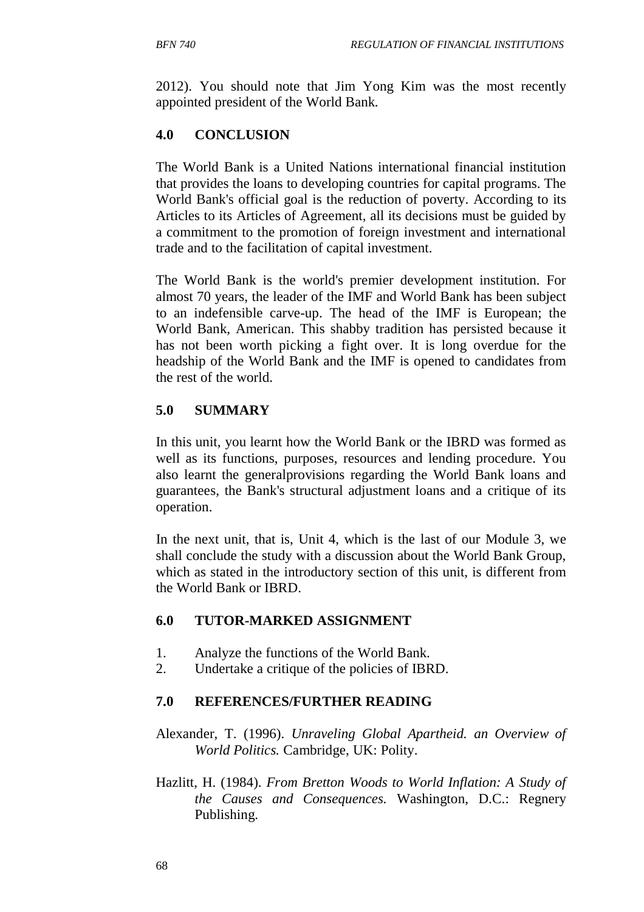2012). You should note that Jim Yong Kim was the most recently appointed president of the World Bank.

## 4.0 CONCLUSION

The World Bank is a United Nations international financial institution that provides the loans to developing countries for capital programs. The World Bank's official goal is the reduction of poverty. According to its Articles to its Articles of Agreement, all its decisions must be guided by a commitment to the promotion of foreign investment and international trade and to the facilitation of capital investment.

The World Bank is the world's premier development institution. For almost 70 years, the leader of the IMF and World Bank has been subject to an indefensible carve-up. The head of the IMF is European; the World Bank, American. This shabby tradition has persisted because it has not been worth picking a fight over. It is long overdue for the headship of the World Bank and the IMF is opened to candidates from the rest of the world.

## 5.0 SUMMARY

In this unit, you learnt how the World Bank or the IBRD was formed as well as its functions, purposes, resources and lending procedure. You also learnt the generalprovisions regarding the World Bank loans and guarantees, the Bank's structural adjustment loans and a critique of its operation.

In the next unit, that is, Unit 4, which is the last of our Module 3, we shall conclude the study with a discussion about the World Bank Group, which as stated in the introductory section of this unit, is different from the World Bank or IBRD.

## 6.0 TUTOR-MARKED ASSIGNMENT

1. Analyze the functions of the World Bank.
2. Undertake a critique of the policies of IBRD.

## 7.0 REFERENCES/FURTHER READING

Alexander, T. (1996). *Unraveling Global Apartheid. an Overview of World Politics.* Cambridge, UK: Polity.

Hazlitt, H. (1984). *From Bretton Woods to World Inflation: A Study of the Causes and Consequences.* Washington, D.C.: Regnery Publishing.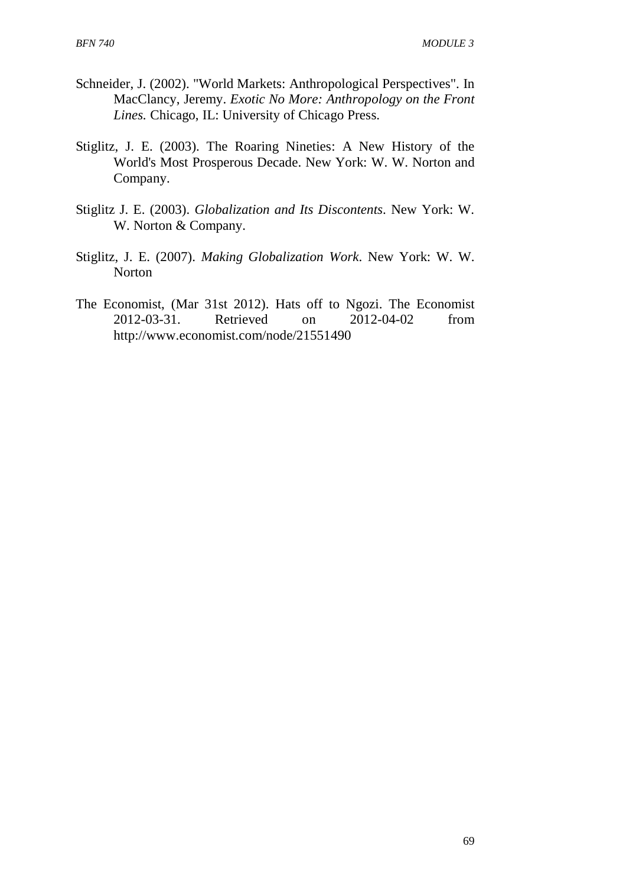Schneider, J. (2002). "World Markets: Anthropological Perspectives". In MacClancy, Jeremy. *Exotic No More: Anthropology on the Front Lines.* Chicago, IL: University of Chicago Press.

Stiglitz, J. E. (2003). The Roaring Nineties: A New History of the World's Most Prosperous Decade. New York: W. W. Norton and Company.

Stiglitz J. E. (2003). *Globalization and Its Discontents*. New York: W. W. Norton & Company.

Stiglitz, J. E. (2007). *Making Globalization Work*. New York: W. W. Norton

The Economist, (Mar 31st 2012). Hats off to Ngozi. The Economist 2012-03-31. Retrieved on 2012-04-02 from http://www.economist.com/node/21551490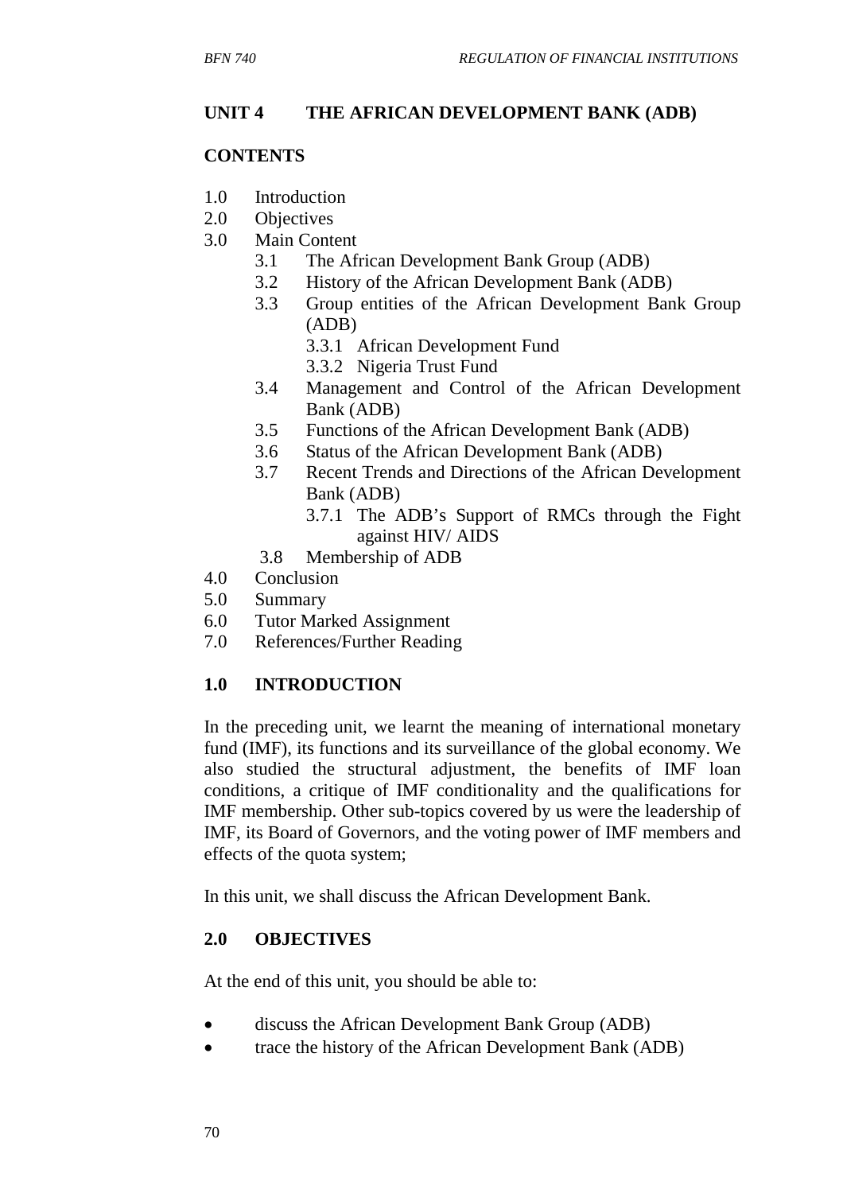## UNIT 4 THE AFRICAN DEVELOPMENT BANK (ADB)

### CONTENTS

1.0 Introduction
2.0 Objectives
3.0 Main Content
   - 3.1 The African Development Bank Group (ADB)
   - 3.2 History of the African Development Bank (ADB)
   - 3.3 Group entities of the African Development Bank Group (ADB)
      - 3.3.1 African Development Fund
      - 3.3.2 Nigeria Trust Fund
   - 3.4 Management and Control of the African Development Bank (ADB)
   - 3.5 Functions of the African Development Bank (ADB)
   - 3.6 Status of the African Development Bank (ADB)
   - 3.7 Recent Trends and Directions of the African Development Bank (ADB)
      - 3.7.1 The ADB's Support of RMCs through the Fight against HIV/ AIDS
   - 3.8 Membership of ADB

4.0 Conclusion
5.0 Summary
6.0 Tutor Marked Assignment
7.0 References/Further Reading

### 1.0 INTRODUCTION

In the preceding unit, we learnt the meaning of international monetary fund (IMF), its functions and its surveillance of the global economy. We also studied the structural adjustment, the benefits of IMF loan conditions, a critique of IMF conditionality and the qualifications for IMF membership. Other sub-topics covered by us were the leadership of IMF, its Board of Governors, and the voting power of IMF members and effects of the quota system;

In this unit, we shall discuss the African Development Bank.

### 2.0 OBJECTIVES

At the end of this unit, you should be able to:

- discuss the African Development Bank Group (ADB)
- trace the history of the African Development Bank (ADB)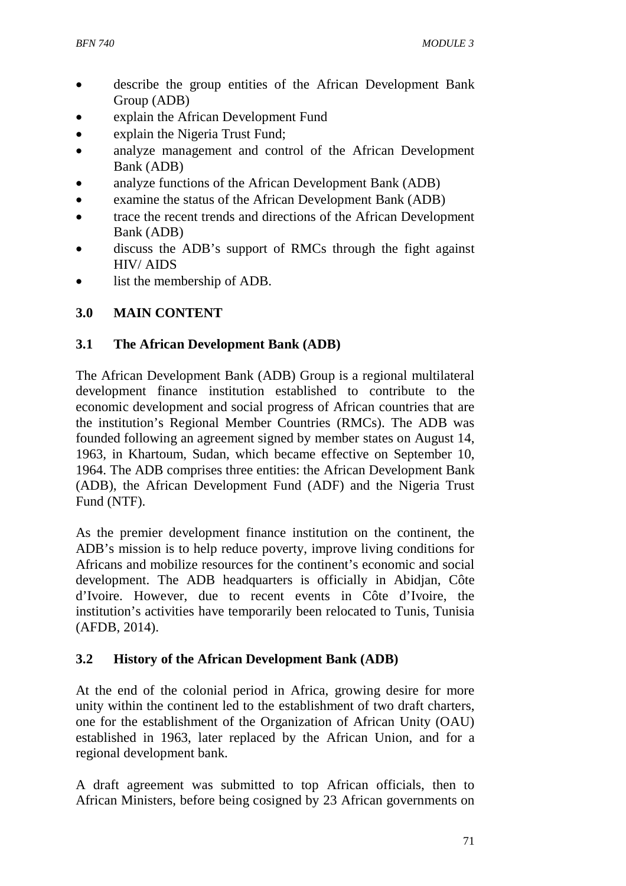- describe the group entities of the African Development Bank Group (ADB)
- explain the African Development Fund
- explain the Nigeria Trust Fund;
- analyze management and control of the African Development Bank (ADB)
- analyze functions of the African Development Bank (ADB)
- examine the status of the African Development Bank (ADB)
- trace the recent trends and directions of the African Development Bank (ADB)
- discuss the ADB's support of RMCs through the fight against HIV/ AIDS
- list the membership of ADB.

## 3.0 MAIN CONTENT

### 3.1 The African Development Bank (ADB)

The African Development Bank (ADB) Group is a regional multilateral development finance institution established to contribute to the economic development and social progress of African countries that are the institution's Regional Member Countries (RMCs). The ADB was founded following an agreement signed by member states on August 14, 1963, in Khartoum, Sudan, which became effective on September 10, 1964. The ADB comprises three entities: the African Development Bank (ADB), the African Development Fund (ADF) and the Nigeria Trust Fund (NTF).

As the premier development finance institution on the continent, the ADB's mission is to help reduce poverty, improve living conditions for Africans and mobilize resources for the continent's economic and social development. The ADB headquarters is officially in Abidjan, Côte d'Ivoire. However, due to recent events in Côte d'Ivoire, the institution's activities have temporarily been relocated to Tunis, Tunisia (AFDB, 2014).

### 3.2 History of the African Development Bank (ADB)

At the end of the colonial period in Africa, growing desire for more unity within the continent led to the establishment of two draft charters, one for the establishment of the Organization of African Unity (OAU) established in 1963, later replaced by the African Union, and for a regional development bank.

A draft agreement was submitted to top African officials, then to African Ministers, before being cosigned by 23 African governments on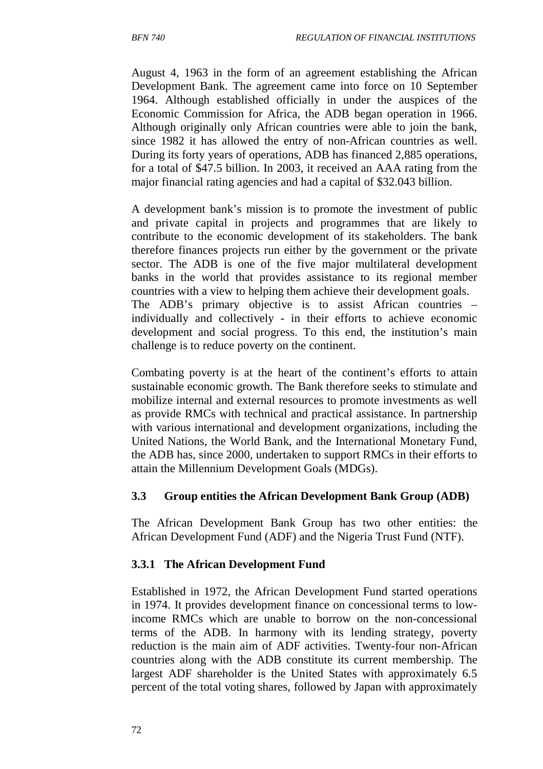August 4, 1963 in the form of an agreement establishing the African Development Bank. The agreement came into force on 10 September 1964. Although established officially in under the auspices of the Economic Commission for Africa, the ADB began operation in 1966. Although originally only African countries were able to join the bank, since 1982 it has allowed the entry of non-African countries as well. During its forty years of operations, ADB has financed 2,885 operations, for a total of $47.5 billion. In 2003, it received an AAA rating from the major financial rating agencies and had a capital of $32.043 billion.

A development bank's mission is to promote the investment of public and private capital in projects and programmes that are likely to contribute to the economic development of its stakeholders. The bank therefore finances projects run either by the government or the private sector. The ADB is one of the five major multilateral development banks in the world that provides assistance to its regional member countries with a view to helping them achieve their development goals.
The ADB's primary objective is to assist African countries – individually and collectively - in their efforts to achieve economic development and social progress. To this end, the institution's main challenge is to reduce poverty on the continent.

Combating poverty is at the heart of the continent's efforts to attain sustainable economic growth. The Bank therefore seeks to stimulate and mobilize internal and external resources to promote investments as well as provide RMCs with technical and practical assistance. In partnership with various international and development organizations, including the United Nations, the World Bank, and the International Monetary Fund, the ADB has, since 2000, undertaken to support RMCs in their efforts to attain the Millennium Development Goals (MDGs).

### 3.3 Group entities the African Development Bank Group (ADB)

The African Development Bank Group has two other entities: the African Development Fund (ADF) and the Nigeria Trust Fund (NTF).

#### 3.3.1 The African Development Fund

Established in 1972, the African Development Fund started operations in 1974. It provides development finance on concessional terms to low-income RMCs which are unable to borrow on the non-concessional terms of the ADB. In harmony with its lending strategy, poverty reduction is the main aim of ADF activities. Twenty-four non-African countries along with the ADB constitute its current membership. The largest ADF shareholder is the United States with approximately 6.5 percent of the total voting shares, followed by Japan with approximately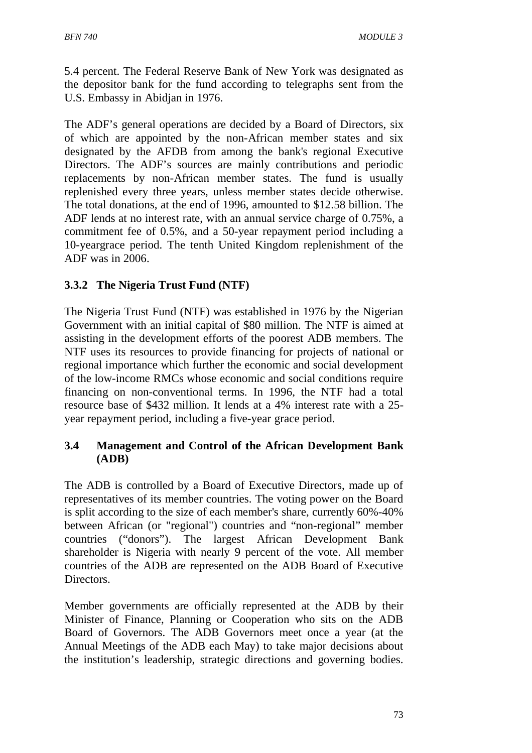5.4 percent. The Federal Reserve Bank of New York was designated as the depositor bank for the fund according to telegraphs sent from the U.S. Embassy in Abidjan in 1976.

The ADF's general operations are decided by a Board of Directors, six of which are appointed by the non-African member states and six designated by the AFDB from among the bank's regional Executive Directors. The ADF's sources are mainly contributions and periodic replacements by non-African member states. The fund is usually replenished every three years, unless member states decide otherwise. The total donations, at the end of 1996, amounted to $12.58 billion. The ADF lends at no interest rate, with an annual service charge of 0.75%, a commitment fee of 0.5%, and a 50-year repayment period including a 10-yeargrace period. The tenth United Kingdom replenishment of the ADF was in 2006.

### 3.3.2 The Nigeria Trust Fund (NTF)

The Nigeria Trust Fund (NTF) was established in 1976 by the Nigerian Government with an initial capital of $80 million. The NTF is aimed at assisting in the development efforts of the poorest ADB members. The NTF uses its resources to provide financing for projects of national or regional importance which further the economic and social development of the low-income RMCs whose economic and social conditions require financing on non-conventional terms. In 1996, the NTF had a total resource base of $432 million. It lends at a 4% interest rate with a 25-year repayment period, including a five-year grace period.

## 3.4 Management and Control of the African Development Bank (ADB)

The ADB is controlled by a Board of Executive Directors, made up of representatives of its member countries. The voting power on the Board is split according to the size of each member's share, currently 60%-40% between African (or "regional") countries and "non-regional" member countries ("donors"). The largest African Development Bank shareholder is Nigeria with nearly 9 percent of the vote. All member countries of the ADB are represented on the ADB Board of Executive Directors.

Member governments are officially represented at the ADB by their Minister of Finance, Planning or Cooperation who sits on the ADB Board of Governors. The ADB Governors meet once a year (at the Annual Meetings of the ADB each May) to take major decisions about the institution's leadership, strategic directions and governing bodies.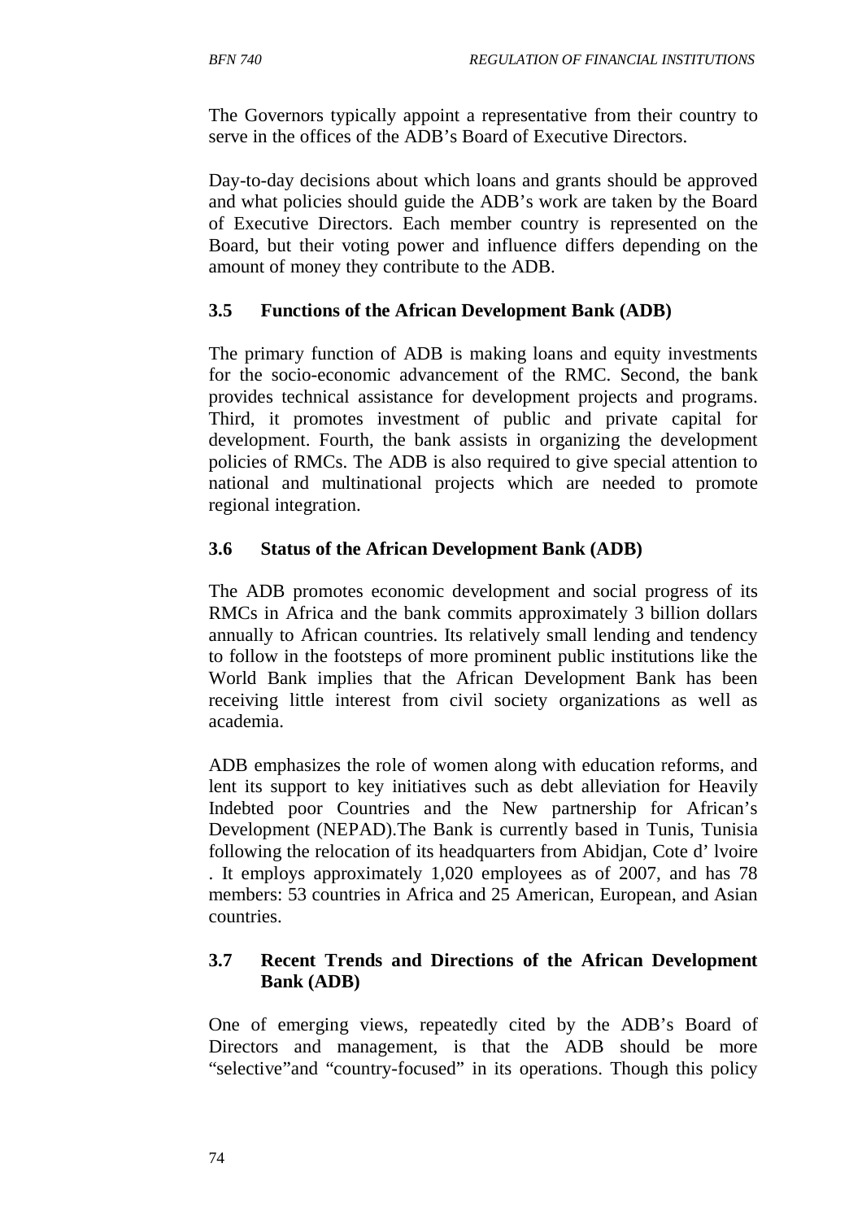The Governors typically appoint a representative from their country to serve in the offices of the ADB's Board of Executive Directors.

Day-to-day decisions about which loans and grants should be approved and what policies should guide the ADB's work are taken by the Board of Executive Directors. Each member country is represented on the Board, but their voting power and influence differs depending on the amount of money they contribute to the ADB.

### 3.5 Functions of the African Development Bank (ADB)

The primary function of ADB is making loans and equity investments for the socio-economic advancement of the RMC. Second, the bank provides technical assistance for development projects and programs. Third, it promotes investment of public and private capital for development. Fourth, the bank assists in organizing the development policies of RMCs. The ADB is also required to give special attention to national and multinational projects which are needed to promote regional integration.

### 3.6 Status of the African Development Bank (ADB)

The ADB promotes economic development and social progress of its RMCs in Africa and the bank commits approximately 3 billion dollars annually to African countries. Its relatively small lending and tendency to follow in the footsteps of more prominent public institutions like the World Bank implies that the African Development Bank has been receiving little interest from civil society organizations as well as academia.

ADB emphasizes the role of women along with education reforms, and lent its support to key initiatives such as debt alleviation for Heavily Indebted poor Countries and the New partnership for African's Development (NEPAD).The Bank is currently based in Tunis, Tunisia following the relocation of its headquarters from Abidjan, Cote d' lvoire . It employs approximately 1,020 employees as of 2007, and has 78 members: 53 countries in Africa and 25 American, European, and Asian countries.

### 3.7 Recent Trends and Directions of the African Development Bank (ADB)

One of emerging views, repeatedly cited by the ADB's Board of Directors and management, is that the ADB should be more "selective"and "country-focused" in its operations. Though this policy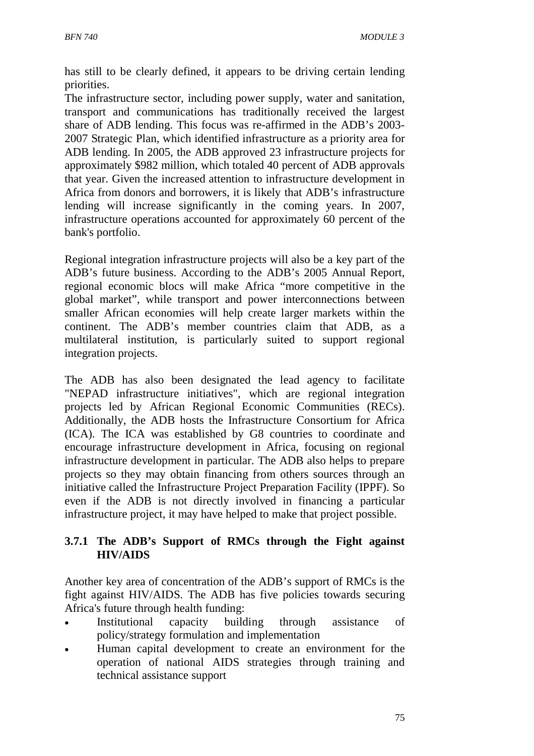has still to be clearly defined, it appears to be driving certain lending priorities.

The infrastructure sector, including power supply, water and sanitation, transport and communications has traditionally received the largest share of ADB lending. This focus was re-affirmed in the ADB's 2003-2007 Strategic Plan, which identified infrastructure as a priority area for ADB lending. In 2005, the ADB approved 23 infrastructure projects for approximately $982 million, which totaled 40 percent of ADB approvals that year. Given the increased attention to infrastructure development in Africa from donors and borrowers, it is likely that ADB's infrastructure lending will increase significantly in the coming years. In 2007, infrastructure operations accounted for approximately 60 percent of the bank's portfolio.

Regional integration infrastructure projects will also be a key part of the ADB's future business. According to the ADB's 2005 Annual Report, regional economic blocs will make Africa "more competitive in the global market", while transport and power interconnections between smaller African economies will help create larger markets within the continent. The ADB's member countries claim that ADB, as a multilateral institution, is particularly suited to support regional integration projects.

The ADB has also been designated the lead agency to facilitate "NEPAD infrastructure initiatives", which are regional integration projects led by African Regional Economic Communities (RECs). Additionally, the ADB hosts the Infrastructure Consortium for Africa (ICA). The ICA was established by G8 countries to coordinate and encourage infrastructure development in Africa, focusing on regional infrastructure development in particular. The ADB also helps to prepare projects so they may obtain financing from others sources through an initiative called the Infrastructure Project Preparation Facility (IPPF). So even if the ADB is not directly involved in financing a particular infrastructure project, it may have helped to make that project possible.

### 3.7.1 The ADB's Support of RMCs through the Fight against HIV/AIDS

Another key area of concentration of the ADB's support of RMCs is the fight against HIV/AIDS. The ADB has five policies towards securing Africa's future through health funding:

- Institutional capacity building through assistance of policy/strategy formulation and implementation
- Human capital development to create an environment for the operation of national AIDS strategies through training and technical assistance support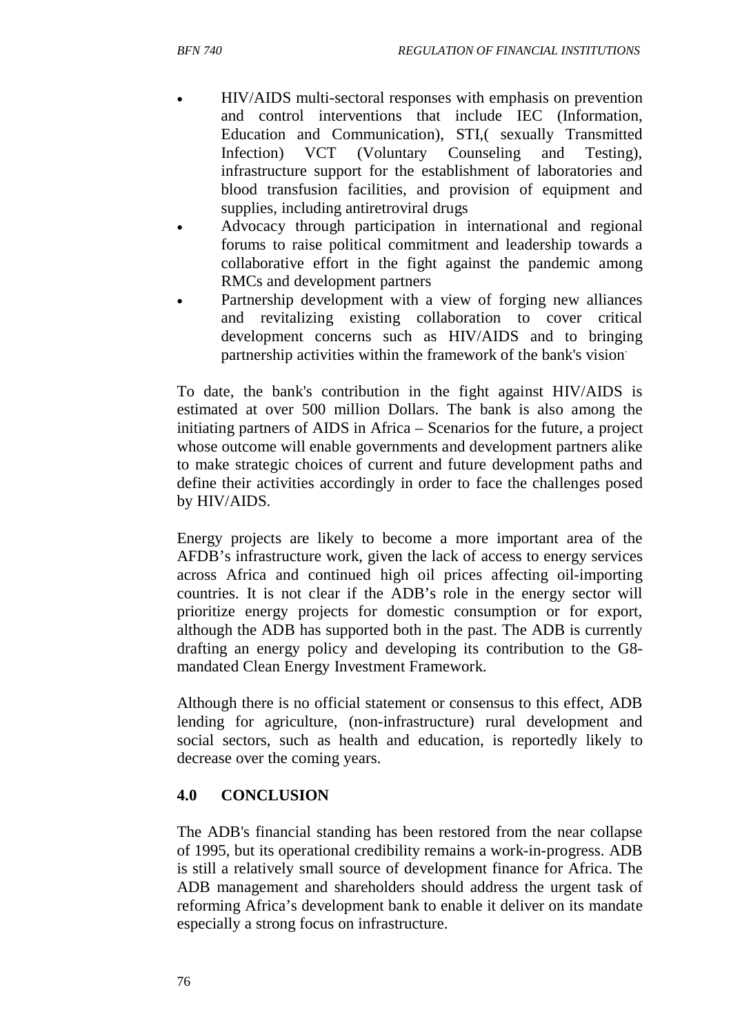- HIV/AIDS multi-sectoral responses with emphasis on prevention and control interventions that include IEC (Information, Education and Communication), STI,( sexually Transmitted Infection) VCT (Voluntary Counseling and Testing), infrastructure support for the establishment of laboratories and blood transfusion facilities, and provision of equipment and supplies, including antiretroviral drugs
- Advocacy through participation in international and regional forums to raise political commitment and leadership towards a collaborative effort in the fight against the pandemic among RMCs and development partners
- Partnership development with a view of forging new alliances and revitalizing existing collaboration to cover critical development concerns such as HIV/AIDS and to bringing partnership activities within the framework of the bank's vision.

To date, the bank's contribution in the fight against HIV/AIDS is estimated at over 500 million Dollars. The bank is also among the initiating partners of AIDS in Africa – Scenarios for the future, a project whose outcome will enable governments and development partners alike to make strategic choices of current and future development paths and define their activities accordingly in order to face the challenges posed by HIV/AIDS.

Energy projects are likely to become a more important area of the AFDB's infrastructure work, given the lack of access to energy services across Africa and continued high oil prices affecting oil-importing countries. It is not clear if the ADB's role in the energy sector will prioritize energy projects for domestic consumption or for export, although the ADB has supported both in the past. The ADB is currently drafting an energy policy and developing its contribution to the G8-mandated Clean Energy Investment Framework.

Although there is no official statement or consensus to this effect, ADB lending for agriculture, (non-infrastructure) rural development and social sectors, such as health and education, is reportedly likely to decrease over the coming years.

## 4.0 CONCLUSION

The ADB's financial standing has been restored from the near collapse of 1995, but its operational credibility remains a work-in-progress. ADB is still a relatively small source of development finance for Africa. The ADB management and shareholders should address the urgent task of reforming Africa's development bank to enable it deliver on its mandate especially a strong focus on infrastructure.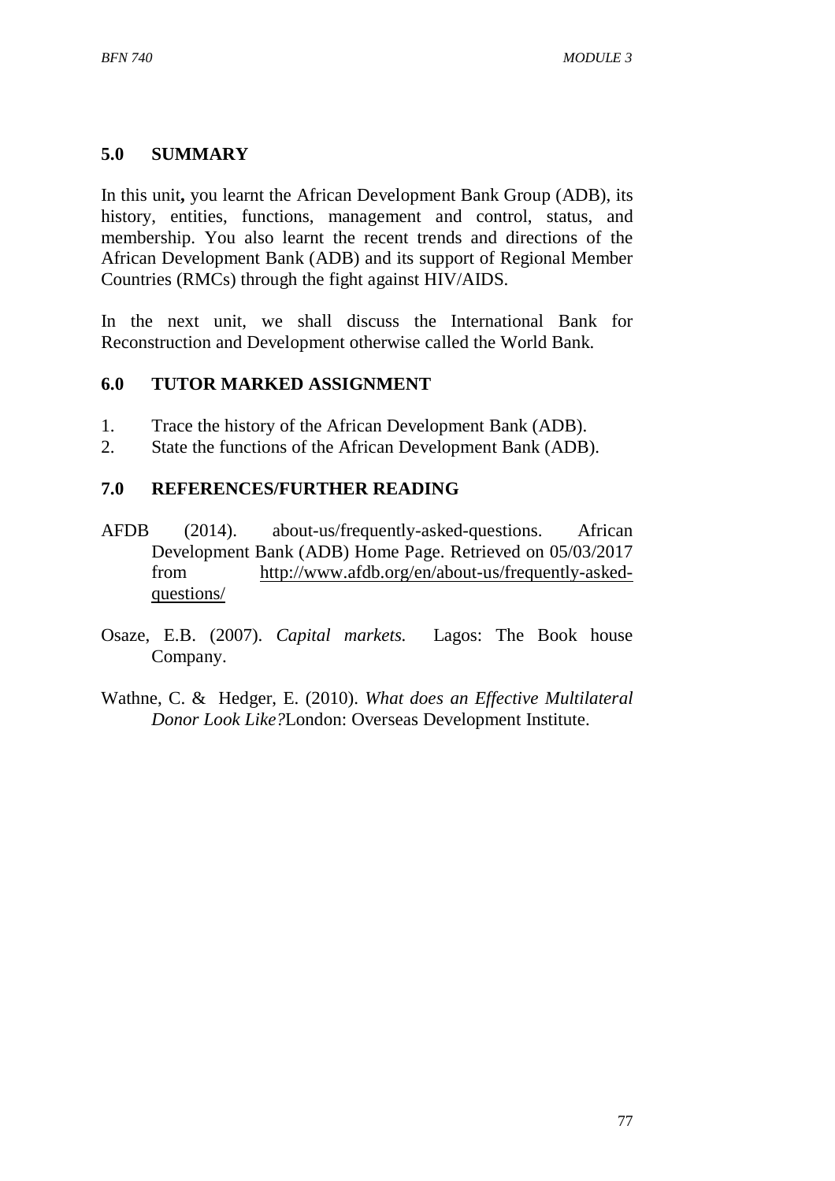## 5.0 SUMMARY

In this unit**,** you learnt the African Development Bank Group (ADB), its history, entities, functions, management and control, status, and membership. You also learnt the recent trends and directions of the African Development Bank (ADB) and its support of Regional Member Countries (RMCs) through the fight against HIV/AIDS.

In the next unit, we shall discuss the International Bank for Reconstruction and Development otherwise called the World Bank.

## 6.0 TUTOR MARKED ASSIGNMENT

1. Trace the history of the African Development Bank (ADB).
2. State the functions of the African Development Bank (ADB).

## 7.0 REFERENCES/FURTHER READING

AFDB (2014). about-us/frequently-asked-questions. African Development Bank (ADB) Home Page. Retrieved on 05/03/2017 from http://www.afdb.org/en/about-us/frequently-asked-questions/

Osaze, E.B. (2007). *Capital markets.* Lagos: The Book house Company.

Wathne, C. & Hedger, E. (2010). *What does an Effective Multilateral Donor Look Like?*London: Overseas Development Institute.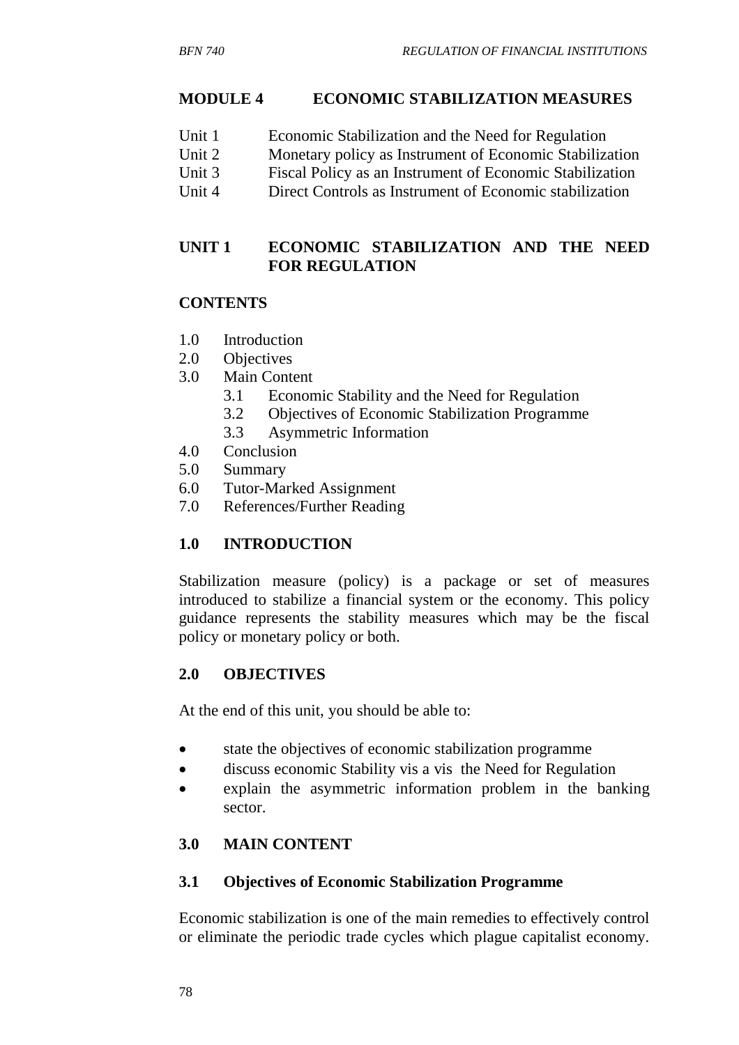## MODULE 4 ECONOMIC STABILIZATION MEASURES

Unit 1 Economic Stabilization and the Need for Regulation
Unit 2 Monetary policy as Instrument of Economic Stabilization
Unit 3 Fiscal Policy as an Instrument of Economic Stabilization
Unit 4 Direct Controls as Instrument of Economic stabilization

## UNIT 1 ECONOMIC STABILIZATION AND THE NEED FOR REGULATION

### CONTENTS

1.0 Introduction
2.0 Objectives
3.0 Main Content
  3.1 Economic Stability and the Need for Regulation
  3.2 Objectives of Economic Stabilization Programme
  3.3 Asymmetric Information
4.0 Conclusion
5.0 Summary
6.0 Tutor-Marked Assignment
7.0 References/Further Reading

### 1.0 INTRODUCTION

Stabilization measure (policy) is a package or set of measures introduced to stabilize a financial system or the economy. This policy guidance represents the stability measures which may be the fiscal policy or monetary policy or both.

### 2.0 OBJECTIVES

At the end of this unit, you should be able to:

- state the objectives of economic stabilization programme
- discuss economic Stability vis a vis the Need for Regulation
- explain the asymmetric information problem in the banking sector.

### 3.0 MAIN CONTENT

#### 3.1 Objectives of Economic Stabilization Programme

Economic stabilization is one of the main remedies to effectively control or eliminate the periodic trade cycles which plague capitalist economy.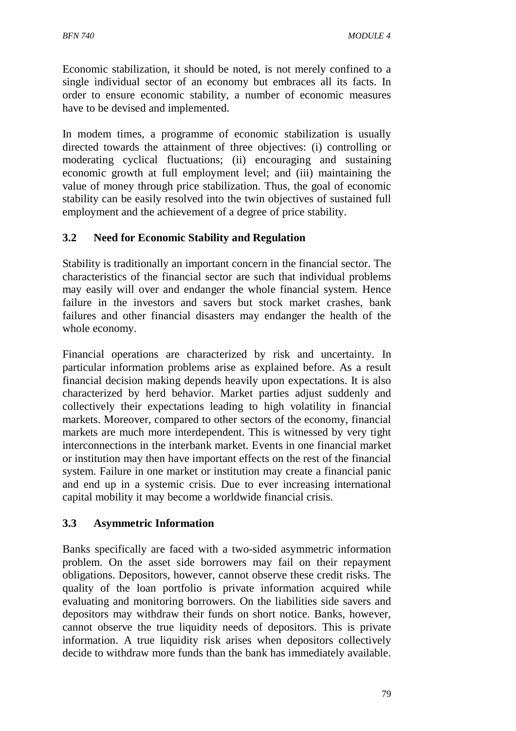Economic stabilization, it should be noted, is not merely confined to a single individual sector of an economy but embraces all its facts. In order to ensure economic stability, a number of economic measures have to be devised and implemented.

In modem times, a programme of economic stabilization is usually directed towards the attainment of three objectives: (i) controlling or moderating cyclical fluctuations; (ii) encouraging and sustaining economic growth at full employment level; and (iii) maintaining the value of money through price stabilization. Thus, the goal of economic stability can be easily resolved into the twin objectives of sustained full employment and the achievement of a degree of price stability.

### 3.2 Need for Economic Stability and Regulation

Stability is traditionally an important concern in the financial sector. The characteristics of the financial sector are such that individual problems may easily will over and endanger the whole financial system. Hence failure in the investors and savers but stock market crashes, bank failures and other financial disasters may endanger the health of the whole economy.

Financial operations are characterized by risk and uncertainty. In particular information problems arise as explained before. As a result financial decision making depends heavily upon expectations. It is also characterized by herd behavior. Market parties adjust suddenly and collectively their expectations leading to high volatility in financial markets. Moreover, compared to other sectors of the economy, financial markets are much more interdependent. This is witnessed by very tight interconnections in the interbank market. Events in one financial market or institution may then have important effects on the rest of the financial system. Failure in one market or institution may create a financial panic and end up in a systemic crisis. Due to ever increasing international capital mobility it may become a worldwide financial crisis.

### 3.3 Asymmetric Information

Banks specifically are faced with a two-sided asymmetric information problem. On the asset side borrowers may fail on their repayment obligations. Depositors, however, cannot observe these credit risks. The quality of the loan portfolio is private information acquired while evaluating and monitoring borrowers. On the liabilities side savers and depositors may withdraw their funds on short notice. Banks, however, cannot observe the true liquidity needs of depositors. This is private information. A true liquidity risk arises when depositors collectively decide to withdraw more funds than the bank has immediately available.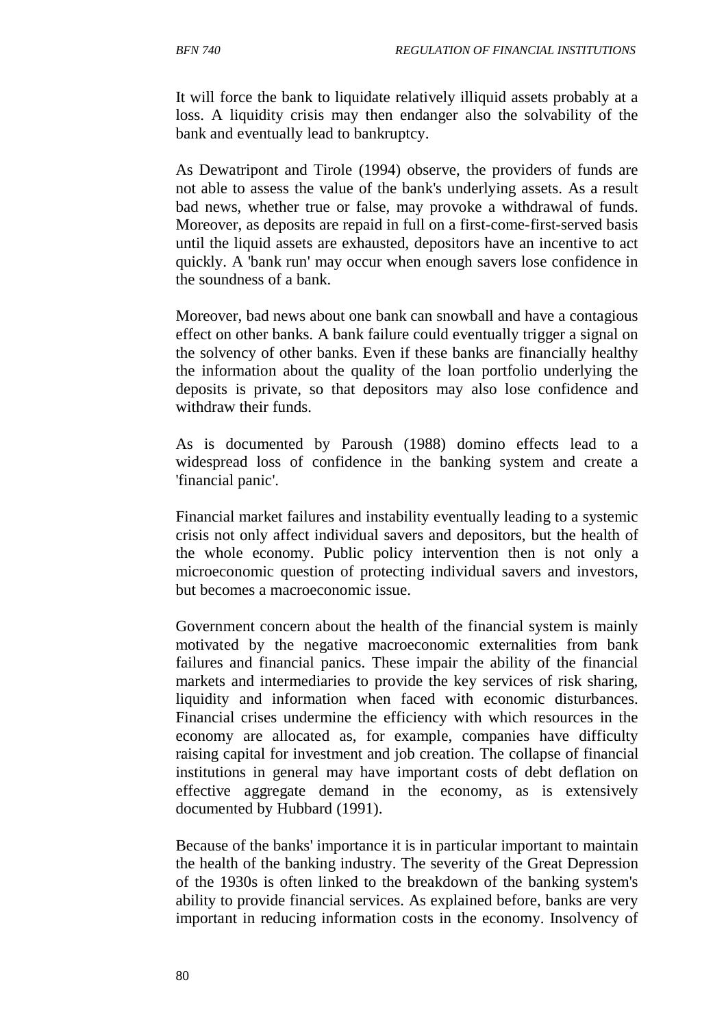It will force the bank to liquidate relatively illiquid assets probably at a loss. A liquidity crisis may then endanger also the solvability of the bank and eventually lead to bankruptcy.

As Dewatripont and Tirole (1994) observe, the providers of funds are not able to assess the value of the bank's underlying assets. As a result bad news, whether true or false, may provoke a withdrawal of funds. Moreover, as deposits are repaid in full on a first-come-first-served basis until the liquid assets are exhausted, depositors have an incentive to act quickly. A 'bank run' may occur when enough savers lose confidence in the soundness of a bank.

Moreover, bad news about one bank can snowball and have a contagious effect on other banks. A bank failure could eventually trigger a signal on the solvency of other banks. Even if these banks are financially healthy the information about the quality of the loan portfolio underlying the deposits is private, so that depositors may also lose confidence and withdraw their funds.

As is documented by Paroush (1988) domino effects lead to a widespread loss of confidence in the banking system and create a 'financial panic'.

Financial market failures and instability eventually leading to a systemic crisis not only affect individual savers and depositors, but the health of the whole economy. Public policy intervention then is not only a microeconomic question of protecting individual savers and investors, but becomes a macroeconomic issue.

Government concern about the health of the financial system is mainly motivated by the negative macroeconomic externalities from bank failures and financial panics. These impair the ability of the financial markets and intermediaries to provide the key services of risk sharing, liquidity and information when faced with economic disturbances. Financial crises undermine the efficiency with which resources in the economy are allocated as, for example, companies have difficulty raising capital for investment and job creation. The collapse of financial institutions in general may have important costs of debt deflation on effective aggregate demand in the economy, as is extensively documented by Hubbard (1991).

Because of the banks' importance it is in particular important to maintain the health of the banking industry. The severity of the Great Depression of the 1930s is often linked to the breakdown of the banking system's ability to provide financial services. As explained before, banks are very important in reducing information costs in the economy. Insolvency of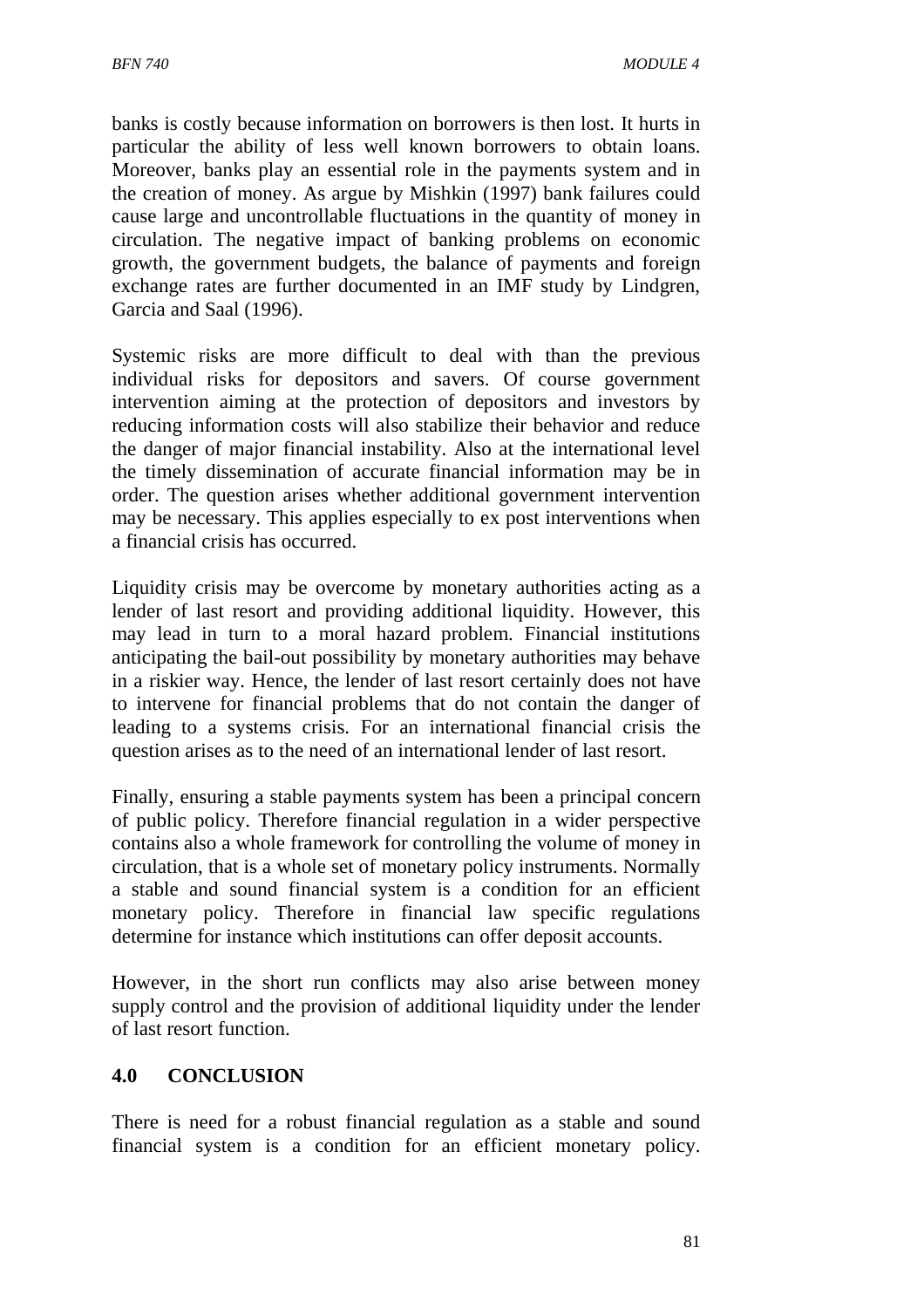banks is costly because information on borrowers is then lost. It hurts in particular the ability of less well known borrowers to obtain loans. Moreover, banks play an essential role in the payments system and in the creation of money. As argue by Mishkin (1997) bank failures could cause large and uncontrollable fluctuations in the quantity of money in circulation. The negative impact of banking problems on economic growth, the government budgets, the balance of payments and foreign exchange rates are further documented in an IMF study by Lindgren, Garcia and Saal (1996).

Systemic risks are more difficult to deal with than the previous individual risks for depositors and savers. Of course government intervention aiming at the protection of depositors and investors by reducing information costs will also stabilize their behavior and reduce the danger of major financial instability. Also at the international level the timely dissemination of accurate financial information may be in order. The question arises whether additional government intervention may be necessary. This applies especially to ex post interventions when a financial crisis has occurred.

Liquidity crisis may be overcome by monetary authorities acting as a lender of last resort and providing additional liquidity. However, this may lead in turn to a moral hazard problem. Financial institutions anticipating the bail-out possibility by monetary authorities may behave in a riskier way. Hence, the lender of last resort certainly does not have to intervene for financial problems that do not contain the danger of leading to a systems crisis. For an international financial crisis the question arises as to the need of an international lender of last resort.

Finally, ensuring a stable payments system has been a principal concern of public policy. Therefore financial regulation in a wider perspective contains also a whole framework for controlling the volume of money in circulation, that is a whole set of monetary policy instruments. Normally a stable and sound financial system is a condition for an efficient monetary policy. Therefore in financial law specific regulations determine for instance which institutions can offer deposit accounts.

However, in the short run conflicts may also arise between money supply control and the provision of additional liquidity under the lender of last resort function.

## 4.0 CONCLUSION

There is need for a robust financial regulation as a stable and sound financial system is a condition for an efficient monetary policy.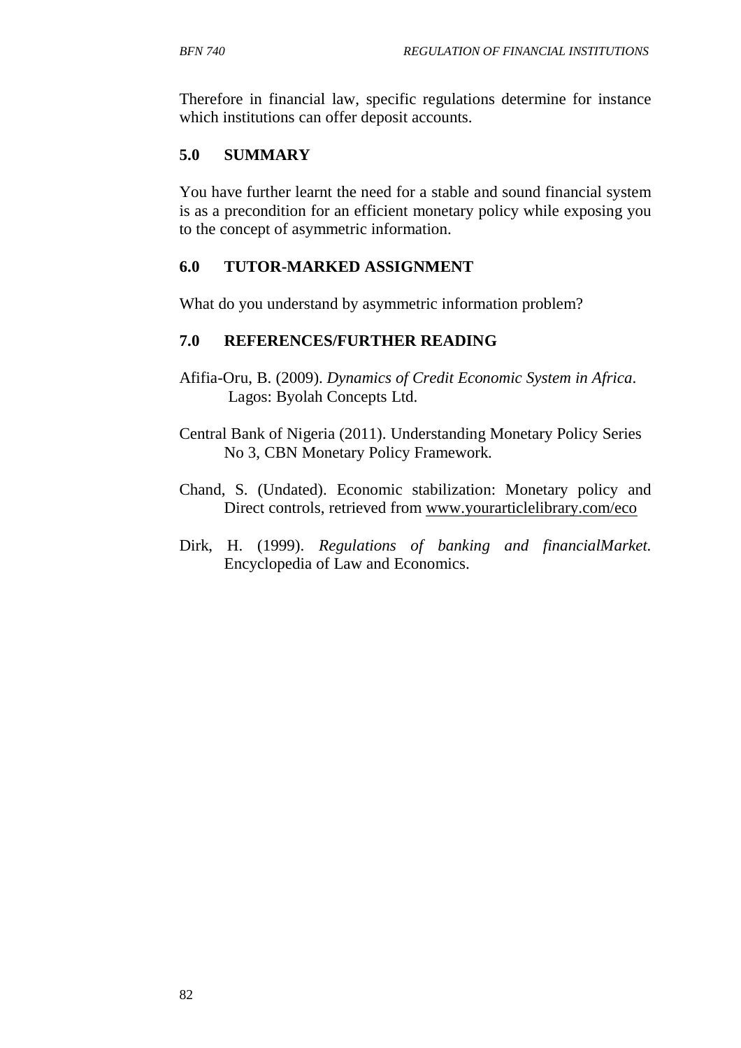Therefore in financial law, specific regulations determine for instance which institutions can offer deposit accounts.

## 5.0 SUMMARY

You have further learnt the need for a stable and sound financial system is as a precondition for an efficient monetary policy while exposing you to the concept of asymmetric information.

## 6.0 TUTOR-MARKED ASSIGNMENT

What do you understand by asymmetric information problem?

## 7.0 REFERENCES/FURTHER READING

Afifia-Oru, B. (2009). *Dynamics of Credit Economic System in Africa*. Lagos: Byolah Concepts Ltd.

Central Bank of Nigeria (2011). Understanding Monetary Policy Series No 3, CBN Monetary Policy Framework.

Chand, S. (Undated). Economic stabilization: Monetary policy and Direct controls, retrieved from www.yourarticlelibrary.com/eco

Dirk, H. (1999). *Regulations of banking and financialMarket.* Encyclopedia of Law and Economics.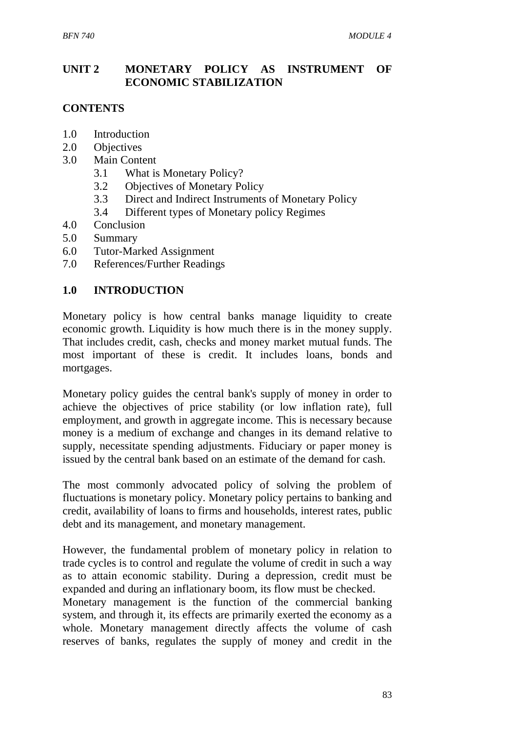# UNIT 2 MONETARY POLICY AS INSTRUMENT OF ECONOMIC STABILIZATION

## CONTENTS

1.0 Introduction
2.0 Objectives
3.0 Main Content
 3.1 What is Monetary Policy?
 3.2 Objectives of Monetary Policy
 3.3 Direct and Indirect Instruments of Monetary Policy
 3.4 Different types of Monetary policy Regimes
4.0 Conclusion
5.0 Summary
6.0 Tutor-Marked Assignment
7.0 References/Further Readings

## 1.0 INTRODUCTION

Monetary policy is how central banks manage liquidity to create economic growth. Liquidity is how much there is in the money supply. That includes credit, cash, checks and money market mutual funds. The most important of these is credit. It includes loans, bonds and mortgages.

Monetary policy guides the central bank's supply of money in order to achieve the objectives of price stability (or low inflation rate), full employment, and growth in aggregate income. This is necessary because money is a medium of exchange and changes in its demand relative to supply, necessitate spending adjustments. Fiduciary or paper money is issued by the central bank based on an estimate of the demand for cash.

The most commonly advocated policy of solving the problem of fluctuations is monetary policy. Monetary policy pertains to banking and credit, availability of loans to firms and households, interest rates, public debt and its management, and monetary management.

However, the fundamental problem of monetary policy in relation to trade cycles is to control and regulate the volume of credit in such a way as to attain economic stability. During a depression, credit must be expanded and during an inflationary boom, its flow must be checked.
Monetary management is the function of the commercial banking system, and through it, its effects are primarily exerted the economy as a whole. Monetary management directly affects the volume of cash reserves of banks, regulates the supply of money and credit in the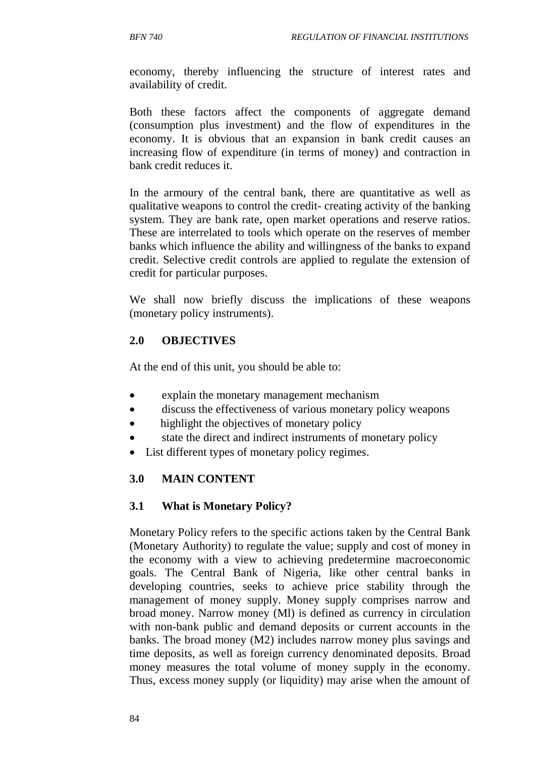economy, thereby influencing the structure of interest rates and availability of credit.

Both these factors affect the components of aggregate demand (consumption plus investment) and the flow of expenditures in the economy. It is obvious that an expansion in bank credit causes an increasing flow of expenditure (in terms of money) and contraction in bank credit reduces it.

In the armoury of the central bank, there are quantitative as well as qualitative weapons to control the credit- creating activity of the banking system. They are bank rate, open market operations and reserve ratios. These are interrelated to tools which operate on the reserves of member banks which influence the ability and willingness of the banks to expand credit. Selective credit controls are applied to regulate the extension of credit for particular purposes.

We shall now briefly discuss the implications of these weapons (monetary policy instruments).

## 2.0 OBJECTIVES

At the end of this unit, you should be able to:

- explain the monetary management mechanism
- discuss the effectiveness of various monetary policy weapons
- highlight the objectives of monetary policy
- state the direct and indirect instruments of monetary policy
- List different types of monetary policy regimes.

## 3.0 MAIN CONTENT

### 3.1 What is Monetary Policy?

Monetary Policy refers to the specific actions taken by the Central Bank (Monetary Authority) to regulate the value; supply and cost of money in the economy with a view to achieving predetermine macroeconomic goals. The Central Bank of Nigeria, like other central banks in developing countries, seeks to achieve price stability through the management of money supply. Money supply comprises narrow and broad money. Narrow money (Ml) is defined as currency in circulation with non-bank public and demand deposits or current accounts in the banks. The broad money (M2) includes narrow money plus savings and time deposits, as well as foreign currency denominated deposits. Broad money measures the total volume of money supply in the economy. Thus, excess money supply (or liquidity) may arise when the amount of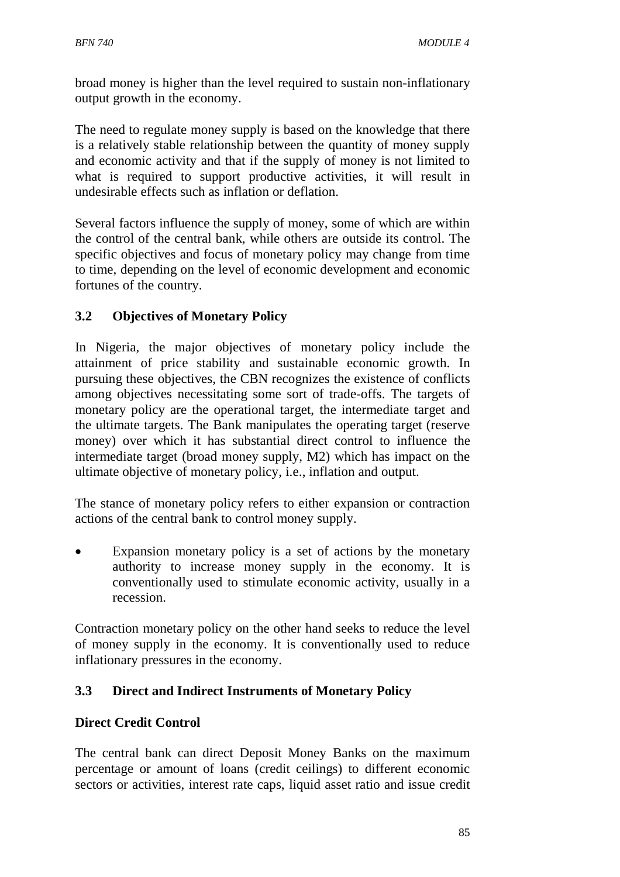broad money is higher than the level required to sustain non-inflationary output growth in the economy.

The need to regulate money supply is based on the knowledge that there is a relatively stable relationship between the quantity of money supply and economic activity and that if the supply of money is not limited to what is required to support productive activities, it will result in undesirable effects such as inflation or deflation.

Several factors influence the supply of money, some of which are within the control of the central bank, while others are outside its control. The specific objectives and focus of monetary policy may change from time to time, depending on the level of economic development and economic fortunes of the country.

### 3.2 Objectives of Monetary Policy

In Nigeria, the major objectives of monetary policy include the attainment of price stability and sustainable economic growth. In pursuing these objectives, the CBN recognizes the existence of conflicts among objectives necessitating some sort of trade-offs. The targets of monetary policy are the operational target, the intermediate target and the ultimate targets. The Bank manipulates the operating target (reserve money) over which it has substantial direct control to influence the intermediate target (broad money supply, M2) which has impact on the ultimate objective of monetary policy, i.e., inflation and output.

The stance of monetary policy refers to either expansion or contraction actions of the central bank to control money supply.

- Expansion monetary policy is a set of actions by the monetary authority to increase money supply in the economy. It is conventionally used to stimulate economic activity, usually in a recession.

Contraction monetary policy on the other hand seeks to reduce the level of money supply in the economy. It is conventionally used to reduce inflationary pressures in the economy.

### 3.3 Direct and Indirect Instruments of Monetary Policy

**Direct Credit Control**

The central bank can direct Deposit Money Banks on the maximum percentage or amount of loans (credit ceilings) to different economic sectors or activities, interest rate caps, liquid asset ratio and issue credit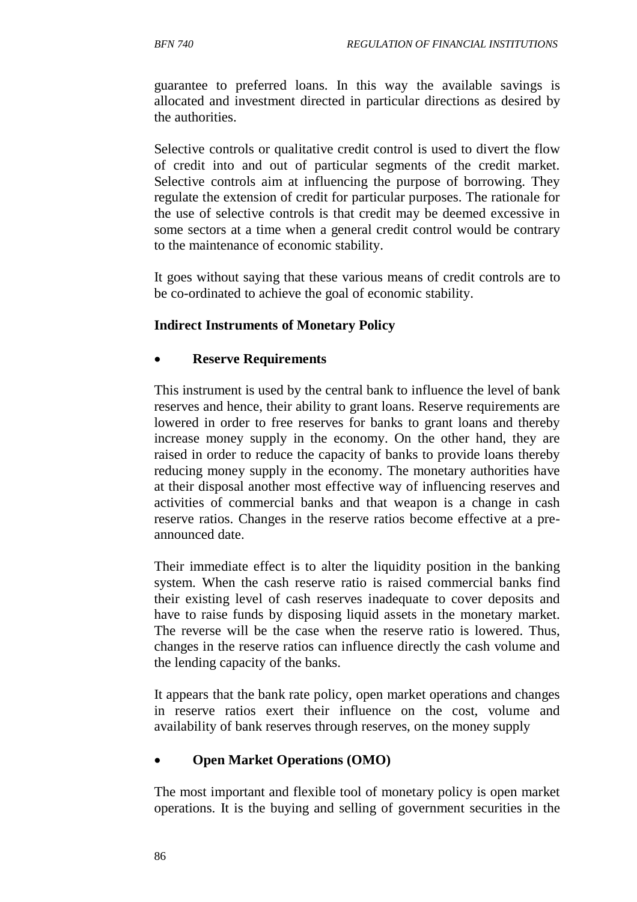guarantee to preferred loans. In this way the available savings is allocated and investment directed in particular directions as desired by the authorities.

Selective controls or qualitative credit control is used to divert the flow of credit into and out of particular segments of the credit market. Selective controls aim at influencing the purpose of borrowing. They regulate the extension of credit for particular purposes. The rationale for the use of selective controls is that credit may be deemed excessive in some sectors at a time when a general credit control would be contrary to the maintenance of economic stability.

It goes without saying that these various means of credit controls are to be co-ordinated to achieve the goal of economic stability.

**Indirect Instruments of Monetary Policy**

- **Reserve Requirements**

This instrument is used by the central bank to influence the level of bank reserves and hence, their ability to grant loans. Reserve requirements are lowered in order to free reserves for banks to grant loans and thereby increase money supply in the economy. On the other hand, they are raised in order to reduce the capacity of banks to provide loans thereby reducing money supply in the economy. The monetary authorities have at their disposal another most effective way of influencing reserves and activities of commercial banks and that weapon is a change in cash reserve ratios. Changes in the reserve ratios become effective at a pre-announced date.

Their immediate effect is to alter the liquidity position in the banking system. When the cash reserve ratio is raised commercial banks find their existing level of cash reserves inadequate to cover deposits and have to raise funds by disposing liquid assets in the monetary market. The reverse will be the case when the reserve ratio is lowered. Thus, changes in the reserve ratios can influence directly the cash volume and the lending capacity of the banks.

It appears that the bank rate policy, open market operations and changes in reserve ratios exert their influence on the cost, volume and availability of bank reserves through reserves, on the money supply

- **Open Market Operations (OMO)**

The most important and flexible tool of monetary policy is open market operations. It is the buying and selling of government securities in the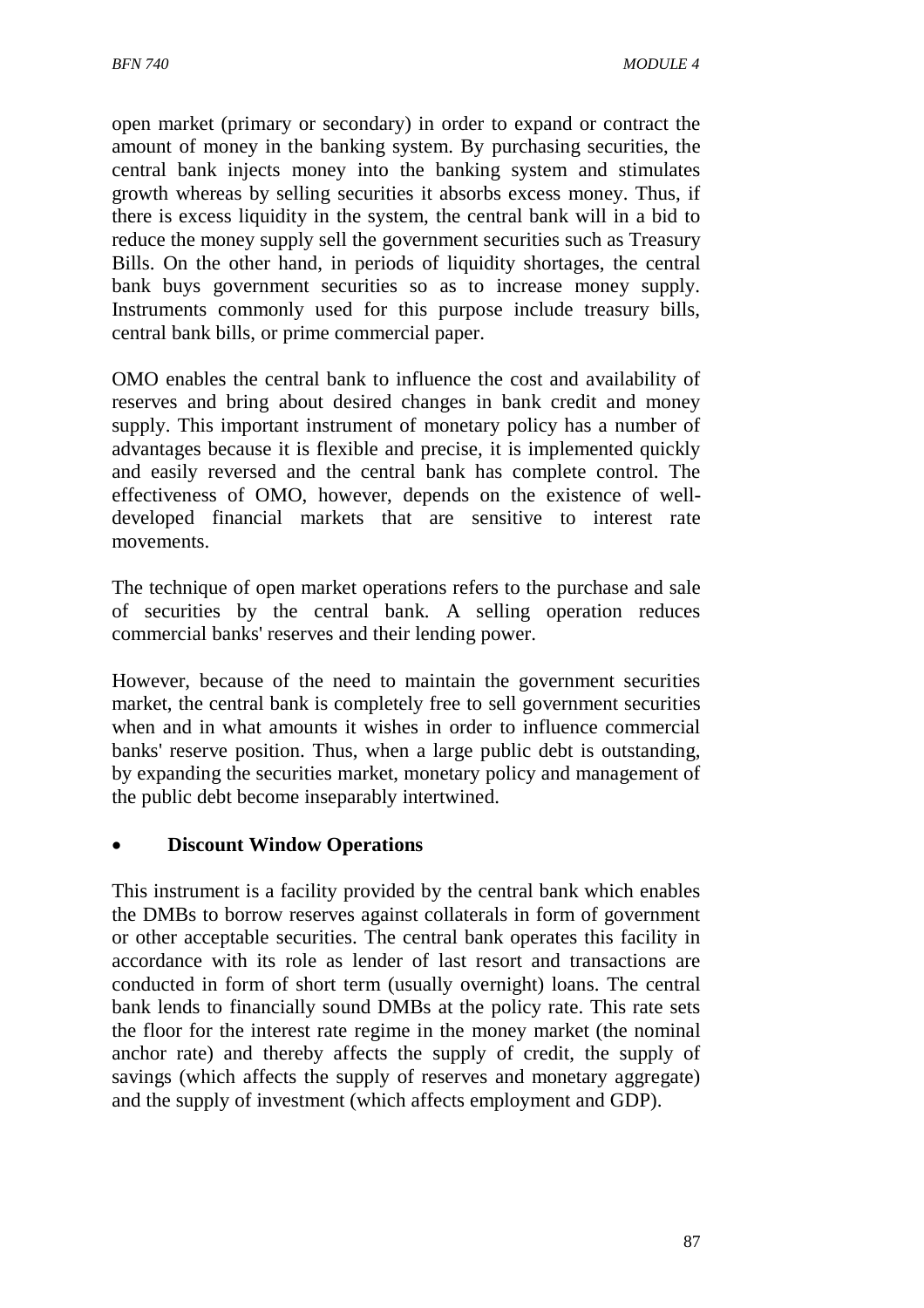open market (primary or secondary) in order to expand or contract the amount of money in the banking system. By purchasing securities, the central bank injects money into the banking system and stimulates growth whereas by selling securities it absorbs excess money. Thus, if there is excess liquidity in the system, the central bank will in a bid to reduce the money supply sell the government securities such as Treasury Bills. On the other hand, in periods of liquidity shortages, the central bank buys government securities so as to increase money supply. Instruments commonly used for this purpose include treasury bills, central bank bills, or prime commercial paper.

OMO enables the central bank to influence the cost and availability of reserves and bring about desired changes in bank credit and money supply. This important instrument of monetary policy has a number of advantages because it is flexible and precise, it is implemented quickly and easily reversed and the central bank has complete control. The effectiveness of OMO, however, depends on the existence of well-developed financial markets that are sensitive to interest rate movements.

The technique of open market operations refers to the purchase and sale of securities by the central bank. A selling operation reduces commercial banks' reserves and their lending power.

However, because of the need to maintain the government securities market, the central bank is completely free to sell government securities when and in what amounts it wishes in order to influence commercial banks' reserve position. Thus, when a large public debt is outstanding, by expanding the securities market, monetary policy and management of the public debt become inseparably intertwined.

- **Discount Window Operations**

This instrument is a facility provided by the central bank which enables the DMBs to borrow reserves against collaterals in form of government or other acceptable securities. The central bank operates this facility in accordance with its role as lender of last resort and transactions are conducted in form of short term (usually overnight) loans. The central bank lends to financially sound DMBs at the policy rate. This rate sets the floor for the interest rate regime in the money market (the nominal anchor rate) and thereby affects the supply of credit, the supply of savings (which affects the supply of reserves and monetary aggregate) and the supply of investment (which affects employment and GDP).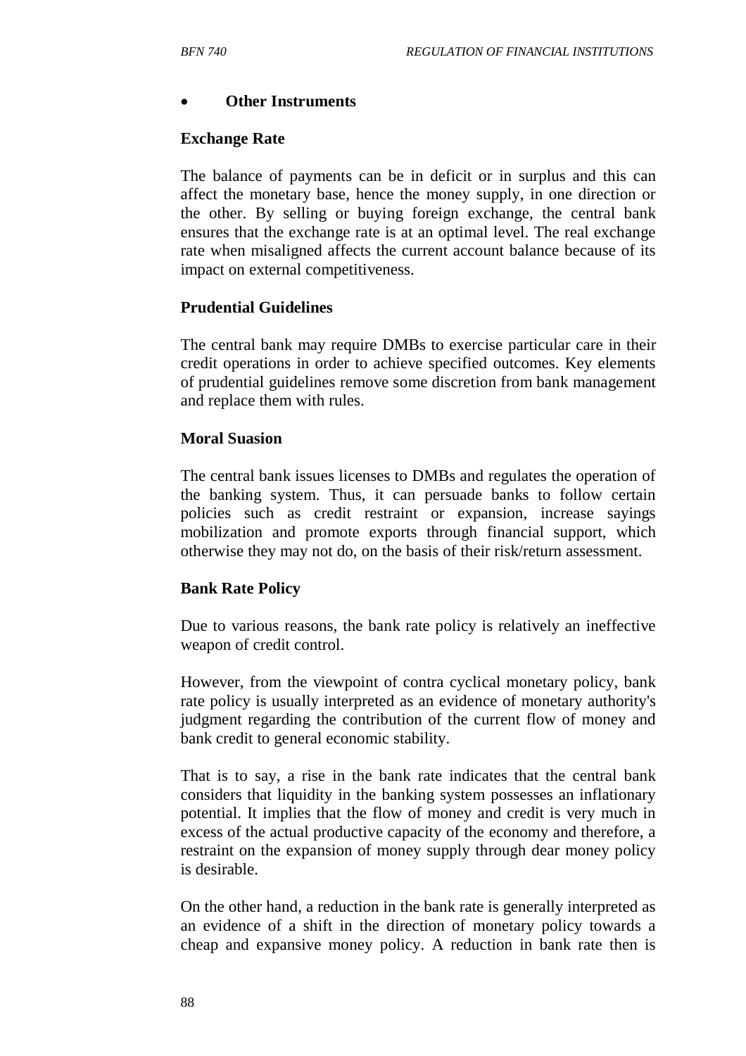- **Other Instruments**

**Exchange Rate**

The balance of payments can be in deficit or in surplus and this can affect the monetary base, hence the money supply, in one direction or the other. By selling or buying foreign exchange, the central bank ensures that the exchange rate is at an optimal level. The real exchange rate when misaligned affects the current account balance because of its impact on external competitiveness.

**Prudential Guidelines**

The central bank may require DMBs to exercise particular care in their credit operations in order to achieve specified outcomes. Key elements of prudential guidelines remove some discretion from bank management and replace them with rules.

**Moral Suasion**

The central bank issues licenses to DMBs and regulates the operation of the banking system. Thus, it can persuade banks to follow certain policies such as credit restraint or expansion, increase sayings mobilization and promote exports through financial support, which otherwise they may not do, on the basis of their risk/return assessment.

**Bank Rate Policy**

Due to various reasons, the bank rate policy is relatively an ineffective weapon of credit control.

However, from the viewpoint of contra cyclical monetary policy, bank rate policy is usually interpreted as an evidence of monetary authority's judgment regarding the contribution of the current flow of money and bank credit to general economic stability.

That is to say, a rise in the bank rate indicates that the central bank considers that liquidity in the banking system possesses an inflationary potential. It implies that the flow of money and credit is very much in excess of the actual productive capacity of the economy and therefore, a restraint on the expansion of money supply through dear money policy is desirable.

On the other hand, a reduction in the bank rate is generally interpreted as an evidence of a shift in the direction of monetary policy towards a cheap and expansive money policy. A reduction in bank rate then is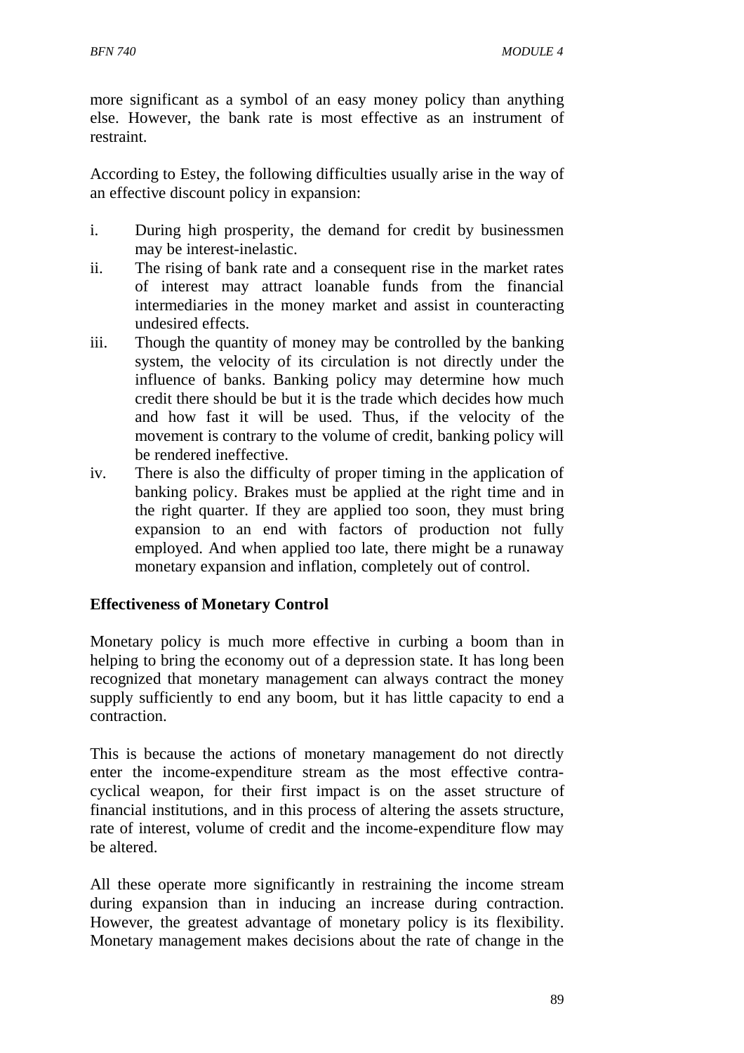more significant as a symbol of an easy money policy than anything else. However, the bank rate is most effective as an instrument of restraint.

According to Estey, the following difficulties usually arise in the way of an effective discount policy in expansion:

i. During high prosperity, the demand for credit by businessmen may be interest-inelastic.
ii. The rising of bank rate and a consequent rise in the market rates of interest may attract loanable funds from the financial intermediaries in the money market and assist in counteracting undesired effects.
iii. Though the quantity of money may be controlled by the banking system, the velocity of its circulation is not directly under the influence of banks. Banking policy may determine how much credit there should be but it is the trade which decides how much and how fast it will be used. Thus, if the velocity of the movement is contrary to the volume of credit, banking policy will be rendered ineffective.
iv. There is also the difficulty of proper timing in the application of banking policy. Brakes must be applied at the right time and in the right quarter. If they are applied too soon, they must bring expansion to an end with factors of production not fully employed. And when applied too late, there might be a runaway monetary expansion and inflation, completely out of control.

**Effectiveness of Monetary Control**

Monetary policy is much more effective in curbing a boom than in helping to bring the economy out of a depression state. It has long been recognized that monetary management can always contract the money supply sufficiently to end any boom, but it has little capacity to end a contraction.

This is because the actions of monetary management do not directly enter the income-expenditure stream as the most effective contra-cyclical weapon, for their first impact is on the asset structure of financial institutions, and in this process of altering the assets structure, rate of interest, volume of credit and the income-expenditure flow may be altered.

All these operate more significantly in restraining the income stream during expansion than in inducing an increase during contraction. However, the greatest advantage of monetary policy is its flexibility. Monetary management makes decisions about the rate of change in the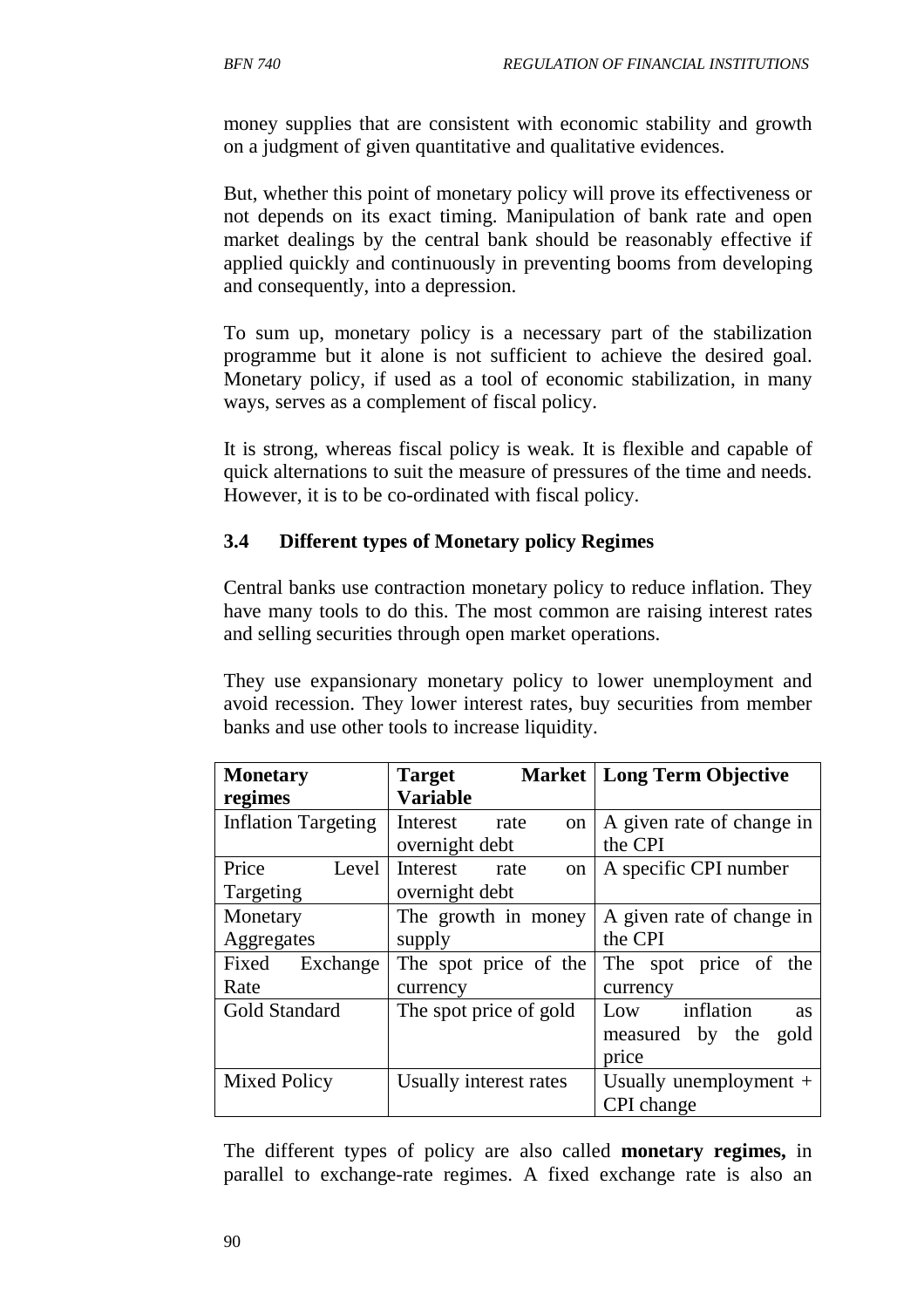money supplies that are consistent with economic stability and growth on a judgment of given quantitative and qualitative evidences.

But, whether this point of monetary policy will prove its effectiveness or not depends on its exact timing. Manipulation of bank rate and open market dealings by the central bank should be reasonably effective if applied quickly and continuously in preventing booms from developing and consequently, into a depression.

To sum up, monetary policy is a necessary part of the stabilization programme but it alone is not sufficient to achieve the desired goal. Monetary policy, if used as a tool of economic stabilization, in many ways, serves as a complement of fiscal policy.

It is strong, whereas fiscal policy is weak. It is flexible and capable of quick alternations to suit the measure of pressures of the time and needs. However, it is to be co-ordinated with fiscal policy.

### 3.4 Different types of Monetary policy Regimes

Central banks use contraction monetary policy to reduce inflation. They have many tools to do this. The most common are raising interest rates and selling securities through open market operations.

They use expansionary monetary policy to lower unemployment and avoid recession. They lower interest rates, buy securities from member banks and use other tools to increase liquidity.

| Monetary regimes | Target Market Variable | Long Term Objective |
|---|---|---|
| Inflation Targeting | Interest rate on overnight debt | A given rate of change in the CPI |
| Price Level Targeting | Interest rate on overnight debt | A specific CPI number |
| Monetary Aggregates | The growth in money supply | A given rate of change in the CPI |
| Fixed Exchange Rate | The spot price of the currency | The spot price of the currency |
| Gold Standard | The spot price of gold | Low inflation as measured by the gold price |
| Mixed Policy | Usually interest rates | Usually unemployment + CPI change |

The different types of policy are also called **monetary regimes,** in parallel to exchange-rate regimes. A fixed exchange rate is also an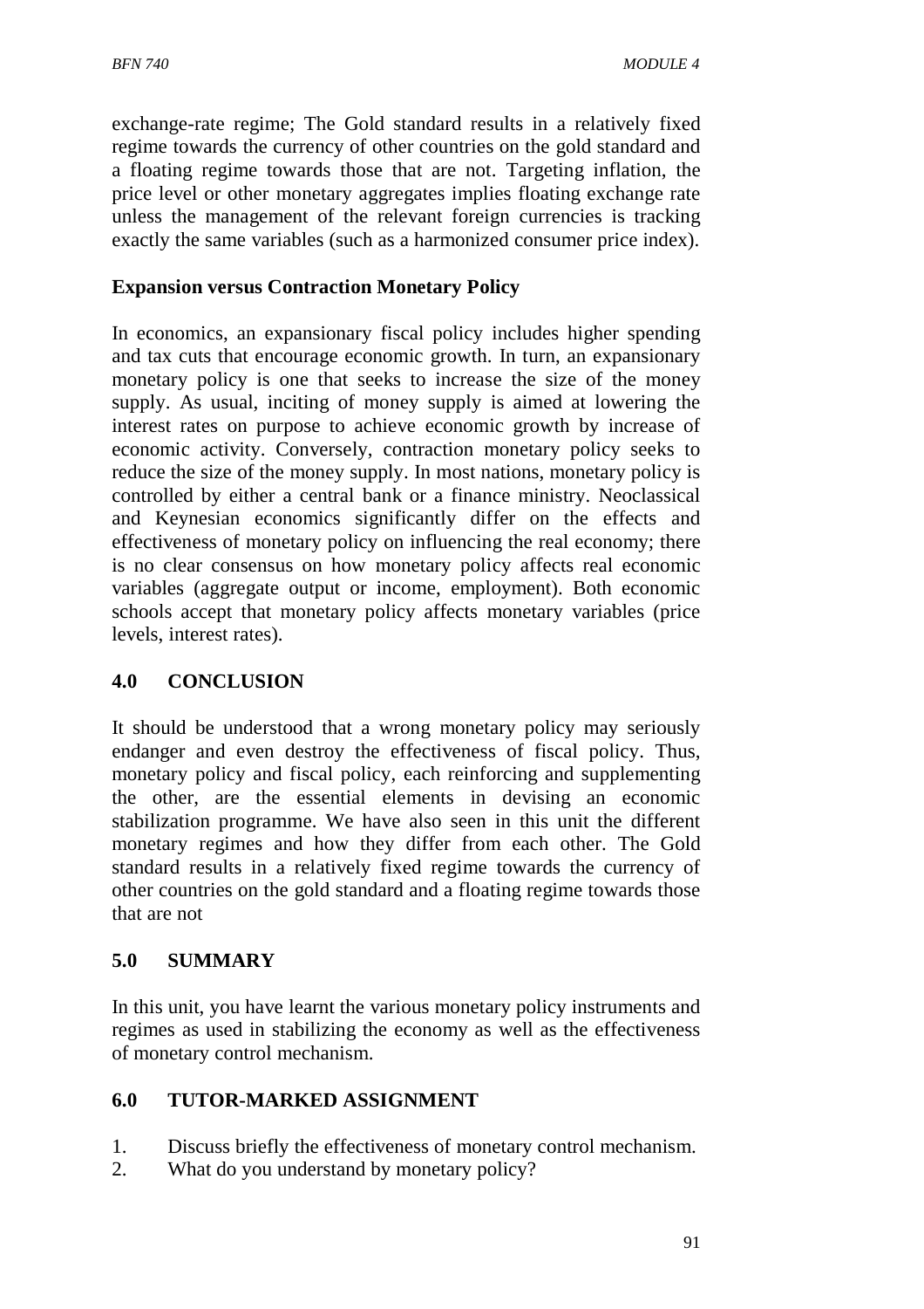exchange-rate regime; The Gold standard results in a relatively fixed regime towards the currency of other countries on the gold standard and a floating regime towards those that are not. Targeting inflation, the price level or other monetary aggregates implies floating exchange rate unless the management of the relevant foreign currencies is tracking exactly the same variables (such as a harmonized consumer price index).

**Expansion versus Contraction Monetary Policy**

In economics, an expansionary fiscal policy includes higher spending and tax cuts that encourage economic growth. In turn, an expansionary monetary policy is one that seeks to increase the size of the money supply. As usual, inciting of money supply is aimed at lowering the interest rates on purpose to achieve economic growth by increase of economic activity. Conversely, contraction monetary policy seeks to reduce the size of the money supply. In most nations, monetary policy is controlled by either a central bank or a finance ministry. Neoclassical and Keynesian economics significantly differ on the effects and effectiveness of monetary policy on influencing the real economy; there is no clear consensus on how monetary policy affects real economic variables (aggregate output or income, employment). Both economic schools accept that monetary policy affects monetary variables (price levels, interest rates).

## 4.0 CONCLUSION

It should be understood that a wrong monetary policy may seriously endanger and even destroy the effectiveness of fiscal policy. Thus, monetary policy and fiscal policy, each reinforcing and supplementing the other, are the essential elements in devising an economic stabilization programme. We have also seen in this unit the different monetary regimes and how they differ from each other. The Gold standard results in a relatively fixed regime towards the currency of other countries on the gold standard and a floating regime towards those that are not

## 5.0 SUMMARY

In this unit, you have learnt the various monetary policy instruments and regimes as used in stabilizing the economy as well as the effectiveness of monetary control mechanism.

## 6.0 TUTOR-MARKED ASSIGNMENT

1. Discuss briefly the effectiveness of monetary control mechanism.
2. What do you understand by monetary policy?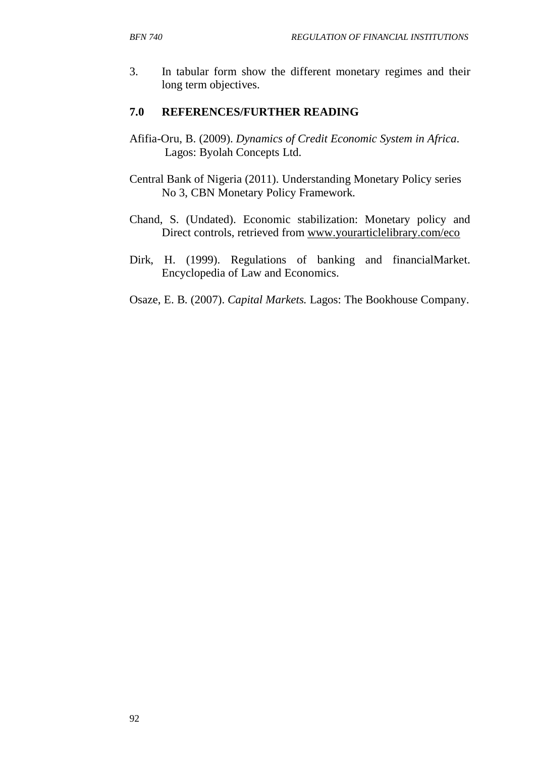3. In tabular form show the different monetary regimes and their long term objectives.

## 7.0 REFERENCES/FURTHER READING

Afifia-Oru, B. (2009). *Dynamics of Credit Economic System in Africa*. Lagos: Byolah Concepts Ltd.

Central Bank of Nigeria (2011). Understanding Monetary Policy series No 3, CBN Monetary Policy Framework.

Chand, S. (Undated). Economic stabilization: Monetary policy and Direct controls, retrieved from www.yourarticlelibrary.com/eco

Dirk, H. (1999). Regulations of banking and financialMarket. Encyclopedia of Law and Economics.

Osaze, E. B. (2007). *Capital Markets.* Lagos: The Bookhouse Company.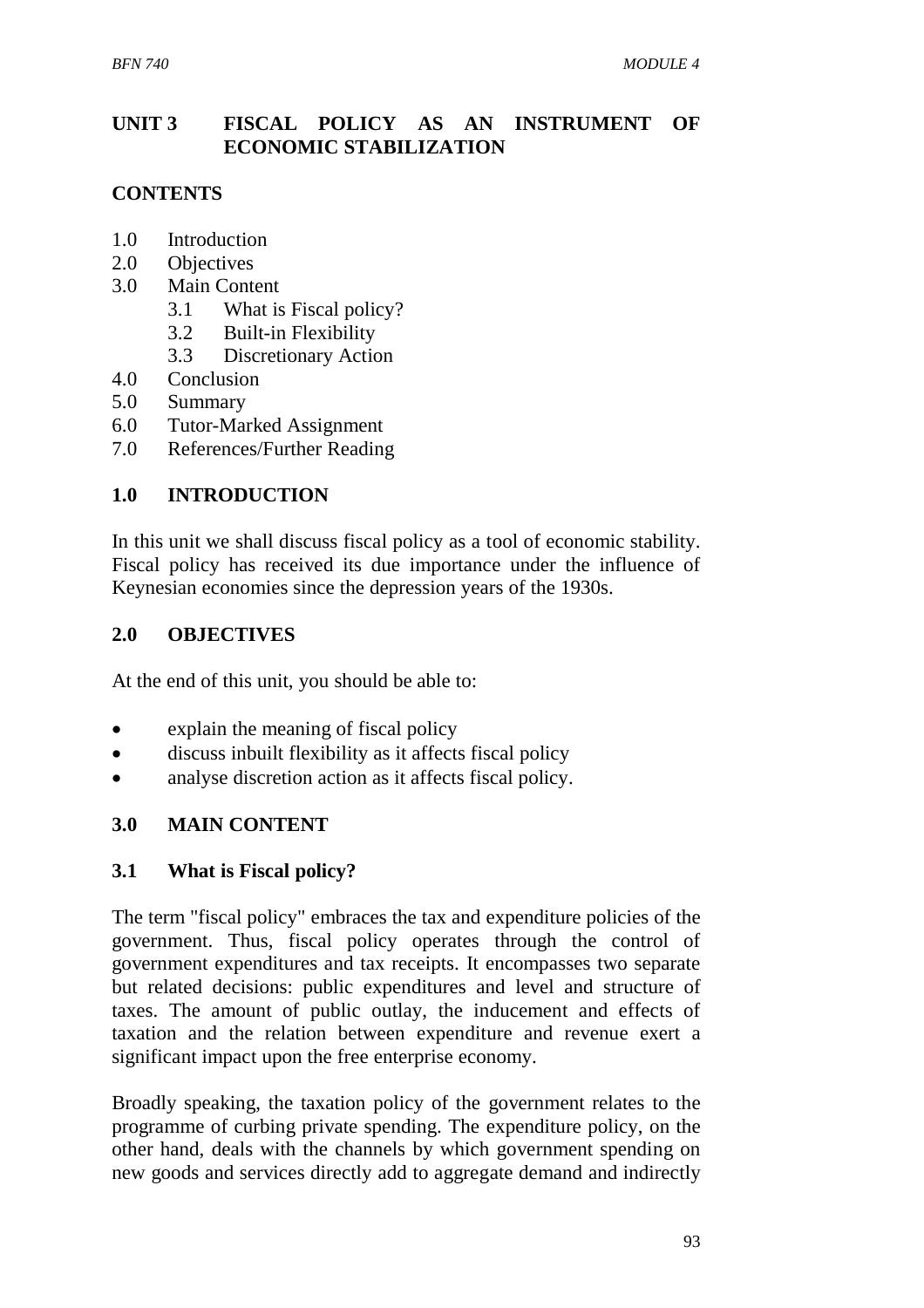## UNIT 3 FISCAL POLICY AS AN INSTRUMENT OF ECONOMIC STABILIZATION

**CONTENTS**

1.0 Introduction
2.0 Objectives
3.0 Main Content
    3.1 What is Fiscal policy?
    3.2 Built-in Flexibility
    3.3 Discretionary Action
4.0 Conclusion
5.0 Summary
6.0 Tutor-Marked Assignment
7.0 References/Further Reading

### 1.0 INTRODUCTION

In this unit we shall discuss fiscal policy as a tool of economic stability. Fiscal policy has received its due importance under the influence of Keynesian economies since the depression years of the 1930s.

### 2.0 OBJECTIVES

At the end of this unit, you should be able to:

- explain the meaning of fiscal policy
- discuss inbuilt flexibility as it affects fiscal policy
- analyse discretion action as it affects fiscal policy.

### 3.0 MAIN CONTENT

#### 3.1 What is Fiscal policy?

The term "fiscal policy" embraces the tax and expenditure policies of the government. Thus, fiscal policy operates through the control of government expenditures and tax receipts. It encompasses two separate but related decisions: public expenditures and level and structure of taxes. The amount of public outlay, the inducement and effects of taxation and the relation between expenditure and revenue exert a significant impact upon the free enterprise economy.

Broadly speaking, the taxation policy of the government relates to the programme of curbing private spending. The expenditure policy, on the other hand, deals with the channels by which government spending on new goods and services directly add to aggregate demand and indirectly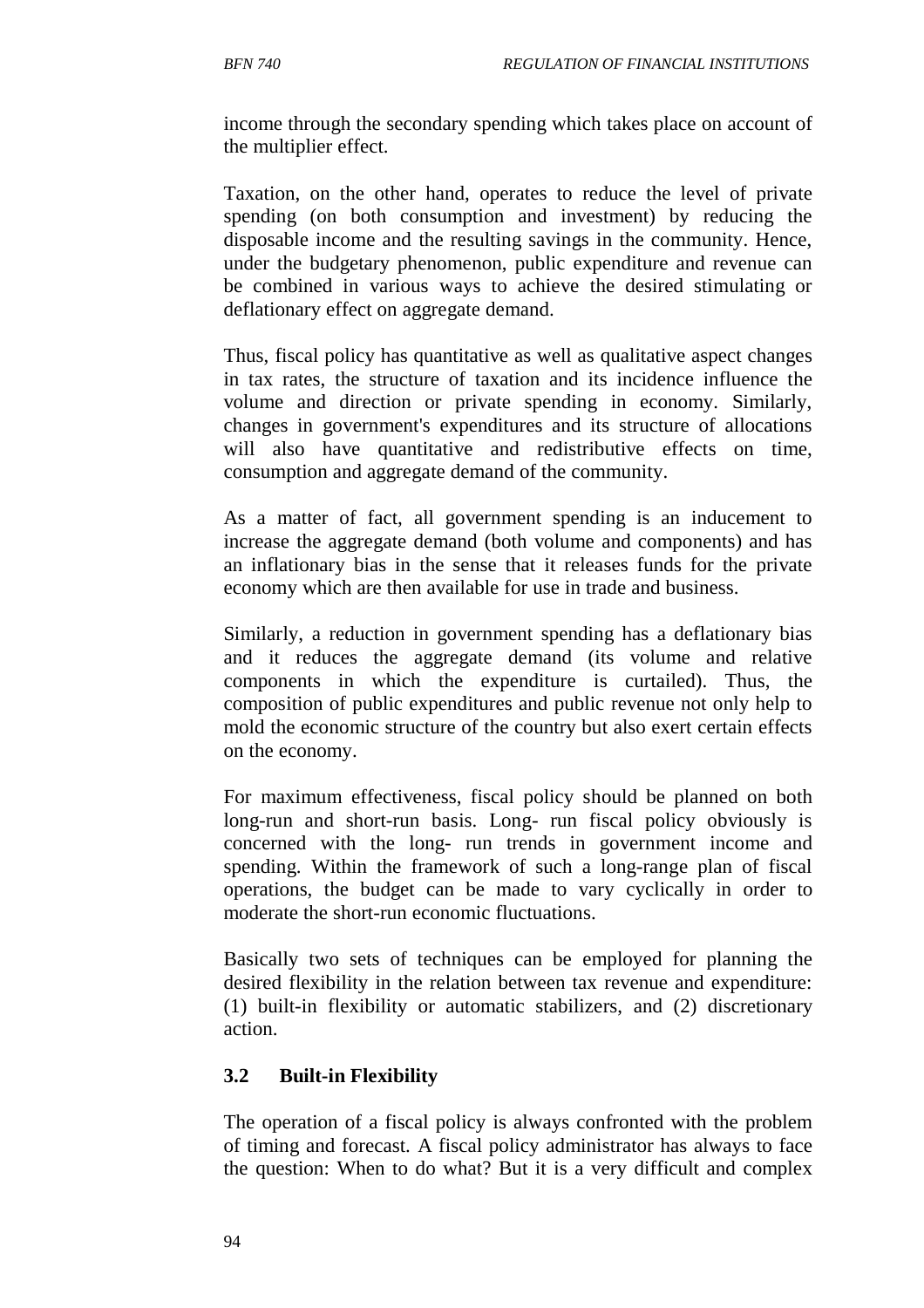income through the secondary spending which takes place on account of the multiplier effect.

Taxation, on the other hand, operates to reduce the level of private spending (on both consumption and investment) by reducing the disposable income and the resulting savings in the community. Hence, under the budgetary phenomenon, public expenditure and revenue can be combined in various ways to achieve the desired stimulating or deflationary effect on aggregate demand.

Thus, fiscal policy has quantitative as well as qualitative aspect changes in tax rates, the structure of taxation and its incidence influence the volume and direction or private spending in economy. Similarly, changes in government's expenditures and its structure of allocations will also have quantitative and redistributive effects on time, consumption and aggregate demand of the community.

As a matter of fact, all government spending is an inducement to increase the aggregate demand (both volume and components) and has an inflationary bias in the sense that it releases funds for the private economy which are then available for use in trade and business.

Similarly, a reduction in government spending has a deflationary bias and it reduces the aggregate demand (its volume and relative components in which the expenditure is curtailed). Thus, the composition of public expenditures and public revenue not only help to mold the economic structure of the country but also exert certain effects on the economy.

For maximum effectiveness, fiscal policy should be planned on both long-run and short-run basis. Long- run fiscal policy obviously is concerned with the long- run trends in government income and spending. Within the framework of such a long-range plan of fiscal operations, the budget can be made to vary cyclically in order to moderate the short-run economic fluctuations.

Basically two sets of techniques can be employed for planning the desired flexibility in the relation between tax revenue and expenditure: (1) built-in flexibility or automatic stabilizers, and (2) discretionary action.

### 3.2 Built-in Flexibility

The operation of a fiscal policy is always confronted with the problem of timing and forecast. A fiscal policy administrator has always to face the question: When to do what? But it is a very difficult and complex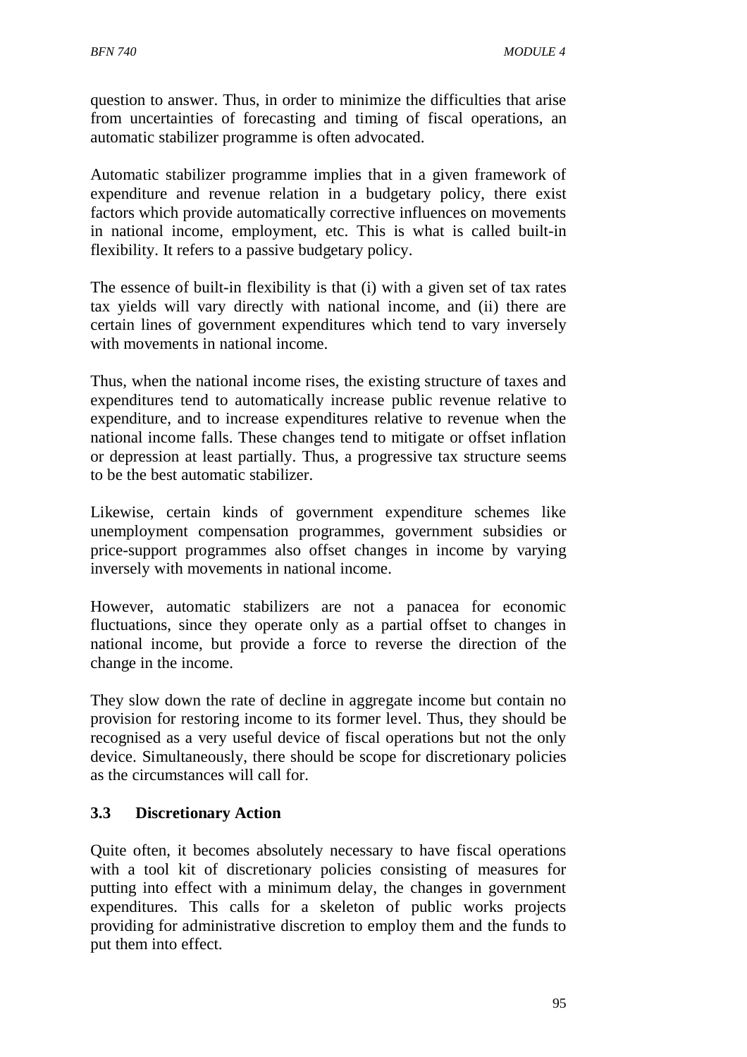question to answer. Thus, in order to minimize the difficulties that arise from uncertainties of forecasting and timing of fiscal operations, an automatic stabilizer programme is often advocated.

Automatic stabilizer programme implies that in a given framework of expenditure and revenue relation in a budgetary policy, there exist factors which provide automatically corrective influences on movements in national income, employment, etc. This is what is called built-in flexibility. It refers to a passive budgetary policy.

The essence of built-in flexibility is that (i) with a given set of tax rates tax yields will vary directly with national income, and (ii) there are certain lines of government expenditures which tend to vary inversely with movements in national income.

Thus, when the national income rises, the existing structure of taxes and expenditures tend to automatically increase public revenue relative to expenditure, and to increase expenditures relative to revenue when the national income falls. These changes tend to mitigate or offset inflation or depression at least partially. Thus, a progressive tax structure seems to be the best automatic stabilizer.

Likewise, certain kinds of government expenditure schemes like unemployment compensation programmes, government subsidies or price-support programmes also offset changes in income by varying inversely with movements in national income.

However, automatic stabilizers are not a panacea for economic fluctuations, since they operate only as a partial offset to changes in national income, but provide a force to reverse the direction of the change in the income.

They slow down the rate of decline in aggregate income but contain no provision for restoring income to its former level. Thus, they should be recognised as a very useful device of fiscal operations but not the only device. Simultaneously, there should be scope for discretionary policies as the circumstances will call for.

### 3.3 Discretionary Action

Quite often, it becomes absolutely necessary to have fiscal operations with a tool kit of discretionary policies consisting of measures for putting into effect with a minimum delay, the changes in government expenditures. This calls for a skeleton of public works projects providing for administrative discretion to employ them and the funds to put them into effect.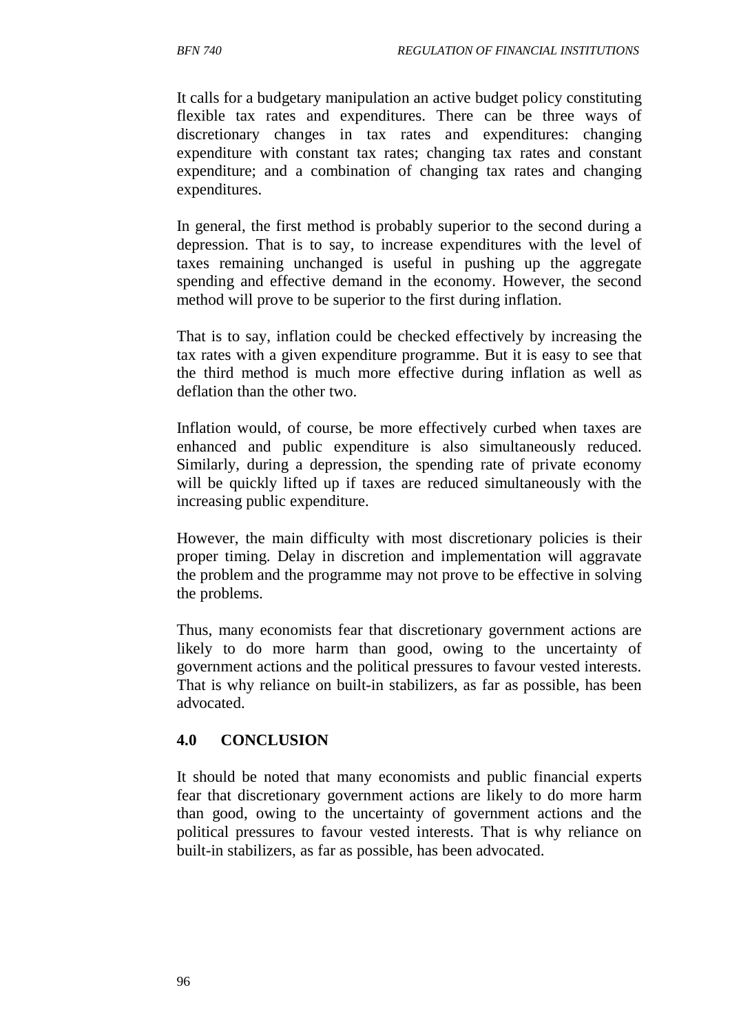It calls for a budgetary manipulation an active budget policy constituting flexible tax rates and expenditures. There can be three ways of discretionary changes in tax rates and expenditures: changing expenditure with constant tax rates; changing tax rates and constant expenditure; and a combination of changing tax rates and changing expenditures.

In general, the first method is probably superior to the second during a depression. That is to say, to increase expenditures with the level of taxes remaining unchanged is useful in pushing up the aggregate spending and effective demand in the economy. However, the second method will prove to be superior to the first during inflation.

That is to say, inflation could be checked effectively by increasing the tax rates with a given expenditure programme. But it is easy to see that the third method is much more effective during inflation as well as deflation than the other two.

Inflation would, of course, be more effectively curbed when taxes are enhanced and public expenditure is also simultaneously reduced. Similarly, during a depression, the spending rate of private economy will be quickly lifted up if taxes are reduced simultaneously with the increasing public expenditure.

However, the main difficulty with most discretionary policies is their proper timing. Delay in discretion and implementation will aggravate the problem and the programme may not prove to be effective in solving the problems.

Thus, many economists fear that discretionary government actions are likely to do more harm than good, owing to the uncertainty of government actions and the political pressures to favour vested interests. That is why reliance on built-in stabilizers, as far as possible, has been advocated.

## 4.0 CONCLUSION

It should be noted that many economists and public financial experts fear that discretionary government actions are likely to do more harm than good, owing to the uncertainty of government actions and the political pressures to favour vested interests. That is why reliance on built-in stabilizers, as far as possible, has been advocated.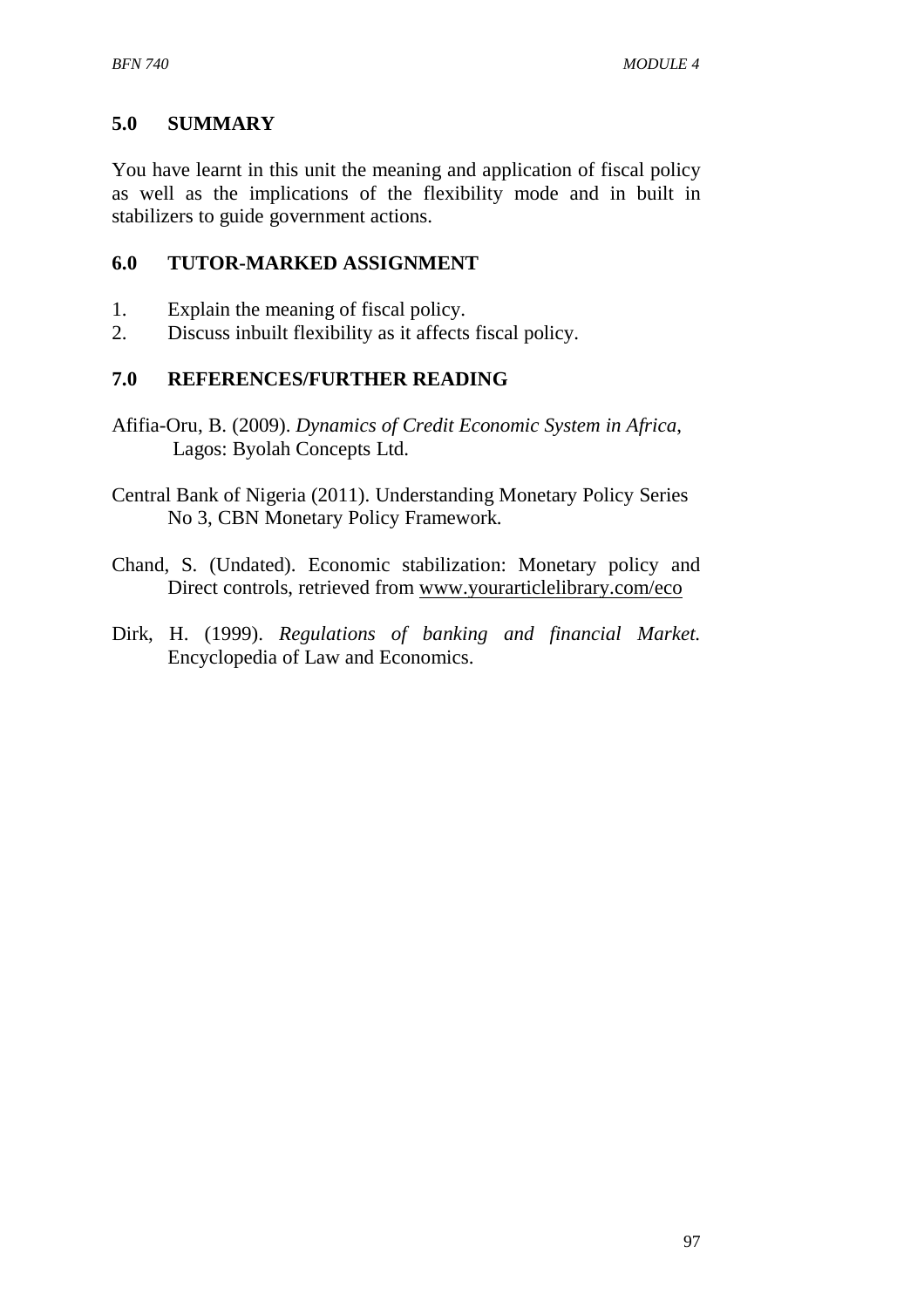## 5.0 SUMMARY

You have learnt in this unit the meaning and application of fiscal policy as well as the implications of the flexibility mode and in built in stabilizers to guide government actions.

## 6.0 TUTOR-MARKED ASSIGNMENT

1. Explain the meaning of fiscal policy.
2. Discuss inbuilt flexibility as it affects fiscal policy.

## 7.0 REFERENCES/FURTHER READING

Afifia-Oru, B. (2009). *Dynamics of Credit Economic System in Africa*, Lagos: Byolah Concepts Ltd.

Central Bank of Nigeria (2011). Understanding Monetary Policy Series No 3, CBN Monetary Policy Framework.

Chand, S. (Undated). Economic stabilization: Monetary policy and Direct controls, retrieved from www.yourarticlelibrary.com/eco

Dirk, H. (1999). *Regulations of banking and financial Market.* Encyclopedia of Law and Economics.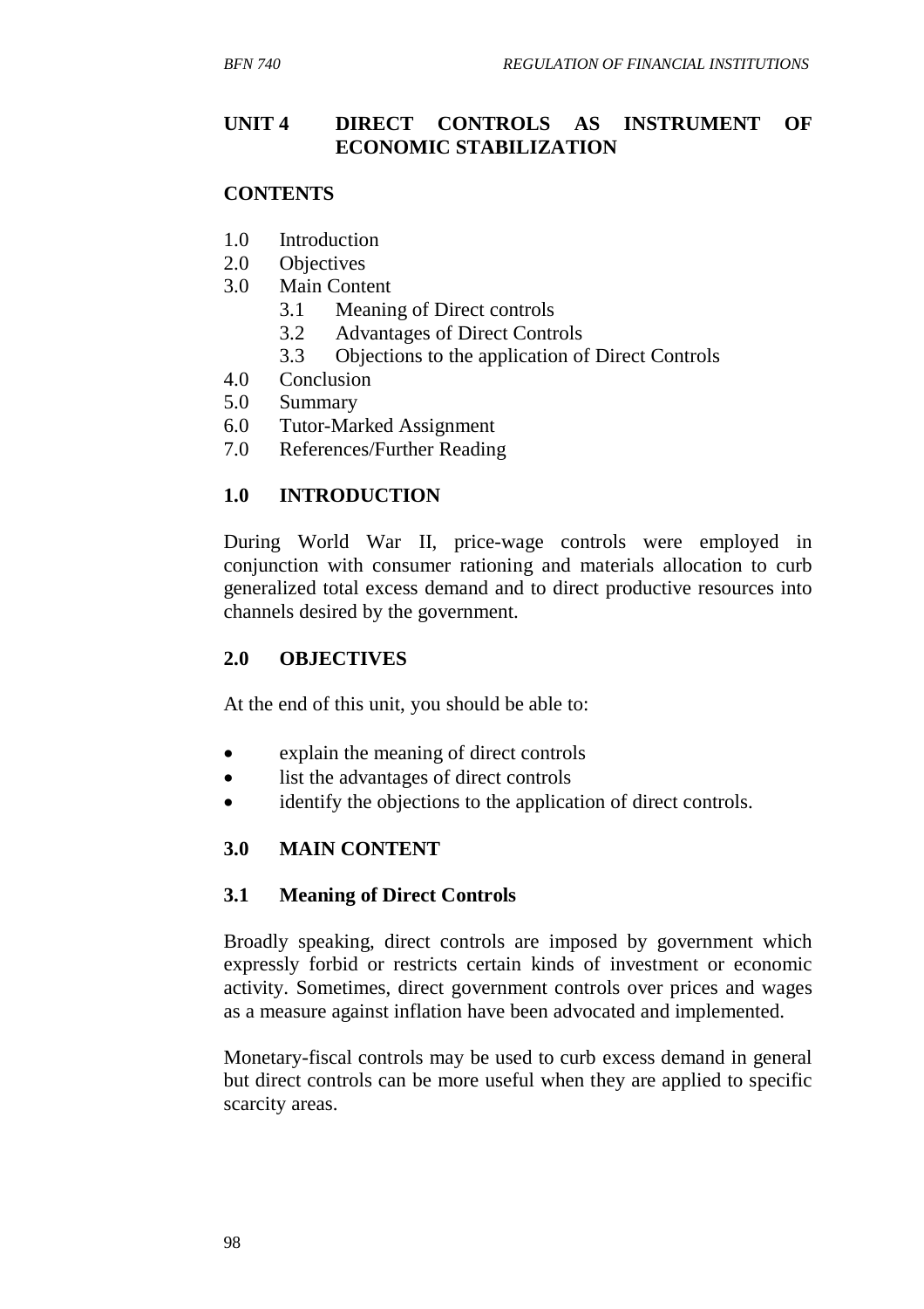# UNIT 4 DIRECT CONTROLS AS INSTRUMENT OF ECONOMIC STABILIZATION

**CONTENTS**

1.0 Introduction
2.0 Objectives
3.0 Main Content
    3.1 Meaning of Direct controls
    3.2 Advantages of Direct Controls
    3.3 Objections to the application of Direct Controls
4.0 Conclusion
5.0 Summary
6.0 Tutor-Marked Assignment
7.0 References/Further Reading

## 1.0 INTRODUCTION

During World War II, price-wage controls were employed in conjunction with consumer rationing and materials allocation to curb generalized total excess demand and to direct productive resources into channels desired by the government.

## 2.0 OBJECTIVES

At the end of this unit, you should be able to:

- explain the meaning of direct controls
- list the advantages of direct controls
- identify the objections to the application of direct controls.

## 3.0 MAIN CONTENT

### 3.1 Meaning of Direct Controls

Broadly speaking, direct controls are imposed by government which expressly forbid or restricts certain kinds of investment or economic activity. Sometimes, direct government controls over prices and wages as a measure against inflation have been advocated and implemented.

Monetary-fiscal controls may be used to curb excess demand in general but direct controls can be more useful when they are applied to specific scarcity areas.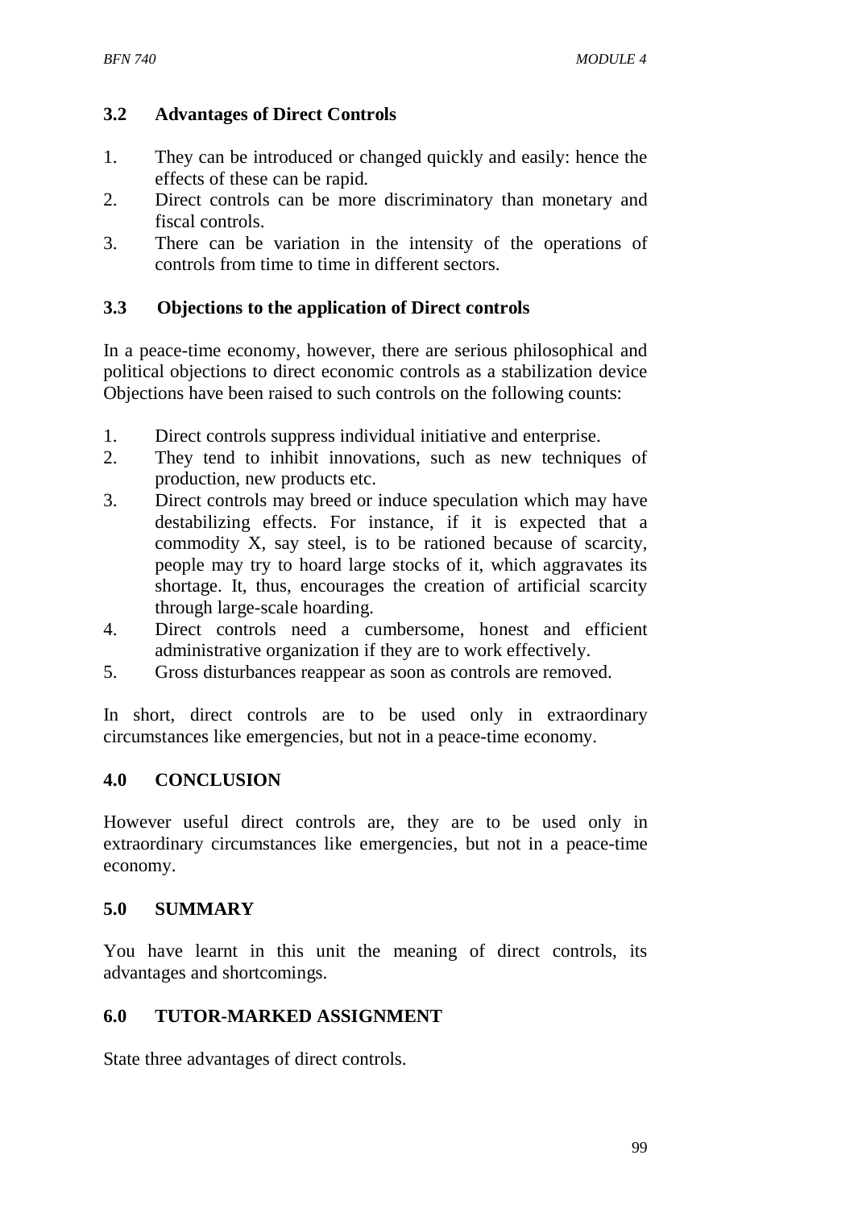### 3.2 Advantages of Direct Controls

1. They can be introduced or changed quickly and easily: hence the effects of these can be rapid.
2. Direct controls can be more discriminatory than monetary and fiscal controls.
3. There can be variation in the intensity of the operations of controls from time to time in different sectors.

### 3.3 Objections to the application of Direct controls

In a peace-time economy, however, there are serious philosophical and political objections to direct economic controls as a stabilization device Objections have been raised to such controls on the following counts:

1. Direct controls suppress individual initiative and enterprise.
2. They tend to inhibit innovations, such as new techniques of production, new products etc.
3. Direct controls may breed or induce speculation which may have destabilizing effects. For instance, if it is expected that a commodity X, say steel, is to be rationed because of scarcity, people may try to hoard large stocks of it, which aggravates its shortage. It, thus, encourages the creation of artificial scarcity through large-scale hoarding.
4. Direct controls need a cumbersome, honest and efficient administrative organization if they are to work effectively.
5. Gross disturbances reappear as soon as controls are removed.

In short, direct controls are to be used only in extraordinary circumstances like emergencies, but not in a peace-time economy.

## 4.0 CONCLUSION

However useful direct controls are, they are to be used only in extraordinary circumstances like emergencies, but not in a peace-time economy.

## 5.0 SUMMARY

You have learnt in this unit the meaning of direct controls, its advantages and shortcomings.

## 6.0 TUTOR-MARKED ASSIGNMENT

State three advantages of direct controls.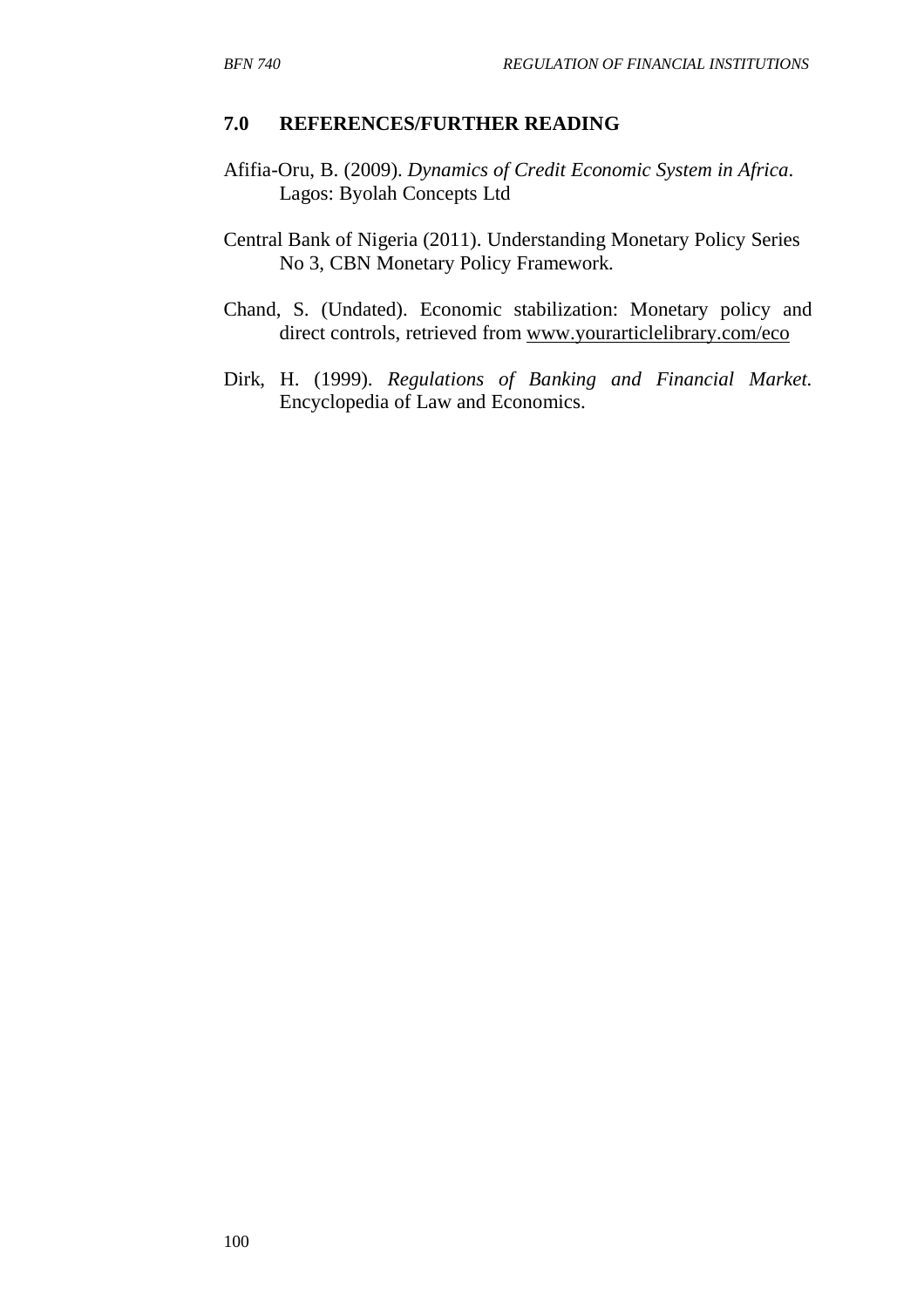## 7.0 REFERENCES/FURTHER READING

Afifia-Oru, B. (2009). *Dynamics of Credit Economic System in Africa*. Lagos: Byolah Concepts Ltd

Central Bank of Nigeria (2011). Understanding Monetary Policy Series No 3, CBN Monetary Policy Framework.

Chand, S. (Undated). Economic stabilization: Monetary policy and direct controls, retrieved from www.yourarticlelibrary.com/eco

Dirk, H. (1999). *Regulations of Banking and Financial Market.* Encyclopedia of Law and Economics.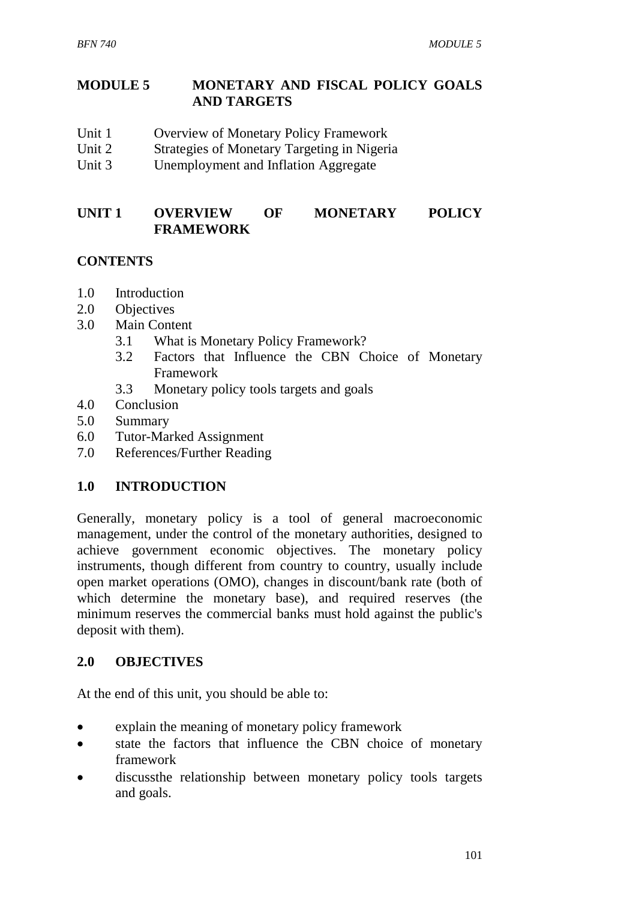# MODULE 5 MONETARY AND FISCAL POLICY GOALS AND TARGETS

Unit 1 Overview of Monetary Policy Framework
Unit 2 Strategies of Monetary Targeting in Nigeria
Unit 3 Unemployment and Inflation Aggregate

## UNIT 1 OVERVIEW OF MONETARY POLICY FRAMEWORK

### CONTENTS

1.0 Introduction
2.0 Objectives
3.0 Main Content
   3.1 What is Monetary Policy Framework?
   3.2 Factors that Influence the CBN Choice of Monetary Framework
   3.3 Monetary policy tools targets and goals
4.0 Conclusion
5.0 Summary
6.0 Tutor-Marked Assignment
7.0 References/Further Reading

### 1.0 INTRODUCTION

Generally, monetary policy is a tool of general macroeconomic management, under the control of the monetary authorities, designed to achieve government economic objectives. The monetary policy instruments, though different from country to country, usually include open market operations (OMO), changes in discount/bank rate (both of which determine the monetary base), and required reserves (the minimum reserves the commercial banks must hold against the public's deposit with them).

### 2.0 OBJECTIVES

At the end of this unit, you should be able to:

- explain the meaning of monetary policy framework
- state the factors that influence the CBN choice of monetary framework
- discussthe relationship between monetary policy tools targets and goals.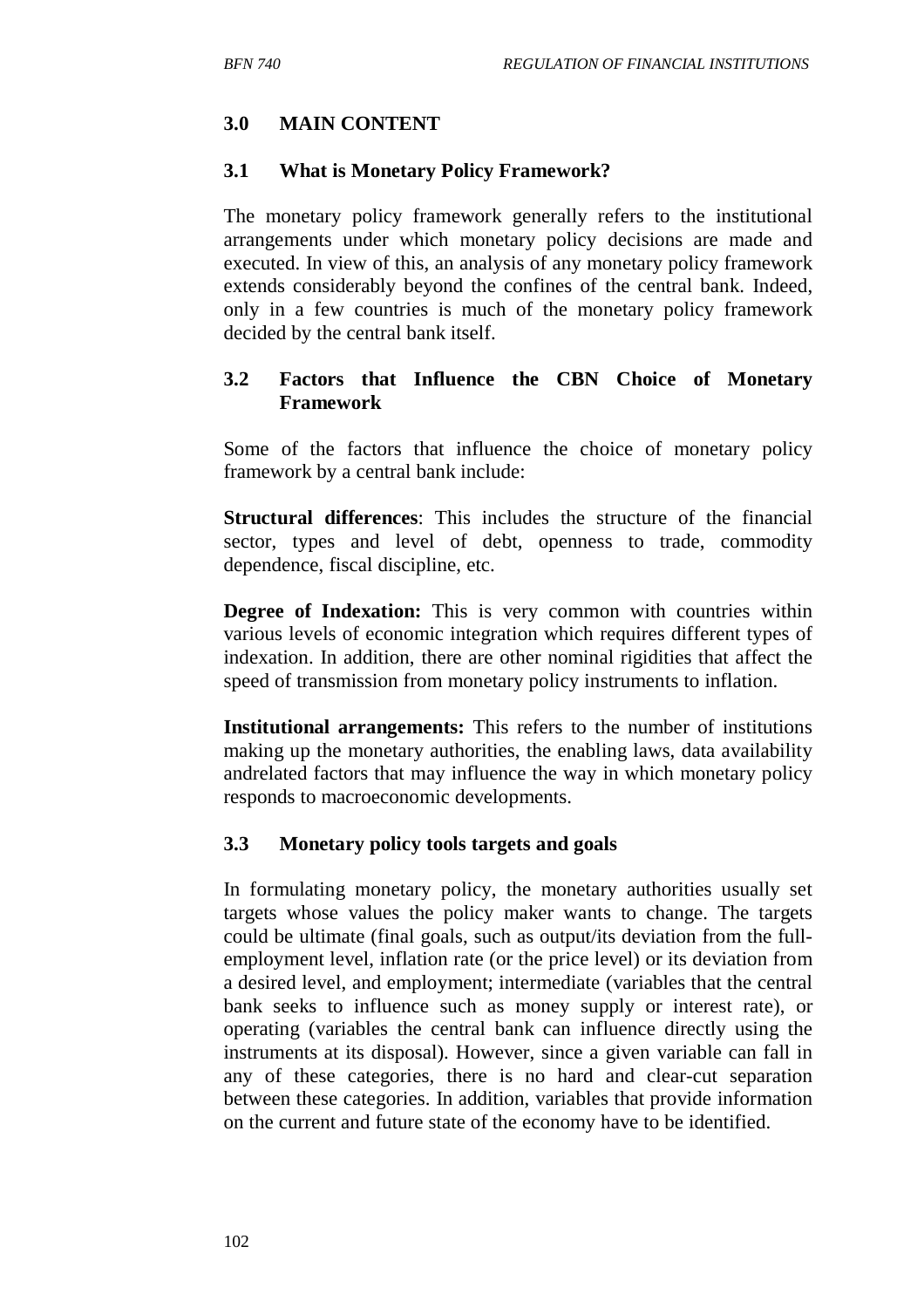## 3.0 MAIN CONTENT

### 3.1 What is Monetary Policy Framework?

The monetary policy framework generally refers to the institutional arrangements under which monetary policy decisions are made and executed. In view of this, an analysis of any monetary policy framework extends considerably beyond the confines of the central bank. Indeed, only in a few countries is much of the monetary policy framework decided by the central bank itself.

### 3.2 Factors that Influence the CBN Choice of Monetary Framework

Some of the factors that influence the choice of monetary policy framework by a central bank include:

**Structural differences**: This includes the structure of the financial sector, types and level of debt, openness to trade, commodity dependence, fiscal discipline, etc.

**Degree of Indexation:** This is very common with countries within various levels of economic integration which requires different types of indexation. In addition, there are other nominal rigidities that affect the speed of transmission from monetary policy instruments to inflation.

**Institutional arrangements:** This refers to the number of institutions making up the monetary authorities, the enabling laws, data availability andrelated factors that may influence the way in which monetary policy responds to macroeconomic developments.

### 3.3 Monetary policy tools targets and goals

In formulating monetary policy, the monetary authorities usually set targets whose values the policy maker wants to change. The targets could be ultimate (final goals, such as output/its deviation from the full-employment level, inflation rate (or the price level) or its deviation from a desired level, and employment; intermediate (variables that the central bank seeks to influence such as money supply or interest rate), or operating (variables the central bank can influence directly using the instruments at its disposal). However, since a given variable can fall in any of these categories, there is no hard and clear-cut separation between these categories. In addition, variables that provide information on the current and future state of the economy have to be identified.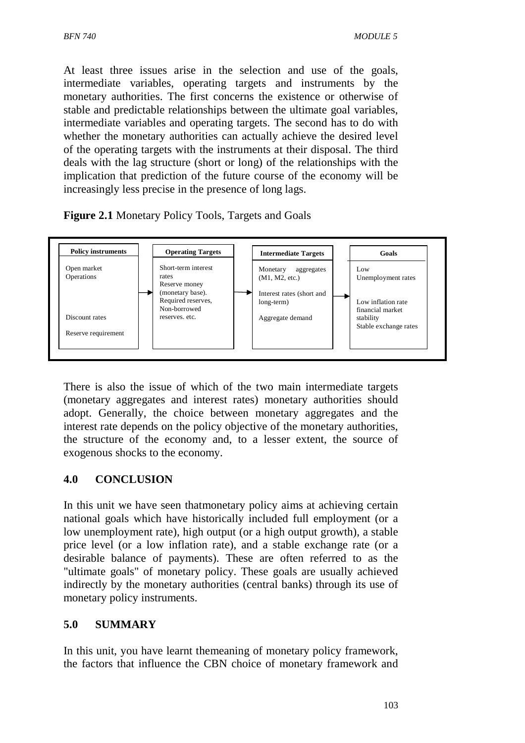At least three issues arise in the selection and use of the goals, intermediate variables, operating targets and instruments by the monetary authorities. The first concerns the existence or otherwise of stable and predictable relationships between the ultimate goal variables, intermediate variables and operating targets. The second has to do with whether the monetary authorities can actually achieve the desired level of the operating targets with the instruments at their disposal. The third deals with the lag structure (short or long) of the relationships with the implication that prediction of the future course of the economy will be increasingly less precise in the presence of long lags.

**Figure 2.1** Monetary Policy Tools, Targets and Goals

| Policy instruments | | Operating Targets | | Intermediate Targets | | Goals |
|---|---|---|---|---|---|---|
| Open market Operations<br><br>Discount rates<br><br>Reserve requirement | → | Short-term interest rates<br>Reserve money (monetary base).<br>Required reserves,<br>Non-borrowed reserves. etc. | → | Monetary aggregates (M1, M2, etc.)<br><br>Interest rates (short and long-term)<br><br>Aggregate demand | → | Low Unemployment rates<br><br>Low inflation rate financial market stability<br>Stable exchange rates |

There is also the issue of which of the two main intermediate targets (monetary aggregates and interest rates) monetary authorities should adopt. Generally, the choice between monetary aggregates and the interest rate depends on the policy objective of the monetary authorities, the structure of the economy and, to a lesser extent, the source of exogenous shocks to the economy.

## 4.0 CONCLUSION

In this unit we have seen thatmonetary policy aims at achieving certain national goals which have historically included full employment (or a low unemployment rate), high output (or a high output growth), a stable price level (or a low inflation rate), and a stable exchange rate (or a desirable balance of payments). These are often referred to as the "ultimate goals" of monetary policy. These goals are usually achieved indirectly by the monetary authorities (central banks) through its use of monetary policy instruments.

## 5.0 SUMMARY

In this unit, you have learnt themeaning of monetary policy framework, the factors that influence the CBN choice of monetary framework and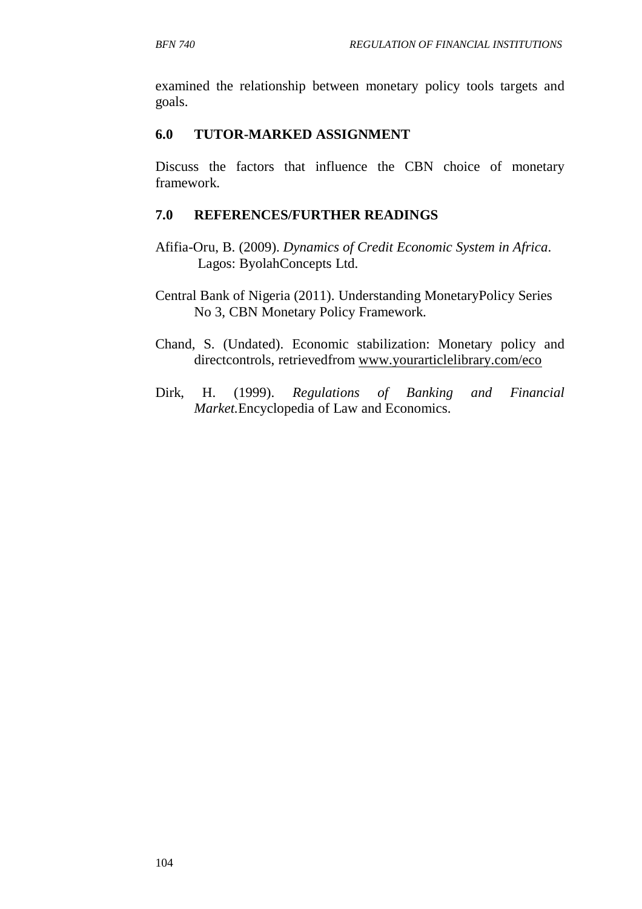examined the relationship between monetary policy tools targets and goals.

## 6.0 TUTOR-MARKED ASSIGNMENT

Discuss the factors that influence the CBN choice of monetary framework.

## 7.0 REFERENCES/FURTHER READINGS

Afifia-Oru, B. (2009). *Dynamics of Credit Economic System in Africa*. Lagos: ByolahConcepts Ltd.

Central Bank of Nigeria (2011). Understanding MonetaryPolicy Series No 3, CBN Monetary Policy Framework.

Chand, S. (Undated). Economic stabilization: Monetary policy and directcontrols, retrievedfrom www.yourarticlelibrary.com/eco

Dirk, H. (1999). *Regulations of Banking and Financial Market.*Encyclopedia of Law and Economics.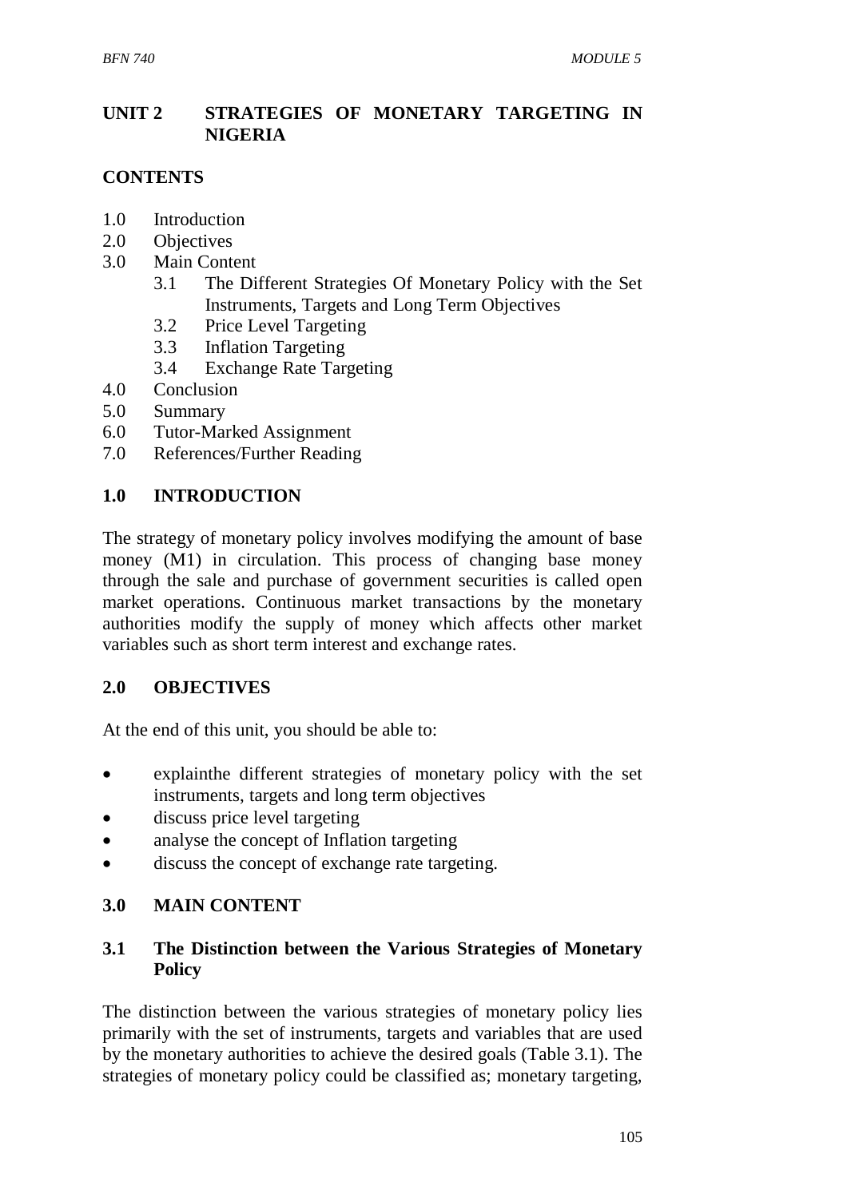## UNIT 2 STRATEGIES OF MONETARY TARGETING IN NIGERIA

### CONTENTS

1.0 Introduction
2.0 Objectives
3.0 Main Content
   3.1 The Different Strategies Of Monetary Policy with the Set Instruments, Targets and Long Term Objectives
   3.2 Price Level Targeting
   3.3 Inflation Targeting
   3.4 Exchange Rate Targeting
4.0 Conclusion
5.0 Summary
6.0 Tutor-Marked Assignment
7.0 References/Further Reading

### 1.0 INTRODUCTION

The strategy of monetary policy involves modifying the amount of base money (M1) in circulation. This process of changing base money through the sale and purchase of government securities is called open market operations. Continuous market transactions by the monetary authorities modify the supply of money which affects other market variables such as short term interest and exchange rates.

### 2.0 OBJECTIVES

At the end of this unit, you should be able to:

- explainthe different strategies of monetary policy with the set instruments, targets and long term objectives
- discuss price level targeting
- analyse the concept of Inflation targeting
- discuss the concept of exchange rate targeting.

### 3.0 MAIN CONTENT

#### 3.1 The Distinction between the Various Strategies of Monetary Policy

The distinction between the various strategies of monetary policy lies primarily with the set of instruments, targets and variables that are used by the monetary authorities to achieve the desired goals (Table 3.1). The strategies of monetary policy could be classified as; monetary targeting,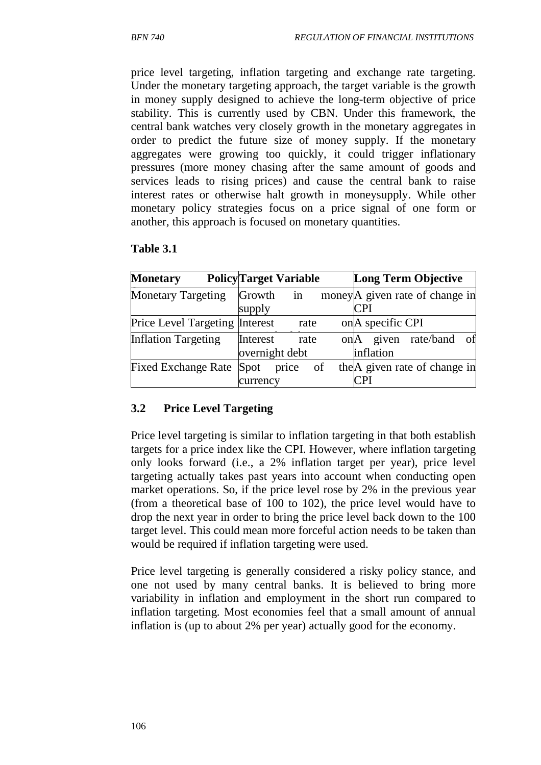price level targeting, inflation targeting and exchange rate targeting. Under the monetary targeting approach, the target variable is the growth in money supply designed to achieve the long-term objective of price stability. This is currently used by CBN. Under this framework, the central bank watches very closely growth in the monetary aggregates in order to predict the future size of money supply. If the monetary aggregates were growing too quickly, it could trigger inflationary pressures (more money chasing after the same amount of goods and services leads to rising prices) and cause the central bank to raise interest rates or otherwise halt growth in moneysupply. While other monetary policy strategies focus on a price signal of one form or another, this approach is focused on monetary quantities.

**Table 3.1**

| **Monetary Policy** | **Target Variable** | **Long Term Objective** |
|---|---|---|
| Monetary Targeting | Growth in money supply | A given rate of change in CPI |
| Price Level Targeting | Interest rate on | A specific CPI |
| Inflation Targeting | Interest rate on overnight debt | A given rate/band of inflation |
| Fixed Exchange Rate | Spot price of the currency | A given rate of change in CPI |

## 3.2 Price Level Targeting

Price level targeting is similar to inflation targeting in that both establish targets for a price index like the CPI. However, where inflation targeting only looks forward (i.e., a 2% inflation target per year), price level targeting actually takes past years into account when conducting open market operations. So, if the price level rose by 2% in the previous year (from a theoretical base of 100 to 102), the price level would have to drop the next year in order to bring the price level back down to the 100 target level. This could mean more forceful action needs to be taken than would be required if inflation targeting were used.

Price level targeting is generally considered a risky policy stance, and one not used by many central banks. It is believed to bring more variability in inflation and employment in the short run compared to inflation targeting. Most economies feel that a small amount of annual inflation is (up to about 2% per year) actually good for the economy.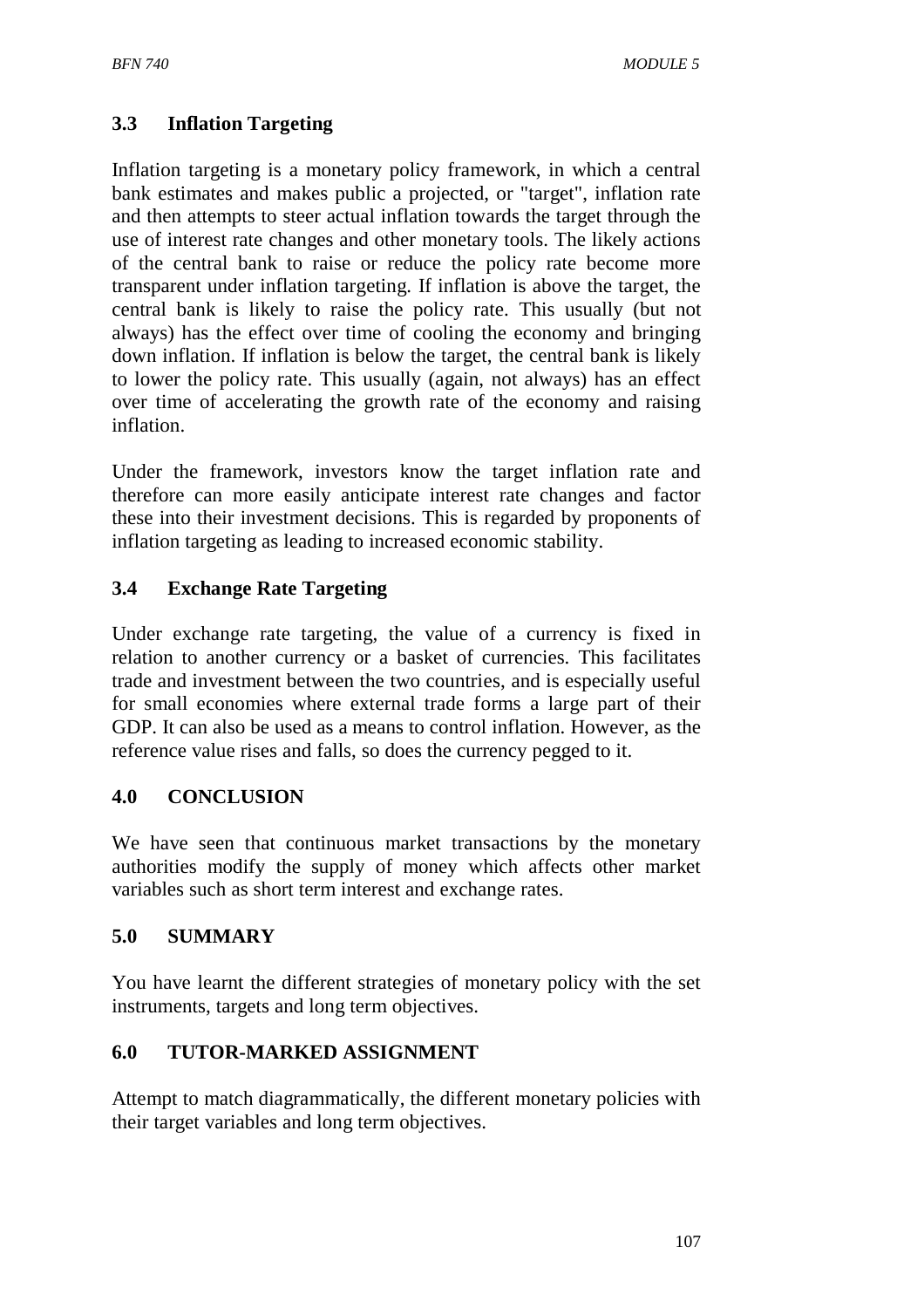### 3.3 Inflation Targeting

Inflation targeting is a monetary policy framework, in which a central bank estimates and makes public a projected, or "target", inflation rate and then attempts to steer actual inflation towards the target through the use of interest rate changes and other monetary tools. The likely actions of the central bank to raise or reduce the policy rate become more transparent under inflation targeting. If inflation is above the target, the central bank is likely to raise the policy rate. This usually (but not always) has the effect over time of cooling the economy and bringing down inflation. If inflation is below the target, the central bank is likely to lower the policy rate. This usually (again, not always) has an effect over time of accelerating the growth rate of the economy and raising inflation.

Under the framework, investors know the target inflation rate and therefore can more easily anticipate interest rate changes and factor these into their investment decisions. This is regarded by proponents of inflation targeting as leading to increased economic stability.

### 3.4 Exchange Rate Targeting

Under exchange rate targeting, the value of a currency is fixed in relation to another currency or a basket of currencies. This facilitates trade and investment between the two countries, and is especially useful for small economies where external trade forms a large part of their GDP. It can also be used as a means to control inflation. However, as the reference value rises and falls, so does the currency pegged to it.

## 4.0 CONCLUSION

We have seen that continuous market transactions by the monetary authorities modify the supply of money which affects other market variables such as short term interest and exchange rates.

## 5.0 SUMMARY

You have learnt the different strategies of monetary policy with the set instruments, targets and long term objectives.

## 6.0 TUTOR-MARKED ASSIGNMENT

Attempt to match diagrammatically, the different monetary policies with their target variables and long term objectives.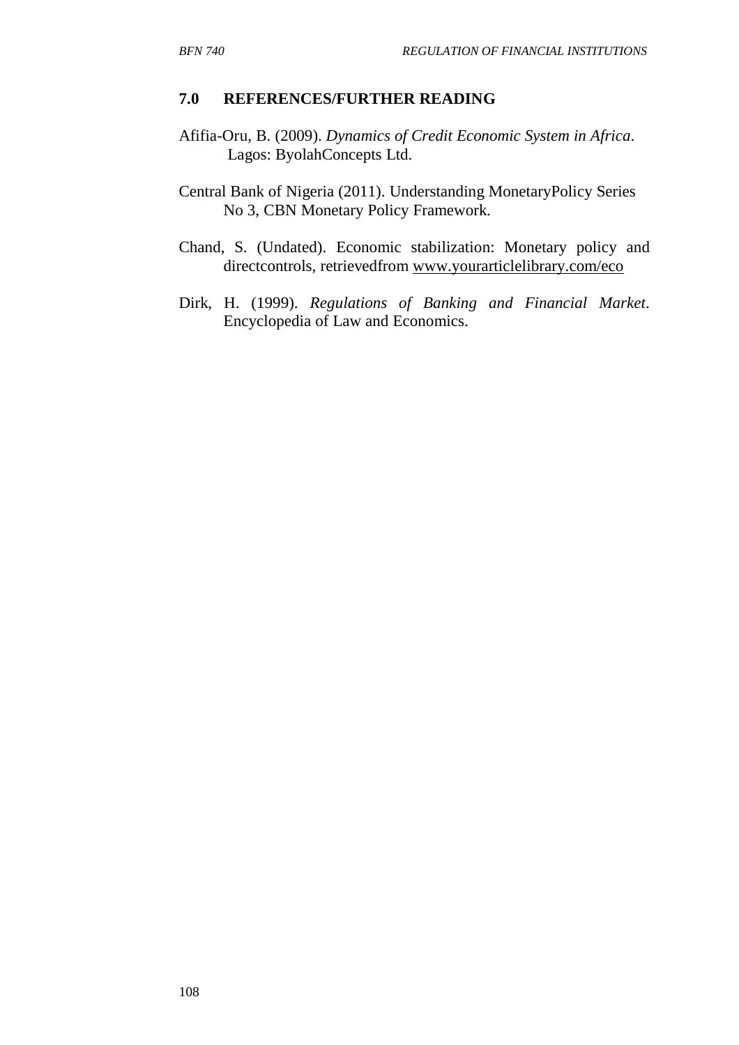## 7.0 REFERENCES/FURTHER READING

Afifia-Oru, B. (2009). *Dynamics of Credit Economic System in Africa*. Lagos: ByolahConcepts Ltd.

Central Bank of Nigeria (2011). Understanding MonetaryPolicy Series No 3, CBN Monetary Policy Framework.

Chand, S. (Undated). Economic stabilization: Monetary policy and directcontrols, retrievedfrom www.yourarticlelibrary.com/eco

Dirk, H. (1999). *Regulations of Banking and Financial Market*. Encyclopedia of Law and Economics.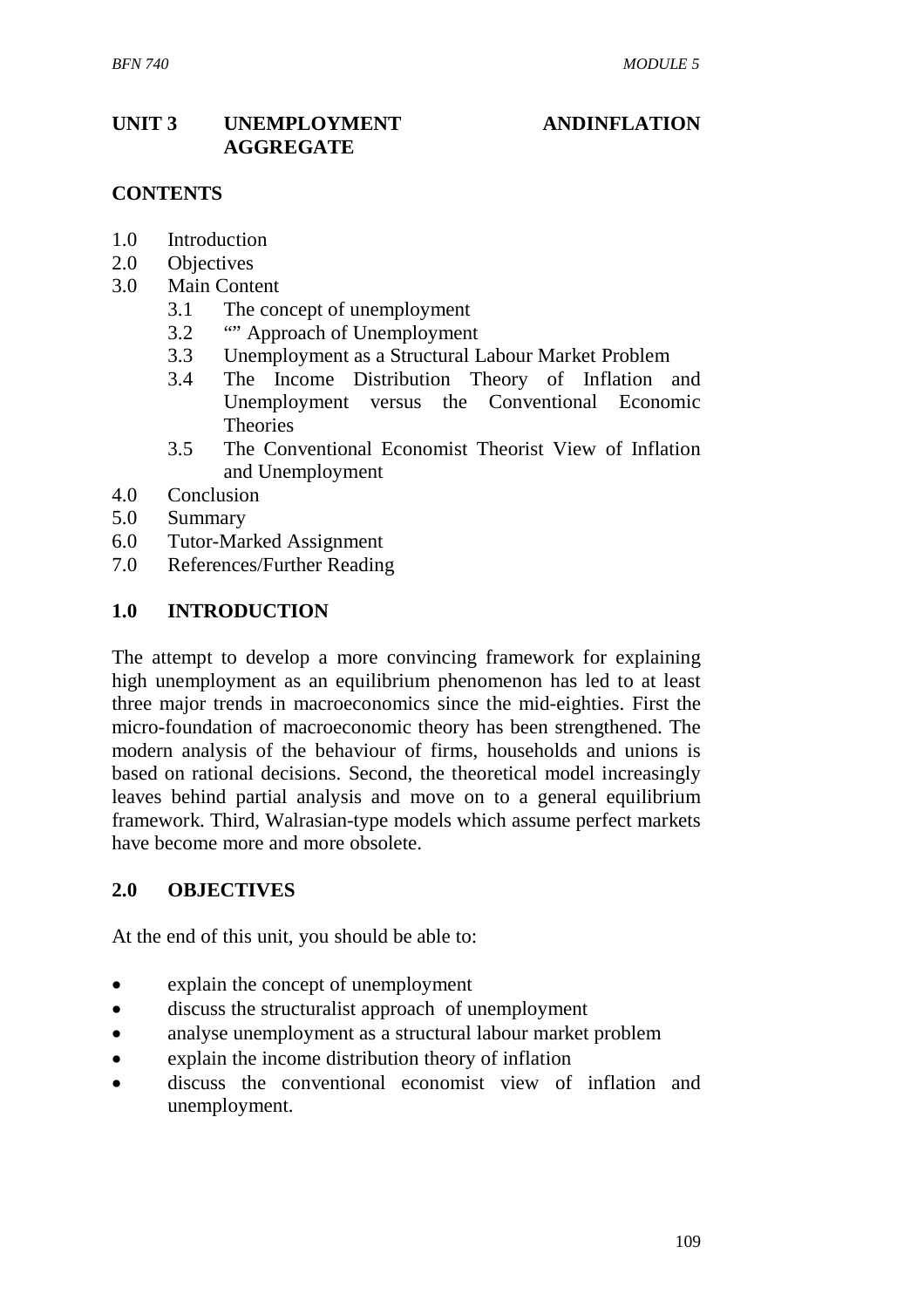## UNIT 3 UNEMPLOYMENT ANDINFLATION AGGREGATE

**CONTENTS**

1.0 Introduction
2.0 Objectives
3.0 Main Content
    3.1 The concept of unemployment
    3.2 "" Approach of Unemployment
    3.3 Unemployment as a Structural Labour Market Problem
    3.4 The Income Distribution Theory of Inflation and Unemployment versus the Conventional Economic Theories
    3.5 The Conventional Economist Theorist View of Inflation and Unemployment
4.0 Conclusion
5.0 Summary
6.0 Tutor-Marked Assignment
7.0 References/Further Reading

## 1.0 INTRODUCTION

The attempt to develop a more convincing framework for explaining high unemployment as an equilibrium phenomenon has led to at least three major trends in macroeconomics since the mid-eighties. First the micro-foundation of macroeconomic theory has been strengthened. The modern analysis of the behaviour of firms, households and unions is based on rational decisions. Second, the theoretical model increasingly leaves behind partial analysis and move on to a general equilibrium framework. Third, Walrasian-type models which assume perfect markets have become more and more obsolete.

## 2.0 OBJECTIVES

At the end of this unit, you should be able to:

- explain the concept of unemployment
- discuss the structuralist approach of unemployment
- analyse unemployment as a structural labour market problem
- explain the income distribution theory of inflation
- discuss the conventional economist view of inflation and unemployment.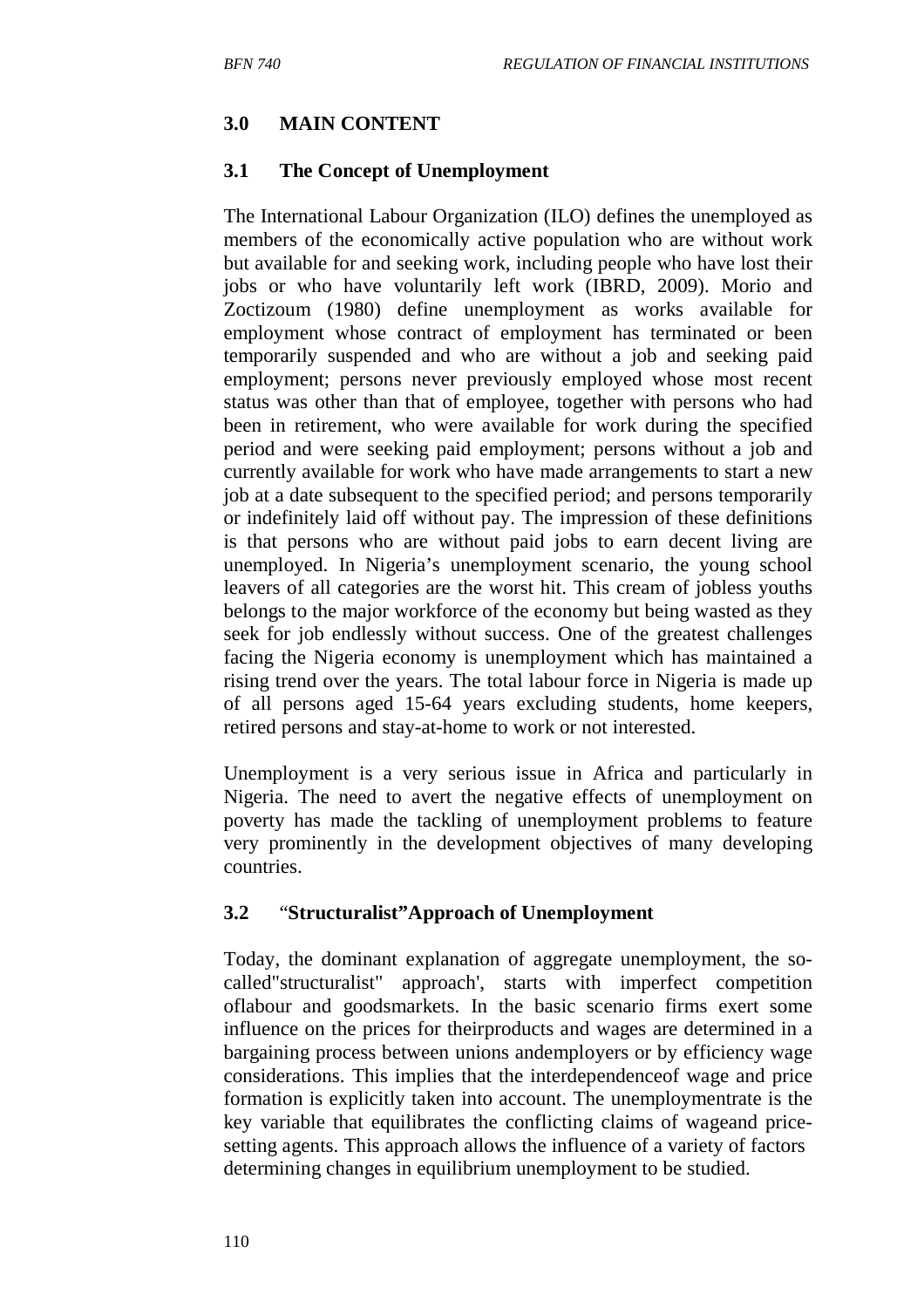## 3.0 MAIN CONTENT

### 3.1 The Concept of Unemployment

The International Labour Organization (ILO) defines the unemployed as members of the economically active population who are without work but available for and seeking work, including people who have lost their jobs or who have voluntarily left work (IBRD, 2009). Morio and Zoctizoum (1980) define unemployment as works available for employment whose contract of employment has terminated or been temporarily suspended and who are without a job and seeking paid employment; persons never previously employed whose most recent status was other than that of employee, together with persons who had been in retirement, who were available for work during the specified period and were seeking paid employment; persons without a job and currently available for work who have made arrangements to start a new job at a date subsequent to the specified period; and persons temporarily or indefinitely laid off without pay. The impression of these definitions is that persons who are without paid jobs to earn decent living are unemployed. In Nigeria's unemployment scenario, the young school leavers of all categories are the worst hit. This cream of jobless youths belongs to the major workforce of the economy but being wasted as they seek for job endlessly without success. One of the greatest challenges facing the Nigeria economy is unemployment which has maintained a rising trend over the years. The total labour force in Nigeria is made up of all persons aged 15-64 years excluding students, home keepers, retired persons and stay-at-home to work or not interested.

Unemployment is a very serious issue in Africa and particularly in Nigeria. The need to avert the negative effects of unemployment on poverty has made the tackling of unemployment problems to feature very prominently in the development objectives of many developing countries.

### 3.2 "Structuralist"Approach of Unemployment

Today, the dominant explanation of aggregate unemployment, the so-called"structuralist" approach', starts with imperfect competition oflabour and goodsmarkets. In the basic scenario firms exert some influence on the prices for theirproducts and wages are determined in a bargaining process between unions andemployers or by efficiency wage considerations. This implies that the interdependenceof wage and price formation is explicitly taken into account. The unemploymentrate is the key variable that equilibrates the conflicting claims of wageand price-setting agents. This approach allows the influence of a variety of factors determining changes in equilibrium unemployment to be studied.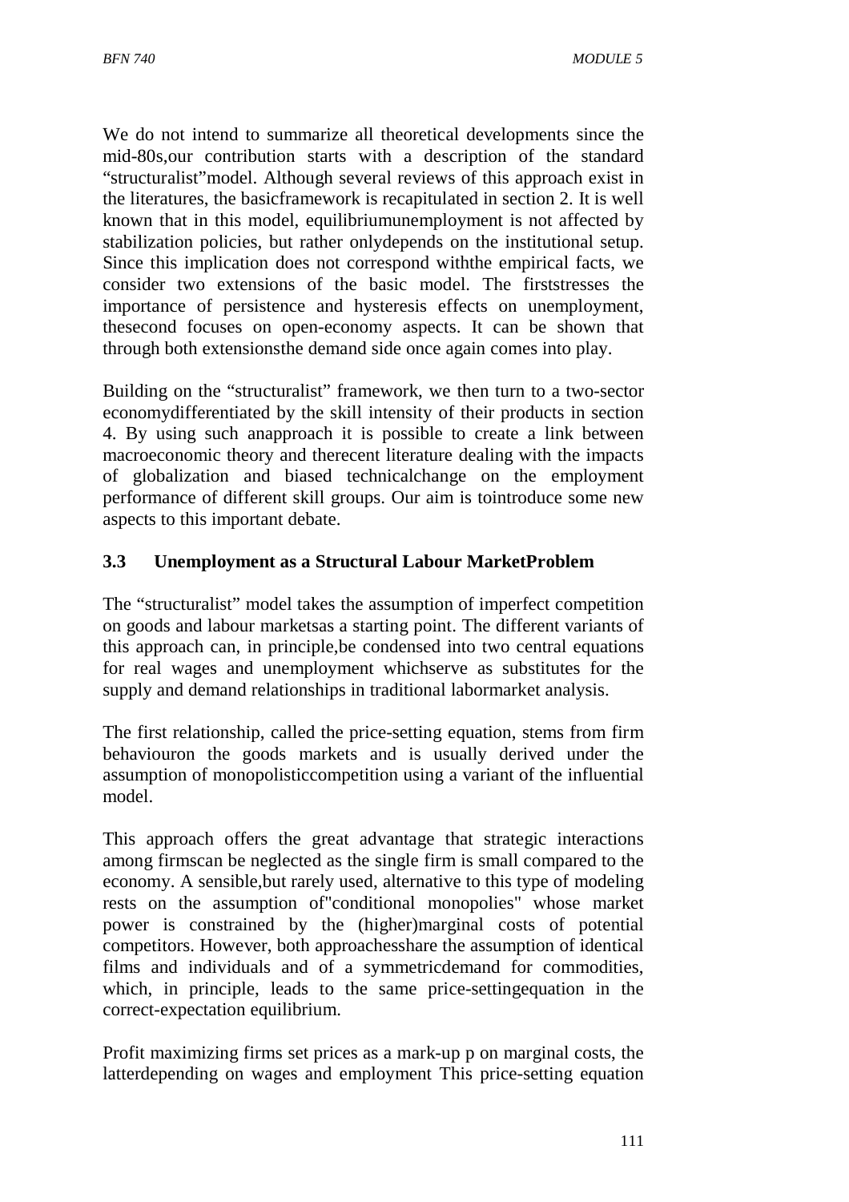We do not intend to summarize all theoretical developments since the mid-80s,our contribution starts with a description of the standard “structuralist”model. Although several reviews of this approach exist in the literatures, the basicframework is recapitulated in section 2. It is well known that in this model, equilibriumunemployment is not affected by stabilization policies, but rather onlydepends on the institutional setup. Since this implication does not correspond withthe empirical facts, we consider two extensions of the basic model. The firststresses the importance of persistence and hysteresis effects on unemployment, thesecond focuses on open-economy aspects. It can be shown that through both extensionsthe demand side once again comes into play.

Building on the “structuralist” framework, we then turn to a two-sector economydifferentiated by the skill intensity of their products in section 4. By using such anapproach it is possible to create a link between macroeconomic theory and therecent literature dealing with the impacts of globalization and biased technicalchange on the employment performance of different skill groups. Our aim is tointroduce some new aspects to this important debate.

## 3.3 Unemployment as a Structural Labour MarketProblem

The “structuralist” model takes the assumption of imperfect competition on goods and labour marketsas a starting point. The different variants of this approach can, in principle,be condensed into two central equations for real wages and unemployment whichserve as substitutes for the supply and demand relationships in traditional labormarket analysis.

The first relationship, called the price-setting equation, stems from firm behaviouron the goods markets and is usually derived under the assumption of monopolisticcompetition using a variant of the influential model.

This approach offers the great advantage that strategic interactions among firmscan be neglected as the single firm is small compared to the economy. A sensible,but rarely used, alternative to this type of modeling rests on the assumption of"conditional monopolies" whose market power is constrained by the (higher)marginal costs of potential competitors. However, both approachesshare the assumption of identical films and individuals and of a symmetricdemand for commodities, which, in principle, leads to the same price-settingequation in the correct-expectation equilibrium.

Profit maximizing firms set prices as a mark-up p on marginal costs, the latterdepending on wages and employment This price-setting equation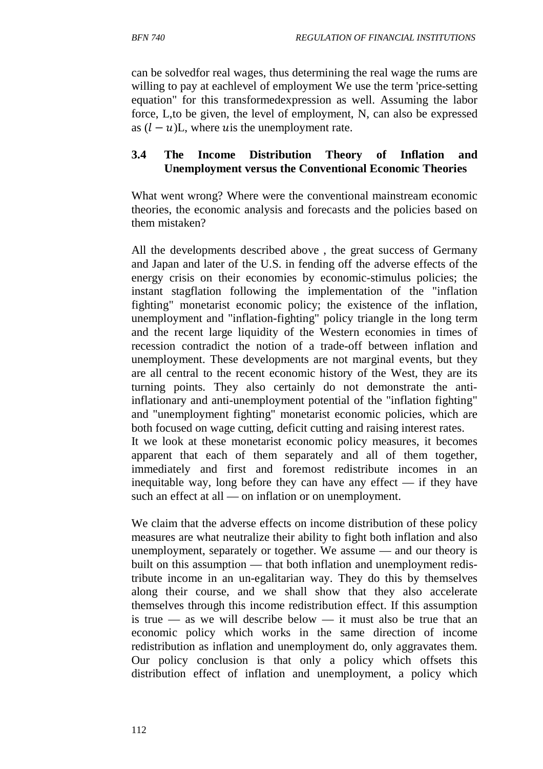can be solvedfor real wages, thus determining the real wage the rums are willing to pay at eachlevel of employment We use the term 'price-setting equation" for this transformedexpression as well. Assuming the labor force, L,to be given, the level of employment, N, can also be expressed as $(l - u)$L, where $u$is the unemployment rate.

### 3.4 The Income Distribution Theory of Inflation and Unemployment versus the Conventional Economic Theories

What went wrong? Where were the conventional mainstream economic theories, the economic analysis and forecasts and the policies based on them mistaken?

All the developments described above , the great success of Germany and Japan and later of the U.S. in fending off the adverse effects of the energy crisis on their economies by economic-stimulus policies; the instant stagflation following the implementation of the "inflation fighting" monetarist economic policy; the existence of the inflation, unemployment and "inflation-fighting" policy triangle in the long term and the recent large liquidity of the Western economies in times of recession contradict the notion of a trade-off between inflation and unemployment. These developments are not marginal events, but they are all central to the recent economic history of the West, they are its turning points. They also certainly do not demonstrate the anti-inflationary and anti-unemployment potential of the "inflation fighting" and "unemployment fighting" monetarist economic policies, which are both focused on wage cutting, deficit cutting and raising interest rates.
It we look at these monetarist economic policy measures, it becomes apparent that each of them separately and all of them together, immediately and first and foremost redistribute incomes in an inequitable way, long before they can have any effect — if they have such an effect at all — on inflation or on unemployment.

We claim that the adverse effects on income distribution of these policy measures are what neutralize their ability to fight both inflation and also unemployment, separately or together. We assume — and our theory is built on this assumption — that both inflation and unemployment redistribute income in an un-egalitarian way. They do this by themselves along their course, and we shall show that they also accelerate themselves through this income redistribution effect. If this assumption is true — as we will describe below — it must also be true that an economic policy which works in the same direction of income redistribution as inflation and unemployment do, only aggravates them. Our policy conclusion is that only a policy which offsets this distribution effect of inflation and unemployment, a policy which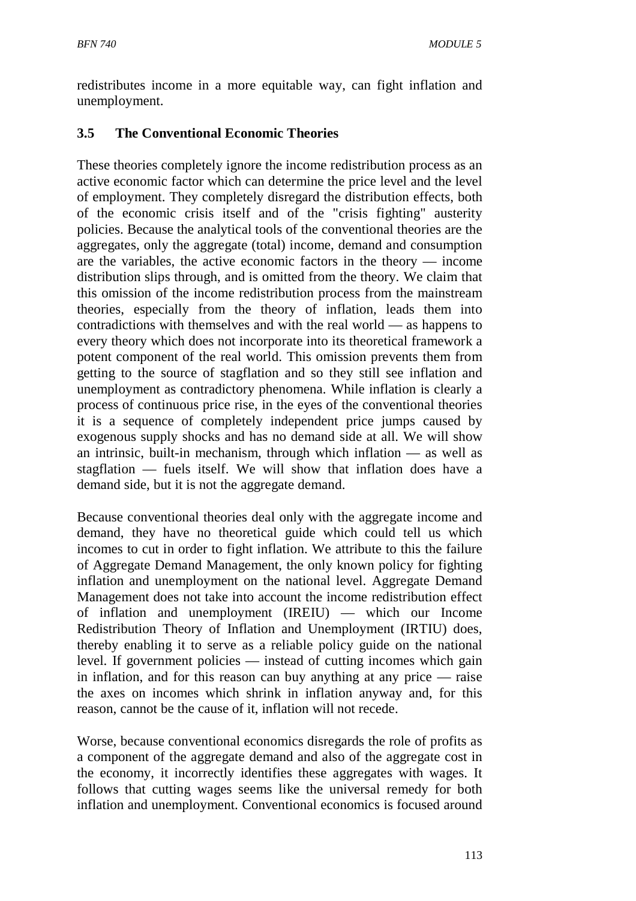redistributes income in a more equitable way, can fight inflation and unemployment.

### 3.5 The Conventional Economic Theories

These theories completely ignore the income redistribution process as an active economic factor which can determine the price level and the level of employment. They completely disregard the distribution effects, both of the economic crisis itself and of the "crisis fighting" austerity policies. Because the analytical tools of the conventional theories are the aggregates, only the aggregate (total) income, demand and consumption are the variables, the active economic factors in the theory — income distribution slips through, and is omitted from the theory. We claim that this omission of the income redistribution process from the mainstream theories, especially from the theory of inflation, leads them into contradictions with themselves and with the real world — as happens to every theory which does not incorporate into its theoretical framework a potent component of the real world. This omission prevents them from getting to the source of stagflation and so they still see inflation and unemployment as contradictory phenomena. While inflation is clearly a process of continuous price rise, in the eyes of the conventional theories it is a sequence of completely independent price jumps caused by exogenous supply shocks and has no demand side at all. We will show an intrinsic, built-in mechanism, through which inflation — as well as stagflation — fuels itself. We will show that inflation does have a demand side, but it is not the aggregate demand.

Because conventional theories deal only with the aggregate income and demand, they have no theoretical guide which could tell us which incomes to cut in order to fight inflation. We attribute to this the failure of Aggregate Demand Management, the only known policy for fighting inflation and unemployment on the national level. Aggregate Demand Management does not take into account the income redistribution effect of inflation and unemployment (IREIU) — which our Income Redistribution Theory of Inflation and Unemployment (IRTIU) does, thereby enabling it to serve as a reliable policy guide on the national level. If government policies — instead of cutting incomes which gain in inflation, and for this reason can buy anything at any price — raise the axes on incomes which shrink in inflation anyway and, for this reason, cannot be the cause of it, inflation will not recede.

Worse, because conventional economics disregards the role of profits as a component of the aggregate demand and also of the aggregate cost in the economy, it incorrectly identifies these aggregates with wages. It follows that cutting wages seems like the universal remedy for both inflation and unemployment. Conventional economics is focused around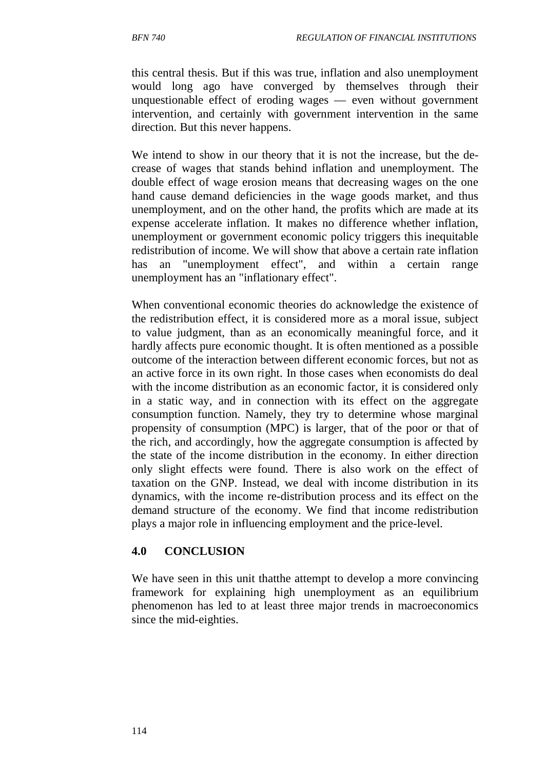this central thesis. But if this was true, inflation and also unemployment would long ago have converged by themselves through their unquestionable effect of eroding wages — even without government intervention, and certainly with government intervention in the same direction. But this never happens.

We intend to show in our theory that it is not the increase, but the de-crease of wages that stands behind inflation and unemployment. The double effect of wage erosion means that decreasing wages on the one hand cause demand deficiencies in the wage goods market, and thus unemployment, and on the other hand, the profits which are made at its expense accelerate inflation. It makes no difference whether inflation, unemployment or government economic policy triggers this inequitable redistribution of income. We will show that above a certain rate inflation has an "unemployment effect", and within a certain range unemployment has an "inflationary effect".

When conventional economic theories do acknowledge the existence of the redistribution effect, it is considered more as a moral issue, subject to value judgment, than as an economically meaningful force, and it hardly affects pure economic thought. It is often mentioned as a possible outcome of the interaction between different economic forces, but not as an active force in its own right. In those cases when economists do deal with the income distribution as an economic factor, it is considered only in a static way, and in connection with its effect on the aggregate consumption function. Namely, they try to determine whose marginal propensity of consumption (MPC) is larger, that of the poor or that of the rich, and accordingly, how the aggregate consumption is affected by the state of the income distribution in the economy. In either direction only slight effects were found. There is also work on the effect of taxation on the GNP. Instead, we deal with income distribution in its dynamics, with the income re-distribution process and its effect on the demand structure of the economy. We find that income redistribution plays a major role in influencing employment and the price-level.

## 4.0 CONCLUSION

We have seen in this unit thatthe attempt to develop a more convincing framework for explaining high unemployment as an equilibrium phenomenon has led to at least three major trends in macroeconomics since the mid-eighties.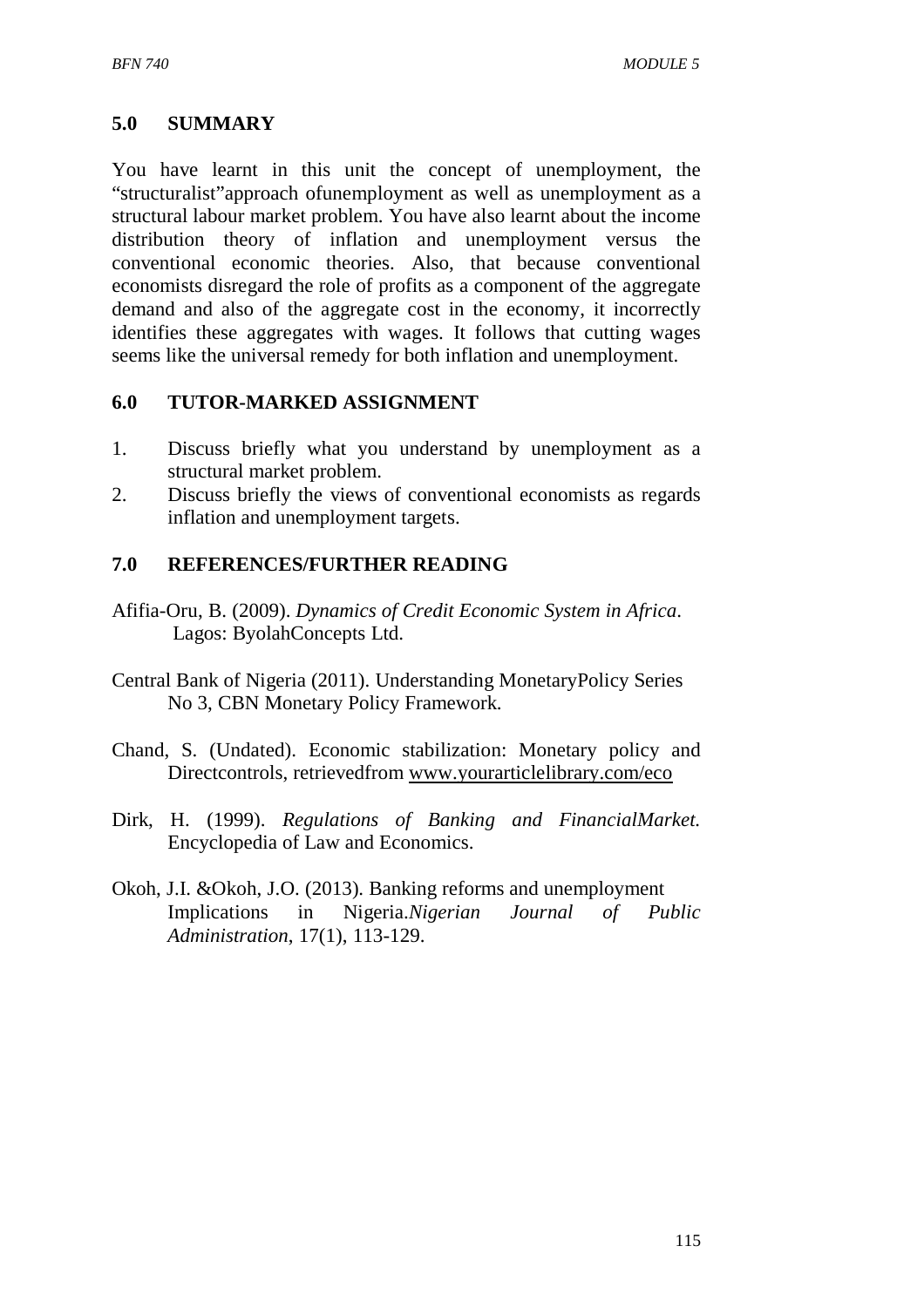## 5.0 SUMMARY

You have learnt in this unit the concept of unemployment, the "structuralist"approach ofunemployment as well as unemployment as a structural labour market problem. You have also learnt about the income distribution theory of inflation and unemployment versus the conventional economic theories. Also, that because conventional economists disregard the role of profits as a component of the aggregate demand and also of the aggregate cost in the economy, it incorrectly identifies these aggregates with wages. It follows that cutting wages seems like the universal remedy for both inflation and unemployment.

## 6.0 TUTOR-MARKED ASSIGNMENT

1. Discuss briefly what you understand by unemployment as a structural market problem.
2. Discuss briefly the views of conventional economists as regards inflation and unemployment targets.

## 7.0 REFERENCES/FURTHER READING

Afifia-Oru, B. (2009). *Dynamics of Credit Economic System in Africa*. Lagos: ByolahConcepts Ltd.

Central Bank of Nigeria (2011). Understanding MonetaryPolicy Series No 3, CBN Monetary Policy Framework.

Chand, S. (Undated). Economic stabilization: Monetary policy and Directcontrols, retrievedfrom www.yourarticlelibrary.com/eco

Dirk, H. (1999). *Regulations of Banking and FinancialMarket.* Encyclopedia of Law and Economics.

Okoh, J.I. &Okoh, J.O. (2013). Banking reforms and unemployment Implications in Nigeria.*Nigerian Journal of Public Administration*, 17(1), 113-129.